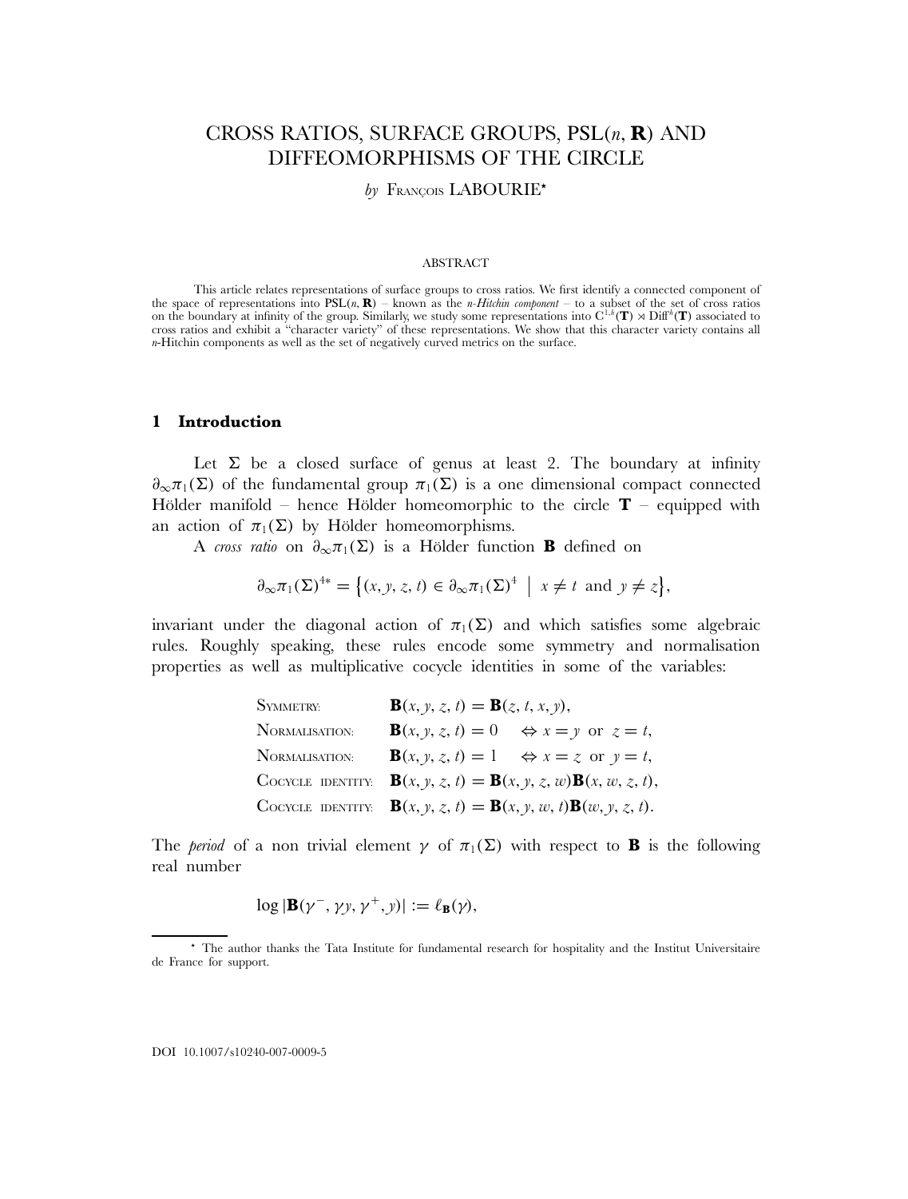# CROSS RATIOS, SURFACE GROUPS, PSL($n$, $\mathbf{R}$) AND DIFFEOMORPHISMS OF THE CIRCLE

*by* François LABOURIE*

ABSTRACT

This article relates representations of surface groups to cross ratios. We first identify a connected component of the space of representations into PSL($n$, $\mathbf{R}$) – known as the *n-Hitchin component* – to a subset of the set of cross ratios on the boundary at infinity of the group. Similarly, we study some representations into $C^{1,h}(\mathbf{T}) \rtimes \mathrm{Diff}^h(\mathbf{T})$ associated to cross ratios and exhibit a "character variety" of these representations. We show that this character variety contains all $n$-Hitchin components as well as the set of negatively curved metrics on the surface.

## 1 Introduction

Let $\Sigma$ be a closed surface of genus at least 2. The boundary at infinity $\partial_\infty\pi_1(\Sigma)$ of the fundamental group $\pi_1(\Sigma)$ is a one dimensional compact connected Hölder manifold – hence Hölder homeomorphic to the circle $\mathbf{T}$ – equipped with an action of $\pi_1(\Sigma)$ by Hölder homeomorphisms.

A *cross ratio* on $\partial_\infty\pi_1(\Sigma)$ is a Hölder function $\mathbf{B}$ defined on

$$\partial_\infty\pi_1(\Sigma)^{4*} = \left\{(x, y, z, t) \in \partial_\infty\pi_1(\Sigma)^4 \;\middle|\; x \neq t \text{ and } y \neq z\right\},$$

invariant under the diagonal action of $\pi_1(\Sigma)$ and which satisfies some algebraic rules. Roughly speaking, these rules encode some symmetry and normalisation properties as well as multiplicative cocycle identities in some of the variables:

| | |
|---|---|
| Symmetry: | $\mathbf{B}(x, y, z, t) = \mathbf{B}(z, t, x, y)$, |
| Normalisation: | $\mathbf{B}(x, y, z, t) = 0 \quad \Leftrightarrow x = y$ or $z = t$, |
| Normalisation: | $\mathbf{B}(x, y, z, t) = 1 \quad \Leftrightarrow x = z$ or $y = t$, |
| Cocycle identity: | $\mathbf{B}(x, y, z, t) = \mathbf{B}(x, y, z, w)\mathbf{B}(x, w, z, t)$, |
| Cocycle identity: | $\mathbf{B}(x, y, z, t) = \mathbf{B}(x, y, w, t)\mathbf{B}(w, y, z, t)$. |

The *period* of a non trivial element $\gamma$ of $\pi_1(\Sigma)$ with respect to $\mathbf{B}$ is the following real number

$$\log|\mathbf{B}(\gamma^-, \gamma y, \gamma^+, y)| := \ell_{\mathbf{B}}(\gamma),$$

* The author thanks the Tata Institute for fundamental research for hospitality and the Institut Universitaire de France for support.

DOI 10.1007/s10240-007-0009-5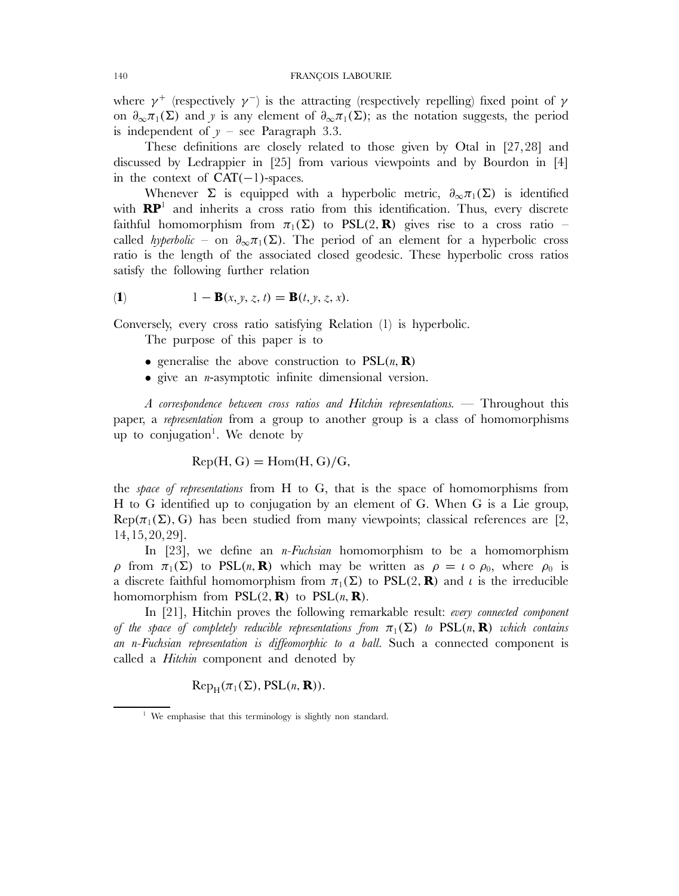where $\gamma^+$ (respectively $\gamma^-$) is the attracting (respectively repelling) fixed point of $\gamma$ on $\partial_\infty\pi_1(\Sigma)$ and $y$ is any element of $\partial_\infty\pi_1(\Sigma)$; as the notation suggests, the period is independent of $y$ – see Paragraph 3.3.

These definitions are closely related to those given by Otal in [27,28] and discussed by Ledrappier in [25] from various viewpoints and by Bourdon in [4] in the context of $\mathrm{CAT}(-1)$-spaces.

Whenever $\Sigma$ is equipped with a hyperbolic metric, $\partial_\infty\pi_1(\Sigma)$ is identified with $\mathbf{RP}^1$ and inherits a cross ratio from this identification. Thus, every discrete faithful homomorphism from $\pi_1(\Sigma)$ to $\mathrm{PSL}(2,\mathbf{R})$ gives rise to a cross ratio – called *hyperbolic* – on $\partial_\infty\pi_1(\Sigma)$. The period of an element for a hyperbolic cross ratio is the length of the associated closed geodesic. These hyperbolic cross ratios satisfy the following further relation

$$(\mathbf{1}) \qquad 1 - \mathbf{B}(x, y, z, t) = \mathbf{B}(t, y, z, x).$$

Conversely, every cross ratio satisfying Relation (1) is hyperbolic.

The purpose of this paper is to

- generalise the above construction to $\mathrm{PSL}(n,\mathbf{R})$
- give an $n$-asymptotic infinite dimensional version.

*A correspondence between cross ratios and Hitchin representations.* — Throughout this paper, a *representation* from a group to another group is a class of homomorphisms up to conjugation[1]. We denote by

$$\mathrm{Rep}(\mathrm{H}, \mathrm{G}) = \mathrm{Hom}(\mathrm{H}, \mathrm{G})/\mathrm{G},$$

the *space of representations* from H to G, that is the space of homomorphisms from H to G identified up to conjugation by an element of G. When G is a Lie group, $\mathrm{Rep}(\pi_1(\Sigma), \mathrm{G})$ has been studied from many viewpoints; classical references are [2, 14,15,20,29].

In [23], we define an *n-Fuchsian* homomorphism to be a homomorphism $\rho$ from $\pi_1(\Sigma)$ to $\mathrm{PSL}(n,\mathbf{R})$ which may be written as $\rho = \iota \circ \rho_0$, where $\rho_0$ is a discrete faithful homomorphism from $\pi_1(\Sigma)$ to $\mathrm{PSL}(2,\mathbf{R})$ and $\iota$ is the irreducible homomorphism from $\mathrm{PSL}(2,\mathbf{R})$ to $\mathrm{PSL}(n,\mathbf{R})$.

In [21], Hitchin proves the following remarkable result: *every connected component of the space of completely reducible representations from $\pi_1(\Sigma)$ to $\mathrm{PSL}(n,\mathbf{R})$ which contains an n-Fuchsian representation is diffeomorphic to a ball.* Such a connected component is called a *Hitchin* component and denoted by

$$\mathrm{Rep}_{\mathrm{H}}(\pi_1(\Sigma), \mathrm{PSL}(n,\mathbf{R})).$$

[1] We emphasise that this terminology is slightly non standard.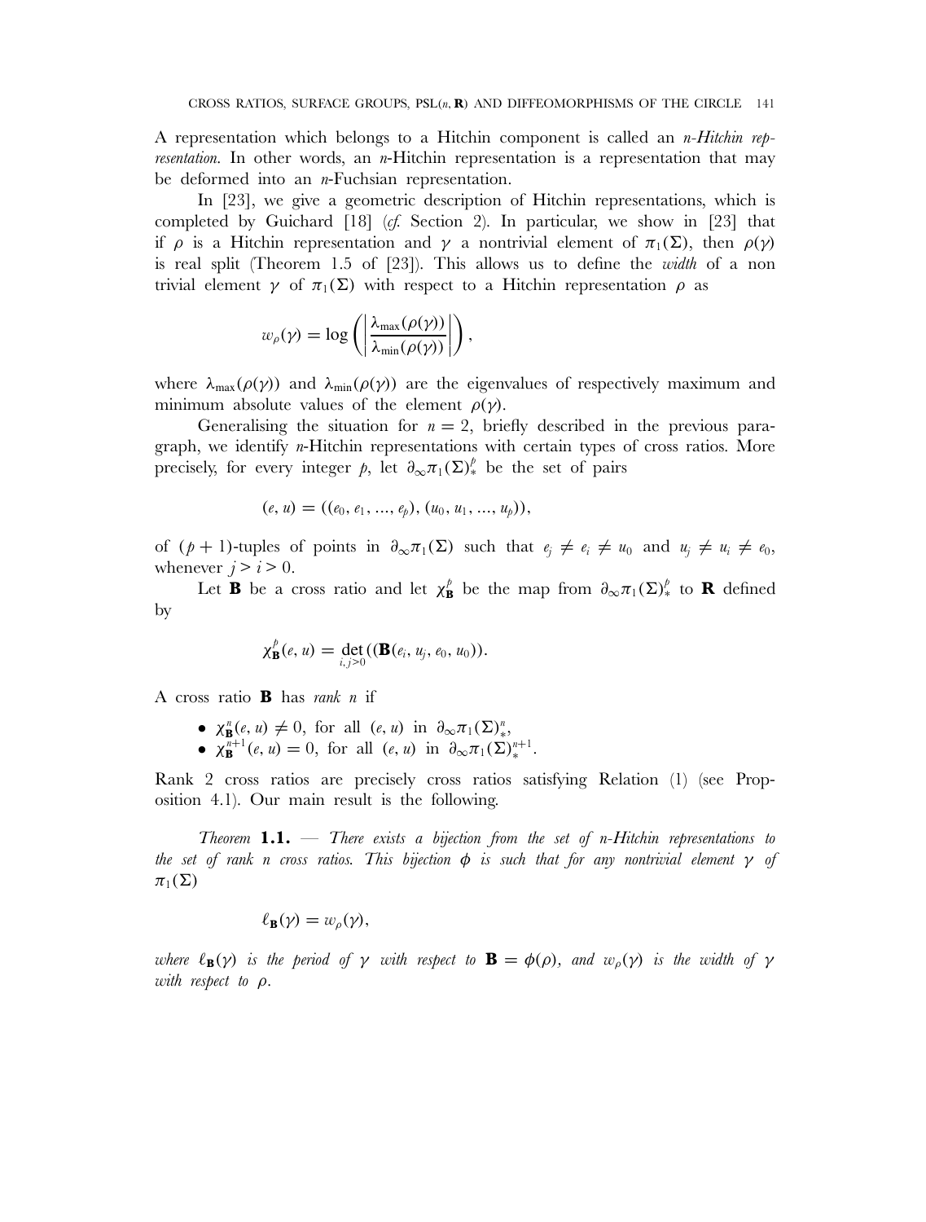A representation which belongs to a Hitchin component is called an *n-Hitchin representation*. In other words, an $n$-Hitchin representation is a representation that may be deformed into an $n$-Fuchsian representation.

In [23], we give a geometric description of Hitchin representations, which is completed by Guichard [18] (*cf.* Section 2). In particular, we show in [23] that if $\rho$ is a Hitchin representation and $\gamma$ a nontrivial element of $\pi_1(\Sigma)$, then $\rho(\gamma)$ is real split (Theorem 1.5 of [23]). This allows us to define the *width* of a non trivial element $\gamma$ of $\pi_1(\Sigma)$ with respect to a Hitchin representation $\rho$ as

$$w_\rho(\gamma) = \log\left(\left|\frac{\lambda_{\max}(\rho(\gamma))}{\lambda_{\min}(\rho(\gamma))}\right|\right),$$

where $\lambda_{\max}(\rho(\gamma))$ and $\lambda_{\min}(\rho(\gamma))$ are the eigenvalues of respectively maximum and minimum absolute values of the element $\rho(\gamma)$.

Generalising the situation for $n = 2$, briefly described in the previous paragraph, we identify $n$-Hitchin representations with certain types of cross ratios. More precisely, for every integer $p$, let $\partial_\infty\pi_1(\Sigma)^p_*$ be the set of pairs

$$(e, u) = ((e_0, e_1, \ldots, e_p), (u_0, u_1, \ldots, u_p)),$$

of $(p+1)$-tuples of points in $\partial_\infty\pi_1(\Sigma)$ such that $e_j \neq e_i \neq u_0$ and $u_j \neq u_i \neq e_0$, whenever $j > i > 0$.

Let $\mathbf{B}$ be a cross ratio and let $\chi^p_{\mathbf{B}}$ be the map from $\partial_\infty\pi_1(\Sigma)^p_*$ to $\mathbf{R}$ defined by

$$\chi^p_{\mathbf{B}}(e, u) = \det_{i,j>0}((\mathbf{B}(e_i, u_j, e_0, u_0)).$$

A cross ratio $\mathbf{B}$ has *rank n* if

- $\chi^n_{\mathbf{B}}(e, u) \neq 0$, for all $(e, u)$ in $\partial_\infty\pi_1(\Sigma)^n_*$,
- $\chi^{n+1}_{\mathbf{B}}(e, u) = 0$, for all $(e, u)$ in $\partial_\infty\pi_1(\Sigma)^{n+1}_*$.

Rank 2 cross ratios are precisely cross ratios satisfying Relation (1) (see Proposition 4.1). Our main result is the following.

*Theorem* **1.1.** — *There exists a bijection from the set of n-Hitchin representations to the set of rank n cross ratios. This bijection $\phi$ is such that for any nontrivial element $\gamma$ of $\pi_1(\Sigma)$*

$$\ell_{\mathbf{B}}(\gamma) = w_\rho(\gamma),$$

*where $\ell_{\mathbf{B}}(\gamma)$ is the period of $\gamma$ with respect to $\mathbf{B} = \phi(\rho)$, and $w_\rho(\gamma)$ is the width of $\gamma$ with respect to $\rho$.*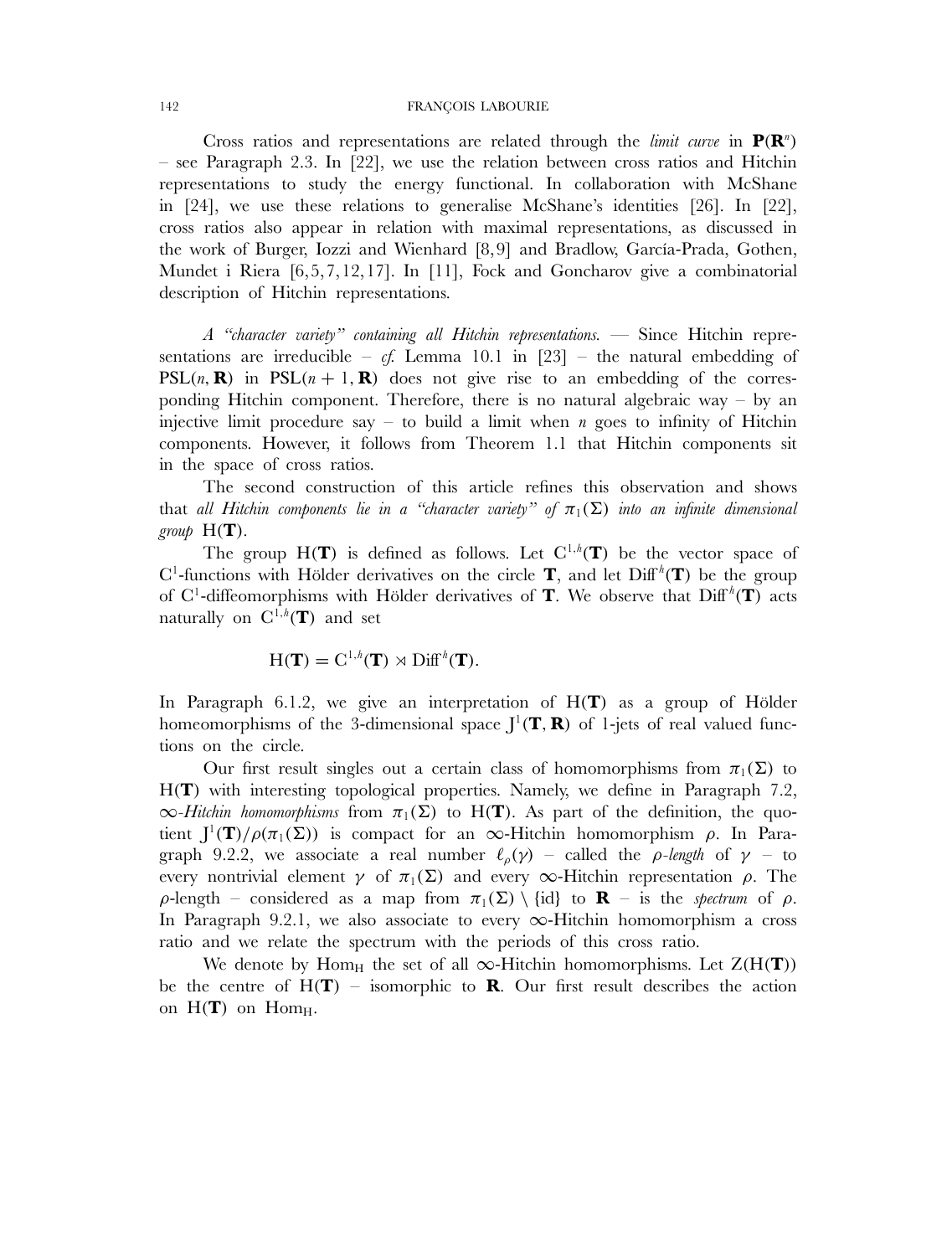Cross ratios and representations are related through the *limit curve* in $\mathbf{P}(\mathbf{R}^n)$ – see Paragraph 2.3. In [22], we use the relation between cross ratios and Hitchin representations to study the energy functional. In collaboration with McShane in [24], we use these relations to generalise McShane's identities [26]. In [22], cross ratios also appear in relation with maximal representations, as discussed in the work of Burger, Iozzi and Wienhard [8,9] and Bradlow, García-Prada, Gothen, Mundet i Riera [6,5,7,12,17]. In [11], Fock and Goncharov give a combinatorial description of Hitchin representations.

*A "character variety" containing all Hitchin representations.* — Since Hitchin representations are irreducible – *cf.* Lemma 10.1 in [23] – the natural embedding of $\mathrm{PSL}(n, \mathbf{R})$ in $\mathrm{PSL}(n+1, \mathbf{R})$ does not give rise to an embedding of the corresponding Hitchin component. Therefore, there is no natural algebraic way – by an injective limit procedure say – to build a limit when $n$ goes to infinity of Hitchin components. However, it follows from Theorem 1.1 that Hitchin components sit in the space of cross ratios.

The second construction of this article refines this observation and shows that *all Hitchin components lie in a "character variety" of $\pi_1(\Sigma)$ into an infinite dimensional group* $\mathrm{H}(\mathbf{T})$.

The group $\mathrm{H}(\mathbf{T})$ is defined as follows. Let $\mathrm{C}^{1,h}(\mathbf{T})$ be the vector space of $\mathrm{C}^1$-functions with Hölder derivatives on the circle $\mathbf{T}$, and let $\mathrm{Diff}^h(\mathbf{T})$ be the group of $\mathrm{C}^1$-diffeomorphisms with Hölder derivatives of $\mathbf{T}$. We observe that $\mathrm{Diff}^h(\mathbf{T})$ acts naturally on $\mathrm{C}^{1,h}(\mathbf{T})$ and set

$$\mathrm{H}(\mathbf{T}) = \mathrm{C}^{1,h}(\mathbf{T}) \rtimes \mathrm{Diff}^h(\mathbf{T}).$$

In Paragraph 6.1.2, we give an interpretation of $\mathrm{H}(\mathbf{T})$ as a group of Hölder homeomorphisms of the 3-dimensional space $\mathrm{J}^1(\mathbf{T}, \mathbf{R})$ of 1-jets of real valued functions on the circle.

Our first result singles out a certain class of homomorphisms from $\pi_1(\Sigma)$ to $\mathrm{H}(\mathbf{T})$ with interesting topological properties. Namely, we define in Paragraph 7.2, *$\infty$-Hitchin homomorphisms* from $\pi_1(\Sigma)$ to $\mathrm{H}(\mathbf{T})$. As part of the definition, the quotient $\mathrm{J}^1(\mathbf{T})/\rho(\pi_1(\Sigma))$ is compact for an $\infty$-Hitchin homomorphism $\rho$. In Paragraph 9.2.2, we associate a real number $\ell_\rho(\gamma)$ – called the *$\rho$-length* of $\gamma$ – to every nontrivial element $\gamma$ of $\pi_1(\Sigma)$ and every $\infty$-Hitchin representation $\rho$. The $\rho$-length – considered as a map from $\pi_1(\Sigma) \setminus \{\mathrm{id}\}$ to $\mathbf{R}$ – is the *spectrum* of $\rho$. In Paragraph 9.2.1, we also associate to every $\infty$-Hitchin homomorphism a cross ratio and we relate the spectrum with the periods of this cross ratio.

We denote by $\mathrm{Hom}_\mathrm{H}$ the set of all $\infty$-Hitchin homomorphisms. Let $\mathrm{Z}(\mathrm{H}(\mathbf{T}))$ be the centre of $\mathrm{H}(\mathbf{T})$ – isomorphic to $\mathbf{R}$. Our first result describes the action on $\mathrm{H}(\mathbf{T})$ on $\mathrm{Hom}_\mathrm{H}$.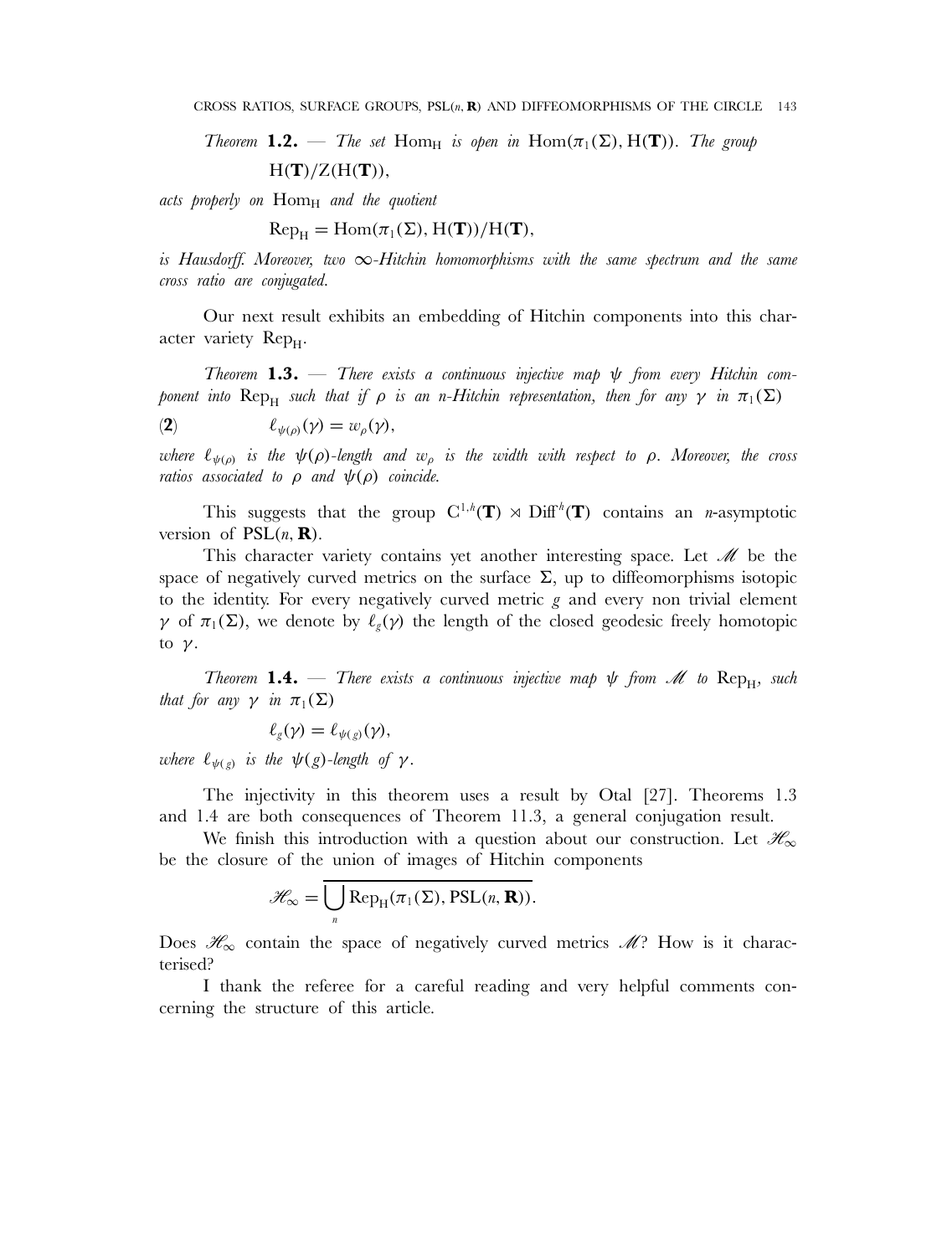*Theorem* **1.2.** — *The set* $\mathrm{Hom_H}$ *is open in* $\mathrm{Hom}(\pi_1(\Sigma), \mathrm{H}(\mathbf{T}))$. *The group*

$$\mathrm{H}(\mathbf{T})/\mathrm{Z}(\mathrm{H}(\mathbf{T})),$$

*acts properly on* $\mathrm{Hom_H}$ *and the quotient*

$$\mathrm{Rep_H} = \mathrm{Hom}(\pi_1(\Sigma), \mathrm{H}(\mathbf{T}))/\mathrm{H}(\mathbf{T}),$$

*is Hausdorff. Moreover, two* $\infty$*-Hitchin homomorphisms with the same spectrum and the same cross ratio are conjugated.*

Our next result exhibits an embedding of Hitchin components into this character variety $\mathrm{Rep_H}$.

*Theorem* **1.3.** — *There exists a continuous injective map* $\psi$ *from every Hitchin component into* $\mathrm{Rep_H}$ *such that if* $\rho$ *is an n-Hitchin representation, then for any* $\gamma$ *in* $\pi_1(\Sigma)$

$$\ell_{\psi(\rho)}(\gamma) = w_\rho(\gamma), \tag{2}$$

*where* $\ell_{\psi(\rho)}$ *is the* $\psi(\rho)$*-length and* $w_\rho$ *is the width with respect to* $\rho$. *Moreover, the cross ratios associated to* $\rho$ *and* $\psi(\rho)$ *coincide.*

This suggests that the group $\mathrm{C}^{1,h}(\mathbf{T}) \rtimes \mathrm{Diff}^h(\mathbf{T})$ contains an *n*-asymptotic version of $\mathrm{PSL}(n, \mathbf{R})$.

This character variety contains yet another interesting space. Let $\mathscr{M}$ be the space of negatively curved metrics on the surface $\Sigma$, up to diffeomorphisms isotopic to the identity. For every negatively curved metric $g$ and every non trivial element $\gamma$ of $\pi_1(\Sigma)$, we denote by $\ell_g(\gamma)$ the length of the closed geodesic freely homotopic to $\gamma$.

*Theorem* **1.4.** — *There exists a continuous injective map* $\psi$ *from* $\mathscr{M}$ *to* $\mathrm{Rep_H}$, *such that for any* $\gamma$ *in* $\pi_1(\Sigma)$

$$\ell_g(\gamma) = \ell_{\psi(g)}(\gamma),$$

*where* $\ell_{\psi(g)}$ *is the* $\psi(g)$*-length of* $\gamma$.

The injectivity in this theorem uses a result by Otal [27]. Theorems 1.3 and 1.4 are both consequences of Theorem 11.3, a general conjugation result.

We finish this introduction with a question about our construction. Let $\mathscr{H}_\infty$ be the closure of the union of images of Hitchin components

$$\mathscr{H}_\infty = \overline{\bigcup_n \mathrm{Rep_H}(\pi_1(\Sigma), \mathrm{PSL}(n, \mathbf{R}))}.$$

Does $\mathscr{H}_\infty$ contain the space of negatively curved metrics $\mathscr{M}$? How is it characterised?

I thank the referee for a careful reading and very helpful comments concerning the structure of this article.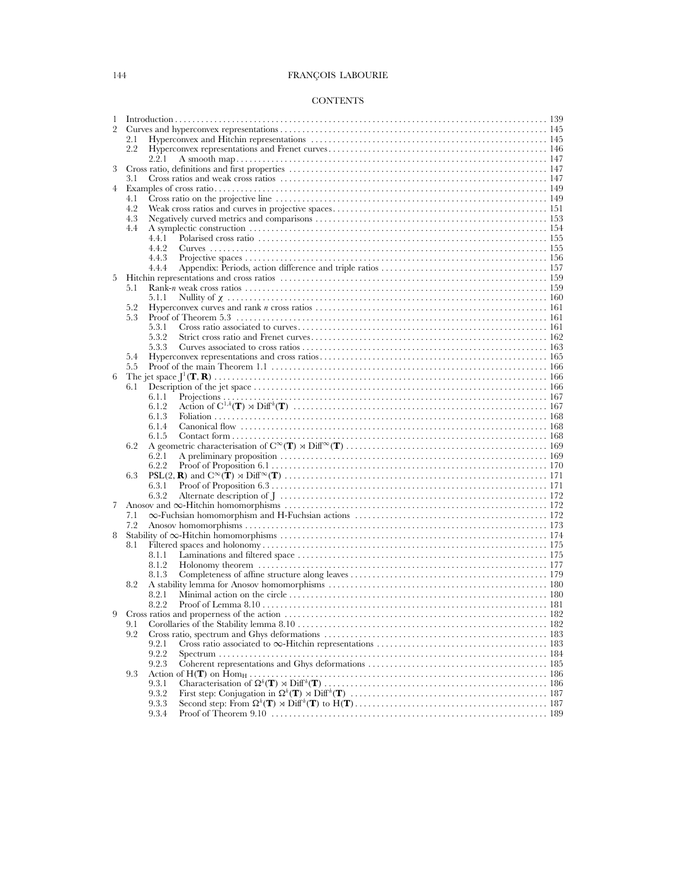## CONTENTS

1 Introduction ... 139
2 Curves and hyperconvex representations ... 145
  2.1 Hyperconvex and Hitchin representations ... 145
  2.2 Hyperconvex representations and Frenet curves ... 146
    2.2.1 A smooth map ... 147
3 Cross ratio, definitions and first properties ... 147
  3.1 Cross ratios and weak cross ratios ... 147
4 Examples of cross ratio ... 149
  4.1 Cross ratio on the projective line ... 149
  4.2 Weak cross ratios and curves in projective spaces ... 151
  4.3 Negatively curved metrics and comparisons ... 153
  4.4 A symplectic construction ... 154
    4.4.1 Polarised cross ratio ... 155
    4.4.2 Curves ... 155
    4.4.3 Projective spaces ... 156
    4.4.4 Appendix: Periods, action difference and triple ratios ... 157
5 Hitchin representations and cross ratios ... 159
  5.1 Rank-$n$ weak cross ratios ... 159
    5.1.1 Nullity of $\chi$ ... 160
  5.2 Hyperconvex curves and rank $n$ cross ratios ... 161
  5.3 Proof of Theorem 5.3 ... 161
    5.3.1 Cross ratio associated to curves ... 161
    5.3.2 Strict cross ratio and Frenet curves ... 162
    5.3.3 Curves associated to cross ratios ... 163
  5.4 Hyperconvex representations and cross ratios ... 165
  5.5 Proof of the main Theorem 1.1 ... 166
6 The jet space $J^1(\mathbf{T}, \mathbf{R})$ ... 166
  6.1 Description of the jet space ... 166
    6.1.1 Projections ... 167
    6.1.2 Action of $C^{1,h}(\mathbf{T}) \rtimes \mathrm{Diff}^h(\mathbf{T})$ ... 167
    6.1.3 Foliation ... 168
    6.1.4 Canonical flow ... 168
    6.1.5 Contact form ... 168
  6.2 A geometric characterisation of $C^\infty(\mathbf{T}) \rtimes \mathrm{Diff}^\infty(\mathbf{T})$ ... 169
    6.2.1 A preliminary proposition ... 169
    6.2.2 Proof of Proposition 6.1 ... 170
  6.3 $\mathrm{PSL}(2, \mathbf{R})$ and $C^\infty(\mathbf{T}) \rtimes \mathrm{Diff}^\infty(\mathbf{T})$ ... 171
    6.3.1 Proof of Proposition 6.3 ... 171
    6.3.2 Alternate description of J ... 172
7 Anosov and $\infty$-Hitchin homomorphisms ... 172
  7.1 $\infty$-Fuchsian homomorphism and H-Fuchsian actions ... 172
  7.2 Anosov homomorphisms ... 173
8 Stability of $\infty$-Hitchin homomorphisms ... 174
  8.1 Filtered spaces and holonomy ... 175
    8.1.1 Laminations and filtered space ... 175
    8.1.2 Holonomy theorem ... 177
    8.1.3 Completeness of affine structure along leaves ... 179
  8.2 A stability lemma for Anosov homomorphisms ... 180
    8.2.1 Minimal action on the circle ... 180
    8.2.2 Proof of Lemma 8.10 ... 181
9 Cross ratios and properness of the action ... 182
  9.1 Corollaries of the Stability lemma 8.10 ... 182
  9.2 Cross ratio, spectrum and Ghys deformations ... 183
    9.2.1 Cross ratio associated to $\infty$-Hitchin representations ... 183
    9.2.2 Spectrum ... 184
    9.2.3 Coherent representations and Ghys deformations ... 185
  9.3 Action of $\mathrm{H}(\mathbf{T})$ on $\mathrm{Hom}_{\mathrm{H}}$ ... 186
    9.3.1 Characterisation of $\Omega^h(\mathbf{T}) \rtimes \mathrm{Diff}^h(\mathbf{T})$ ... 186
    9.3.2 First step: Conjugation in $\Omega^h(\mathbf{T}) \rtimes \mathrm{Diff}^h(\mathbf{T})$ ... 187
    9.3.3 Second step: From $\Omega^h(\mathbf{T}) \rtimes \mathrm{Diff}^h(\mathbf{T})$ to $\mathrm{H}(\mathbf{T})$ ... 187
    9.3.4 Proof of Theorem 9.10 ... 189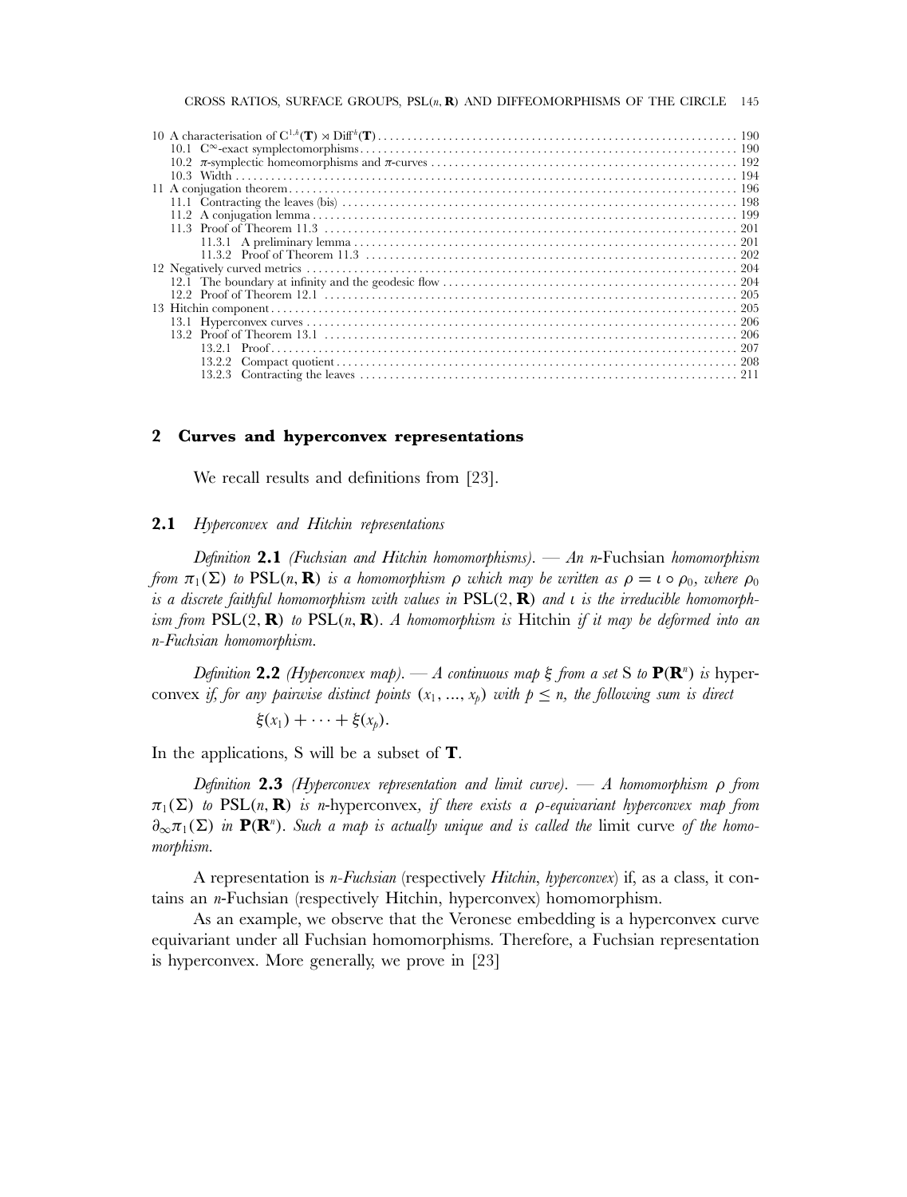10 A characterisation of $C^{1,h}(\mathbf{T}) \rtimes \mathrm{Diff}^h(\mathbf{T})$ .......... 190
  10.1 $C^\infty$-exact symplectomorphisms .......... 190
  10.2 $\pi$-symplectic homeomorphisms and $\pi$-curves .......... 192
  10.3 Width .......... 194
11 A conjugation theorem .......... 196
  11.1 Contracting the leaves (bis) .......... 198
  11.2 A conjugation lemma .......... 199
  11.3 Proof of Theorem 11.3 .......... 201
    11.3.1 A preliminary lemma .......... 201
    11.3.2 Proof of Theorem 11.3 .......... 202
12 Negatively curved metrics .......... 204
  12.1 The boundary at infinity and the geodesic flow .......... 204
  12.2 Proof of Theorem 12.1 .......... 205
13 Hitchin component .......... 205
  13.1 Hyperconvex curves .......... 206
  13.2 Proof of Theorem 13.1 .......... 206
    13.2.1 Proof .......... 207
    13.2.2 Compact quotient .......... 208
    13.2.3 Contracting the leaves .......... 211

## 2 Curves and hyperconvex representations

We recall results and definitions from [23].

### 2.1 *Hyperconvex and Hitchin representations*

*Definition* **2.1** *(Fuchsian and Hitchin homomorphisms). — An n-*Fuchsian *homomorphism from $\pi_1(\Sigma)$ to $\mathrm{PSL}(n, \mathbf{R})$ is a homomorphism $\rho$ which may be written as $\rho = \iota \circ \rho_0$, where $\rho_0$ is a discrete faithful homomorphism with values in $\mathrm{PSL}(2, \mathbf{R})$ and $\iota$ is the irreducible homomorphism from $\mathrm{PSL}(2, \mathbf{R})$ to $\mathrm{PSL}(n, \mathbf{R})$. A homomorphism is* Hitchin *if it may be deformed into an n-Fuchsian homomorphism.*

*Definition* **2.2** *(Hyperconvex map). — A continuous map $\xi$ from a set* S *to $\mathbf{P}(\mathbf{R}^n)$ is* hyperconvex *if, for any pairwise distinct points $(x_1, \ldots, x_p)$ with $p \leq n$, the following sum is direct*

$$\xi(x_1) + \cdots + \xi(x_p).$$

In the applications, S will be a subset of $\mathbf{T}$.

*Definition* **2.3** *(Hyperconvex representation and limit curve). — A homomorphism $\rho$ from $\pi_1(\Sigma)$ to $\mathrm{PSL}(n, \mathbf{R})$ is n-*hyperconvex*, if there exists a $\rho$-equivariant hyperconvex map from $\partial_\infty \pi_1(\Sigma)$ in $\mathbf{P}(\mathbf{R}^n)$. Such a map is actually unique and is called the* limit curve *of the homomorphism.*

A representation is *n-Fuchsian* (respectively *Hitchin*, *hyperconvex*) if, as a class, it contains an *n*-Fuchsian (respectively Hitchin, hyperconvex) homomorphism.

As an example, we observe that the Veronese embedding is a hyperconvex curve equivariant under all Fuchsian homomorphisms. Therefore, a Fuchsian representation is hyperconvex. More generally, we prove in [23]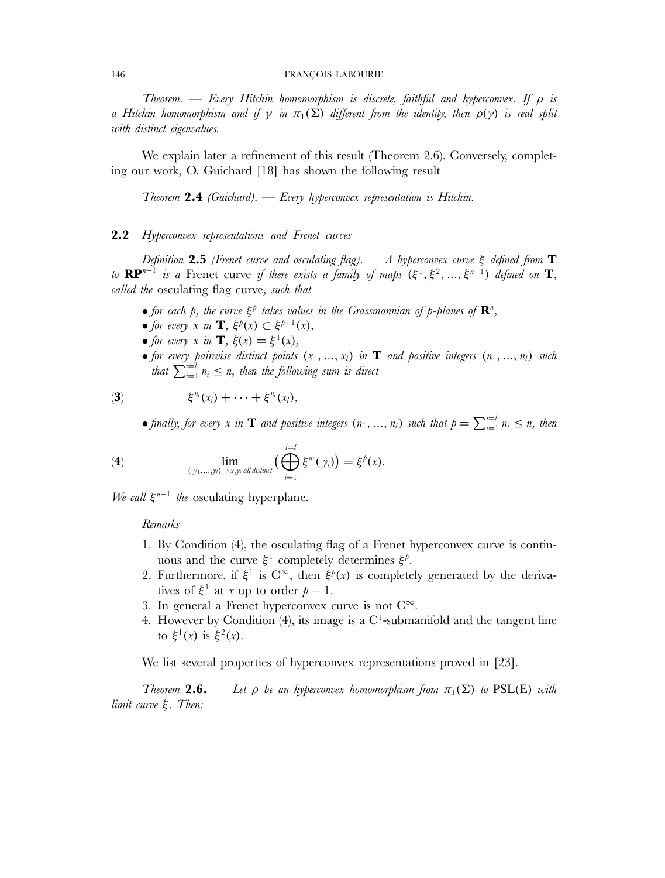*Theorem.* — *Every Hitchin homomorphism is discrete, faithful and hyperconvex. If $\rho$ is a Hitchin homomorphism and if $\gamma$ in $\pi_1(\Sigma)$ different from the identity, then $\rho(\gamma)$ is real split with distinct eigenvalues.*

We explain later a refinement of this result (Theorem 2.6). Conversely, completing our work, O. Guichard [18] has shown the following result

*Theorem* **2.4** *(Guichard).* — *Every hyperconvex representation is Hitchin.*

## **2.2** *Hyperconvex representations and Frenet curves*

*Definition* **2.5** *(Frenet curve and osculating flag).* — *A hyperconvex curve $\xi$ defined from $\mathbf{T}$ to $\mathbf{RP}^{n-1}$ is a* Frenet curve *if there exists a family of maps $(\xi^1, \xi^2, \ldots, \xi^{n-1})$ defined on $\mathbf{T}$, called the* osculating flag curve*, such that*

- *for each $p$, the curve $\xi^p$ takes values in the Grassmannian of $p$-planes of $\mathbf{R}^n$,*
- *for every $x$ in $\mathbf{T}$, $\xi^p(x) \subset \xi^{p+1}(x)$,*
- *for every $x$ in $\mathbf{T}$, $\xi(x) = \xi^1(x)$,*
- *for every pairwise distinct points $(x_1, \ldots, x_l)$ in $\mathbf{T}$ and positive integers $(n_1, \ldots, n_l)$ such that $\sum_{i=1}^{i=l} n_i \leq n$, then the following sum is direct*

$$\xi^{n_i}(x_i) + \cdots + \xi^{n_l}(x_l), \tag{3}$$

- *finally, for every $x$ in $\mathbf{T}$ and positive integers $(n_1, \ldots, n_l)$ such that $p = \sum_{i=1}^{i=l} n_i \leq n$, then*

$$\lim_{(y_1,\ldots,y_l)\to x, y_i \text{ all distinct}} \Big(\bigoplus_{i=1}^{i=l} \xi^{n_i}(y_i)\Big) = \xi^p(x). \tag{4}$$

*We call $\xi^{n-1}$ the* osculating hyperplane.

*Remarks*

1. By Condition (4), the osculating flag of a Frenet hyperconvex curve is continuous and the curve $\xi^1$ completely determines $\xi^p$.
2. Furthermore, if $\xi^1$ is $C^\infty$, then $\xi^p(x)$ is completely generated by the derivatives of $\xi^1$ at $x$ up to order $p-1$.
3. In general a Frenet hyperconvex curve is not $C^\infty$.
4. However by Condition (4), its image is a $C^1$-submanifold and the tangent line to $\xi^1(x)$ is $\xi^2(x)$.

We list several properties of hyperconvex representations proved in [23].

*Theorem* **2.6.** — *Let $\rho$ be an hyperconvex homomorphism from $\pi_1(\Sigma)$ to $\mathrm{PSL(E)}$ with limit curve $\xi$. Then:*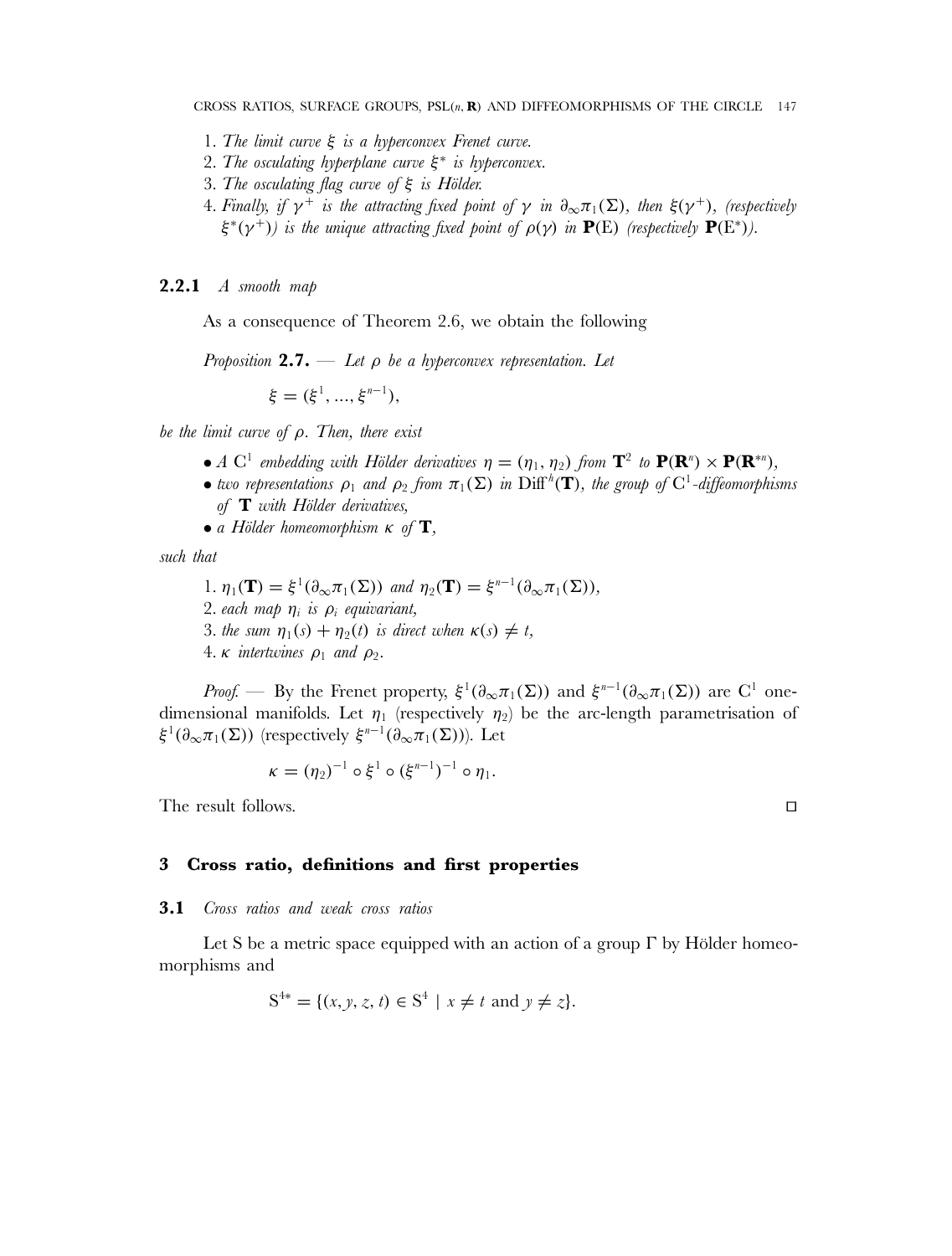1. *The limit curve $\xi$ is a hyperconvex Frenet curve.*
2. *The osculating hyperplane curve $\xi^*$ is hyperconvex.*
3. *The osculating flag curve of $\xi$ is Hölder.*
4. *Finally, if $\gamma^+$ is the attracting fixed point of $\gamma$ in $\partial_\infty\pi_1(\Sigma)$, then $\xi(\gamma^+)$, (respectively $\xi^*(\gamma^+)$) is the unique attracting fixed point of $\rho(\gamma)$ in $\mathbf{P}(\mathrm{E})$ (respectively $\mathbf{P}(\mathrm{E}^*)$).*

### 2.2.1 *A smooth map*

As a consequence of Theorem 2.6, we obtain the following

*Proposition* **2.7.** — *Let $\rho$ be a hyperconvex representation. Let*

$$\xi = (\xi^1, ..., \xi^{n-1}),$$

*be the limit curve of $\rho$. Then, there exist*

- *A $\mathrm{C}^1$ embedding with Hölder derivatives $\eta = (\eta_1, \eta_2)$ from $\mathbf{T}^2$ to $\mathbf{P}(\mathbf{R}^n) \times \mathbf{P}(\mathbf{R}^{*n})$,*
- *two representations $\rho_1$ and $\rho_2$ from $\pi_1(\Sigma)$ in $\mathrm{Diff}^h(\mathbf{T})$, the group of $\mathrm{C}^1$-diffeomorphisms of $\mathbf{T}$ with Hölder derivatives,*
- *a Hölder homeomorphism $\kappa$ of $\mathbf{T}$,*

*such that*

1. *$\eta_1(\mathbf{T}) = \xi^1(\partial_\infty\pi_1(\Sigma))$ and $\eta_2(\mathbf{T}) = \xi^{n-1}(\partial_\infty\pi_1(\Sigma))$,*
2. *each map $\eta_i$ is $\rho_i$ equivariant,*
3. *the sum $\eta_1(s) + \eta_2(t)$ is direct when $\kappa(s) \neq t$,*
4. *$\kappa$ intertwines $\rho_1$ and $\rho_2$.*

*Proof.* — By the Frenet property, $\xi^1(\partial_\infty\pi_1(\Sigma))$ and $\xi^{n-1}(\partial_\infty\pi_1(\Sigma))$ are $\mathrm{C}^1$ one-dimensional manifolds. Let $\eta_1$ (respectively $\eta_2$) be the arc-length parametrisation of $\xi^1(\partial_\infty\pi_1(\Sigma))$ (respectively $\xi^{n-1}(\partial_\infty\pi_1(\Sigma))$). Let

$$\kappa = (\eta_2)^{-1} \circ \xi^1 \circ (\xi^{n-1})^{-1} \circ \eta_1.$$

The result follows. □

## 3 Cross ratio, definitions and first properties

### 3.1 *Cross ratios and weak cross ratios*

Let S be a metric space equipped with an action of a group $\Gamma$ by Hölder homeomorphisms and

$$\mathrm{S}^{4*} = \{(x, y, z, t) \in \mathrm{S}^4 \mid x \neq t \text{ and } y \neq z\}.$$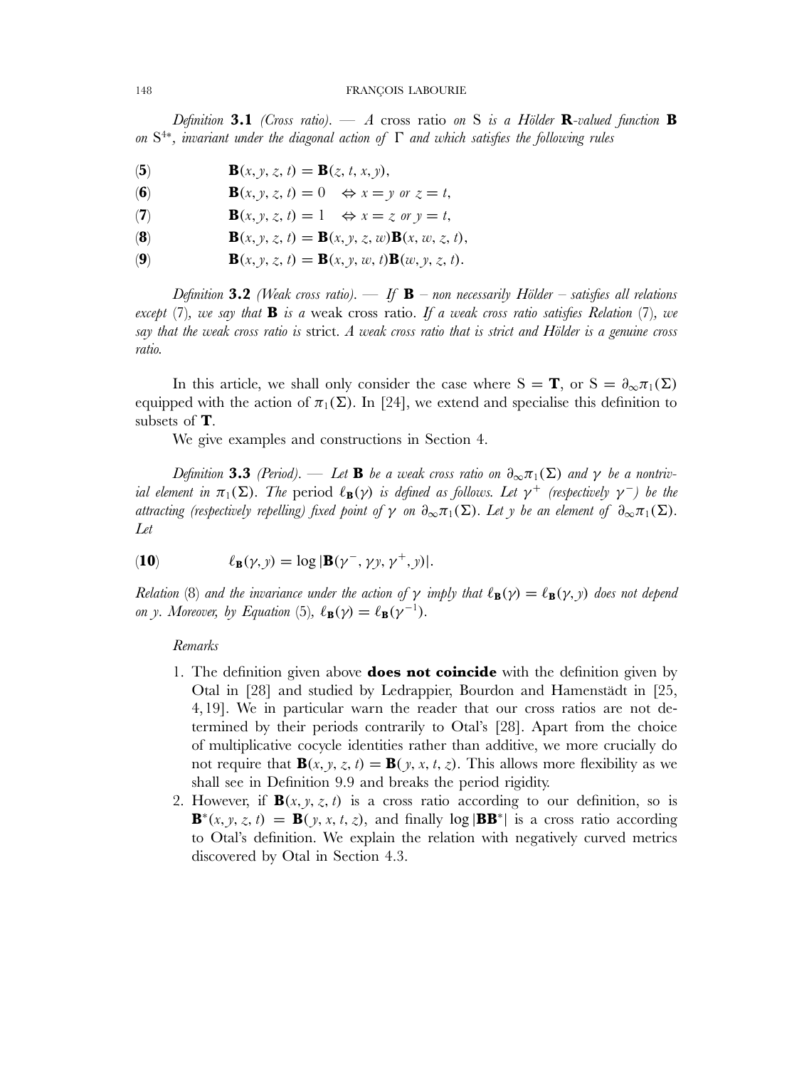*Definition* **3.1** *(Cross ratio).* — *A* cross ratio *on* S *is a Hölder* $\mathbf{R}$*-valued function* $\mathbf{B}$ *on* $S^{4*}$*, invariant under the diagonal action of* $\Gamma$ *and which satisfies the following rules*

$$\mathbf{B}(x, y, z, t) = \mathbf{B}(z, t, x, y), \tag{5}$$

$$\mathbf{B}(x, y, z, t) = 0 \quad \Leftrightarrow x = y \text{ or } z = t, \tag{6}$$

$$\mathbf{B}(x, y, z, t) = 1 \quad \Leftrightarrow x = z \text{ or } y = t, \tag{7}$$

$$\mathbf{B}(x, y, z, t) = \mathbf{B}(x, y, z, w)\mathbf{B}(x, w, z, t), \tag{8}$$

$$\mathbf{B}(x, y, z, t) = \mathbf{B}(x, y, w, t)\mathbf{B}(w, y, z, t). \tag{9}$$

*Definition* **3.2** *(Weak cross ratio).* — *If* $\mathbf{B}$ *– non necessarily Hölder – satisfies all relations except* (7)*, we say that* $\mathbf{B}$ *is a* weak cross ratio*. If a weak cross ratio satisfies Relation* (7)*, we say that the weak cross ratio is* strict*. A weak cross ratio that is strict and Hölder is a genuine cross ratio.*

In this article, we shall only consider the case where $S = \mathbf{T}$, or $S = \partial_\infty\pi_1(\Sigma)$ equipped with the action of $\pi_1(\Sigma)$. In [24], we extend and specialise this definition to subsets of $\mathbf{T}$.

We give examples and constructions in Section 4.

*Definition* **3.3** *(Period).* — *Let* $\mathbf{B}$ *be a weak cross ratio on* $\partial_\infty\pi_1(\Sigma)$ *and* $\gamma$ *be a nontrivial element in* $\pi_1(\Sigma)$*. The* period $\ell_{\mathbf{B}}(\gamma)$ *is defined as follows. Let* $\gamma^+$ *(respectively* $\gamma^-$*) be the attracting (respectively repelling) fixed point of* $\gamma$ *on* $\partial_\infty\pi_1(\Sigma)$*. Let* $y$ *be an element of* $\partial_\infty\pi_1(\Sigma)$*. Let*

$$\ell_{\mathbf{B}}(\gamma, y) = \log|\mathbf{B}(\gamma^-, \gamma y, \gamma^+, y)|. \tag{10}$$

*Relation* (8) *and the invariance under the action of* $\gamma$ *imply that* $\ell_{\mathbf{B}}(\gamma) = \ell_{\mathbf{B}}(\gamma, y)$ *does not depend on* $y$*. Moreover, by Equation* (5)*,* $\ell_{\mathbf{B}}(\gamma) = \ell_{\mathbf{B}}(\gamma^{-1})$*.*

*Remarks*

1. The definition given above **does not coincide** with the definition given by Otal in [28] and studied by Ledrappier, Bourdon and Hamenstädt in [25, 4, 19]. We in particular warn the reader that our cross ratios are not determined by their periods contrarily to Otal's [28]. Apart from the choice of multiplicative cocycle identities rather than additive, we more crucially do not require that $\mathbf{B}(x, y, z, t) = \mathbf{B}(y, x, t, z)$. This allows more flexibility as we shall see in Definition 9.9 and breaks the period rigidity.
2. However, if $\mathbf{B}(x, y, z, t)$ is a cross ratio according to our definition, so is $\mathbf{B}^*(x, y, z, t) = \mathbf{B}(y, x, t, z)$, and finally $\log|\mathbf{B}\mathbf{B}^*|$ is a cross ratio according to Otal's definition. We explain the relation with negatively curved metrics discovered by Otal in Section 4.3.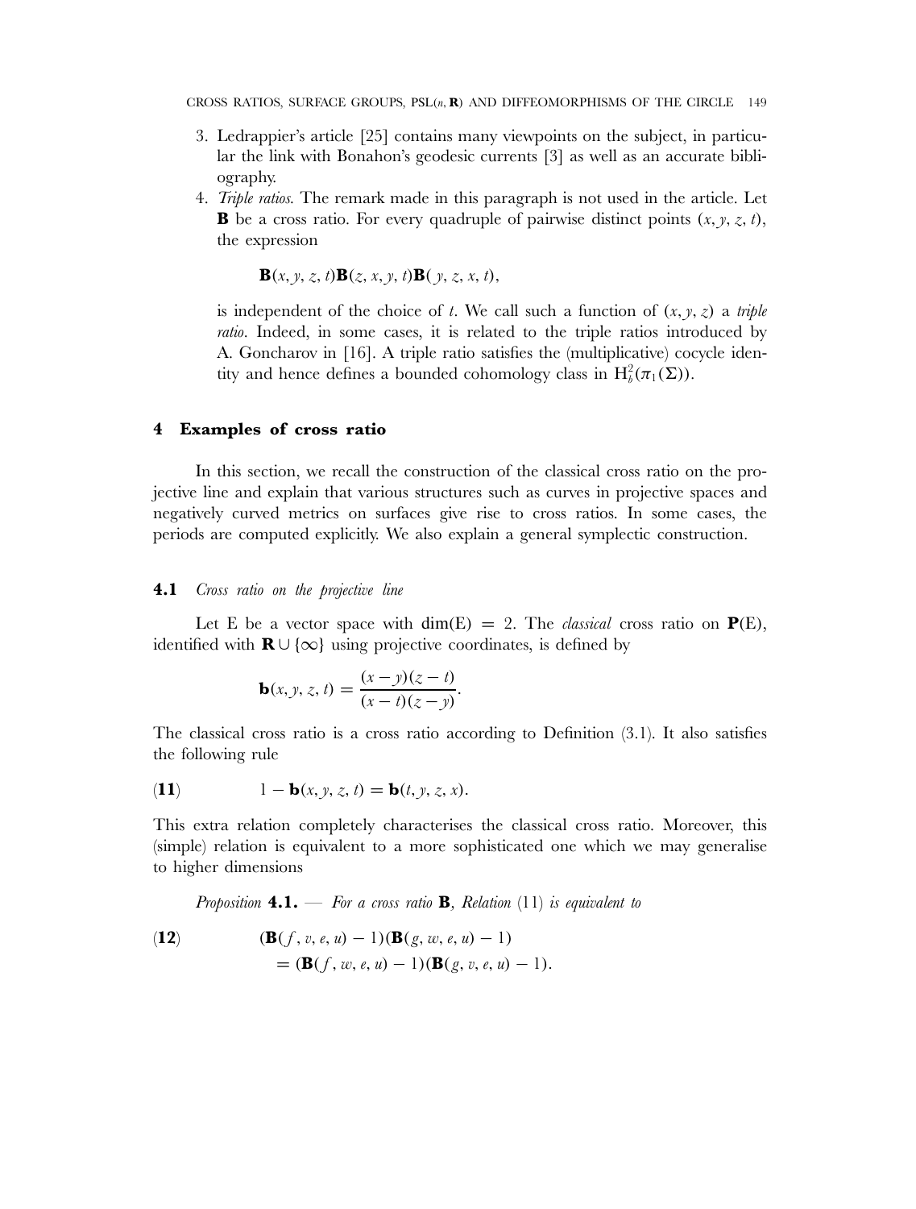3. Ledrappier's article [25] contains many viewpoints on the subject, in particular the link with Bonahon's geodesic currents [3] as well as an accurate bibliography.
4. *Triple ratios.* The remark made in this paragraph is not used in the article. Let $\mathbf{B}$ be a cross ratio. For every quadruple of pairwise distinct points $(x, y, z, t)$, the expression

$$\mathbf{B}(x, y, z, t)\mathbf{B}(z, x, y, t)\mathbf{B}(y, z, x, t),$$

is independent of the choice of $t$. We call such a function of $(x, y, z)$ a *triple ratio*. Indeed, in some cases, it is related to the triple ratios introduced by A. Goncharov in [16]. A triple ratio satisfies the (multiplicative) cocycle identity and hence defines a bounded cohomology class in $\mathrm{H}^2_b(\pi_1(\Sigma))$.

## 4 Examples of cross ratio

In this section, we recall the construction of the classical cross ratio on the projective line and explain that various structures such as curves in projective spaces and negatively curved metrics on surfaces give rise to cross ratios. In some cases, the periods are computed explicitly. We also explain a general symplectic construction.

### 4.1 *Cross ratio on the projective line*

Let E be a vector space with $\dim(\mathrm{E}) = 2$. The *classical* cross ratio on $\mathbf{P}(\mathrm{E})$, identified with $\mathbf{R} \cup \{\infty\}$ using projective coordinates, is defined by

$$\mathbf{b}(x, y, z, t) = \frac{(x - y)(z - t)}{(x - t)(z - y)}.$$

The classical cross ratio is a cross ratio according to Definition (3.1). It also satisfies the following rule

$$1 - \mathbf{b}(x, y, z, t) = \mathbf{b}(t, y, z, x). \tag{11}$$

This extra relation completely characterises the classical cross ratio. Moreover, this (simple) relation is equivalent to a more sophisticated one which we may generalise to higher dimensions

*Proposition* **4.1.** — *For a cross ratio* $\mathbf{B}$, *Relation* (11) *is equivalent to*

$$\begin{aligned}(\mathbf{B}(f, v, e, u) - 1)(\mathbf{B}(g, w, e, u) - 1) \\ = (\mathbf{B}(f, w, e, u) - 1)(\mathbf{B}(g, v, e, u) - 1).\end{aligned} \tag{12}$$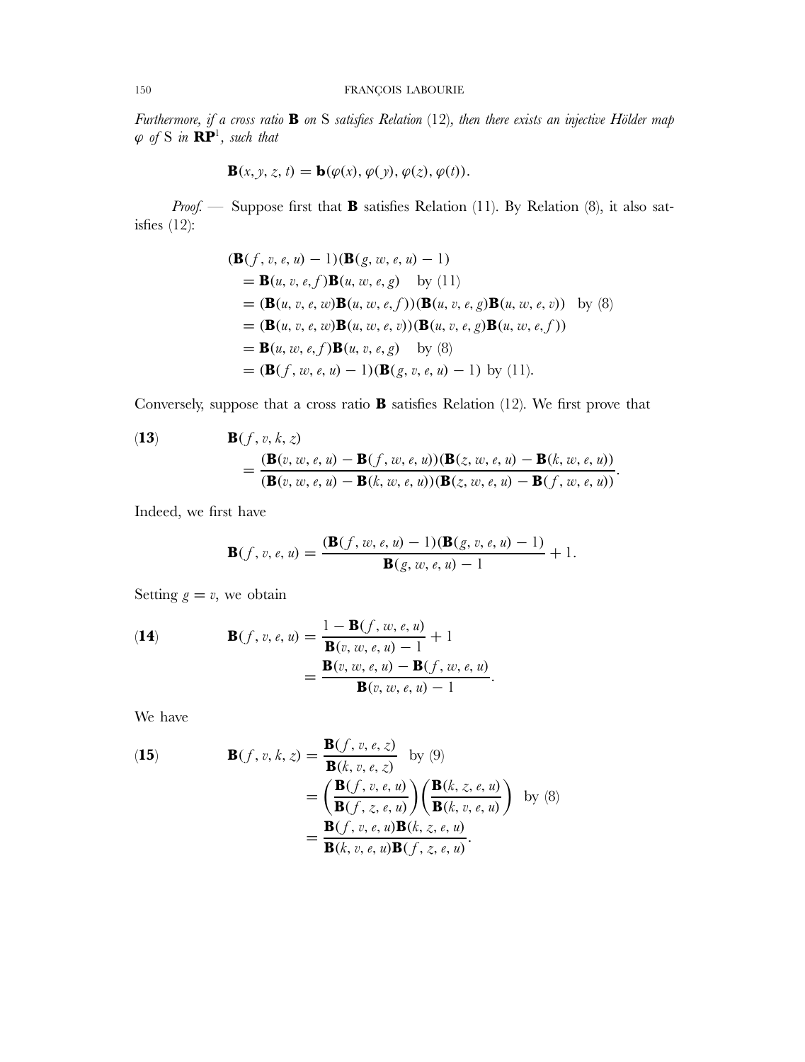*Furthermore, if a cross ratio* $\mathbf{B}$ *on* S *satisfies Relation* (12)*, then there exists an injective Hölder map* $\varphi$ *of* S *in* $\mathbf{RP}^1$*, such that*

$$\mathbf{B}(x, y, z, t) = \mathbf{b}(\varphi(x), \varphi(y), \varphi(z), \varphi(t)).$$

*Proof.* — Suppose first that $\mathbf{B}$ satisfies Relation (11). By Relation (8), it also satisfies (12):

$$\begin{aligned}
&(\mathbf{B}(f, v, e, u) - 1)(\mathbf{B}(g, w, e, u) - 1) \\
&\quad = \mathbf{B}(u, v, e, f)\mathbf{B}(u, w, e, g) \quad \text{by (11)} \\
&\quad = (\mathbf{B}(u, v, e, w)\mathbf{B}(u, w, e, f))(\mathbf{B}(u, v, e, g)\mathbf{B}(u, w, e, v)) \quad \text{by (8)} \\
&\quad = (\mathbf{B}(u, v, e, w)\mathbf{B}(u, w, e, v))(\mathbf{B}(u, v, e, g)\mathbf{B}(u, w, e, f)) \\
&\quad = \mathbf{B}(u, w, e, f)\mathbf{B}(u, v, e, g) \quad \text{by (8)} \\
&\quad = (\mathbf{B}(f, w, e, u) - 1)(\mathbf{B}(g, v, e, u) - 1) \text{ by (11).}
\end{aligned}$$

Conversely, suppose that a cross ratio $\mathbf{B}$ satisfies Relation (12). We first prove that

$$\begin{aligned}
\textbf{(13)} \qquad &\mathbf{B}(f, v, k, z) \\
&\quad = \frac{(\mathbf{B}(v, w, e, u) - \mathbf{B}(f, w, e, u))(\mathbf{B}(z, w, e, u) - \mathbf{B}(k, w, e, u))}{(\mathbf{B}(v, w, e, u) - \mathbf{B}(k, w, e, u))(\mathbf{B}(z, w, e, u) - \mathbf{B}(f, w, e, u))}.
\end{aligned}$$

Indeed, we first have

$$\mathbf{B}(f, v, e, u) = \frac{(\mathbf{B}(f, w, e, u) - 1)(\mathbf{B}(g, v, e, u) - 1)}{\mathbf{B}(g, w, e, u) - 1} + 1.$$

Setting $g = v$, we obtain

$$\begin{aligned}
\textbf{(14)} \qquad \mathbf{B}(f, v, e, u) &= \frac{1 - \mathbf{B}(f, w, e, u)}{\mathbf{B}(v, w, e, u) - 1} + 1 \\
&= \frac{\mathbf{B}(v, w, e, u) - \mathbf{B}(f, w, e, u)}{\mathbf{B}(v, w, e, u) - 1}.
\end{aligned}$$

We have

$$\begin{aligned}
\textbf{(15)} \qquad \mathbf{B}(f, v, k, z) &= \frac{\mathbf{B}(f, v, e, z)}{\mathbf{B}(k, v, e, z)} \quad \text{by (9)} \\
&= \left(\frac{\mathbf{B}(f, v, e, u)}{\mathbf{B}(f, z, e, u)}\right)\left(\frac{\mathbf{B}(k, z, e, u)}{\mathbf{B}(k, v, e, u)}\right) \quad \text{by (8)} \\
&= \frac{\mathbf{B}(f, v, e, u)\mathbf{B}(k, z, e, u)}{\mathbf{B}(k, v, e, u)\mathbf{B}(f, z, e, u)}.
\end{aligned}$$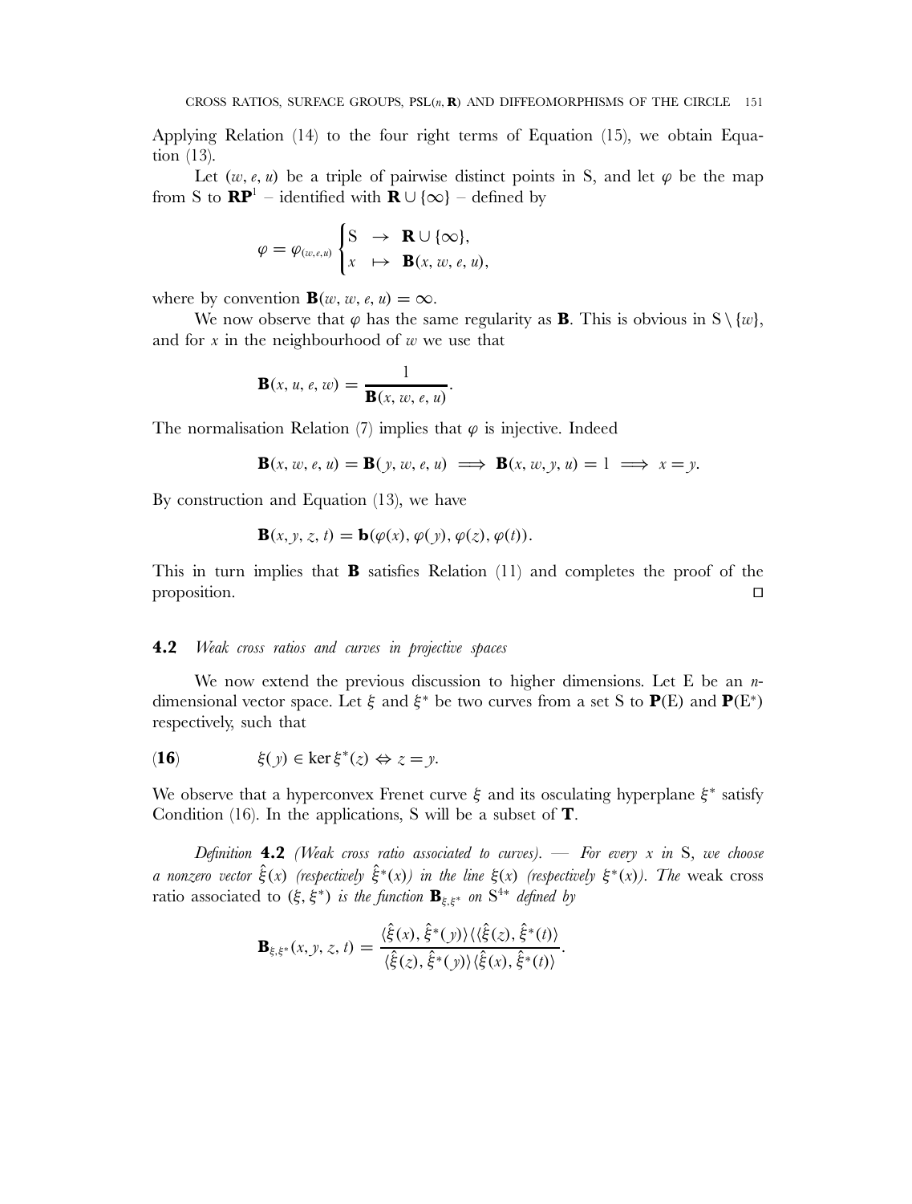Applying Relation (14) to the four right terms of Equation (15), we obtain Equation (13).

Let $(w, e, u)$ be a triple of pairwise distinct points in S, and let $\varphi$ be the map from S to $\mathbf{RP}^1$ – identified with $\mathbf{R} \cup \{\infty\}$ – defined by

$$\varphi = \varphi_{(w,e,u)} \begin{cases} \mathrm{S} & \rightarrow \quad \mathbf{R} \cup \{\infty\}, \\ x & \mapsto \quad \mathbf{B}(x, w, e, u), \end{cases}$$

where by convention $\mathbf{B}(w, w, e, u) = \infty$.

We now observe that $\varphi$ has the same regularity as $\mathbf{B}$. This is obvious in $\mathrm{S} \setminus \{w\}$, and for $x$ in the neighbourhood of $w$ we use that

$$\mathbf{B}(x, u, e, w) = \frac{1}{\mathbf{B}(x, w, e, u)}.$$

The normalisation Relation (7) implies that $\varphi$ is injective. Indeed

$$\mathbf{B}(x, w, e, u) = \mathbf{B}(y, w, e, u) \implies \mathbf{B}(x, w, y, u) = 1 \implies x = y.$$

By construction and Equation (13), we have

$$\mathbf{B}(x, y, z, t) = \mathbf{b}(\varphi(x), \varphi(y), \varphi(z), \varphi(t)).$$

This in turn implies that $\mathbf{B}$ satisfies Relation (11) and completes the proof of the proposition. ◻

### 4.2 *Weak cross ratios and curves in projective spaces*

We now extend the previous discussion to higher dimensions. Let E be an $n$-dimensional vector space. Let $\xi$ and $\xi^*$ be two curves from a set S to $\mathbf{P}(\mathrm{E})$ and $\mathbf{P}(\mathrm{E}^*)$ respectively, such that

$$\xi(y) \in \ker \xi^*(z) \Leftrightarrow z = y. \tag{16}$$

We observe that a hyperconvex Frenet curve $\xi$ and its osculating hyperplane $\xi^*$ satisfy Condition (16). In the applications, S will be a subset of $\mathbf{T}$.

*Definition* **4.2** *(Weak cross ratio associated to curves). — For every $x$ in* S*, we choose a nonzero vector $\hat{\xi}(x)$ (respectively $\hat{\xi}^*(x)$) in the line $\xi(x)$ (respectively $\xi^*(x)$). The* weak cross ratio associated to $(\xi, \xi^*)$ *is the function $\mathbf{B}_{\xi,\xi^*}$ on $\mathrm{S}^{4*}$ defined by*

$$\mathbf{B}_{\xi,\xi^*}(x, y, z, t) = \frac{\langle \hat{\xi}(x), \hat{\xi}^*(y) \rangle \langle \langle \hat{\xi}(z), \hat{\xi}^*(t) \rangle}{\langle \hat{\xi}(z), \hat{\xi}^*(y) \rangle \langle \hat{\xi}(x), \hat{\xi}^*(t) \rangle}.$$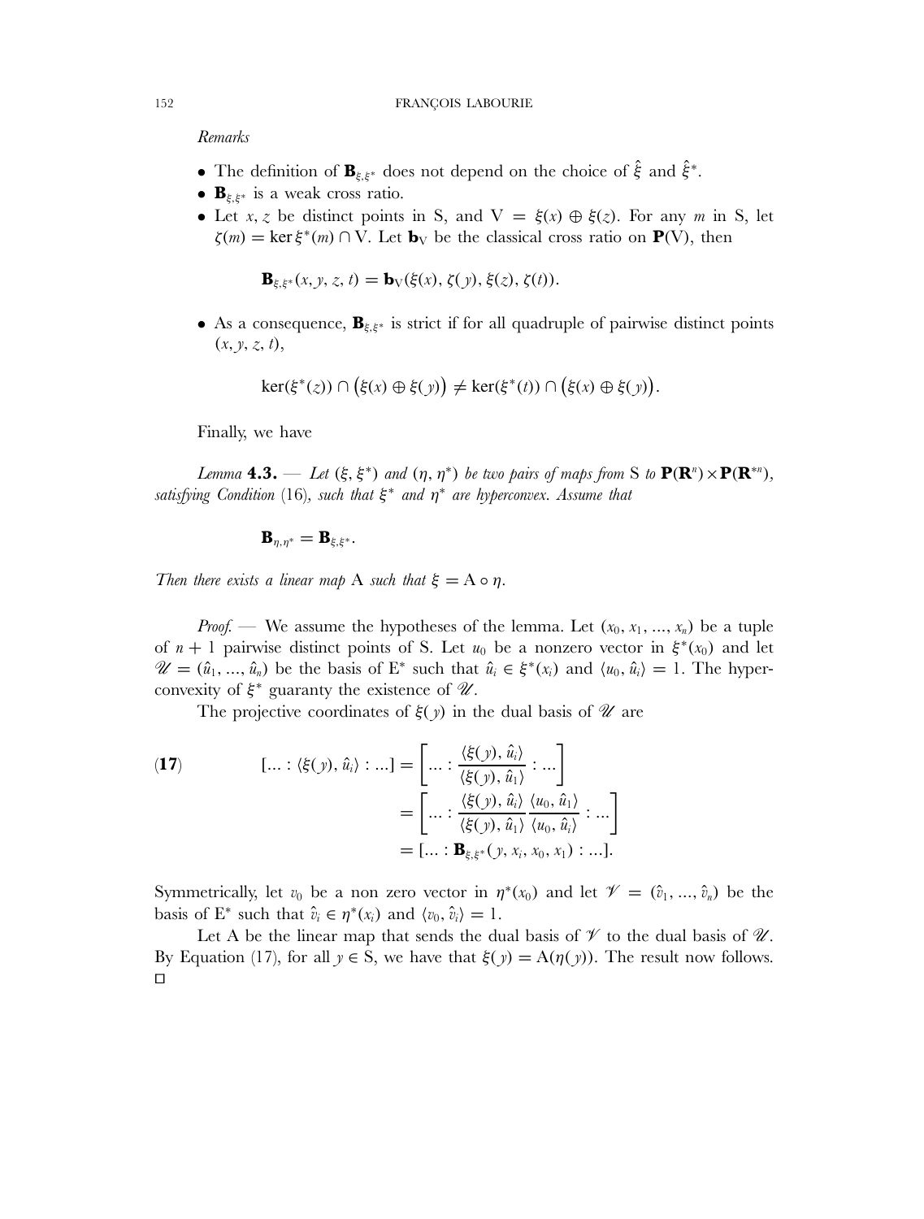*Remarks*

- The definition of $\mathbf{B}_{\xi,\xi^*}$ does not depend on the choice of $\hat{\xi}$ and $\hat{\xi}^*$.
- $\mathbf{B}_{\xi,\xi^*}$ is a weak cross ratio.
- Let $x, z$ be distinct points in S, and $\mathrm{V} = \xi(x) \oplus \xi(z)$. For any $m$ in S, let $\zeta(m) = \ker \xi^*(m) \cap \mathrm{V}$. Let $\mathbf{b}_\mathrm{V}$ be the classical cross ratio on $\mathbf{P}(\mathrm{V})$, then

$$\mathbf{B}_{\xi,\xi^*}(x, y, z, t) = \mathbf{b}_\mathrm{V}(\xi(x), \zeta(y), \xi(z), \zeta(t)).$$

- As a consequence, $\mathbf{B}_{\xi,\xi^*}$ is strict if for all quadruple of pairwise distinct points $(x, y, z, t)$,

$$\ker(\xi^*(z)) \cap \big(\xi(x) \oplus \xi(y)\big) \neq \ker(\xi^*(t)) \cap \big(\xi(x) \oplus \xi(y)\big).$$

Finally, we have

*Lemma* **4.3.** — *Let* $(\xi, \xi^*)$ *and* $(\eta, \eta^*)$ *be two pairs of maps from* S *to* $\mathbf{P}(\mathbf{R}^n) \times \mathbf{P}(\mathbf{R}^{*n})$, *satisfying Condition* (16), *such that* $\xi^*$ *and* $\eta^*$ *are hyperconvex. Assume that*

$$\mathbf{B}_{\eta,\eta^*} = \mathbf{B}_{\xi,\xi^*}.$$

*Then there exists a linear map* A *such that* $\xi = \mathrm{A} \circ \eta$.

*Proof.* — We assume the hypotheses of the lemma. Let $(x_0, x_1, ..., x_n)$ be a tuple of $n+1$ pairwise distinct points of S. Let $u_0$ be a nonzero vector in $\xi^*(x_0)$ and let $\mathscr{U} = (\hat{u}_1, ..., \hat{u}_n)$ be the basis of $\mathrm{E}^*$ such that $\hat{u}_i \in \xi^*(x_i)$ and $\langle u_0, \hat{u}_i \rangle = 1$. The hyperconvexity of $\xi^*$ guaranty the existence of $\mathscr{U}$.

The projective coordinates of $\xi(y)$ in the dual basis of $\mathscr{U}$ are

$$\begin{aligned}
(\mathbf{17}) \qquad [... : \langle \xi(y), \hat{u}_i \rangle : ...] &= \left[ ... : \frac{\langle \xi(y), \hat{u}_i \rangle}{\langle \xi(y), \hat{u}_1 \rangle} : ... \right] \\
&= \left[ ... : \frac{\langle \xi(y), \hat{u}_i \rangle}{\langle \xi(y), \hat{u}_1 \rangle} \frac{\langle u_0, \hat{u}_1 \rangle}{\langle u_0, \hat{u}_i \rangle} : ... \right] \\
&= [... : \mathbf{B}_{\xi,\xi^*}(y, x_i, x_0, x_1) : ...].
\end{aligned}$$

Symmetrically, let $v_0$ be a non zero vector in $\eta^*(x_0)$ and let $\mathscr{V} = (\hat{v}_1, ..., \hat{v}_n)$ be the basis of $\mathrm{E}^*$ such that $\hat{v}_i \in \eta^*(x_i)$ and $\langle v_0, \hat{v}_i \rangle = 1$.

Let A be the linear map that sends the dual basis of $\mathscr{V}$ to the dual basis of $\mathscr{U}$. By Equation (17), for all $y \in \mathrm{S}$, we have that $\xi(y) = \mathrm{A}(\eta(y))$. The result now follows. □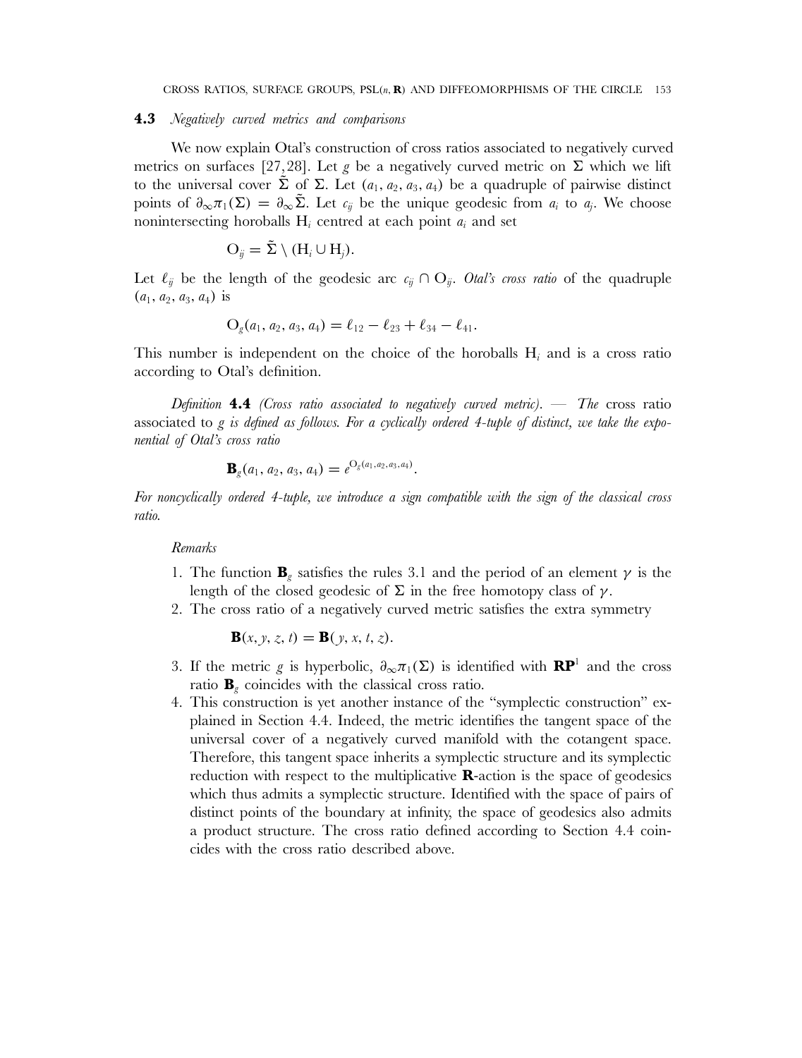### 4.3 *Negatively curved metrics and comparisons*

We now explain Otal's construction of cross ratios associated to negatively curved metrics on surfaces [27,28]. Let $g$ be a negatively curved metric on $\Sigma$ which we lift to the universal cover $\tilde{\Sigma}$ of $\Sigma$. Let $(a_1, a_2, a_3, a_4)$ be a quadruple of pairwise distinct points of $\partial_\infty \pi_1(\Sigma) = \partial_\infty \tilde{\Sigma}$. Let $c_{ij}$ be the unique geodesic from $a_i$ to $a_j$. We choose nonintersecting horoballs $H_i$ centred at each point $a_i$ and set

$$O_{ij} = \tilde{\Sigma} \setminus (H_i \cup H_j).$$

Let $\ell_{ij}$ be the length of the geodesic arc $c_{ij} \cap O_{ij}$. *Otal's cross ratio* of the quadruple $(a_1, a_2, a_3, a_4)$ is

$$O_g(a_1, a_2, a_3, a_4) = \ell_{12} - \ell_{23} + \ell_{34} - \ell_{41}.$$

This number is independent on the choice of the horoballs $H_i$ and is a cross ratio according to Otal's definition.

*Definition* **4.4** *(Cross ratio associated to negatively curved metric). — The* cross ratio associated to *g is defined as follows. For a cyclically ordered 4-tuple of distinct, we take the exponential of Otal's cross ratio*

$$\mathbf{B}_g(a_1, a_2, a_3, a_4) = e^{O_g(a_1, a_2, a_3, a_4)}.$$

*For noncyclically ordered 4-tuple, we introduce a sign compatible with the sign of the classical cross ratio.*

*Remarks*

1. The function $\mathbf{B}_g$ satisfies the rules 3.1 and the period of an element $\gamma$ is the length of the closed geodesic of $\Sigma$ in the free homotopy class of $\gamma$.
2. The cross ratio of a negatively curved metric satisfies the extra symmetry

   $$\mathbf{B}(x, y, z, t) = \mathbf{B}(y, x, t, z).$$

3. If the metric $g$ is hyperbolic, $\partial_\infty \pi_1(\Sigma)$ is identified with $\mathbf{RP}^1$ and the cross ratio $\mathbf{B}_g$ coincides with the classical cross ratio.
4. This construction is yet another instance of the "symplectic construction" explained in Section 4.4. Indeed, the metric identifies the tangent space of the universal cover of a negatively curved manifold with the cotangent space. Therefore, this tangent space inherits a symplectic structure and its symplectic reduction with respect to the multiplicative $\mathbf{R}$-action is the space of geodesics which thus admits a symplectic structure. Identified with the space of pairs of distinct points of the boundary at infinity, the space of geodesics also admits a product structure. The cross ratio defined according to Section 4.4 coincides with the cross ratio described above.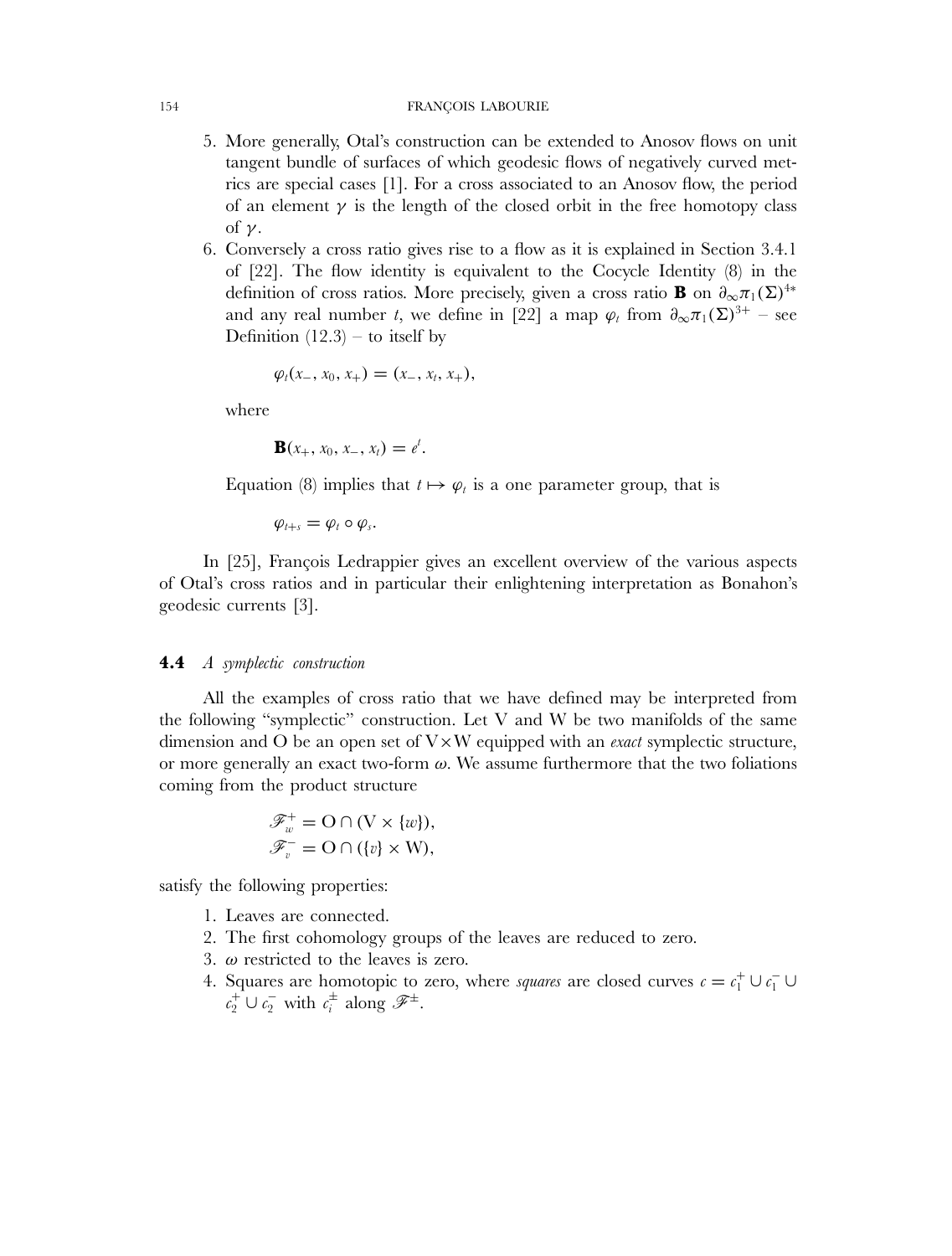5. More generally, Otal's construction can be extended to Anosov flows on unit tangent bundle of surfaces of which geodesic flows of negatively curved metrics are special cases [1]. For a cross associated to an Anosov flow, the period of an element $\gamma$ is the length of the closed orbit in the free homotopy class of $\gamma$.
6. Conversely a cross ratio gives rise to a flow as it is explained in Section 3.4.1 of [22]. The flow identity is equivalent to the Cocycle Identity (8) in the definition of cross ratios. More precisely, given a cross ratio $\mathbf{B}$ on $\partial_\infty \pi_1(\Sigma)^{4*}$ and any real number $t$, we define in [22] a map $\varphi_t$ from $\partial_\infty \pi_1(\Sigma)^{3+}$ – see Definition (12.3) – to itself by

$$\varphi_t(x_-, x_0, x_+) = (x_-, x_t, x_+),$$

where

$$\mathbf{B}(x_+, x_0, x_-, x_t) = e^t.$$

Equation (8) implies that $t \mapsto \varphi_t$ is a one parameter group, that is

$$\varphi_{t+s} = \varphi_t \circ \varphi_s.$$

In [25], François Ledrappier gives an excellent overview of the various aspects of Otal's cross ratios and in particular their enlightening interpretation as Bonahon's geodesic currents [3].

### 4.4 *A symplectic construction*

All the examples of cross ratio that we have defined may be interpreted from the following "symplectic" construction. Let V and W be two manifolds of the same dimension and O be an open set of V×W equipped with an *exact* symplectic structure, or more generally an exact two-form $\omega$. We assume furthermore that the two foliations coming from the product structure

$$\mathscr{F}^+_w = \mathrm{O} \cap (\mathrm{V} \times \{w\}),$$
$$\mathscr{F}^-_v = \mathrm{O} \cap (\{v\} \times \mathrm{W}),$$

satisfy the following properties:

1. Leaves are connected.
2. The first cohomology groups of the leaves are reduced to zero.
3. $\omega$ restricted to the leaves is zero.
4. Squares are homotopic to zero, where *squares* are closed curves $c = c_1^+ \cup c_1^- \cup c_2^+ \cup c_2^-$ with $c_i^\pm$ along $\mathscr{F}^\pm$.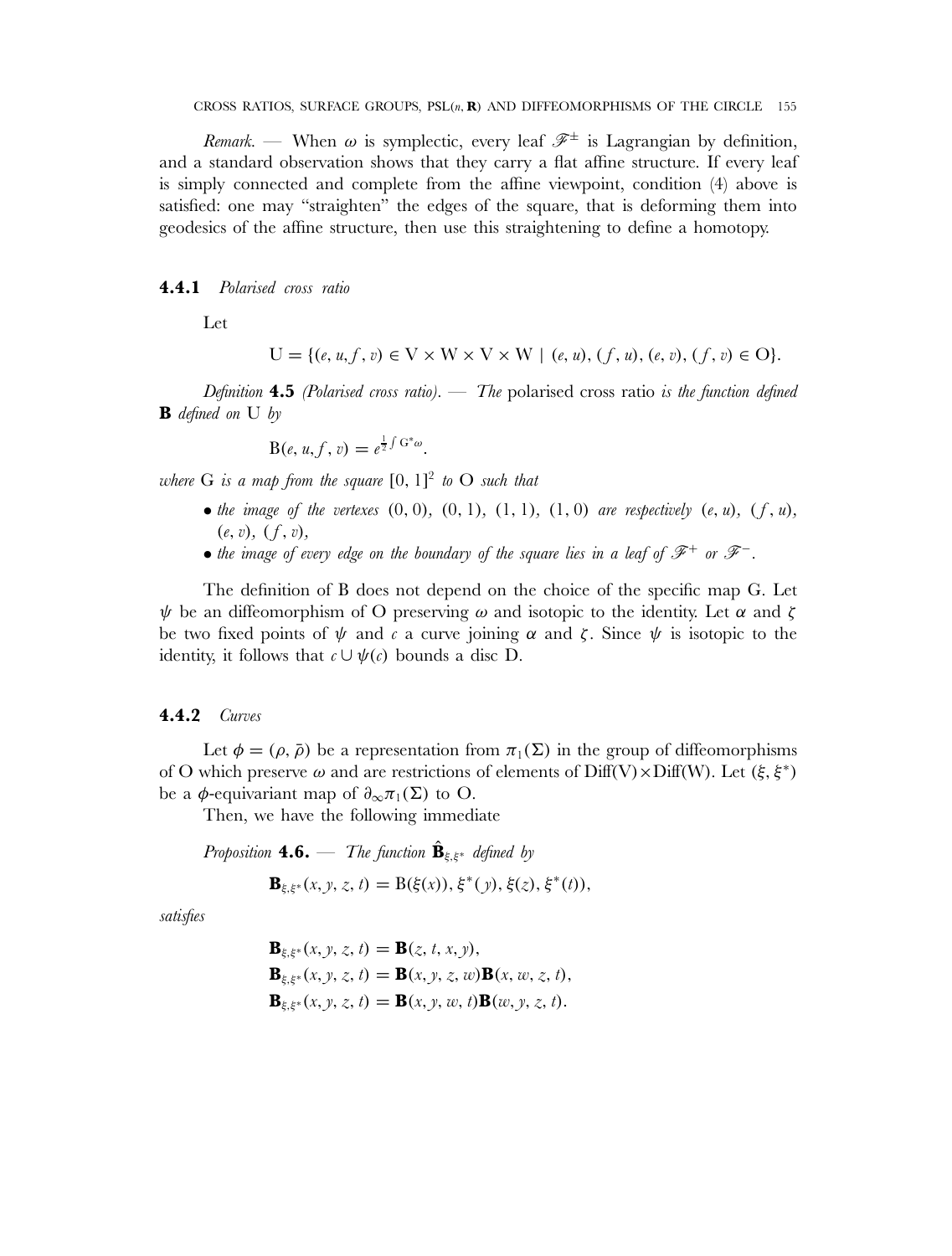*Remark.* — When $\omega$ is symplectic, every leaf $\mathscr{F}^{\pm}$ is Lagrangian by definition, and a standard observation shows that they carry a flat affine structure. If every leaf is simply connected and complete from the affine viewpoint, condition (4) above is satisfied: one may "straighten" the edges of the square, that is deforming them into geodesics of the affine structure, then use this straightening to define a homotopy.

### 4.4.1 *Polarised cross ratio*

Let

$$\mathrm{U} = \{(e, u, f, v) \in \mathrm{V} \times \mathrm{W} \times \mathrm{V} \times \mathrm{W} \mid (e, u), (f, u), (e, v), (f, v) \in \mathrm{O}\}.$$

*Definition* **4.5** *(Polarised cross ratio).* — *The* polarised cross ratio *is the function defined* **B** *defined on* U *by*

$$\mathrm{B}(e, u, f, v) = e^{\frac{1}{2}\int \mathrm{G}^{*}\omega}.$$

*where* G *is a map from the square* $[0, 1]^2$ *to* O *such that*

- *the image of the vertexes* $(0, 0)$, $(0, 1)$, $(1, 1)$, $(1, 0)$ *are respectively* $(e, u)$, $(f, u)$, $(e, v)$, $(f, v)$,
- *the image of every edge on the boundary of the square lies in a leaf of* $\mathscr{F}^{+}$ *or* $\mathscr{F}^{-}$.

The definition of B does not depend on the choice of the specific map G. Let $\psi$ be an diffeomorphism of O preserving $\omega$ and isotopic to the identity. Let $\alpha$ and $\zeta$ be two fixed points of $\psi$ and $c$ a curve joining $\alpha$ and $\zeta$. Since $\psi$ is isotopic to the identity, it follows that $c \cup \psi(c)$ bounds a disc D.

### 4.4.2 *Curves*

Let $\phi = (\rho, \bar{\rho})$ be a representation from $\pi_1(\Sigma)$ in the group of diffeomorphisms of O which preserve $\omega$ and are restrictions of elements of Diff(V)×Diff(W). Let $(\xi, \xi^{*})$ be a $\phi$-equivariant map of $\partial_{\infty}\pi_1(\Sigma)$ to O.

Then, we have the following immediate

*Proposition* **4.6.** — *The function* $\hat{\mathbf{B}}_{\xi,\xi^{*}}$ *defined by*

$$\mathbf{B}_{\xi,\xi^{*}}(x, y, z, t) = \mathrm{B}(\xi(x)), \xi^{*}(y), \xi(z), \xi^{*}(t)),$$

*satisfies*

$$\mathbf{B}_{\xi,\xi^{*}}(x, y, z, t) = \mathbf{B}(z, t, x, y),$$
$$\mathbf{B}_{\xi,\xi^{*}}(x, y, z, t) = \mathbf{B}(x, y, z, w)\mathbf{B}(x, w, z, t),$$
$$\mathbf{B}_{\xi,\xi^{*}}(x, y, z, t) = \mathbf{B}(x, y, w, t)\mathbf{B}(w, y, z, t).$$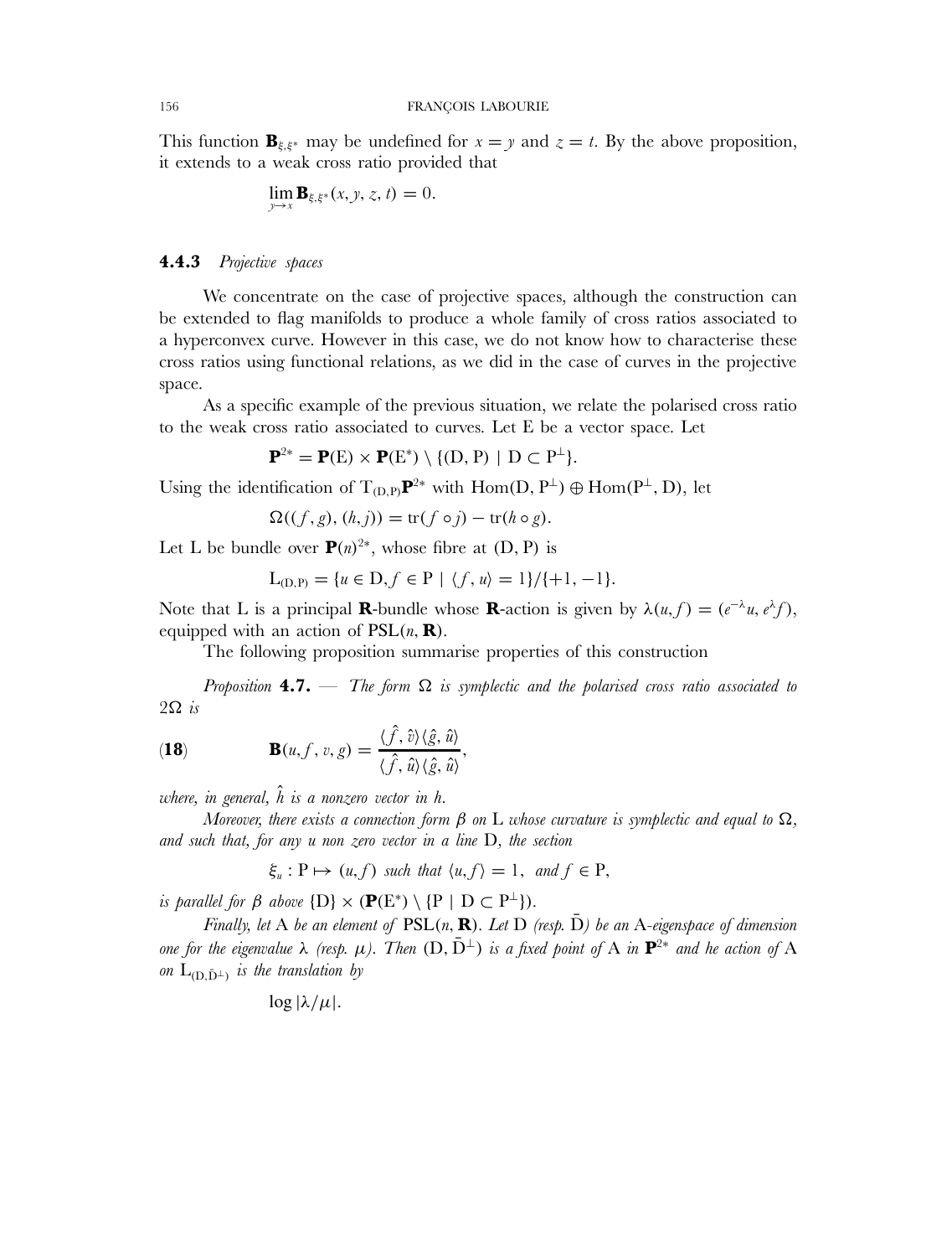This function $\mathbf{B}_{\xi,\xi^*}$ may be undefined for $x = y$ and $z = t$. By the above proposition, it extends to a weak cross ratio provided that

$$\lim_{y\to x} \mathbf{B}_{\xi,\xi^*}(x, y, z, t) = 0.$$

### 4.4.3 *Projective spaces*

We concentrate on the case of projective spaces, although the construction can be extended to flag manifolds to produce a whole family of cross ratios associated to a hyperconvex curve. However in this case, we do not know how to characterise these cross ratios using functional relations, as we did in the case of curves in the projective space.

As a specific example of the previous situation, we relate the polarised cross ratio to the weak cross ratio associated to curves. Let E be a vector space. Let

$$\mathbf{P}^{2*} = \mathbf{P}(\mathrm{E}) \times \mathbf{P}(\mathrm{E}^*) \setminus \{(\mathrm{D}, \mathrm{P}) \mid \mathrm{D} \subset \mathrm{P}^\perp\}.$$

Using the identification of $\mathrm{T}_{(\mathrm{D},\mathrm{P})}\mathbf{P}^{2*}$ with $\mathrm{Hom}(\mathrm{D}, \mathrm{P}^\perp) \oplus \mathrm{Hom}(\mathrm{P}^\perp, \mathrm{D})$, let

$$\Omega((f, g), (h, j)) = \mathrm{tr}(f \circ j) - \mathrm{tr}(h \circ g).$$

Let L be bundle over $\mathbf{P}(n)^{2*}$, whose fibre at $(\mathrm{D}, \mathrm{P})$ is

$$\mathrm{L}_{(\mathrm{D},\mathrm{P})} = \{u \in \mathrm{D}, f \in \mathrm{P} \mid \langle f, u\rangle = 1\}/\{+1, -1\}.$$

Note that L is a principal $\mathbf{R}$-bundle whose $\mathbf{R}$-action is given by $\lambda(u, f) = (e^{-\lambda}u, e^{\lambda}f)$, equipped with an action of $\mathrm{PSL}(n, \mathbf{R})$.

The following proposition summarise properties of this construction

*Proposition* **4.7.** — *The form $\Omega$ is symplectic and the polarised cross ratio associated to $2\Omega$ is*

$$\mathbf{B}(u, f, v, g) = \frac{\langle \hat{f}, \hat{v}\rangle\langle \hat{g}, \hat{u}\rangle}{\langle \hat{f}, \hat{u}\rangle\langle \hat{g}, \hat{u}\rangle}, \qquad (\mathbf{18})$$

*where, in general, $\hat{h}$ is a nonzero vector in $h$.*

*Moreover, there exists a connection form $\beta$ on* L *whose curvature is symplectic and equal to $\Omega$, and such that, for any $u$ non zero vector in a line* D*, the section*

$$\xi_u : \mathrm{P} \mapsto (u, f) \text{ such that } \langle u, f\rangle = 1, \text{ and } f \in \mathrm{P},$$

*is parallel for $\beta$ above $\{\mathrm{D}\} \times (\mathbf{P}(\mathrm{E}^*) \setminus \{\mathrm{P} \mid \mathrm{D} \subset \mathrm{P}^\perp\})$.*

*Finally, let* A *be an element of* $\mathrm{PSL}(n, \mathbf{R})$*. Let* D *(resp.* $\bar{\mathrm{D}}$*) be an* A*-eigenspace of dimension one for the eigenvalue $\lambda$ (resp. $\mu$). Then $(\mathrm{D}, \bar{\mathrm{D}}^\perp)$ is a fixed point of* A *in* $\mathbf{P}^{2*}$ *and he action of* A *on* $\mathrm{L}_{(\mathrm{D},\bar{\mathrm{D}}^\perp)}$ *is the translation by*

$$\log|\lambda/\mu|.$$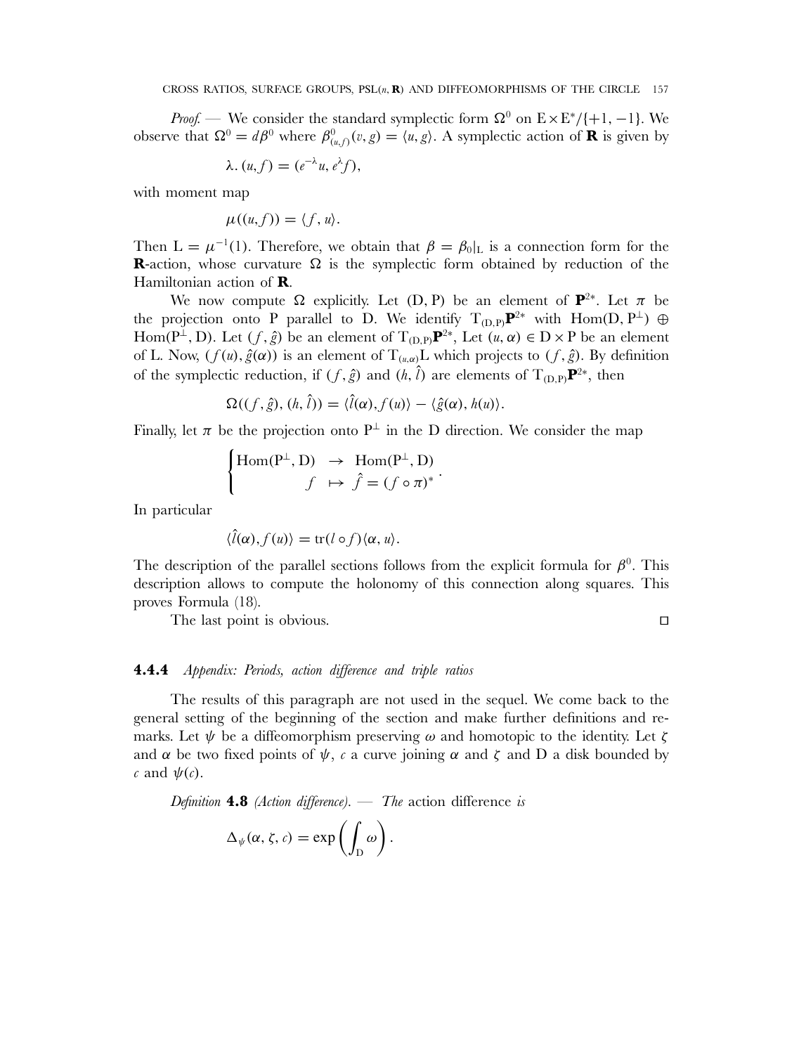*Proof.* — We consider the standard symplectic form $\Omega^0$ on $E\times E^*/\{+1,-1\}$. We observe that $\Omega^0 = d\beta^0$ where $\beta^0_{(u,f)}(v,g) = \langle u, g\rangle$. A symplectic action of $\mathbf{R}$ is given by

$$\lambda.(u,f) = (e^{-\lambda}u, e^{\lambda}f),$$

with moment map

$$\mu((u,f)) = \langle f, u\rangle.$$

Then $L = \mu^{-1}(1)$. Therefore, we obtain that $\beta = \beta_0|_L$ is a connection form for the $\mathbf{R}$-action, whose curvature $\Omega$ is the symplectic form obtained by reduction of the Hamiltonian action of $\mathbf{R}$.

We now compute $\Omega$ explicitly. Let $(D, P)$ be an element of $\mathbf{P}^{2*}$. Let $\pi$ be the projection onto P parallel to D. We identify $T_{(D,P)}\mathbf{P}^{2*}$ with $\mathrm{Hom}(D, P^\perp) \oplus \mathrm{Hom}(P^\perp, D)$. Let $(f, \hat{g})$ be an element of $T_{(D,P)}\mathbf{P}^{2*}$, Let $(u, \alpha) \in D \times P$ be an element of L. Now, $(f(u), \hat{g}(\alpha))$ is an element of $T_{(u,\alpha)}L$ which projects to $(f, \hat{g})$. By definition of the symplectic reduction, if $(f, \hat{g})$ and $(h, \hat{l})$ are elements of $T_{(D,P)}\mathbf{P}^{2*}$, then

$$\Omega((f,\hat{g}),(h,\hat{l})) = \langle \hat{l}(\alpha), f(u)\rangle - \langle \hat{g}(\alpha), h(u)\rangle.$$

Finally, let $\pi$ be the projection onto $P^\perp$ in the D direction. We consider the map

$$\begin{cases} \mathrm{Hom}(P^\perp, D) & \to & \mathrm{Hom}(P^\perp, D) \\ \qquad\quad f & \mapsto & \hat{f} = (f\circ\pi)^* \end{cases}.$$

In particular

$$\langle \hat{l}(\alpha), f(u)\rangle = \mathrm{tr}(l\circ f)\langle \alpha, u\rangle.$$

The description of the parallel sections follows from the explicit formula for $\beta^0$. This description allows to compute the holonomy of this connection along squares. This proves Formula (18).

The last point is obvious. □

#### 4.4.4 *Appendix: Periods, action difference and triple ratios*

The results of this paragraph are not used in the sequel. We come back to the general setting of the beginning of the section and make further definitions and remarks. Let $\psi$ be a diffeomorphism preserving $\omega$ and homotopic to the identity. Let $\zeta$ and $\alpha$ be two fixed points of $\psi$, $c$ a curve joining $\alpha$ and $\zeta$ and D a disk bounded by $c$ and $\psi(c)$.

*Definition* **4.8** *(Action difference).* — *The* action difference *is*

$$\Delta_\psi(\alpha,\zeta,c) = \exp\left(\int_D \omega\right).$$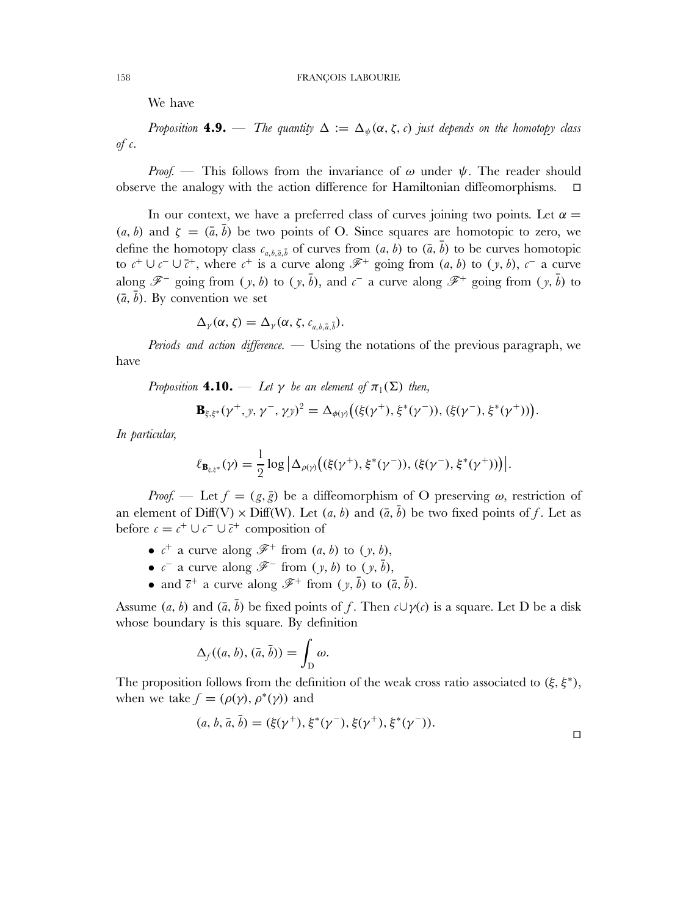We have

*Proposition* **4.9.** — *The quantity $\Delta := \Delta_\psi(\alpha, \zeta, c)$ just depends on the homotopy class of $c$.*

*Proof.* — This follows from the invariance of $\omega$ under $\psi$. The reader should observe the analogy with the action difference for Hamiltonian diffeomorphisms. □

In our context, we have a preferred class of curves joining two points. Let $\alpha = (a, b)$ and $\zeta = (\bar{a}, \bar{b})$ be two points of O. Since squares are homotopic to zero, we define the homotopy class $c_{a,b,\bar{a},\bar{b}}$ of curves from $(a, b)$ to $(\bar{a}, \bar{b})$ to be curves homotopic to $c^+ \cup c^- \cup \bar{c}^+$, where $c^+$ is a curve along $\mathscr{F}^+$ going from $(a, b)$ to $(y, b)$, $c^-$ a curve along $\mathscr{F}^-$ going from $(y, b)$ to $(y, \bar{b})$, and $c^-$ a curve along $\mathscr{F}^+$ going from $(y, \bar{b})$ to $(\bar{a}, \bar{b})$. By convention we set

$$\Delta_\gamma(\alpha, \zeta) = \Delta_\gamma(\alpha, \zeta, c_{a,b,\bar{a},\bar{b}}).$$

*Periods and action difference.* — Using the notations of the previous paragraph, we have

*Proposition* **4.10.** — *Let $\gamma$ be an element of $\pi_1(\Sigma)$ then,*

$$\mathbf{B}_{\xi,\xi^*}(\gamma^+, y, \gamma^-, \gamma y)^2 = \Delta_{\phi(\gamma)}\big((\xi(\gamma^+), \xi^*(\gamma^-)), (\xi(\gamma^-), \xi^*(\gamma^+))\big).$$

*In particular,*

$$\ell_{\mathbf{B}_{\xi,\xi^*}}(\gamma) = \frac{1}{2}\log\left|\Delta_{\rho(\gamma)}\big((\xi(\gamma^+), \xi^*(\gamma^-)), (\xi(\gamma^-), \xi^*(\gamma^+))\big)\right|.$$

*Proof.* — Let $f = (g, \bar{g})$ be a diffeomorphism of O preserving $\omega$, restriction of an element of $\mathrm{Diff}(V) \times \mathrm{Diff}(W)$. Let $(a, b)$ and $(\bar{a}, \bar{b})$ be two fixed points of $f$. Let as before $c = c^+ \cup c^- \cup \bar{c}^+$ composition of

- $c^+$ a curve along $\mathscr{F}^+$ from $(a, b)$ to $(y, b)$,
- $c^-$ a curve along $\mathscr{F}^-$ from $(y, b)$ to $(y, \bar{b})$,
- and $\bar{c}^+$ a curve along $\mathscr{F}^+$ from $(y, \bar{b})$ to $(\bar{a}, \bar{b})$.

Assume $(a, b)$ and $(\bar{a}, \bar{b})$ be fixed points of $f$. Then $c \cup \gamma(c)$ is a square. Let D be a disk whose boundary is this square. By definition

$$\Delta_f((a, b), (\bar{a}, \bar{b})) = \int_D \omega.$$

The proposition follows from the definition of the weak cross ratio associated to $(\xi, \xi^*)$, when we take $f = (\rho(\gamma), \rho^*(\gamma))$ and

$$(a, b, \bar{a}, \bar{b}) = (\xi(\gamma^+), \xi^*(\gamma^-), \xi(\gamma^+), \xi^*(\gamma^-)).$$

□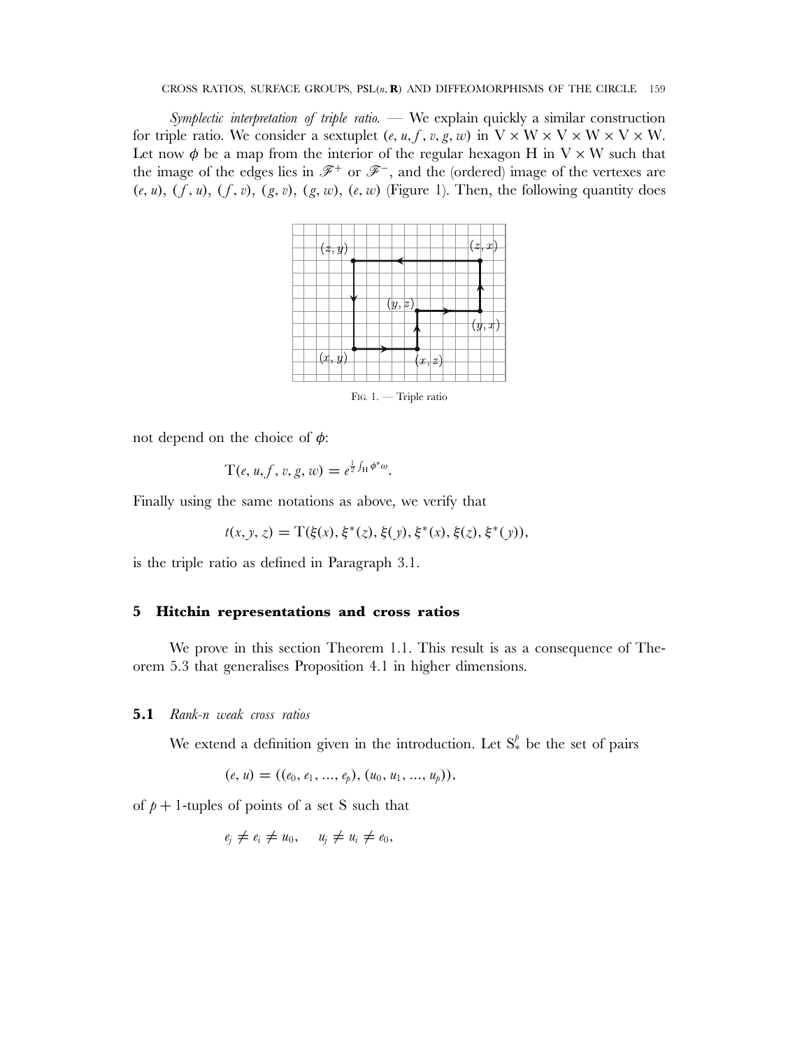*Symplectic interpretation of triple ratio.* — We explain quickly a similar construction for triple ratio. We consider a sextuplet $(e, u, f, v, g, w)$ in $V \times W \times V \times W \times V \times W$. Let now $\phi$ be a map from the interior of the regular hexagon H in $V \times W$ such that the image of the edges lies in $\mathscr{F}^+$ or $\mathscr{F}^-$, and the (ordered) image of the vertexes are $(e, u)$, $(f, u)$, $(f, v)$, $(g, v)$, $(g, w)$, $(e, w)$ (Figure 1). Then, the following quantity does not depend on the choice of $\phi$:

FIG. 1. — Triple ratio

$$T(e, u, f, v, g, w) = e^{\frac{1}{2}\int_H \phi^*\omega}.$$

Finally using the same notations as above, we verify that

$$t(x, y, z) = T(\xi(x), \xi^*(z), \xi(y), \xi^*(x), \xi(z), \xi^*(y)),$$

is the triple ratio as defined in Paragraph 3.1.

## 5 Hitchin representations and cross ratios

We prove in this section Theorem 1.1. This result is as a consequence of Theorem 5.3 that generalises Proposition 4.1 in higher dimensions.

### 5.1 *Rank-n weak cross ratios*

We extend a definition given in the introduction. Let $S^p_*$ be the set of pairs

$$(e, u) = ((e_0, e_1, ..., e_p), (u_0, u_1, ..., u_p)),$$

of $p + 1$-tuples of points of a set S such that

$$e_j \neq e_i \neq u_0, \quad u_j \neq u_i \neq e_0,$$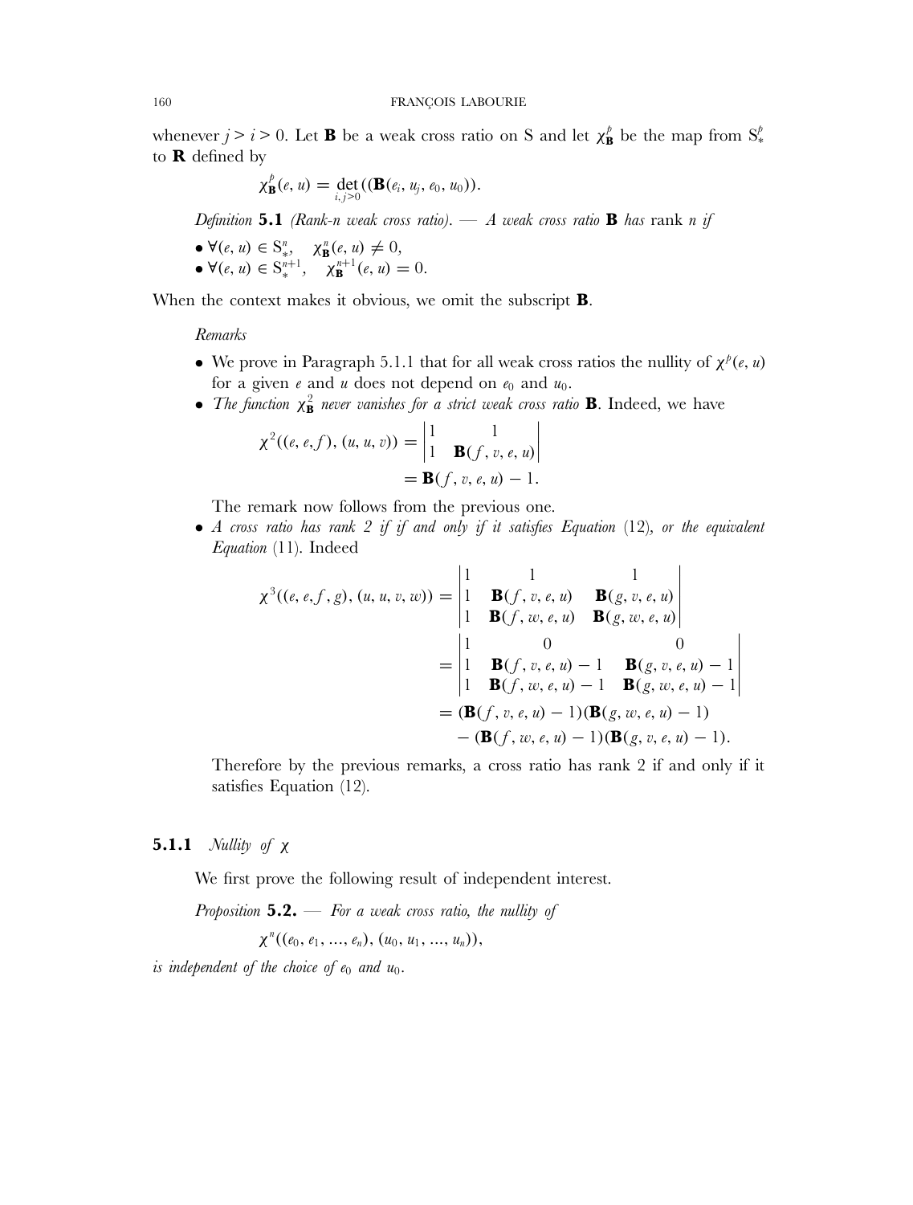whenever $j > i > 0$. Let $\mathbf{B}$ be a weak cross ratio on S and let $\chi^p_{\mathbf{B}}$ be the map from $S^p_*$ to $\mathbf{R}$ defined by

$$\chi^p_{\mathbf{B}}(e, u) = \det_{i,j>0}((\mathbf{B}(e_i, u_j, e_0, u_0)).$$

*Definition* **5.1** *(Rank-n weak cross ratio). — A weak cross ratio* $\mathbf{B}$ *has* rank $n$ *if*

- $\forall (e, u) \in S^n_*, \quad \chi^n_{\mathbf{B}}(e, u) \neq 0,$
- $\forall (e, u) \in S^{n+1}_*, \quad \chi^{n+1}_{\mathbf{B}}(e, u) = 0.$

When the context makes it obvious, we omit the subscript $\mathbf{B}$.

*Remarks*

- We prove in Paragraph 5.1.1 that for all weak cross ratios the nullity of $\chi^p(e, u)$ for a given $e$ and $u$ does not depend on $e_0$ and $u_0$.
- *The function* $\chi^2_{\mathbf{B}}$ *never vanishes for a strict weak cross ratio* $\mathbf{B}$. Indeed, we have

$$\begin{aligned}\chi^2((e, e, f), (u, u, v)) &= \begin{vmatrix} 1 & 1 \\ 1 & \mathbf{B}(f, v, e, u) \end{vmatrix} \\ &= \mathbf{B}(f, v, e, u) - 1.\end{aligned}$$

  The remark now follows from the previous one.
- *A cross ratio has rank 2 if if and only if it satisfies Equation* (12)*, or the equivalent Equation* (11). Indeed

$$\begin{aligned}\chi^3((e, e, f, g), (u, u, v, w)) &= \begin{vmatrix} 1 & 1 & 1 \\ 1 & \mathbf{B}(f, v, e, u) & \mathbf{B}(g, v, e, u) \\ 1 & \mathbf{B}(f, w, e, u) & \mathbf{B}(g, w, e, u) \end{vmatrix} \\ &= \begin{vmatrix} 1 & 0 & 0 \\ 1 & \mathbf{B}(f, v, e, u) - 1 & \mathbf{B}(g, v, e, u) - 1 \\ 1 & \mathbf{B}(f, w, e, u) - 1 & \mathbf{B}(g, w, e, u) - 1 \end{vmatrix} \\ &= (\mathbf{B}(f, v, e, u) - 1)(\mathbf{B}(g, w, e, u) - 1) \\ &\quad - (\mathbf{B}(f, w, e, u) - 1)(\mathbf{B}(g, v, e, u) - 1).\end{aligned}$$

  Therefore by the previous remarks, a cross ratio has rank 2 if and only if it satisfies Equation (12).

### **5.1.1** *Nullity of* $\chi$

We first prove the following result of independent interest.

*Proposition* **5.2.** — *For a weak cross ratio, the nullity of*

$$\chi^n((e_0, e_1, \ldots, e_n), (u_0, u_1, \ldots, u_n)),$$

*is independent of the choice of* $e_0$ *and* $u_0$.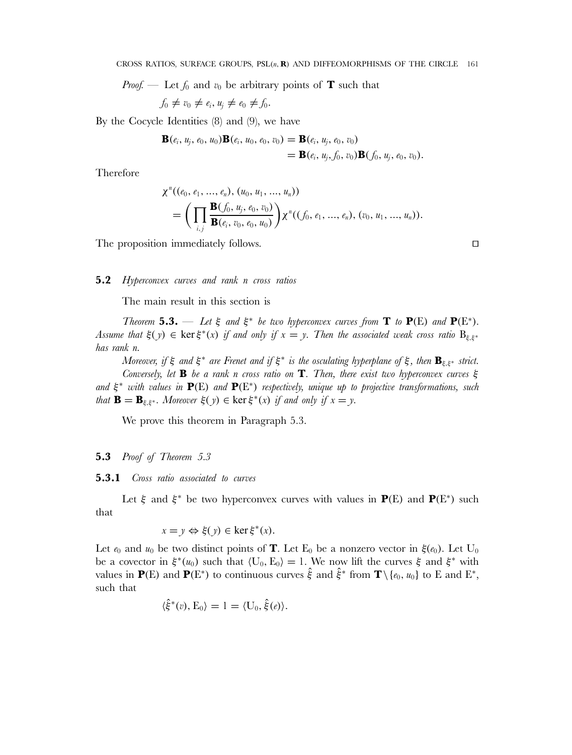*Proof.* — Let $f_0$ and $v_0$ be arbitrary points of $\mathbf{T}$ such that

$$f_0 \neq v_0 \neq e_i, u_j \neq e_0 \neq f_0.$$

By the Cocycle Identities (8) and (9), we have

$$\begin{aligned}\mathbf{B}(e_i, u_j, e_0, u_0)\mathbf{B}(e_i, u_0, e_0, v_0) &= \mathbf{B}(e_i, u_j, e_0, v_0)\\ &= \mathbf{B}(e_i, u_j, f_0, v_0)\mathbf{B}(f_0, u_j, e_0, v_0).\end{aligned}$$

Therefore

$$\begin{aligned}&\chi^n((e_0, e_1, \ldots, e_n), (u_0, u_1, \ldots, u_n))\\ &\quad = \left(\prod_{i,j} \frac{\mathbf{B}(f_0, u_j, e_0, v_0)}{\mathbf{B}(e_i, v_0, e_0, u_0)}\right)\chi^n((f_0, e_1, \ldots, e_n), (v_0, u_1, \ldots, u_n)).\end{aligned}$$

The proposition immediately follows. □

### 5.2 *Hyperconvex curves and rank n cross ratios*

The main result in this section is

*Theorem* **5.3.** — *Let $\xi$ and $\xi^*$ be two hyperconvex curves from $\mathbf{T}$ to $\mathbf{P}(\mathrm{E})$ and $\mathbf{P}(\mathrm{E}^*)$. Assume that $\xi(y) \in \ker \xi^*(x)$ if and only if $x = y$. Then the associated weak cross ratio $\mathrm{B}_{\xi,\xi^*}$ has rank n.*

*Moreover, if $\xi$ and $\xi^*$ are Frenet and if $\xi^*$ is the osculating hyperplane of $\xi$, then $\mathbf{B}_{\xi,\xi^*}$ strict.*

*Conversely, let $\mathbf{B}$ be a rank n cross ratio on $\mathbf{T}$. Then, there exist two hyperconvex curves $\xi$ and $\xi^*$ with values in $\mathbf{P}(\mathrm{E})$ and $\mathbf{P}(\mathrm{E}^*)$ respectively, unique up to projective transformations, such that $\mathbf{B} = \mathbf{B}_{\xi,\xi^*}$. Moreover $\xi(y) \in \ker \xi^*(x)$ if and only if $x = y$.*

We prove this theorem in Paragraph 5.3.

### 5.3 *Proof of Theorem 5.3*

#### 5.3.1 *Cross ratio associated to curves*

Let $\xi$ and $\xi^*$ be two hyperconvex curves with values in $\mathbf{P}(\mathrm{E})$ and $\mathbf{P}(\mathrm{E}^*)$ such that

$$x = y \Leftrightarrow \xi(y) \in \ker \xi^*(x).$$

Let $e_0$ and $u_0$ be two distinct points of $\mathbf{T}$. Let $\mathrm{E}_0$ be a nonzero vector in $\xi(e_0)$. Let $\mathrm{U}_0$ be a covector in $\xi^*(u_0)$ such that $\langle \mathrm{U}_0, \mathrm{E}_0\rangle = 1$. We now lift the curves $\xi$ and $\xi^*$ with values in $\mathbf{P}(\mathrm{E})$ and $\mathbf{P}(\mathrm{E}^*)$ to continuous curves $\hat{\xi}$ and $\hat{\xi}^*$ from $\mathbf{T}\setminus\{e_0, u_0\}$ to $\mathrm{E}$ and $\mathrm{E}^*$, such that

$$\langle \hat{\xi}^*(v), \mathrm{E}_0\rangle = 1 = \langle \mathrm{U}_0, \hat{\xi}(e)\rangle.$$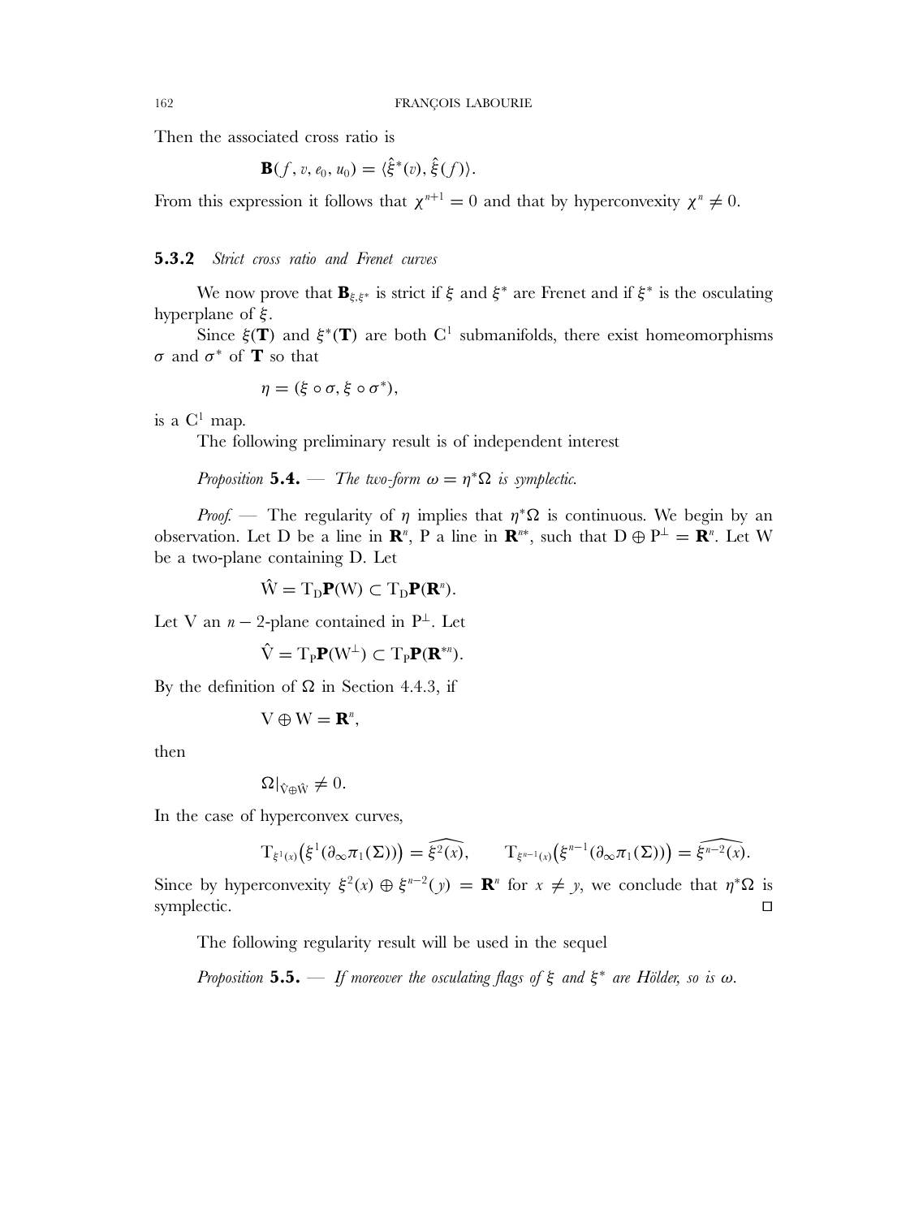Then the associated cross ratio is

$$\mathbf{B}(f, v, e_0, u_0) = \langle \hat{\xi}^*(v), \hat{\xi}(f) \rangle.$$

From this expression it follows that $\chi^{n+1} = 0$ and that by hyperconvexity $\chi^n \neq 0$.

### 5.3.2 *Strict cross ratio and Frenet curves*

We now prove that $\mathbf{B}_{\xi,\xi^*}$ is strict if $\xi$ and $\xi^*$ are Frenet and if $\xi^*$ is the osculating hyperplane of $\xi$.

Since $\xi(\mathbf{T})$ and $\xi^*(\mathbf{T})$ are both $C^1$ submanifolds, there exist homeomorphisms $\sigma$ and $\sigma^*$ of $\mathbf{T}$ so that

$$\eta = (\xi \circ \sigma, \xi \circ \sigma^*),$$

is a $C^1$ map.

The following preliminary result is of independent interest

*Proposition* **5.4.** — *The two-form $\omega = \eta^*\Omega$ is symplectic.*

*Proof.* — The regularity of $\eta$ implies that $\eta^*\Omega$ is continuous. We begin by an observation. Let D be a line in $\mathbf{R}^n$, P a line in $\mathbf{R}^{n*}$, such that $D \oplus P^\perp = \mathbf{R}^n$. Let W be a two-plane containing D. Let

$$\hat{W} = T_D\mathbf{P}(W) \subset T_D\mathbf{P}(\mathbf{R}^n).$$

Let V an $n-2$-plane contained in $P^\perp$. Let

$$\hat{V} = T_P\mathbf{P}(W^\perp) \subset T_P\mathbf{P}(\mathbf{R}^{*n}).$$

By the definition of $\Omega$ in Section 4.4.3, if

$$V \oplus W = \mathbf{R}^n,$$

then

$$\Omega|_{\hat{V}\oplus\hat{W}} \neq 0.$$

In the case of hyperconvex curves,

$$T_{\xi^1(x)}\big(\xi^1(\partial_\infty\pi_1(\Sigma))\big) = \widehat{\xi^2(x)}, \qquad T_{\xi^{n-1}(x)}\big(\xi^{n-1}(\partial_\infty\pi_1(\Sigma))\big) = \widehat{\xi^{n-2}(x)}.$$

Since by hyperconvexity $\xi^2(x) \oplus \xi^{n-2}(y) = \mathbf{R}^n$ for $x \neq y$, we conclude that $\eta^*\Omega$ is symplectic. ◻

The following regularity result will be used in the sequel

*Proposition* **5.5.** — *If moreover the osculating flags of $\xi$ and $\xi^*$ are Hölder, so is $\omega$.*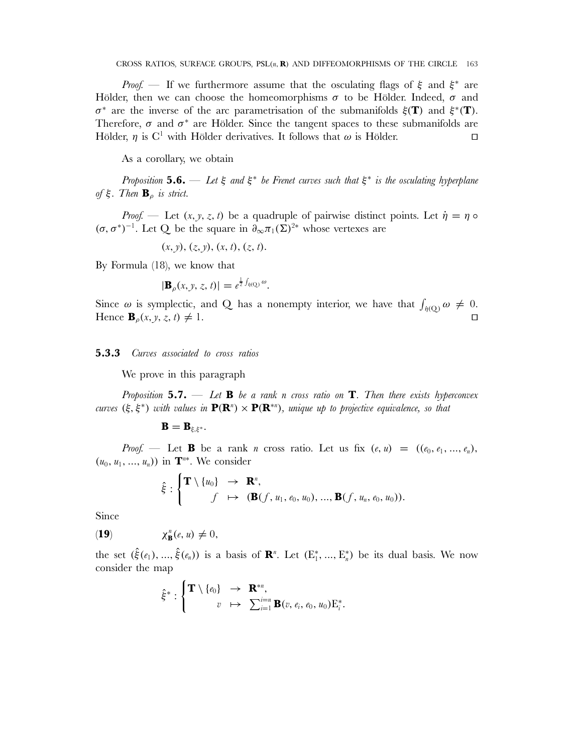*Proof.* — If we furthermore assume that the osculating flags of $\xi$ and $\xi^*$ are Hölder, then we can choose the homeomorphisms $\sigma$ to be Hölder. Indeed, $\sigma$ and $\sigma^*$ are the inverse of the arc parametrisation of the submanifolds $\xi(\mathbf{T})$ and $\xi^*(\mathbf{T})$. Therefore, $\sigma$ and $\sigma^*$ are Hölder. Since the tangent spaces to these submanifolds are Hölder, $\eta$ is $C^1$ with Hölder derivatives. It follows that $\omega$ is Hölder. $\square$

As a corollary, we obtain

*Proposition* **5.6.** — *Let $\xi$ and $\xi^*$ be Frenet curves such that $\xi^*$ is the osculating hyperplane of $\xi$. Then $\mathbf{B}_\rho$ is strict.*

*Proof.* — Let $(x, y, z, t)$ be a quadruple of pairwise distinct points. Let $\dot{\eta} = \eta \circ (\sigma, \sigma^*)^{-1}$. Let Q be the square in $\partial_\infty \pi_1(\Sigma)^{2*}$ whose vertexes are

$$(x, y), (z, y), (x, t), (z, t).$$

By Formula (18), we know that

$$|\mathbf{B}_\rho(x, y, z, t)| = e^{\frac{1}{2}\int_{\dot{\eta}(Q)} \omega}.$$

Since $\omega$ is symplectic, and Q has a nonempty interior, we have that $\int_{\dot{\eta}(Q)} \omega \neq 0$. Hence $\mathbf{B}_\rho(x, y, z, t) \neq 1$. $\square$

### **5.3.3** *Curves associated to cross ratios*

We prove in this paragraph

*Proposition* **5.7.** — *Let $\mathbf{B}$ be a rank $n$ cross ratio on $\mathbf{T}$. Then there exists hyperconvex curves $(\xi, \xi^*)$ with values in $\mathbf{P}(\mathbf{R}^n) \times \mathbf{P}(\mathbf{R}^{*n})$, unique up to projective equivalence, so that*

$$\mathbf{B} = \mathbf{B}_{\xi,\xi^*}.$$

*Proof.* — Let $\mathbf{B}$ be a rank $n$ cross ratio. Let us fix $(e, u) = ((e_0, e_1, ..., e_n), (u_0, u_1, ..., u_n))$ in $\mathbf{T}^{n*}$. We consider

$$\hat{\xi} : \begin{cases} \mathbf{T} \setminus \{u_0\} & \rightarrow & \mathbf{R}^n, \\ \quad\quad f & \mapsto & (\mathbf{B}(f, u_1, e_0, u_0), ..., \mathbf{B}(f, u_n, e_0, u_0)). \end{cases}$$

Since

$$(\mathbf{19}) \qquad \chi^n_{\mathbf{B}}(e, u) \neq 0,$$

the set $(\hat{\xi}(e_1), ..., \hat{\xi}(e_n))$ is a basis of $\mathbf{R}^n$. Let $(E_1^*, ..., E_n^*)$ be its dual basis. We now consider the map

$$\hat{\xi}^* : \begin{cases} \mathbf{T} \setminus \{e_0\} & \rightarrow & \mathbf{R}^{*n}, \\ \quad\quad v & \mapsto & \sum_{i=1}^{i=n} \mathbf{B}(v, e_i, e_0, u_0) E_i^*. \end{cases}$$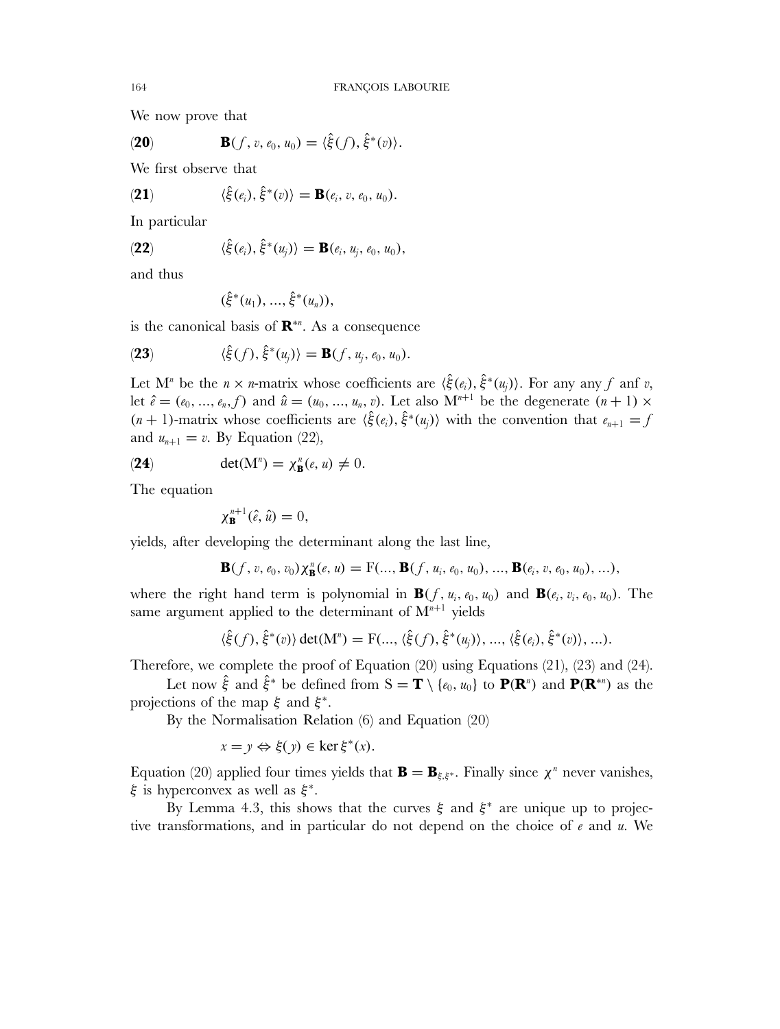We now prove that

$$\mathbf{B}(f, v, e_0, u_0) = \langle \hat{\xi}(f), \hat{\xi}^*(v) \rangle. \tag{20}$$

We first observe that

$$\langle \hat{\xi}(e_i), \hat{\xi}^*(v) \rangle = \mathbf{B}(e_i, v, e_0, u_0). \tag{21}$$

In particular

$$\langle \hat{\xi}(e_i), \hat{\xi}^*(u_j) \rangle = \mathbf{B}(e_i, u_j, e_0, u_0), \tag{22}$$

and thus

$$(\hat{\xi}^*(u_1), ..., \hat{\xi}^*(u_n)),$$

is the canonical basis of $\mathbf{R}^{*n}$. As a consequence

$$\langle \hat{\xi}(f), \hat{\xi}^*(u_j) \rangle = \mathbf{B}(f, u_j, e_0, u_0). \tag{23}$$

Let $M^n$ be the $n \times n$-matrix whose coefficients are $\langle \hat{\xi}(e_i), \hat{\xi}^*(u_j) \rangle$. For any any $f$ anf $v$, let $\hat{e} = (e_0, ..., e_n, f)$ and $\hat{u} = (u_0, ..., u_n, v)$. Let also $M^{n+1}$ be the degenerate $(n+1) \times (n+1)$-matrix whose coefficients are $\langle \hat{\xi}(e_i), \hat{\xi}^*(u_j) \rangle$ with the convention that $e_{n+1} = f$ and $u_{n+1} = v$. By Equation (22),

$$\det(M^n) = \chi^n_{\mathbf{B}}(e, u) \neq 0. \tag{24}$$

The equation

$$\chi^{n+1}_{\mathbf{B}}(\hat{e}, \hat{u}) = 0,$$

yields, after developing the determinant along the last line,

$$\mathbf{B}(f, v, e_0, v_0)\chi^n_{\mathbf{B}}(e, u) = F(..., \mathbf{B}(f, u_i, e_0, u_0), ..., \mathbf{B}(e_i, v, e_0, u_0), ...),$$

where the right hand term is polynomial in $\mathbf{B}(f, u_i, e_0, u_0)$ and $\mathbf{B}(e_i, v_i, e_0, u_0)$. The same argument applied to the determinant of $M^{n+1}$ yields

$$\langle \hat{\xi}(f), \hat{\xi}^*(v) \rangle \det(M^n) = F(..., \langle \hat{\xi}(f), \hat{\xi}^*(u_j) \rangle, ..., \langle \hat{\xi}(e_i), \hat{\xi}^*(v) \rangle, ...).$$

Therefore, we complete the proof of Equation (20) using Equations (21), (23) and (24).

Let now $\hat{\xi}$ and $\hat{\xi}^*$ be defined from $S = \mathbf{T} \setminus \{e_0, u_0\}$ to $\mathbf{P}(\mathbf{R}^n)$ and $\mathbf{P}(\mathbf{R}^{*n})$ as the projections of the map $\xi$ and $\xi^*$.

By the Normalisation Relation (6) and Equation (20)

$$x = y \Leftrightarrow \xi(y) \in \ker \xi^*(x).$$

Equation (20) applied four times yields that $\mathbf{B} = \mathbf{B}_{\xi,\xi^*}$. Finally since $\chi^n$ never vanishes, $\xi$ is hyperconvex as well as $\xi^*$.

By Lemma 4.3, this shows that the curves $\xi$ and $\xi^*$ are unique up to projective transformations, and in particular do not depend on the choice of $e$ and $u$. We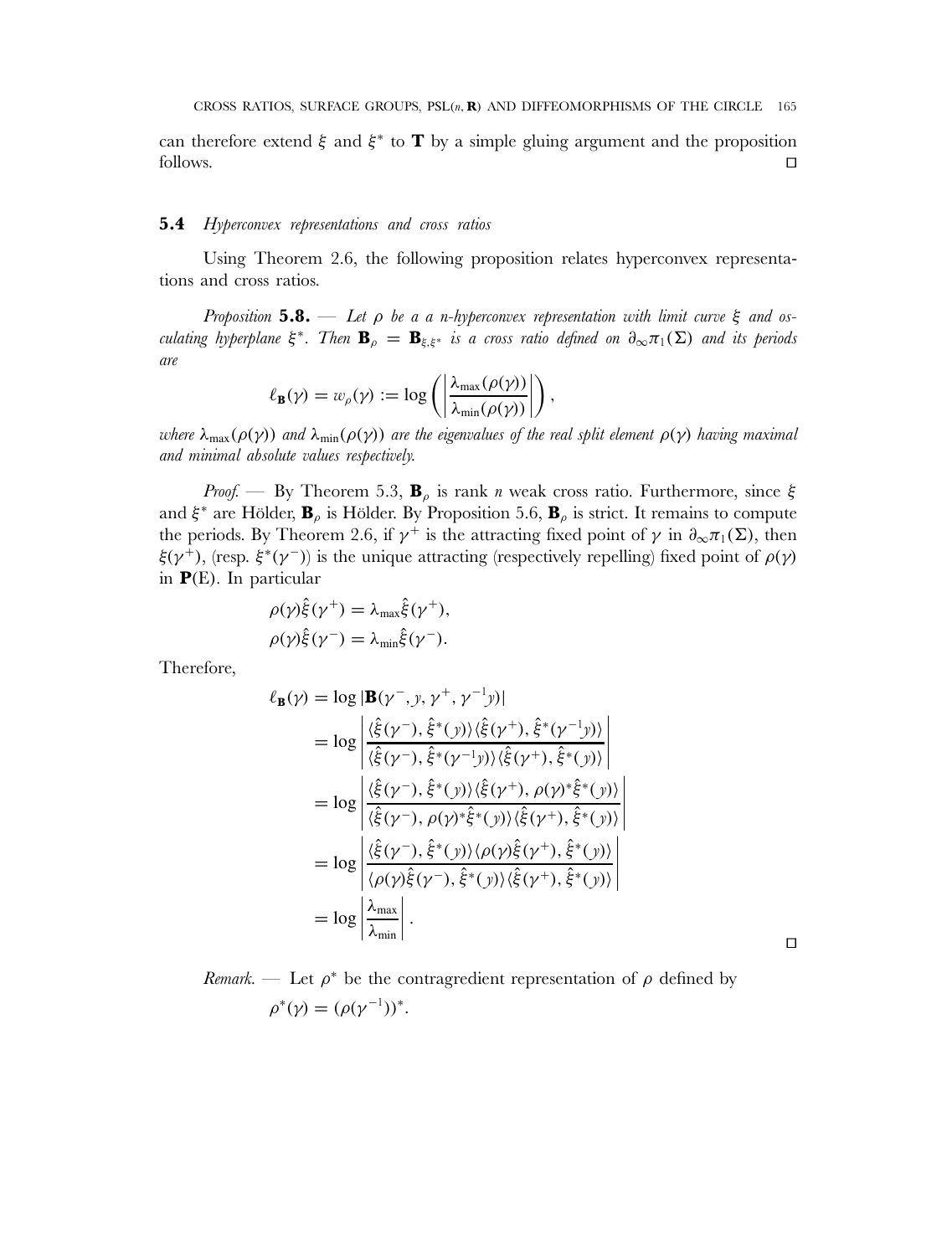can therefore extend $\xi$ and $\xi^*$ to $\mathbf{T}$ by a simple gluing argument and the proposition follows. □

### 5.4 *Hyperconvex representations and cross ratios*

Using Theorem 2.6, the following proposition relates hyperconvex representations and cross ratios.

*Proposition* **5.8.** — *Let $\rho$ be a a n-hyperconvex representation with limit curve $\xi$ and osculating hyperplane $\xi^*$. Then $\mathbf{B}_\rho = \mathbf{B}_{\xi,\xi^*}$ is a cross ratio defined on $\partial_\infty\pi_1(\Sigma)$ and its periods are*

$$\ell_{\mathbf{B}}(\gamma) = w_\rho(\gamma) := \log\left(\left|\frac{\lambda_{\max}(\rho(\gamma))}{\lambda_{\min}(\rho(\gamma))}\right|\right),$$

*where $\lambda_{\max}(\rho(\gamma))$ and $\lambda_{\min}(\rho(\gamma))$ are the eigenvalues of the real split element $\rho(\gamma)$ having maximal and minimal absolute values respectively.*

*Proof.* — By Theorem 5.3, $\mathbf{B}_\rho$ is rank $n$ weak cross ratio. Furthermore, since $\xi$ and $\xi^*$ are Hölder, $\mathbf{B}_\rho$ is Hölder. By Proposition 5.6, $\mathbf{B}_\rho$ is strict. It remains to compute the periods. By Theorem 2.6, if $\gamma^+$ is the attracting fixed point of $\gamma$ in $\partial_\infty\pi_1(\Sigma)$, then $\xi(\gamma^+)$, (resp. $\xi^*(\gamma^-)$) is the unique attracting (respectively repelling) fixed point of $\rho(\gamma)$ in $\mathbf{P}(\mathrm{E})$. In particular

$$\rho(\gamma)\hat{\xi}(\gamma^+) = \lambda_{\max}\hat{\xi}(\gamma^+),$$
$$\rho(\gamma)\hat{\xi}(\gamma^-) = \lambda_{\min}\hat{\xi}(\gamma^-).$$

Therefore,

$$\begin{aligned}
\ell_{\mathbf{B}}(\gamma) &= \log|\mathbf{B}(\gamma^-, y, \gamma^+, \gamma^{-1}y)| \\
&= \log\left|\frac{\langle\hat{\xi}(\gamma^-), \hat{\xi}^*(y)\rangle\langle\hat{\xi}(\gamma^+), \hat{\xi}^*(\gamma^{-1}y)\rangle}{\langle\hat{\xi}(\gamma^-), \hat{\xi}^*(\gamma^{-1}y)\rangle\langle\hat{\xi}(\gamma^+), \hat{\xi}^*(y)\rangle}\right| \\
&= \log\left|\frac{\langle\hat{\xi}(\gamma^-), \hat{\xi}^*(y)\rangle\langle\hat{\xi}(\gamma^+), \rho(\gamma)^*\hat{\xi}^*(y)\rangle}{\langle\hat{\xi}(\gamma^-), \rho(\gamma)^*\hat{\xi}^*(y)\rangle\langle\hat{\xi}(\gamma^+), \hat{\xi}^*(y)\rangle}\right| \\
&= \log\left|\frac{\langle\hat{\xi}(\gamma^-), \hat{\xi}^*(y)\rangle\langle\rho(\gamma)\hat{\xi}(\gamma^+), \hat{\xi}^*(y)\rangle}{\langle\rho(\gamma)\hat{\xi}(\gamma^-), \hat{\xi}^*(y)\rangle\langle\hat{\xi}(\gamma^+), \hat{\xi}^*(y)\rangle}\right| \\
&= \log\left|\frac{\lambda_{\max}}{\lambda_{\min}}\right|.
\end{aligned}$$

□

*Remark.* — Let $\rho^*$ be the contragredient representation of $\rho$ defined by

$$\rho^*(\gamma) = (\rho(\gamma^{-1}))^*.$$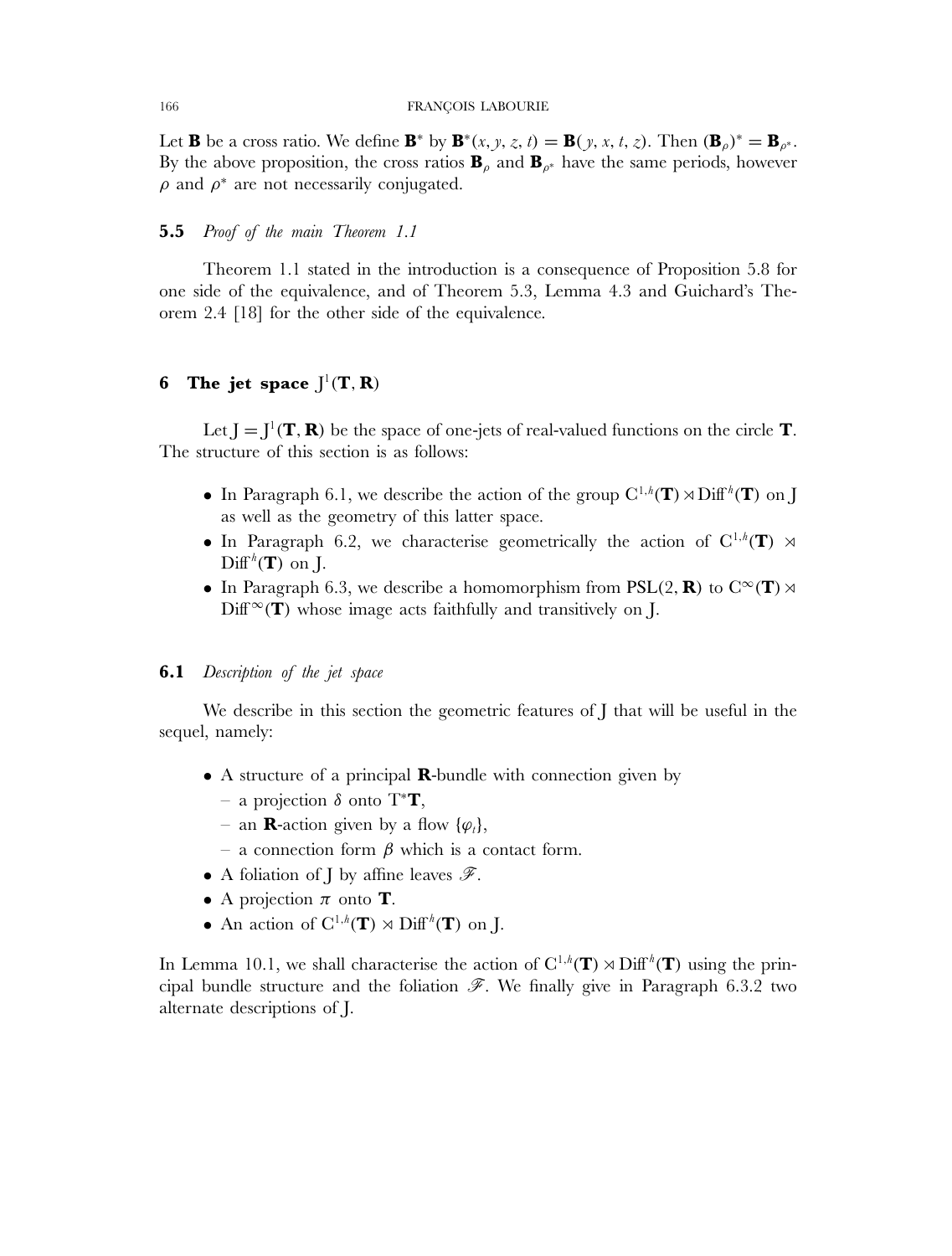Let $\mathbf{B}$ be a cross ratio. We define $\mathbf{B}^*$ by $\mathbf{B}^*(x, y, z, t) = \mathbf{B}(y, x, t, z)$. Then $(\mathbf{B}_\rho)^* = \mathbf{B}_{\rho^*}$. By the above proposition, the cross ratios $\mathbf{B}_\rho$ and $\mathbf{B}_{\rho^*}$ have the same periods, however $\rho$ and $\rho^*$ are not necessarily conjugated.

### 5.5 *Proof of the main Theorem 1.1*

Theorem 1.1 stated in the introduction is a consequence of Proposition 5.8 for one side of the equivalence, and of Theorem 5.3, Lemma 4.3 and Guichard's Theorem 2.4 [18] for the other side of the equivalence.

## 6 The jet space $\mathrm{J}^1(\mathbf{T}, \mathbf{R})$

Let $\mathrm{J} = \mathrm{J}^1(\mathbf{T}, \mathbf{R})$ be the space of one-jets of real-valued functions on the circle $\mathbf{T}$. The structure of this section is as follows:

- In Paragraph 6.1, we describe the action of the group $\mathrm{C}^{1,h}(\mathbf{T}) \rtimes \mathrm{Diff}^h(\mathbf{T})$ on J as well as the geometry of this latter space.
- In Paragraph 6.2, we characterise geometrically the action of $\mathrm{C}^{1,h}(\mathbf{T}) \rtimes \mathrm{Diff}^h(\mathbf{T})$ on J.
- In Paragraph 6.3, we describe a homomorphism from $\mathrm{PSL}(2, \mathbf{R})$ to $\mathrm{C}^\infty(\mathbf{T}) \rtimes \mathrm{Diff}^\infty(\mathbf{T})$ whose image acts faithfully and transitively on J.

### 6.1 *Description of the jet space*

We describe in this section the geometric features of J that will be useful in the sequel, namely:

- A structure of a principal $\mathbf{R}$-bundle with connection given by
  - a projection $\delta$ onto $\mathrm{T}^*\mathbf{T}$,
  - an $\mathbf{R}$-action given by a flow $\{\varphi_t\}$,
  - a connection form $\beta$ which is a contact form.
- A foliation of J by affine leaves $\mathscr{F}$.
- A projection $\pi$ onto $\mathbf{T}$.
- An action of $\mathrm{C}^{1,h}(\mathbf{T}) \rtimes \mathrm{Diff}^h(\mathbf{T})$ on J.

In Lemma 10.1, we shall characterise the action of $\mathrm{C}^{1,h}(\mathbf{T}) \rtimes \mathrm{Diff}^h(\mathbf{T})$ using the principal bundle structure and the foliation $\mathscr{F}$. We finally give in Paragraph 6.3.2 two alternate descriptions of J.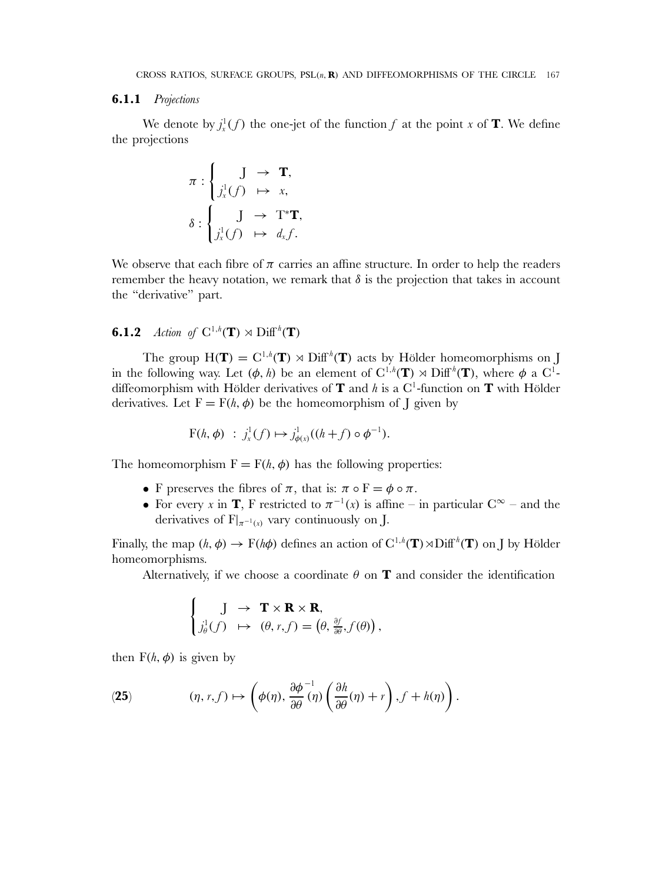### 6.1.1 *Projections*

We denote by $j^1_x(f)$ the one-jet of the function $f$ at the point $x$ of $\mathbf{T}$. We define the projections

$$
\pi : \begin{cases} \mathrm{J} & \rightarrow \ \mathbf{T}, \\ j^1_x(f) & \mapsto \ x, \end{cases}
$$

$$
\delta : \begin{cases} \mathrm{J} & \rightarrow \ \mathrm{T}^*\mathbf{T}, \\ j^1_x(f) & \mapsto \ d_x f. \end{cases}
$$

We observe that each fibre of $\pi$ carries an affine structure. In order to help the readers remember the heavy notation, we remark that $\delta$ is the projection that takes in account the "derivative" part.

### 6.1.2 *Action of* $\mathrm{C}^{1,h}(\mathbf{T}) \rtimes \mathrm{Diff}^h(\mathbf{T})$

The group $\mathrm{H}(\mathbf{T}) = \mathrm{C}^{1,h}(\mathbf{T}) \rtimes \mathrm{Diff}^h(\mathbf{T})$ acts by Hölder homeomorphisms on J in the following way. Let $(\phi, h)$ be an element of $\mathrm{C}^{1,h}(\mathbf{T}) \rtimes \mathrm{Diff}^h(\mathbf{T})$, where $\phi$ a $\mathrm{C}^1$-diffeomorphism with Hölder derivatives of $\mathbf{T}$ and $h$ is a $\mathrm{C}^1$-function on $\mathbf{T}$ with Hölder derivatives. Let $\mathrm{F} = \mathrm{F}(h, \phi)$ be the homeomorphism of J given by

$$
\mathrm{F}(h, \phi) \ : \ j^1_x(f) \mapsto j^1_{\phi(x)}((h+f) \circ \phi^{-1}).
$$

The homeomorphism $\mathrm{F} = \mathrm{F}(h, \phi)$ has the following properties:

- F preserves the fibres of $\pi$, that is: $\pi \circ \mathrm{F} = \phi \circ \pi$.
- For every $x$ in $\mathbf{T}$, F restricted to $\pi^{-1}(x)$ is affine – in particular $\mathrm{C}^\infty$ – and the derivatives of $\mathrm{F}|_{\pi^{-1}(x)}$ vary continuously on J.

Finally, the map $(h, \phi) \rightarrow \mathrm{F}(h\phi)$ defines an action of $\mathrm{C}^{1,h}(\mathbf{T}) \rtimes \mathrm{Diff}^h(\mathbf{T})$ on J by Hölder homeomorphisms.

Alternatively, if we choose a coordinate $\theta$ on $\mathbf{T}$ and consider the identification

$$
\begin{cases} \mathrm{J} & \rightarrow \ \mathbf{T} \times \mathbf{R} \times \mathbf{R}, \\ j^1_\theta(f) & \mapsto \ (\theta, r, f) = \left(\theta, \frac{\partial f}{\partial \theta}, f(\theta)\right), \end{cases}
$$

then $\mathrm{F}(h, \phi)$ is given by

$$
(\eta, r, f) \mapsto \left( \phi(\eta), \frac{\partial \phi^{-1}}{\partial \theta}(\eta) \left( \frac{\partial h}{\partial \theta}(\eta) + r \right), f + h(\eta) \right). \tag{25}
$$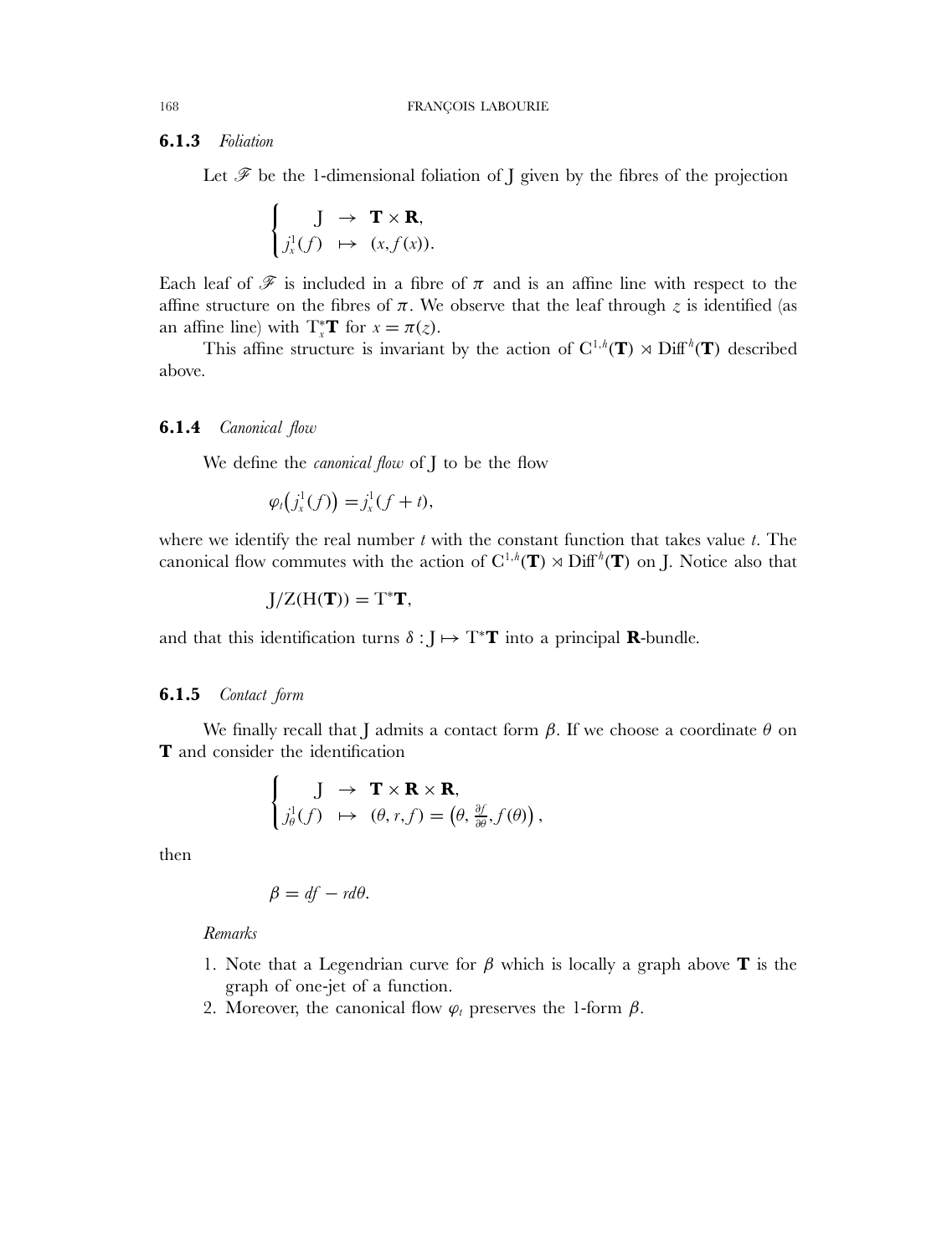### 6.1.3 *Foliation*

Let $\mathscr{F}$ be the 1-dimensional foliation of J given by the fibres of the projection

$$\begin{cases} \mathrm{J} & \rightarrow \quad \mathbf{T}\times\mathbf{R}, \\ j^1_x(f) & \mapsto \quad (x, f(x)). \end{cases}$$

Each leaf of $\mathscr{F}$ is included in a fibre of $\pi$ and is an affine line with respect to the affine structure on the fibres of $\pi$. We observe that the leaf through $z$ is identified (as an affine line) with $\mathrm{T}^*_x\mathbf{T}$ for $x = \pi(z)$.

This affine structure is invariant by the action of $\mathrm{C}^{1,h}(\mathbf{T}) \rtimes \mathrm{Diff}^h(\mathbf{T})$ described above.

### 6.1.4 *Canonical flow*

We define the *canonical flow* of J to be the flow

$$\varphi_t\big(j^1_x(f)\big) = j^1_x(f+t),$$

where we identify the real number $t$ with the constant function that takes value $t$. The canonical flow commutes with the action of $\mathrm{C}^{1,h}(\mathbf{T}) \rtimes \mathrm{Diff}^h(\mathbf{T})$ on J. Notice also that

$$\mathrm{J}/\mathrm{Z}(\mathrm{H}(\mathbf{T})) = \mathrm{T}^*\mathbf{T},$$

and that this identification turns $\delta : \mathrm{J} \mapsto \mathrm{T}^*\mathbf{T}$ into a principal $\mathbf{R}$-bundle.

### 6.1.5 *Contact form*

We finally recall that J admits a contact form $\beta$. If we choose a coordinate $\theta$ on $\mathbf{T}$ and consider the identification

$$\begin{cases} \mathrm{J} & \rightarrow \quad \mathbf{T}\times\mathbf{R}\times\mathbf{R}, \\ j^1_\theta(f) & \mapsto \quad (\theta, r, f) = \left(\theta, \frac{\partial f}{\partial\theta}, f(\theta)\right), \end{cases}$$

then

$$\beta = df - r d\theta.$$

*Remarks*

1. Note that a Legendrian curve for $\beta$ which is locally a graph above $\mathbf{T}$ is the graph of one-jet of a function.
2. Moreover, the canonical flow $\varphi_t$ preserves the 1-form $\beta$.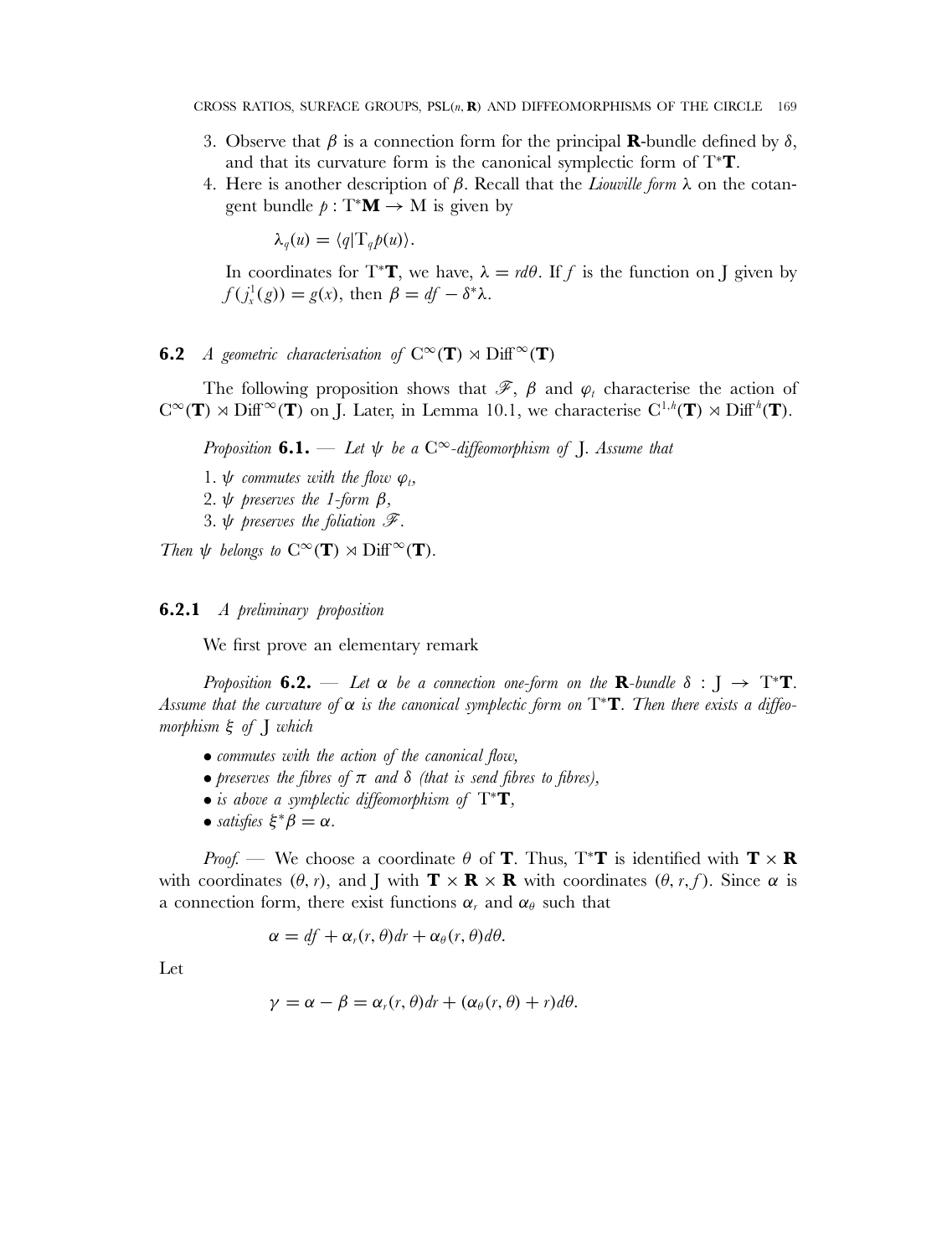3. Observe that $\beta$ is a connection form for the principal $\mathbf{R}$-bundle defined by $\delta$, and that its curvature form is the canonical symplectic form of $T^*\mathbf{T}$.
4. Here is another description of $\beta$. Recall that the *Liouville form* $\lambda$ on the cotangent bundle $p : T^*\mathbf{M} \to M$ is given by

$$\lambda_q(u) = \langle q | T_q p(u) \rangle.$$

In coordinates for $T^*\mathbf{T}$, we have, $\lambda = r d\theta$. If $f$ is the function on J given by $f(j^1_x(g)) = g(x)$, then $\beta = df - \delta^*\lambda$.

## 6.2 *A geometric characterisation of* $C^\infty(\mathbf{T}) \rtimes \mathrm{Diff}^\infty(\mathbf{T})$

The following proposition shows that $\mathscr{F}$, $\beta$ and $\varphi_t$ characterise the action of $C^\infty(\mathbf{T}) \rtimes \mathrm{Diff}^\infty(\mathbf{T})$ on J. Later, in Lemma 10.1, we characterise $C^{1,h}(\mathbf{T}) \rtimes \mathrm{Diff}^h(\mathbf{T})$.

*Proposition* **6.1.** — *Let $\psi$ be a $C^\infty$-diffeomorphism of J. Assume that*

1. *$\psi$ commutes with the flow $\varphi_t$,*
2. *$\psi$ preserves the 1-form $\beta$,*
3. *$\psi$ preserves the foliation $\mathscr{F}$.*

*Then $\psi$ belongs to $C^\infty(\mathbf{T}) \rtimes \mathrm{Diff}^\infty(\mathbf{T})$.*

### 6.2.1 *A preliminary proposition*

We first prove an elementary remark

*Proposition* **6.2.** — *Let $\alpha$ be a connection one-form on the $\mathbf{R}$-bundle $\delta : J \to T^*\mathbf{T}$. Assume that the curvature of $\alpha$ is the canonical symplectic form on $T^*\mathbf{T}$. Then there exists a diffeomorphism $\xi$ of J which*

- *commutes with the action of the canonical flow,*
- *preserves the fibres of $\pi$ and $\delta$ (that is send fibres to fibres),*
- *is above a symplectic diffeomorphism of $T^*\mathbf{T}$,*
- *satisfies $\xi^*\beta = \alpha$.*

*Proof.* — We choose a coordinate $\theta$ of $\mathbf{T}$. Thus, $T^*\mathbf{T}$ is identified with $\mathbf{T} \times \mathbf{R}$ with coordinates $(\theta, r)$, and J with $\mathbf{T} \times \mathbf{R} \times \mathbf{R}$ with coordinates $(\theta, r, f)$. Since $\alpha$ is a connection form, there exist functions $\alpha_r$ and $\alpha_\theta$ such that

$$\alpha = df + \alpha_r(r, \theta)dr + \alpha_\theta(r, \theta)d\theta.$$

Let

$$\gamma = \alpha - \beta = \alpha_r(r, \theta)dr + (\alpha_\theta(r, \theta) + r)d\theta.$$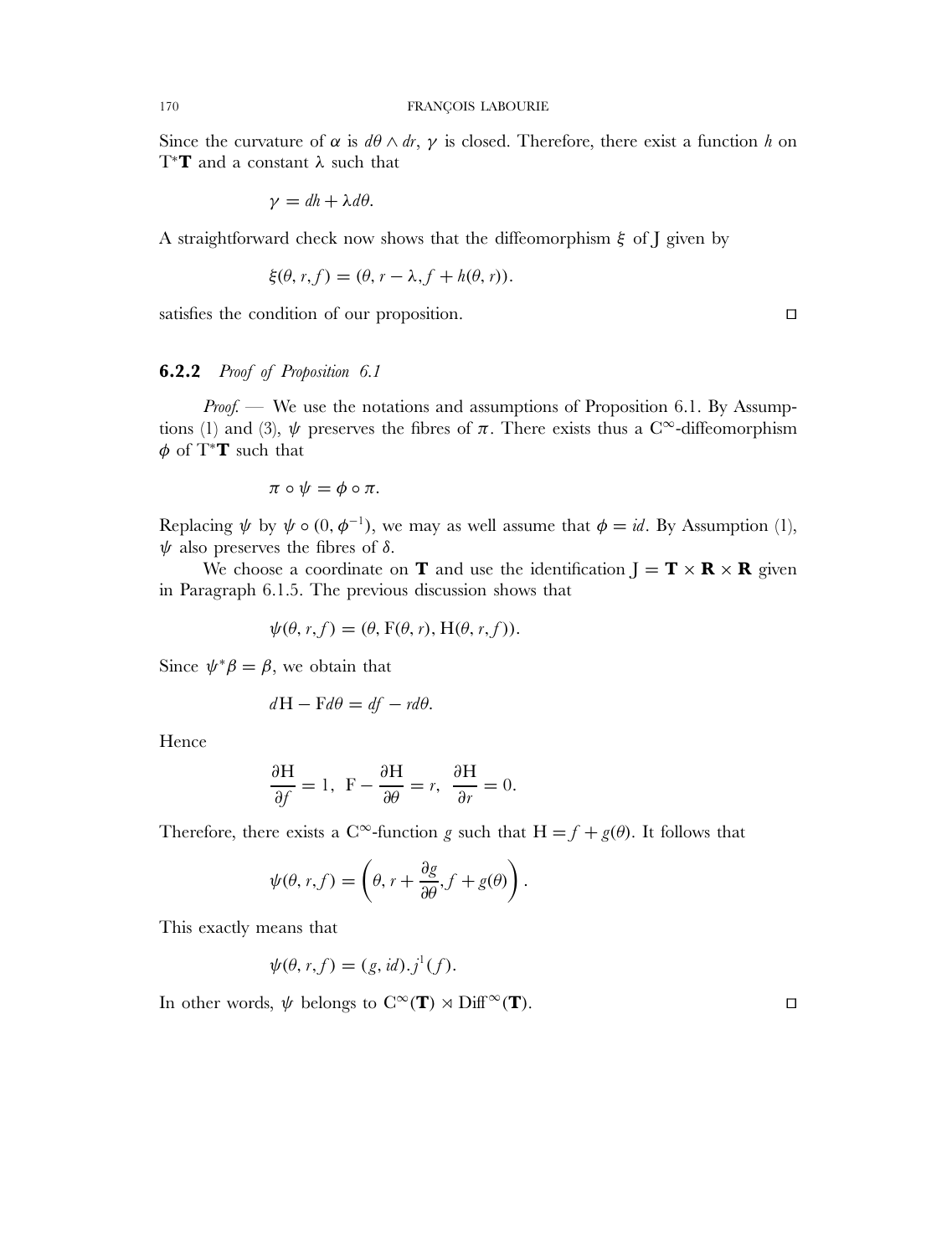Since the curvature of $\alpha$ is $d\theta \wedge dr$, $\gamma$ is closed. Therefore, there exist a function $h$ on $\mathrm{T}^*\mathbf{T}$ and a constant $\lambda$ such that

$$\gamma = dh + \lambda d\theta.$$

A straightforward check now shows that the diffeomorphism $\xi$ of J given by

$$\xi(\theta, r, f) = (\theta, r - \lambda, f + h(\theta, r)).$$

satisfies the condition of our proposition. ☐

### 6.2.2 *Proof of Proposition 6.1*

*Proof.* — We use the notations and assumptions of Proposition 6.1. By Assumptions (1) and (3), $\psi$ preserves the fibres of $\pi$. There exists thus a $\mathrm{C}^\infty$-diffeomorphism $\phi$ of $\mathrm{T}^*\mathbf{T}$ such that

$$\pi \circ \psi = \phi \circ \pi.$$

Replacing $\psi$ by $\psi \circ (0, \phi^{-1})$, we may as well assume that $\phi = id$. By Assumption (1), $\psi$ also preserves the fibres of $\delta$.

We choose a coordinate on $\mathbf{T}$ and use the identification $\mathrm{J} = \mathbf{T} \times \mathbf{R} \times \mathbf{R}$ given in Paragraph 6.1.5. The previous discussion shows that

$$\psi(\theta, r, f) = (\theta, \mathrm{F}(\theta, r), \mathrm{H}(\theta, r, f)).$$

Since $\psi^*\beta = \beta$, we obtain that

$$d\mathrm{H} - \mathrm{F}d\theta = df - rd\theta.$$

Hence

$$\frac{\partial \mathrm{H}}{\partial f} = 1, \ \ \mathrm{F} - \frac{\partial \mathrm{H}}{\partial \theta} = r, \ \ \frac{\partial \mathrm{H}}{\partial r} = 0.$$

Therefore, there exists a $\mathrm{C}^\infty$-function $g$ such that $\mathrm{H} = f + g(\theta)$. It follows that

$$\psi(\theta, r, f) = \left(\theta, r + \frac{\partial g}{\partial \theta}, f + g(\theta)\right).$$

This exactly means that

$$\psi(\theta, r, f) = (g, id).j^1(f).$$

In other words, $\psi$ belongs to $\mathrm{C}^\infty(\mathbf{T}) \rtimes \mathrm{Diff}^\infty(\mathbf{T})$. ☐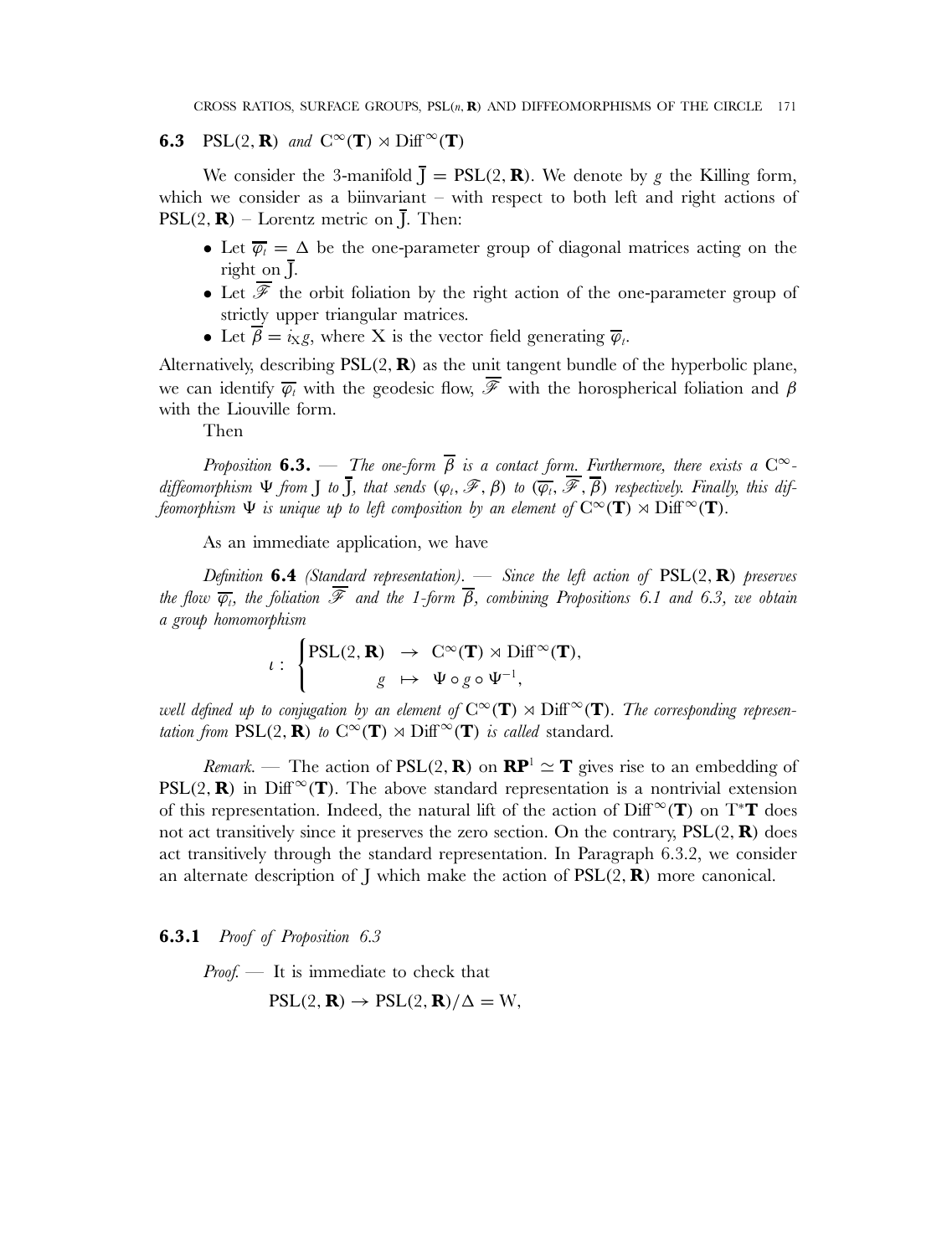### 6.3 $\mathrm{PSL}(2, \mathbf{R})$ *and* $C^\infty(\mathbf{T}) \rtimes \mathrm{Diff}^\infty(\mathbf{T})$

We consider the 3-manifold $\overline{\mathrm{J}} = \mathrm{PSL}(2, \mathbf{R})$. We denote by $g$ the Killing form, which we consider as a biinvariant – with respect to both left and right actions of $\mathrm{PSL}(2, \mathbf{R})$ – Lorentz metric on $\overline{\mathrm{J}}$. Then:

- Let $\overline{\varphi_t} = \Delta$ be the one-parameter group of diagonal matrices acting on the right on $\overline{\mathrm{J}}$.
- Let $\overline{\mathscr{F}}$ the orbit foliation by the right action of the one-parameter group of strictly upper triangular matrices.
- Let $\overline{\beta} = i_X g$, where X is the vector field generating $\overline{\varphi}_t$.

Alternatively, describing $\mathrm{PSL}(2, \mathbf{R})$ as the unit tangent bundle of the hyperbolic plane, we can identify $\overline{\varphi_t}$ with the geodesic flow, $\overline{\mathscr{F}}$ with the horospherical foliation and $\beta$ with the Liouville form.

Then

*Proposition* **6.3.** — *The one-form $\overline{\beta}$ is a contact form. Furthermore, there exists a $C^\infty$-diffeomorphism $\Psi$ from $\mathrm{J}$ to $\overline{\mathrm{J}}$, that sends $(\varphi_t, \mathscr{F}, \beta)$ to $(\overline{\varphi_t}, \overline{\mathscr{F}}, \overline{\beta})$ respectively. Finally, this diffeomorphism $\Psi$ is unique up to left composition by an element of $C^\infty(\mathbf{T}) \rtimes \mathrm{Diff}^\infty(\mathbf{T})$.*

As an immediate application, we have

*Definition* **6.4** *(Standard representation). — Since the left action of* $\mathrm{PSL}(2, \mathbf{R})$ *preserves the flow $\overline{\varphi_t}$, the foliation $\overline{\mathscr{F}}$ and the 1-form $\overline{\beta}$, combining Propositions 6.1 and 6.3, we obtain a group homomorphism*

$$
\iota : \begin{cases} \mathrm{PSL}(2, \mathbf{R}) & \to \; C^\infty(\mathbf{T}) \rtimes \mathrm{Diff}^\infty(\mathbf{T}), \\ \qquad g & \mapsto \; \Psi \circ g \circ \Psi^{-1}, \end{cases}
$$

*well defined up to conjugation by an element of* $C^\infty(\mathbf{T}) \rtimes \mathrm{Diff}^\infty(\mathbf{T})$. *The corresponding representation from* $\mathrm{PSL}(2, \mathbf{R})$ *to* $C^\infty(\mathbf{T}) \rtimes \mathrm{Diff}^\infty(\mathbf{T})$ *is called* standard.

*Remark.* — The action of $\mathrm{PSL}(2, \mathbf{R})$ on $\mathbf{RP}^1 \simeq \mathbf{T}$ gives rise to an embedding of $\mathrm{PSL}(2, \mathbf{R})$ in $\mathrm{Diff}^\infty(\mathbf{T})$. The above standard representation is a nontrivial extension of this representation. Indeed, the natural lift of the action of $\mathrm{Diff}^\infty(\mathbf{T})$ on $\mathrm{T}^*\mathbf{T}$ does not act transitively since it preserves the zero section. On the contrary, $\mathrm{PSL}(2, \mathbf{R})$ does act transitively through the standard representation. In Paragraph 6.3.2, we consider an alternate description of J which make the action of $\mathrm{PSL}(2, \mathbf{R})$ more canonical.

#### 6.3.1 *Proof of Proposition 6.3*

*Proof.* — It is immediate to check that

$$
\mathrm{PSL}(2, \mathbf{R}) \to \mathrm{PSL}(2, \mathbf{R})/\Delta = \mathrm{W},
$$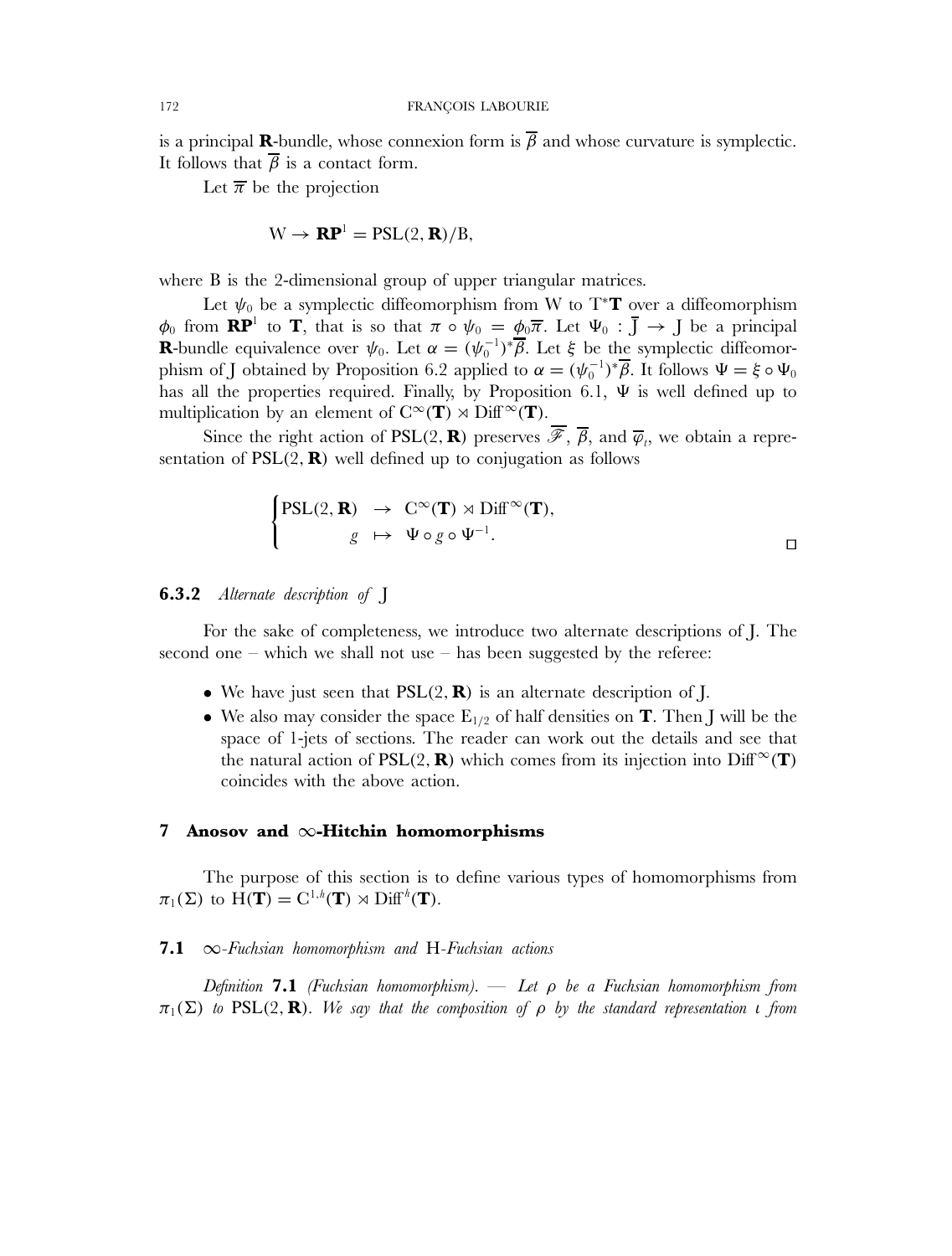is a principal $\mathbf{R}$-bundle, whose connexion form is $\overline{\beta}$ and whose curvature is symplectic. It follows that $\overline{\beta}$ is a contact form.

Let $\overline{\pi}$ be the projection

$$W \to \mathbf{RP}^1 = \mathrm{PSL}(2, \mathbf{R})/\mathrm{B},$$

where B is the 2-dimensional group of upper triangular matrices.

Let $\psi_0$ be a symplectic diffeomorphism from W to $\mathrm{T}^*\mathbf{T}$ over a diffeomorphism $\phi_0$ from $\mathbf{RP}^1$ to $\mathbf{T}$, that is so that $\pi \circ \psi_0 = \phi_0 \overline{\pi}$. Let $\Psi_0 : \overline{\mathrm{J}} \to \mathrm{J}$ be a principal $\mathbf{R}$-bundle equivalence over $\psi_0$. Let $\alpha = (\psi_0^{-1})^* \overline{\beta}$. Let $\xi$ be the symplectic diffeomorphism of J obtained by Proposition 6.2 applied to $\alpha = (\psi_0^{-1})^* \overline{\beta}$. It follows $\Psi = \xi \circ \Psi_0$ has all the properties required. Finally, by Proposition 6.1, $\Psi$ is well defined up to multiplication by an element of $\mathrm{C}^\infty(\mathbf{T}) \rtimes \mathrm{Diff}^\infty(\mathbf{T})$.

Since the right action of $\mathrm{PSL}(2, \mathbf{R})$ preserves $\overline{\mathscr{F}}$, $\overline{\beta}$, and $\overline{\varphi}_t$, we obtain a representation of $\mathrm{PSL}(2, \mathbf{R})$ well defined up to conjugation as follows

$$\begin{cases} \mathrm{PSL}(2, \mathbf{R}) & \to \quad \mathrm{C}^\infty(\mathbf{T}) \rtimes \mathrm{Diff}^\infty(\mathbf{T}), \\ \qquad g & \mapsto \quad \Psi \circ g \circ \Psi^{-1}. \end{cases}$$

□

### 6.3.2 *Alternate description of* J

For the sake of completeness, we introduce two alternate descriptions of J. The second one – which we shall not use – has been suggested by the referee:

- We have just seen that $\mathrm{PSL}(2, \mathbf{R})$ is an alternate description of J.
- We also may consider the space $\mathrm{E}_{1/2}$ of half densities on $\mathbf{T}$. Then J will be the space of 1-jets of sections. The reader can work out the details and see that the natural action of $\mathrm{PSL}(2, \mathbf{R})$ which comes from its injection into $\mathrm{Diff}^\infty(\mathbf{T})$ coincides with the above action.

## 7 Anosov and $\infty$-Hitchin homomorphisms

The purpose of this section is to define various types of homomorphisms from $\pi_1(\Sigma)$ to $\mathrm{H}(\mathbf{T}) = \mathrm{C}^{1,h}(\mathbf{T}) \rtimes \mathrm{Diff}^h(\mathbf{T})$.

### 7.1 $\infty$*-Fuchsian homomorphism and* H*-Fuchsian actions*

*Definition* **7.1** *(Fuchsian homomorphism). — Let $\rho$ be a Fuchsian homomorphism from $\pi_1(\Sigma)$ to $\mathrm{PSL}(2, \mathbf{R})$. We say that the composition of $\rho$ by the standard representation $\iota$ from*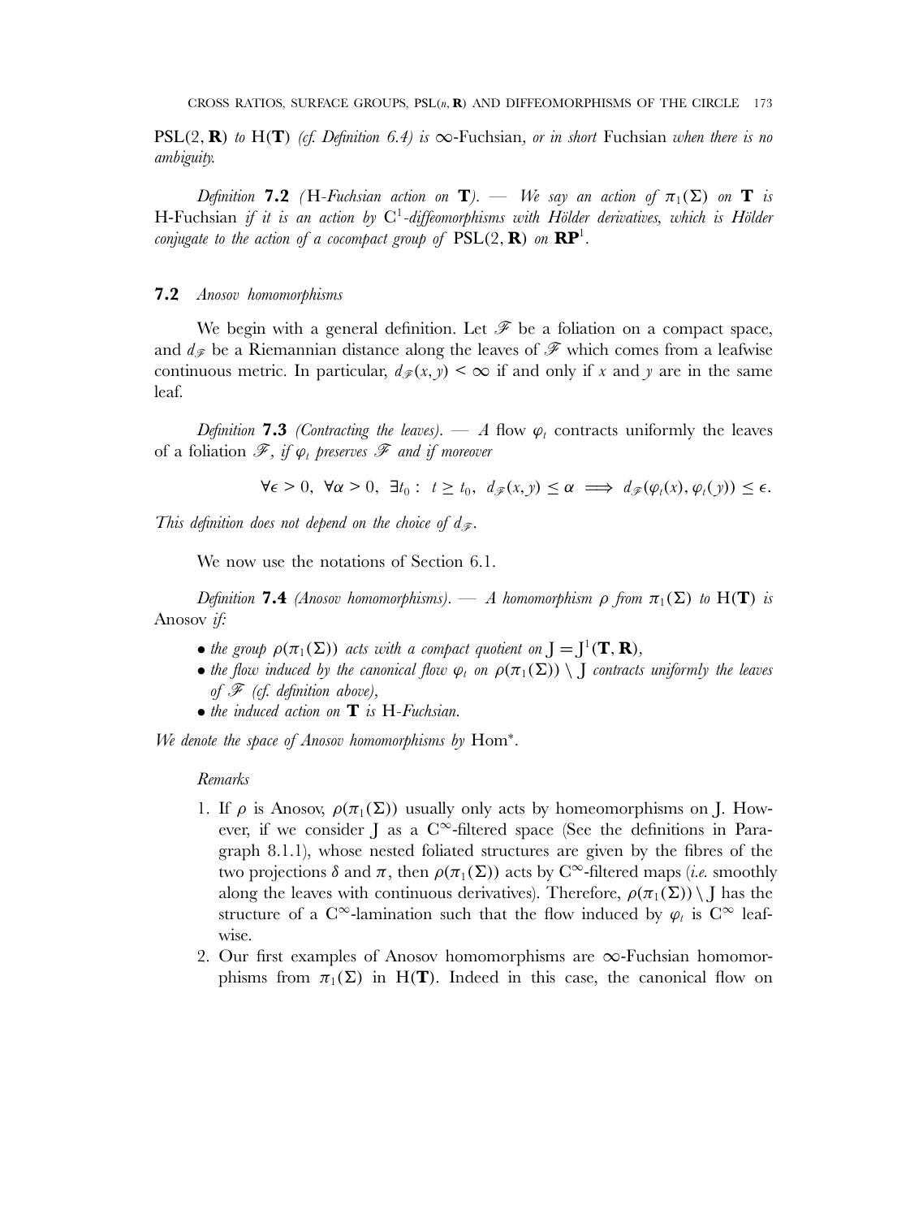$\mathrm{PSL}(2, \mathbf{R})$ *to* $\mathrm{H}(\mathbf{T})$ *(cf. Definition 6.4) is* $\infty$-Fuchsian, *or in short* Fuchsian *when there is no ambiguity.*

*Definition* **7.2** *(*H*-Fuchsian action on* $\mathbf{T}$*).* — *We say an action of* $\pi_1(\Sigma)$ *on* $\mathbf{T}$ *is* H-Fuchsian *if it is an action by* $\mathrm{C}^1$*-diffeomorphisms with Hölder derivatives, which is Hölder conjugate to the action of a cocompact group of* $\mathrm{PSL}(2, \mathbf{R})$ *on* $\mathbf{RP}^1$.

## **7.2** *Anosov homomorphisms*

We begin with a general definition. Let $\mathscr{F}$ be a foliation on a compact space, and $d_{\mathscr{F}}$ be a Riemannian distance along the leaves of $\mathscr{F}$ which comes from a leafwise continuous metric. In particular, $d_{\mathscr{F}}(x, y) < \infty$ if and only if $x$ and $y$ are in the same leaf.

*Definition* **7.3** *(Contracting the leaves).* — *A* flow $\varphi_t$ contracts uniformly the leaves of a foliation $\mathscr{F}$, *if* $\varphi_t$ *preserves* $\mathscr{F}$ *and if moreover*

$$\forall \epsilon > 0,\ \forall \alpha > 0,\ \exists t_0 :\ t \geq t_0,\ d_{\mathscr{F}}(x, y) \leq \alpha \implies d_{\mathscr{F}}(\varphi_t(x), \varphi_t(y)) \leq \epsilon.$$

*This definition does not depend on the choice of* $d_{\mathscr{F}}$.

We now use the notations of Section 6.1.

*Definition* **7.4** *(Anosov homomorphisms).* — *A homomorphism* $\rho$ *from* $\pi_1(\Sigma)$ *to* $\mathrm{H}(\mathbf{T})$ *is* Anosov *if:*

- *the group* $\rho(\pi_1(\Sigma))$ *acts with a compact quotient on* $\mathrm{J} = \mathrm{J}^1(\mathbf{T}, \mathbf{R})$,
- *the flow induced by the canonical flow* $\varphi_t$ *on* $\rho(\pi_1(\Sigma)) \setminus \mathrm{J}$ *contracts uniformly the leaves of* $\mathscr{F}$ *(cf. definition above),*
- *the induced action on* $\mathbf{T}$ *is* H*-Fuchsian.*

*We denote the space of Anosov homomorphisms by* $\mathrm{Hom}^*$.

*Remarks*

1. If $\rho$ is Anosov, $\rho(\pi_1(\Sigma))$ usually only acts by homeomorphisms on J. However, if we consider J as a $\mathrm{C}^\infty$-filtered space (See the definitions in Paragraph 8.1.1), whose nested foliated structures are given by the fibres of the two projections $\delta$ and $\pi$, then $\rho(\pi_1(\Sigma))$ acts by $\mathrm{C}^\infty$-filtered maps (*i.e.* smoothly along the leaves with continuous derivatives). Therefore, $\rho(\pi_1(\Sigma)) \setminus \mathrm{J}$ has the structure of a $\mathrm{C}^\infty$-lamination such that the flow induced by $\varphi_t$ is $\mathrm{C}^\infty$ leafwise.
2. Our first examples of Anosov homomorphisms are $\infty$-Fuchsian homomorphisms from $\pi_1(\Sigma)$ in $\mathrm{H}(\mathbf{T})$. Indeed in this case, the canonical flow on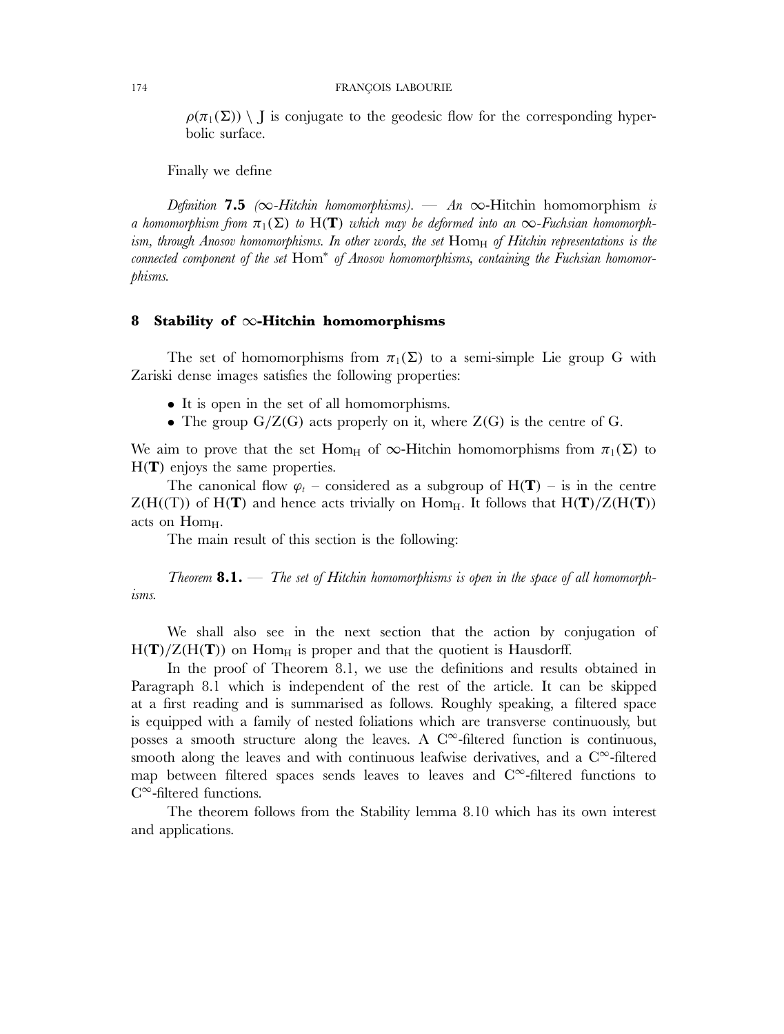$\rho(\pi_1(\Sigma)) \setminus \mathrm{J}$ is conjugate to the geodesic flow for the corresponding hyperbolic surface.

Finally we define

*Definition* **7.5** *($\infty$-Hitchin homomorphisms). — An* $\infty$-Hitchin homomorphism *is a homomorphism from $\pi_1(\Sigma)$ to $\mathrm{H}(\mathbf{T})$ which may be deformed into an $\infty$-Fuchsian homomorphism, through Anosov homomorphisms. In other words, the set $\mathrm{Hom}_{\mathrm{H}}$ of Hitchin representations is the connected component of the set $\mathrm{Hom}^*$ of Anosov homomorphisms, containing the Fuchsian homomorphisms.*

## 8 Stability of $\infty$-Hitchin homomorphisms

The set of homomorphisms from $\pi_1(\Sigma)$ to a semi-simple Lie group G with Zariski dense images satisfies the following properties:

- It is open in the set of all homomorphisms.
- The group $\mathrm{G}/\mathrm{Z}(\mathrm{G})$ acts properly on it, where $\mathrm{Z}(\mathrm{G})$ is the centre of G.

We aim to prove that the set $\mathrm{Hom}_{\mathrm{H}}$ of $\infty$-Hitchin homomorphisms from $\pi_1(\Sigma)$ to $\mathrm{H}(\mathbf{T})$ enjoys the same properties.

The canonical flow $\varphi_t$ – considered as a subgroup of $\mathrm{H}(\mathbf{T})$ – is in the centre $\mathrm{Z}(\mathrm{H}((\mathrm{T}))$ of $\mathrm{H}(\mathbf{T})$ and hence acts trivially on $\mathrm{Hom}_{\mathrm{H}}$. It follows that $\mathrm{H}(\mathbf{T})/\mathrm{Z}(\mathrm{H}(\mathbf{T}))$ acts on $\mathrm{Hom}_{\mathrm{H}}$.

The main result of this section is the following:

*Theorem* **8.1.** — *The set of Hitchin homomorphisms is open in the space of all homomorphisms.*

We shall also see in the next section that the action by conjugation of $\mathrm{H}(\mathbf{T})/\mathrm{Z}(\mathrm{H}(\mathbf{T}))$ on $\mathrm{Hom}_{\mathrm{H}}$ is proper and that the quotient is Hausdorff.

In the proof of Theorem 8.1, we use the definitions and results obtained in Paragraph 8.1 which is independent of the rest of the article. It can be skipped at a first reading and is summarised as follows. Roughly speaking, a filtered space is equipped with a family of nested foliations which are transverse continuously, but posses a smooth structure along the leaves. A $\mathrm{C}^\infty$-filtered function is continuous, smooth along the leaves and with continuous leafwise derivatives, and a $\mathrm{C}^\infty$-filtered map between filtered spaces sends leaves to leaves and $\mathrm{C}^\infty$-filtered functions to $\mathrm{C}^\infty$-filtered functions.

The theorem follows from the Stability lemma 8.10 which has its own interest and applications.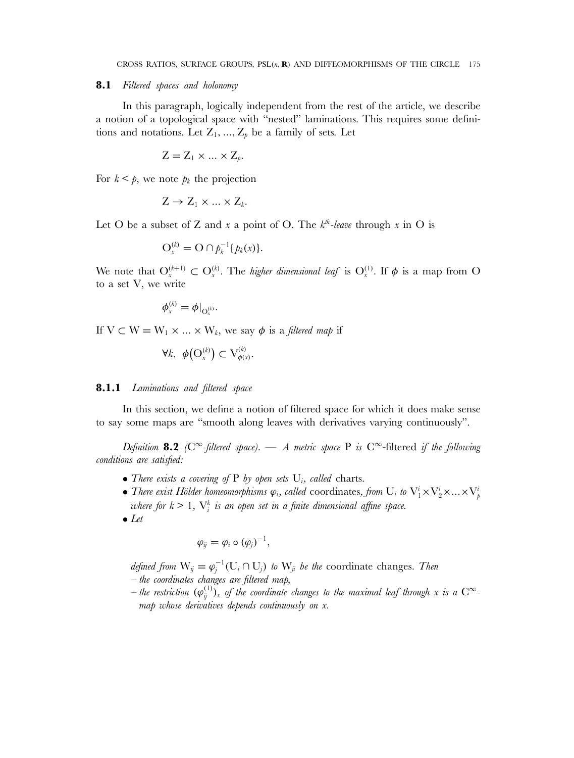### 8.1 *Filtered spaces and holonomy*

In this paragraph, logically independent from the rest of the article, we describe a notion of a topological space with "nested" laminations. This requires some definitions and notations. Let $Z_1, ..., Z_p$ be a family of sets. Let

$$Z = Z_1 \times ... \times Z_p.$$

For $k < p$, we note $p_k$ the projection

$$Z \to Z_1 \times ... \times Z_k.$$

Let O be a subset of Z and $x$ a point of O. The $k^{th}$*-leave* through $x$ in O is

$$O_x^{(k)} = O \cap p_k^{-1}\{p_k(x)\}.$$

We note that $O_x^{(k+1)} \subset O_x^{(k)}$. The *higher dimensional leaf* is $O_x^{(1)}$. If $\phi$ is a map from O to a set V, we write

$$\phi_x^{(k)} = \phi|_{O_x^{(k)}}.$$

If $V \subset W = W_1 \times ... \times W_k$, we say $\phi$ is a *filtered map* if

$$\forall k,\ \phi\big(O_x^{(k)}\big) \subset V_{\phi(x)}^{(k)}.$$

#### 8.1.1 *Laminations and filtered space*

In this section, we define a notion of filtered space for which it does make sense to say some maps are "smooth along leaves with derivatives varying continuously".

*Definition* **8.2** *($C^\infty$-filtered space). — A metric space* P *is* $C^\infty$-filtered *if the following conditions are satisfied:*

- *There exists a covering of* P *by open sets* $U_i$*, called* charts.
- *There exist Hölder homeomorphisms* $\varphi_i$*, called* coordinates*, from* $U_i$ *to* $V_1^i \times V_2^i \times ... \times V_p^i$ *where for* $k > 1$*,* $V_i^k$ *is an open set in a finite dimensional affine space.*
- *Let*

  $$\varphi_{ij} = \varphi_i \circ (\varphi_j)^{-1},$$

  *defined from* $W_{ij} = \varphi_j^{-1}(U_i \cap U_j)$ *to* $W_{ji}$ *be the* coordinate changes. *Then*
  – *the coordinates changes are filtered map,*
  – *the restriction* $(\varphi_{ij}^{(1)})_x$ *of the coordinate changes to the maximal leaf through* $x$ *is a* $C^\infty$*-map whose derivatives depends continuously on* $x$*.*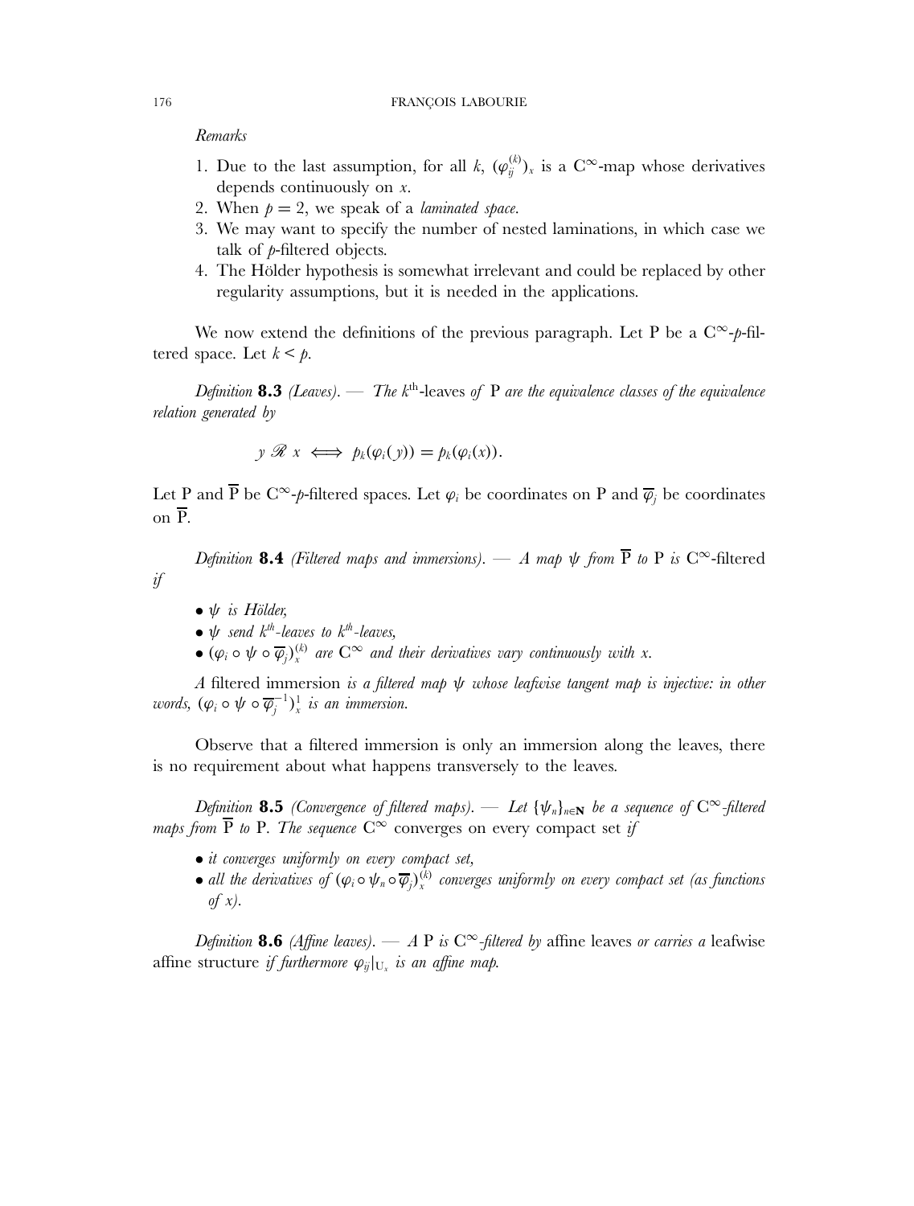*Remarks*

1. Due to the last assumption, for all $k$, $(\varphi_{ij}^{(k)})_x$ is a $C^\infty$-map whose derivatives depends continuously on $x$.
2. When $p = 2$, we speak of a *laminated space*.
3. We may want to specify the number of nested laminations, in which case we talk of $p$-filtered objects.
4. The Hölder hypothesis is somewhat irrelevant and could be replaced by other regularity assumptions, but it is needed in the applications.

We now extend the definitions of the previous paragraph. Let P be a $C^\infty$-$p$-filtered space. Let $k < p$.

*Definition* **8.3** *(Leaves). — The* $k^{\text{th}}$-leaves *of* P *are the equivalence classes of the equivalence relation generated by*

$$y \mathscr{R} x \iff p_k(\varphi_i(y)) = p_k(\varphi_i(x)).$$

Let P and $\overline{\mathrm{P}}$ be $C^\infty$-$p$-filtered spaces. Let $\varphi_i$ be coordinates on P and $\overline{\varphi}_j$ be coordinates on $\overline{\mathrm{P}}$.

*Definition* **8.4** *(Filtered maps and immersions). — A map $\psi$ from $\overline{\mathrm{P}}$ to* P *is* $C^\infty$-filtered *if*

- *$\psi$ is Hölder,*
- *$\psi$ send $k^{th}$-leaves to $k^{th}$-leaves,*
- *$(\varphi_i \circ \psi \circ \overline{\varphi}_j)_x^{(k)}$ are $C^\infty$ and their derivatives vary continuously with $x$.*

*A* filtered immersion *is a filtered map $\psi$ whose leafwise tangent map is injective: in other words, $(\varphi_i \circ \psi \circ \overline{\varphi}_j^{-1})_x^1$ is an immersion.*

Observe that a filtered immersion is only an immersion along the leaves, there is no requirement about what happens transversely to the leaves.

*Definition* **8.5** *(Convergence of filtered maps). — Let $\{\psi_n\}_{n\in\mathbf{N}}$ be a sequence of $C^\infty$-filtered maps from $\overline{\mathrm{P}}$ to* P*. The sequence* $C^\infty$ converges on every compact set *if*

- *it converges uniformly on every compact set,*
- *all the derivatives of $(\varphi_i \circ \psi_n \circ \overline{\varphi}_j)_x^{(k)}$ converges uniformly on every compact set (as functions of $x$).*

*Definition* **8.6** *(Affine leaves). — A* P *is $C^\infty$-filtered by* affine leaves *or carries a* leafwise affine structure *if furthermore $\varphi_{ij}|_{\mathrm{U}_x}$ is an affine map.*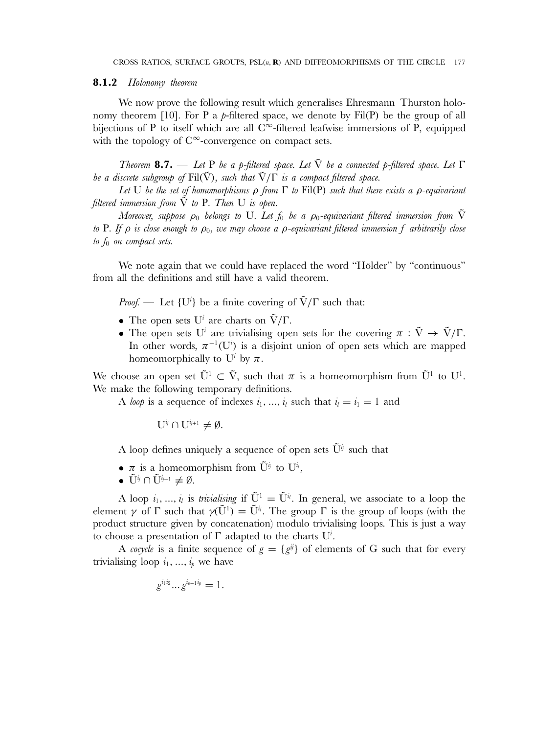### 8.1.2 *Holonomy theorem*

We now prove the following result which generalises Ehresmann–Thurston holonomy theorem [10]. For P a $p$-filtered space, we denote by Fil(P) be the group of all bijections of P to itself which are all $C^\infty$-filtered leafwise immersions of P, equipped with the topology of $C^\infty$-convergence on compact sets.

*Theorem* **8.7.** — *Let* P *be a* $p$*-filtered space. Let* $\tilde{V}$ *be a connected* $p$*-filtered space. Let* $\Gamma$ *be a discrete subgroup of* $\text{Fil}(\tilde{V})$*, such that* $\tilde{V}/\Gamma$ *is a compact filtered space.*

*Let* U *be the set of homomorphisms* $\rho$ *from* $\Gamma$ *to* Fil(P) *such that there exists a* $\rho$*-equivariant filtered immersion from* $\tilde{V}$ *to* P*. Then* U *is open.*

*Moreover, suppose* $\rho_0$ *belongs to* U*. Let* $f_0$ *be a* $\rho_0$*-equivariant filtered immersion from* $\tilde{V}$ *to* P*. If* $\rho$ *is close enough to* $\rho_0$*, we may choose a* $\rho$*-equivariant filtered immersion* $f$ *arbitrarily close to* $f_0$ *on compact sets.*

We note again that we could have replaced the word "Hölder" by "continuous" from all the definitions and still have a valid theorem.

*Proof.* — Let $\{U^i\}$ be a finite covering of $\tilde{V}/\Gamma$ such that:

- The open sets $U^i$ are charts on $\tilde{V}/\Gamma$.
- The open sets $U^i$ are trivialising open sets for the covering $\pi : \tilde{V} \to \tilde{V}/\Gamma$. In other words, $\pi^{-1}(U^i)$ is a disjoint union of open sets which are mapped homeomorphically to $U^i$ by $\pi$.

We choose an open set $\tilde{U}^1 \subset \tilde{V}$, such that $\pi$ is a homeomorphism from $\tilde{U}^1$ to $U^1$. We make the following temporary definitions.

A *loop* is a sequence of indexes $i_1, ..., i_l$ such that $i_l = i_1 = 1$ and

$$U^{i_j} \cap U^{i_{j+1}} \neq \emptyset.$$

A loop defines uniquely a sequence of open sets $\tilde{U}^{i_j}$ such that

- $\pi$ is a homeomorphism from $\tilde{U}^{i_j}$ to $U^{i_j}$,
- $\tilde{U}^{i_j} \cap \tilde{U}^{i_{j+1}} \neq \emptyset$.

A loop $i_1, ..., i_l$ is *trivialising* if $\tilde{U}^1 = \tilde{U}^{i_l}$. In general, we associate to a loop the element $\gamma$ of $\Gamma$ such that $\gamma(\tilde{U}^1) = \tilde{U}^{i_l}$. The group $\Gamma$ is the group of loops (with the product structure given by concatenation) modulo trivialising loops. This is just a way to choose a presentation of $\Gamma$ adapted to the charts $U^i$.

A *cocycle* is a finite sequence of $g = \{g^{ij}\}$ of elements of G such that for every trivialising loop $i_1, ..., i_p$ we have

$$g^{i_1 i_2} ... g^{i_{p-1} i_p} = 1.$$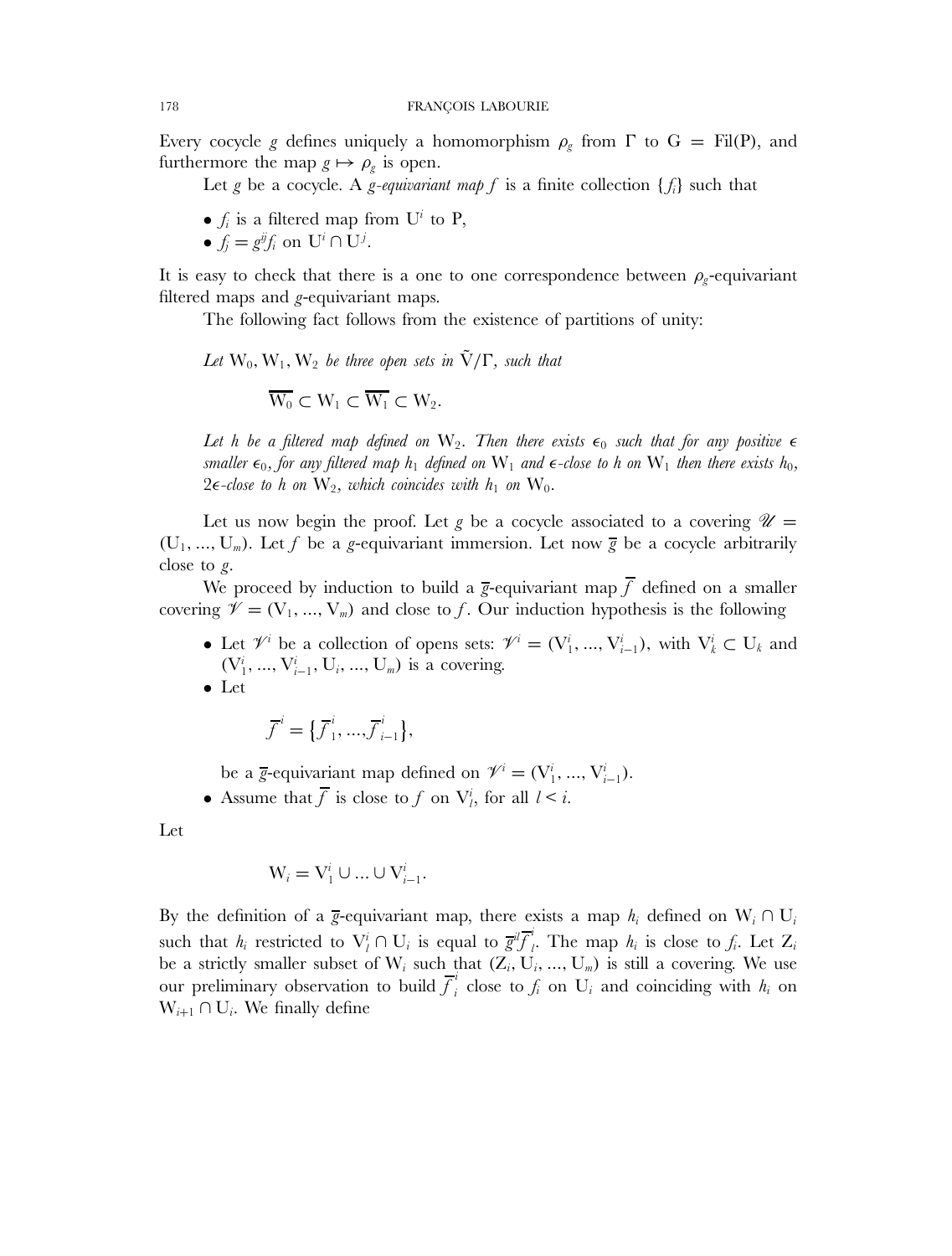Every cocycle $g$ defines uniquely a homomorphism $\rho_g$ from $\Gamma$ to $G = \text{Fil}(P)$, and furthermore the map $g \mapsto \rho_g$ is open.

Let $g$ be a cocycle. A *$g$-equivariant map $f$* is a finite collection $\{f_i\}$ such that

- $f_i$ is a filtered map from $U^i$ to $P$,
- $f_j = g^{ij} f_i$ on $U^i \cap U^j$.

It is easy to check that there is a one to one correspondence between $\rho_g$-equivariant filtered maps and $g$-equivariant maps.

The following fact follows from the existence of partitions of unity:

*Let $W_0, W_1, W_2$ be three open sets in $\tilde{V}/\Gamma$, such that*

$$\overline{W_0} \subset W_1 \subset \overline{W_1} \subset W_2.$$

*Let $h$ be a filtered map defined on $W_2$. Then there exists $\epsilon_0$ such that for any positive $\epsilon$ smaller $\epsilon_0$, for any filtered map $h_1$ defined on $W_1$ and $\epsilon$-close to $h$ on $W_1$ then there exists $h_0$, $2\epsilon$-close to $h$ on $W_2$, which coincides with $h_1$ on $W_0$.*

Let us now begin the proof. Let $g$ be a cocycle associated to a covering $\mathscr{U} = (U_1, ..., U_m)$. Let $f$ be a $g$-equivariant immersion. Let now $\overline{g}$ be a cocycle arbitrarily close to $g$.

We proceed by induction to build a $\overline{g}$-equivariant map $\overline{f}$ defined on a smaller covering $\mathscr{V} = (V_1, ..., V_m)$ and close to $f$. Our induction hypothesis is the following

- Let $\mathscr{V}^i$ be a collection of opens sets: $\mathscr{V}^i = (V_1^i, ..., V_{i-1}^i)$, with $V_k^i \subset U_k$ and $(V_1^i, ..., V_{i-1}^i, U_i, ..., U_m)$ is a covering.
- Let

  $$\overline{f}^i = \{\overline{f}^i_1, ..., \overline{f}^i_{i-1}\},$$

  be a $\overline{g}$-equivariant map defined on $\mathscr{V}^i = (V_1^i, ..., V_{i-1}^i)$.
- Assume that $\overline{f}$ is close to $f$ on $V_l^i$, for all $l < i$.

Let

$$W_i = V_1^i \cup ... \cup V_{i-1}^i.$$

By the definition of a $\overline{g}$-equivariant map, there exists a map $h_i$ defined on $W_i \cap U_i$ such that $h_i$ restricted to $V_l^i \cap U_i$ is equal to $\overline{g}^{il} \overline{f}^i_l$. The map $h_i$ is close to $f_i$. Let $Z_i$ be a strictly smaller subset of $W_i$ such that $(Z_i, U_i, ..., U_m)$ is still a covering. We use our preliminary observation to build $\overline{f}^i_i$ close to $f_i$ on $U_i$ and coinciding with $h_i$ on $W_{i+1} \cap U_i$. We finally define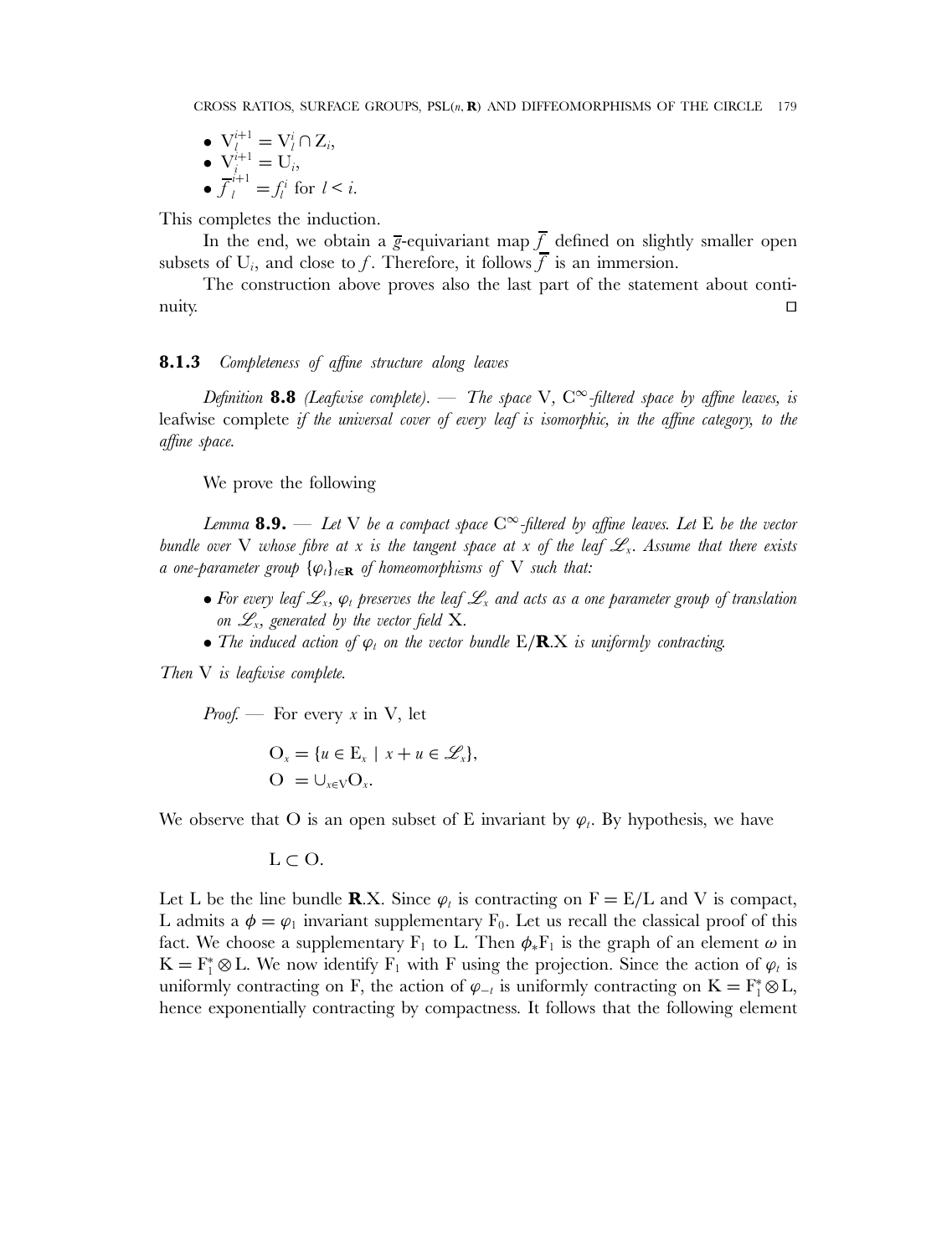- $V_l^{i+1} = V_l^i \cap Z_i$,
- $V_i^{i+1} = U_i$,
- $\overline{f}_l^{i+1} = f_l^i$ for $l < i$.

This completes the induction.

In the end, we obtain a $\overline{g}$-equivariant map $\overline{f}$ defined on slightly smaller open subsets of $U_i$, and close to $f$. Therefore, it follows $\overline{f}$ is an immersion.

The construction above proves also the last part of the statement about continuity. $\square$

### 8.1.3 *Completeness of affine structure along leaves*

*Definition* **8.8** *(Leafwise complete).* — *The space* V*,* $C^\infty$*-filtered space by affine leaves, is* leafwise complete *if the universal cover of every leaf is isomorphic, in the affine category, to the affine space.*

We prove the following

*Lemma* **8.9.** — *Let* V *be a compact space* $C^\infty$*-filtered by affine leaves. Let* E *be the vector bundle over* V *whose fibre at* $x$ *is the tangent space at* $x$ *of the leaf* $\mathscr{L}_x$*. Assume that there exists a one-parameter group* $\{\varphi_t\}_{t\in\mathbf{R}}$ *of homeomorphisms of* V *such that:*

- *For every leaf* $\mathscr{L}_x$*,* $\varphi_t$ *preserves the leaf* $\mathscr{L}_x$ *and acts as a one parameter group of translation on* $\mathscr{L}_x$*, generated by the vector field* X*.*
- *The induced action of* $\varphi_t$ *on the vector bundle* $E/\mathbf{R}.X$ *is uniformly contracting.*

*Then* V *is leafwise complete.*

*Proof.* — For every $x$ in V, let

$$
\begin{aligned}
O_x &= \{u \in E_x \mid x + u \in \mathscr{L}_x\},\\
O &= \cup_{x\in V} O_x.
\end{aligned}
$$

We observe that O is an open subset of E invariant by $\varphi_t$. By hypothesis, we have

$$L \subset O.$$

Let L be the line bundle $\mathbf{R}.X$. Since $\varphi_t$ is contracting on $F = E/L$ and V is compact, L admits a $\phi = \varphi_1$ invariant supplementary $F_0$. Let us recall the classical proof of this fact. We choose a supplementary $F_1$ to L. Then $\phi_* F_1$ is the graph of an element $\omega$ in $K = F_1^* \otimes L$. We now identify $F_1$ with F using the projection. Since the action of $\varphi_t$ is uniformly contracting on F, the action of $\varphi_{-t}$ is uniformly contracting on $K = F_1^* \otimes L$, hence exponentially contracting by compactness. It follows that the following element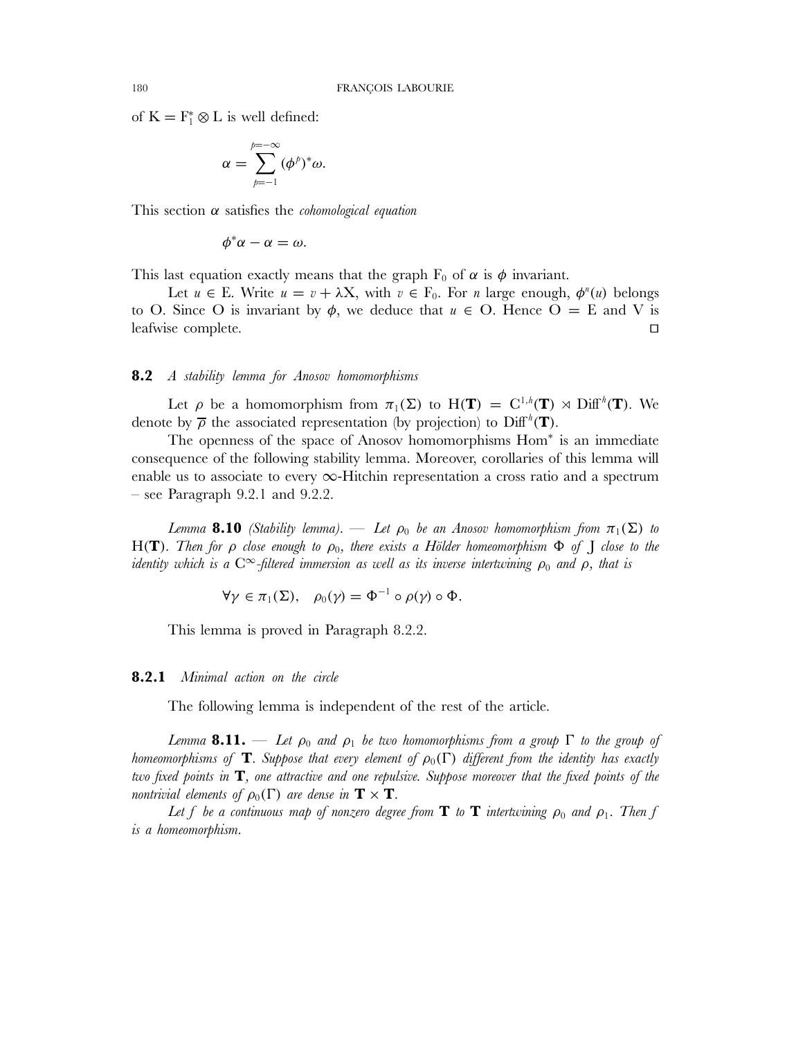of $K = F_1^* \otimes L$ is well defined:

$$\alpha = \sum_{p=-1}^{p=-\infty} (\phi^p)^* \omega.$$

This section $\alpha$ satisfies the *cohomological equation*

$$\phi^* \alpha - \alpha = \omega.$$

This last equation exactly means that the graph $F_0$ of $\alpha$ is $\phi$ invariant.

Let $u \in E$. Write $u = v + \lambda X$, with $v \in F_0$. For $n$ large enough, $\phi^n(u)$ belongs to O. Since O is invariant by $\phi$, we deduce that $u \in O$. Hence $O = E$ and V is leafwise complete. ◻

### 8.2 *A stability lemma for Anosov homomorphisms*

Let $\rho$ be a homomorphism from $\pi_1(\Sigma)$ to $H(\mathbf{T}) = C^{1,h}(\mathbf{T}) \rtimes \mathrm{Diff}^h(\mathbf{T})$. We denote by $\overline{\rho}$ the associated representation (by projection) to $\mathrm{Diff}^h(\mathbf{T})$.

The openness of the space of Anosov homomorphisms $\mathrm{Hom}^*$ is an immediate consequence of the following stability lemma. Moreover, corollaries of this lemma will enable us to associate to every $\infty$-Hitchin representation a cross ratio and a spectrum – see Paragraph 9.2.1 and 9.2.2.

*Lemma* **8.10** *(Stability lemma). — Let $\rho_0$ be an Anosov homomorphism from $\pi_1(\Sigma)$ to $H(\mathbf{T})$. Then for $\rho$ close enough to $\rho_0$, there exists a Hölder homeomorphism $\Phi$ of J close to the identity which is a $C^\infty$-filtered immersion as well as its inverse intertwining $\rho_0$ and $\rho$, that is*

$$\forall \gamma \in \pi_1(\Sigma), \quad \rho_0(\gamma) = \Phi^{-1} \circ \rho(\gamma) \circ \Phi.$$

This lemma is proved in Paragraph 8.2.2.

#### 8.2.1 *Minimal action on the circle*

The following lemma is independent of the rest of the article.

*Lemma* **8.11.** — *Let $\rho_0$ and $\rho_1$ be two homomorphisms from a group $\Gamma$ to the group of homeomorphisms of $\mathbf{T}$. Suppose that every element of $\rho_0(\Gamma)$ different from the identity has exactly two fixed points in $\mathbf{T}$, one attractive and one repulsive. Suppose moreover that the fixed points of the nontrivial elements of $\rho_0(\Gamma)$ are dense in $\mathbf{T} \times \mathbf{T}$.*

*Let $f$ be a continuous map of nonzero degree from $\mathbf{T}$ to $\mathbf{T}$ intertwining $\rho_0$ and $\rho_1$. Then $f$ is a homeomorphism.*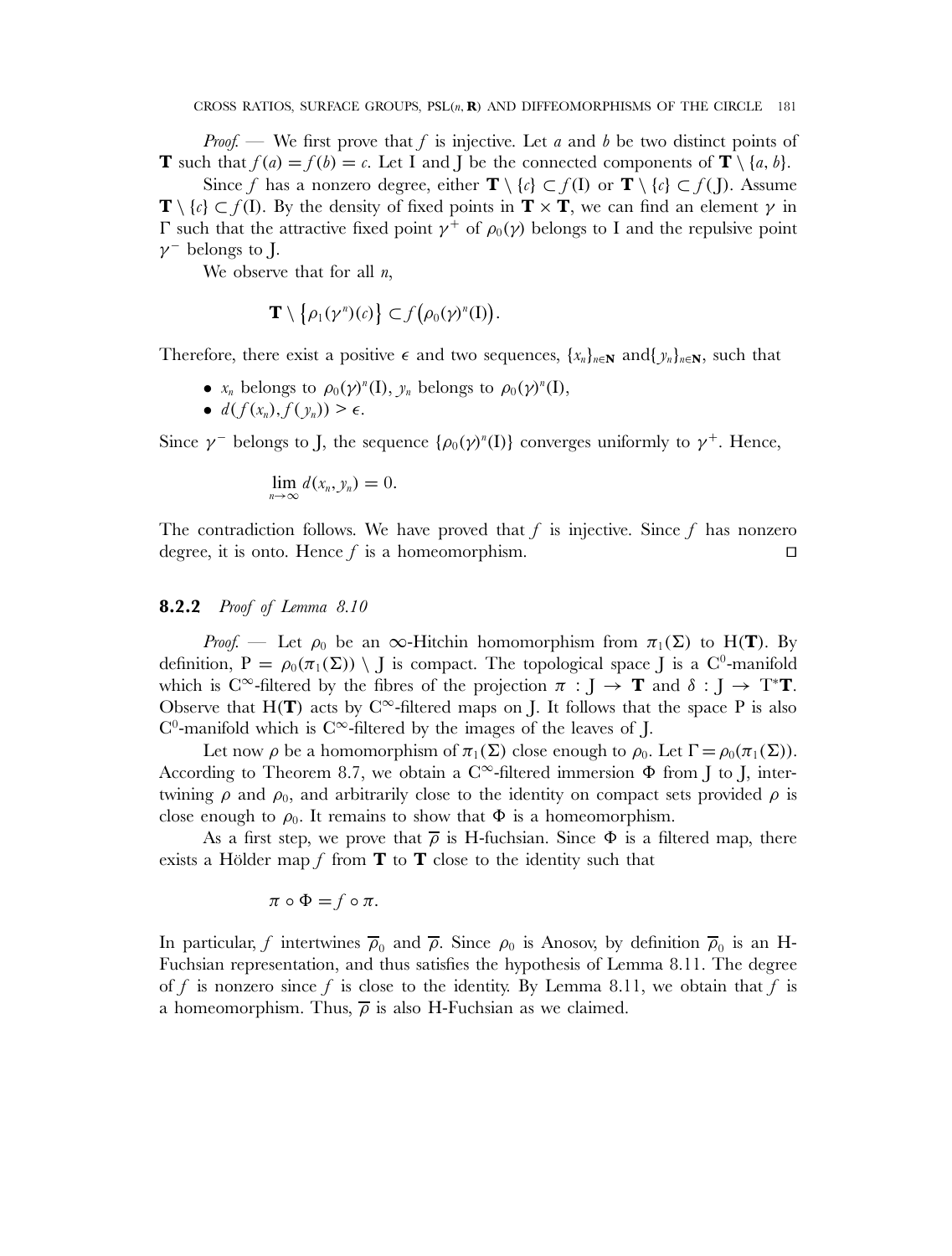*Proof.* — We first prove that $f$ is injective. Let $a$ and $b$ be two distinct points of $\mathbf{T}$ such that $f(a) = f(b) = c$. Let I and J be the connected components of $\mathbf{T} \setminus \{a, b\}$.

Since $f$ has a nonzero degree, either $\mathbf{T} \setminus \{c\} \subset f(\mathrm{I})$ or $\mathbf{T} \setminus \{c\} \subset f(\mathrm{J})$. Assume $\mathbf{T} \setminus \{c\} \subset f(\mathrm{I})$. By the density of fixed points in $\mathbf{T} \times \mathbf{T}$, we can find an element $\gamma$ in $\Gamma$ such that the attractive fixed point $\gamma^+$ of $\rho_0(\gamma)$ belongs to I and the repulsive point $\gamma^-$ belongs to J.

We observe that for all $n$,

$$\mathbf{T} \setminus \{\rho_1(\gamma^n)(c)\} \subset f\big(\rho_0(\gamma)^n(\mathrm{I})\big).$$

Therefore, there exist a positive $\epsilon$ and two sequences, $\{x_n\}_{n\in\mathbf{N}}$ and $\{y_n\}_{n\in\mathbf{N}}$, such that

- $x_n$ belongs to $\rho_0(\gamma)^n(\mathrm{I})$, $y_n$ belongs to $\rho_0(\gamma)^n(\mathrm{I})$,
- $d(f(x_n), f(y_n)) > \epsilon$.

Since $\gamma^-$ belongs to J, the sequence $\{\rho_0(\gamma)^n(\mathrm{I})\}$ converges uniformly to $\gamma^+$. Hence,

$$\lim_{n\to\infty} d(x_n, y_n) = 0.$$

The contradiction follows. We have proved that $f$ is injective. Since $f$ has nonzero degree, it is onto. Hence $f$ is a homeomorphism. □

### **8.2.2** *Proof of Lemma 8.10*

*Proof.* — Let $\rho_0$ be an $\infty$-Hitchin homomorphism from $\pi_1(\Sigma)$ to $\mathrm{H}(\mathbf{T})$. By definition, $\mathrm{P} = \rho_0(\pi_1(\Sigma)) \setminus \mathrm{J}$ is compact. The topological space J is a $\mathrm{C}^0$-manifold which is $\mathrm{C}^\infty$-filtered by the fibres of the projection $\pi : \mathrm{J} \to \mathbf{T}$ and $\delta : \mathrm{J} \to \mathrm{T}^*\mathbf{T}$. Observe that $\mathrm{H}(\mathbf{T})$ acts by $\mathrm{C}^\infty$-filtered maps on J. It follows that the space P is also $\mathrm{C}^0$-manifold which is $\mathrm{C}^\infty$-filtered by the images of the leaves of J.

Let now $\rho$ be a homomorphism of $\pi_1(\Sigma)$ close enough to $\rho_0$. Let $\Gamma = \rho_0(\pi_1(\Sigma))$. According to Theorem 8.7, we obtain a $\mathrm{C}^\infty$-filtered immersion $\Phi$ from J to J, intertwining $\rho$ and $\rho_0$, and arbitrarily close to the identity on compact sets provided $\rho$ is close enough to $\rho_0$. It remains to show that $\Phi$ is a homeomorphism.

As a first step, we prove that $\overline{\rho}$ is H-fuchsian. Since $\Phi$ is a filtered map, there exists a Hölder map $f$ from $\mathbf{T}$ to $\mathbf{T}$ close to the identity such that

$$\pi \circ \Phi = f \circ \pi.$$

In particular, $f$ intertwines $\overline{\rho}_0$ and $\overline{\rho}$. Since $\rho_0$ is Anosov, by definition $\overline{\rho}_0$ is an H-Fuchsian representation, and thus satisfies the hypothesis of Lemma 8.11. The degree of $f$ is nonzero since $f$ is close to the identity. By Lemma 8.11, we obtain that $f$ is a homeomorphism. Thus, $\overline{\rho}$ is also H-Fuchsian as we claimed.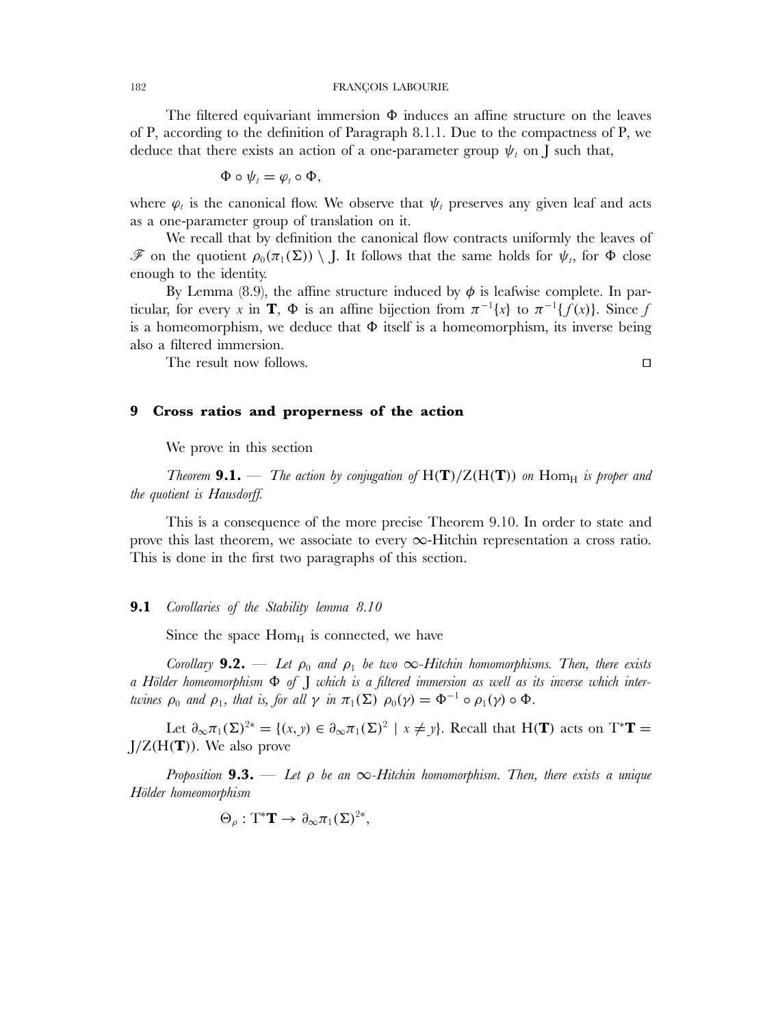The filtered equivariant immersion $\Phi$ induces an affine structure on the leaves of P, according to the definition of Paragraph 8.1.1. Due to the compactness of P, we deduce that there exists an action of a one-parameter group $\psi_t$ on J such that,

$$\Phi \circ \psi_t = \varphi_t \circ \Phi,$$

where $\varphi_t$ is the canonical flow. We observe that $\psi_t$ preserves any given leaf and acts as a one-parameter group of translation on it.

We recall that by definition the canonical flow contracts uniformly the leaves of $\mathscr{F}$ on the quotient $\rho_0(\pi_1(\Sigma)) \setminus$ J. It follows that the same holds for $\psi_t$, for $\Phi$ close enough to the identity.

By Lemma (8.9), the affine structure induced by $\phi$ is leafwise complete. In particular, for every $x$ in $\mathbf{T}$, $\Phi$ is an affine bijection from $\pi^{-1}\{x\}$ to $\pi^{-1}\{f(x)\}$. Since $f$ is a homeomorphism, we deduce that $\Phi$ itself is a homeomorphism, its inverse being also a filtered immersion.

The result now follows. ◻

## 9 Cross ratios and properness of the action

We prove in this section

*Theorem* **9.1.** — *The action by conjugation of* $\mathrm{H}(\mathbf{T})/\mathrm{Z}(\mathrm{H}(\mathbf{T}))$ *on* $\mathrm{Hom}_{\mathrm{H}}$ *is proper and the quotient is Hausdorff.*

This is a consequence of the more precise Theorem 9.10. In order to state and prove this last theorem, we associate to every $\infty$-Hitchin representation a cross ratio. This is done in the first two paragraphs of this section.

### 9.1 *Corollaries of the Stability lemma 8.10*

Since the space $\mathrm{Hom}_{\mathrm{H}}$ is connected, we have

*Corollary* **9.2.** — *Let* $\rho_0$ *and* $\rho_1$ *be two* $\infty$*-Hitchin homomorphisms. Then, there exists a Hölder homeomorphism* $\Phi$ *of* J *which is a filtered immersion as well as its inverse which intertwines* $\rho_0$ *and* $\rho_1$*, that is, for all* $\gamma$ *in* $\pi_1(\Sigma)$ $\rho_0(\gamma) = \Phi^{-1} \circ \rho_1(\gamma) \circ \Phi$.

Let $\partial_\infty\pi_1(\Sigma)^{2*} = \{(x, y) \in \partial_\infty\pi_1(\Sigma)^2 \mid x \neq y\}$. Recall that $\mathrm{H}(\mathbf{T})$ acts on $\mathrm{T}^*\mathbf{T} = \mathrm{J}/\mathrm{Z}(\mathrm{H}(\mathbf{T}))$. We also prove

*Proposition* **9.3.** — *Let* $\rho$ *be an* $\infty$*-Hitchin homomorphism. Then, there exists a unique Hölder homeomorphism*

$$\Theta_\rho : \mathrm{T}^*\mathbf{T} \to \partial_\infty\pi_1(\Sigma)^{2*},$$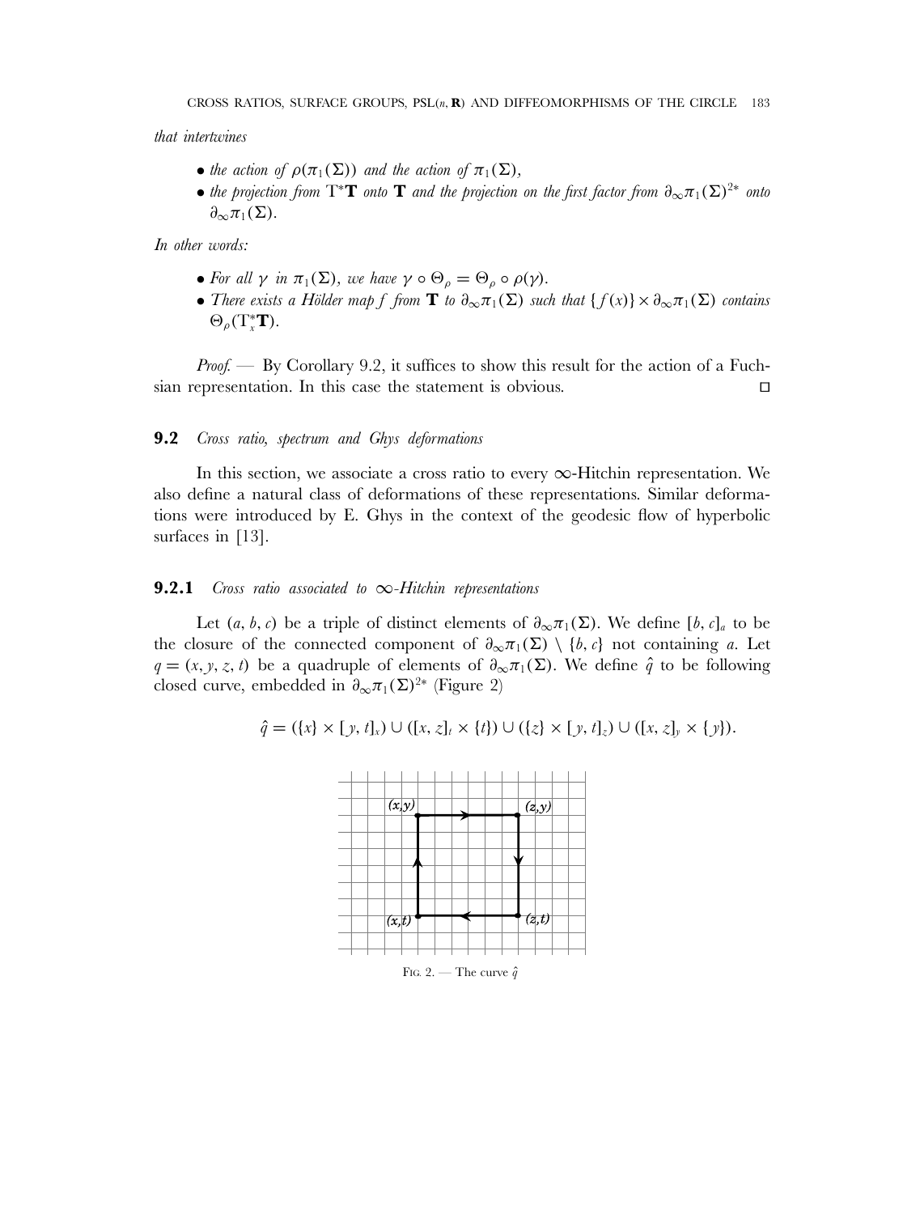*that intertwines*

- *the action of* $\rho(\pi_1(\Sigma))$ *and the action of* $\pi_1(\Sigma)$,
- *the projection from* $\mathrm{T}^*\mathbf{T}$ *onto* $\mathbf{T}$ *and the projection on the first factor from* $\partial_\infty\pi_1(\Sigma)^{2*}$ *onto* $\partial_\infty\pi_1(\Sigma)$.

*In other words:*

- *For all* $\gamma$ *in* $\pi_1(\Sigma)$, *we have* $\gamma \circ \Theta_\rho = \Theta_\rho \circ \rho(\gamma)$.
- *There exists a Hölder map* $f$ *from* $\mathbf{T}$ *to* $\partial_\infty\pi_1(\Sigma)$ *such that* $\{f(x)\} \times \partial_\infty\pi_1(\Sigma)$ *contains* $\Theta_\rho(\mathrm{T}^*_x\mathbf{T})$.

*Proof.* — By Corollary 9.2, it suffices to show this result for the action of a Fuchsian representation. In this case the statement is obvious. □

### 9.2 *Cross ratio, spectrum and Ghys deformations*

In this section, we associate a cross ratio to every $\infty$-Hitchin representation. We also define a natural class of deformations of these representations. Similar deformations were introduced by E. Ghys in the context of the geodesic flow of hyperbolic surfaces in [13].

#### 9.2.1 *Cross ratio associated to* $\infty$*-Hitchin representations*

Let $(a, b, c)$ be a triple of distinct elements of $\partial_\infty\pi_1(\Sigma)$. We define $[b, c]_a$ to be the closure of the connected component of $\partial_\infty\pi_1(\Sigma) \setminus \{b, c\}$ not containing $a$. Let $q = (x, y, z, t)$ be a quadruple of elements of $\partial_\infty\pi_1(\Sigma)$. We define $\hat{q}$ to be following closed curve, embedded in $\partial_\infty\pi_1(\Sigma)^{2*}$ (Figure 2)

$$\hat{q} = (\{x\} \times [y, t]_x) \cup ([x, z]_t \times \{t\}) \cup (\{z\} \times [y, t]_z) \cup ([x, z]_y \times \{y\}).$$

Fig. 2. — The curve $\hat{q}$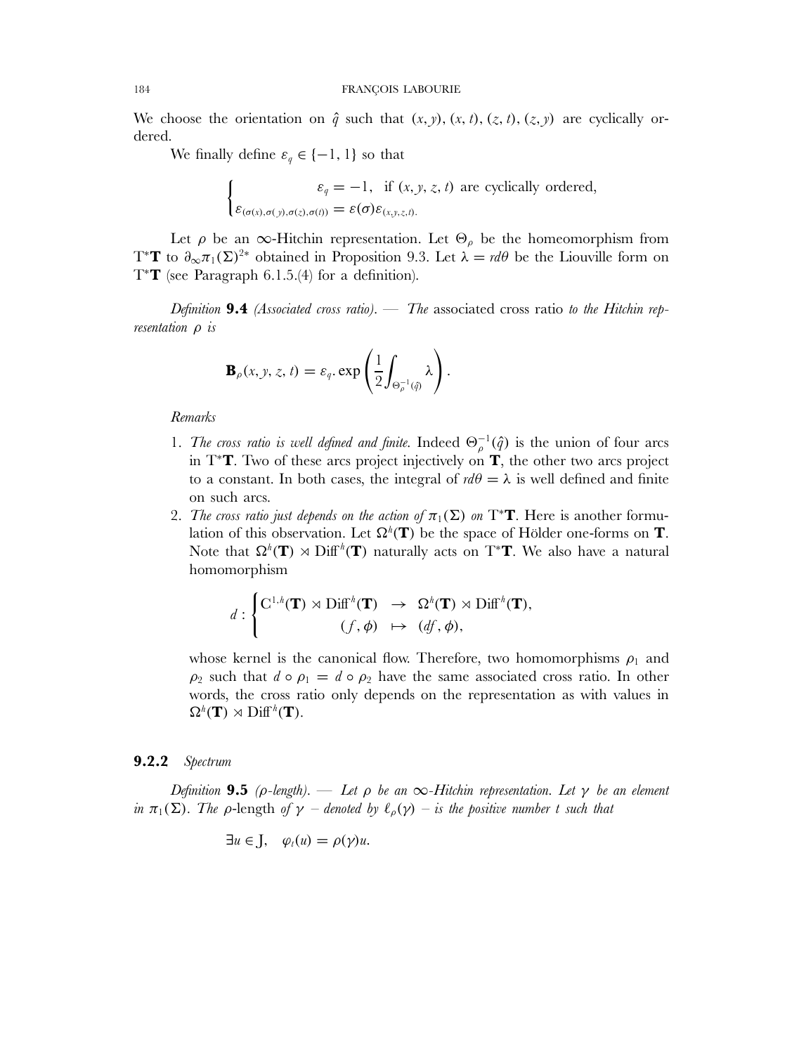We choose the orientation on $\hat{q}$ such that $(x, y)$, $(x, t)$, $(z, t)$, $(z, y)$ are cyclically ordered.

We finally define $\varepsilon_q \in \{-1, 1\}$ so that

$$\begin{cases} \varepsilon_q = -1, \quad \text{if } (x, y, z, t) \text{ are cyclically ordered,} \\ \varepsilon_{(\sigma(x), \sigma(y), \sigma(z), \sigma(t))} = \varepsilon(\sigma)\varepsilon_{(x,y,z,t)}. \end{cases}$$

Let $\rho$ be an $\infty$-Hitchin representation. Let $\Theta_\rho$ be the homeomorphism from $\mathrm{T}^*\mathbf{T}$ to $\partial_\infty \pi_1(\Sigma)^{2*}$ obtained in Proposition 9.3. Let $\lambda = rd\theta$ be the Liouville form on $\mathrm{T}^*\mathbf{T}$ (see Paragraph 6.1.5.(4) for a definition).

*Definition* **9.4** *(Associated cross ratio). — The* associated cross ratio *to the Hitchin representation* $\rho$ *is*

$$\mathbf{B}_\rho(x, y, z, t) = \varepsilon_q. \exp\left(\frac{1}{2}\int_{\Theta_\rho^{-1}(\hat{q})} \lambda\right).$$

*Remarks*

1. *The cross ratio is well defined and finite.* Indeed $\Theta_\rho^{-1}(\hat{q})$ is the union of four arcs in $\mathrm{T}^*\mathbf{T}$. Two of these arcs project injectively on $\mathbf{T}$, the other two arcs project to a constant. In both cases, the integral of $rd\theta = \lambda$ is well defined and finite on such arcs.
2. *The cross ratio just depends on the action of* $\pi_1(\Sigma)$ *on* $\mathrm{T}^*\mathbf{T}$. Here is another formulation of this observation. Let $\Omega^h(\mathbf{T})$ be the space of Hölder one-forms on $\mathbf{T}$. Note that $\Omega^h(\mathbf{T}) \rtimes \mathrm{Diff}^h(\mathbf{T})$ naturally acts on $\mathrm{T}^*\mathbf{T}$. We also have a natural homomorphism

$$d : \begin{cases} \mathrm{C}^{1,h}(\mathbf{T}) \rtimes \mathrm{Diff}^h(\mathbf{T}) & \to & \Omega^h(\mathbf{T}) \rtimes \mathrm{Diff}^h(\mathbf{T}), \\ (f, \phi) & \mapsto & (df, \phi), \end{cases}$$

   whose kernel is the canonical flow. Therefore, two homomorphisms $\rho_1$ and $\rho_2$ such that $d \circ \rho_1 = d \circ \rho_2$ have the same associated cross ratio. In other words, the cross ratio only depends on the representation as with values in $\Omega^h(\mathbf{T}) \rtimes \mathrm{Diff}^h(\mathbf{T})$.

### **9.2.2** *Spectrum*

*Definition* **9.5** *($\rho$-length). — Let* $\rho$ *be an* $\infty$*-Hitchin representation. Let* $\gamma$ *be an element in* $\pi_1(\Sigma)$*. The* $\rho$-length *of* $\gamma$ *– denoted by* $\ell_\rho(\gamma)$ *– is the positive number* $t$ *such that*

$$\exists u \in \mathrm{J}, \quad \varphi_t(u) = \rho(\gamma)u.$$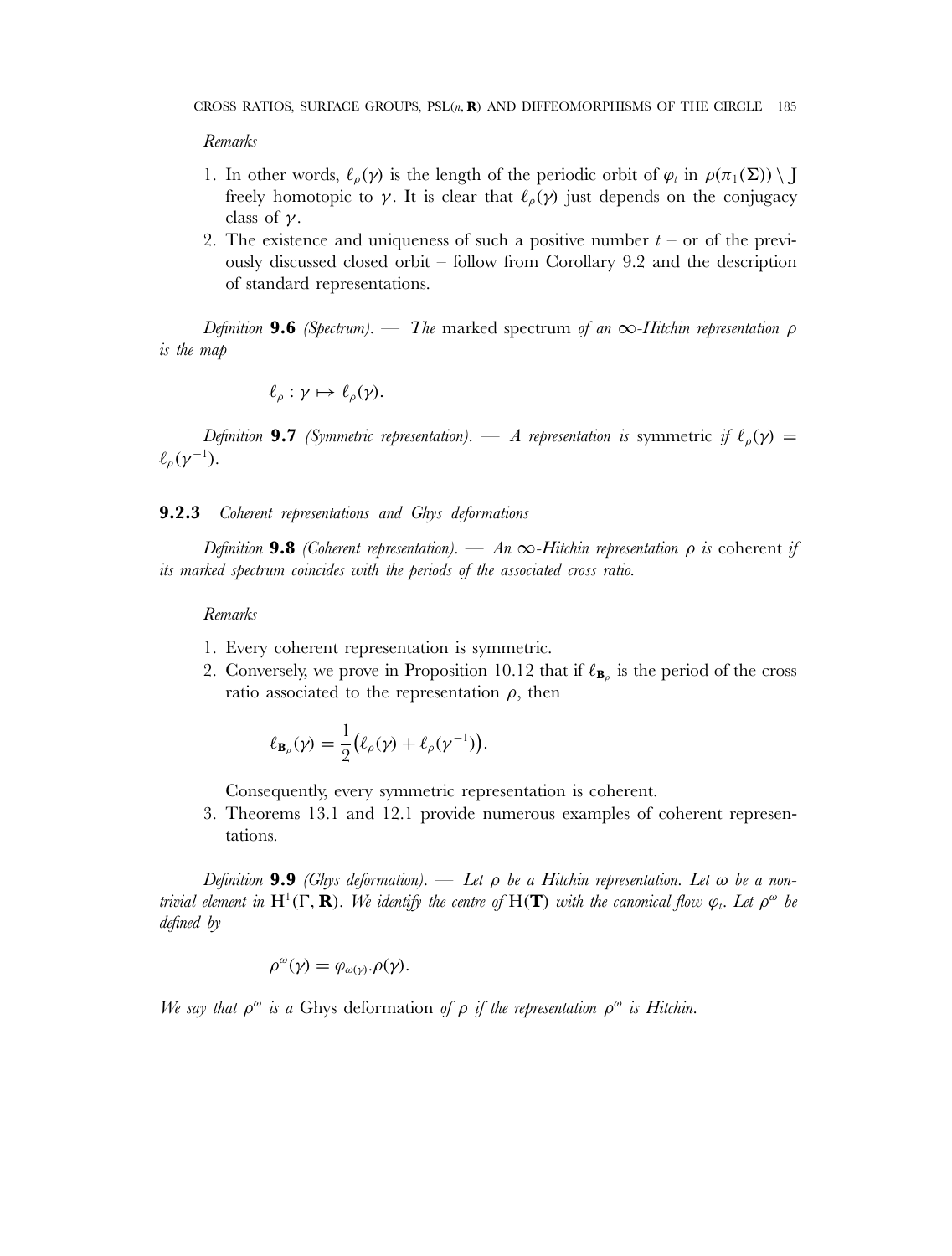*Remarks*

1. In other words, $\ell_\rho(\gamma)$ is the length of the periodic orbit of $\varphi_t$ in $\rho(\pi_1(\Sigma)) \setminus \mathrm{J}$ freely homotopic to $\gamma$. It is clear that $\ell_\rho(\gamma)$ just depends on the conjugacy class of $\gamma$.
2. The existence and uniqueness of such a positive number $t$ – or of the previously discussed closed orbit – follow from Corollary 9.2 and the description of standard representations.

*Definition* **9.6** *(Spectrum). — The* marked spectrum *of an $\infty$-Hitchin representation $\rho$ is the map*

$$\ell_\rho : \gamma \mapsto \ell_\rho(\gamma).$$

*Definition* **9.7** *(Symmetric representation). — A representation is* symmetric *if $\ell_\rho(\gamma) = \ell_\rho(\gamma^{-1})$.*

### **9.2.3** *Coherent representations and Ghys deformations*

*Definition* **9.8** *(Coherent representation). — An $\infty$-Hitchin representation $\rho$ is* coherent *if its marked spectrum coincides with the periods of the associated cross ratio.*

*Remarks*

1. Every coherent representation is symmetric.
2. Conversely, we prove in Proposition 10.12 that if $\ell_{\mathbf{B}_\rho}$ is the period of the cross ratio associated to the representation $\rho$, then

$$\ell_{\mathbf{B}_\rho}(\gamma) = \frac{1}{2}\big(\ell_\rho(\gamma) + \ell_\rho(\gamma^{-1})\big).$$

   Consequently, every symmetric representation is coherent.
3. Theorems 13.1 and 12.1 provide numerous examples of coherent representations.

*Definition* **9.9** *(Ghys deformation). — Let $\rho$ be a Hitchin representation. Let $\omega$ be a non-trivial element in $\mathrm{H}^1(\Gamma, \mathbf{R})$. We identify the centre of $\mathrm{H}(\mathbf{T})$ with the canonical flow $\varphi_t$. Let $\rho^\omega$ be defined by*

$$\rho^\omega(\gamma) = \varphi_{\omega(\gamma)}.\rho(\gamma).$$

*We say that $\rho^\omega$ is a* Ghys deformation *of $\rho$ if the representation $\rho^\omega$ is Hitchin.*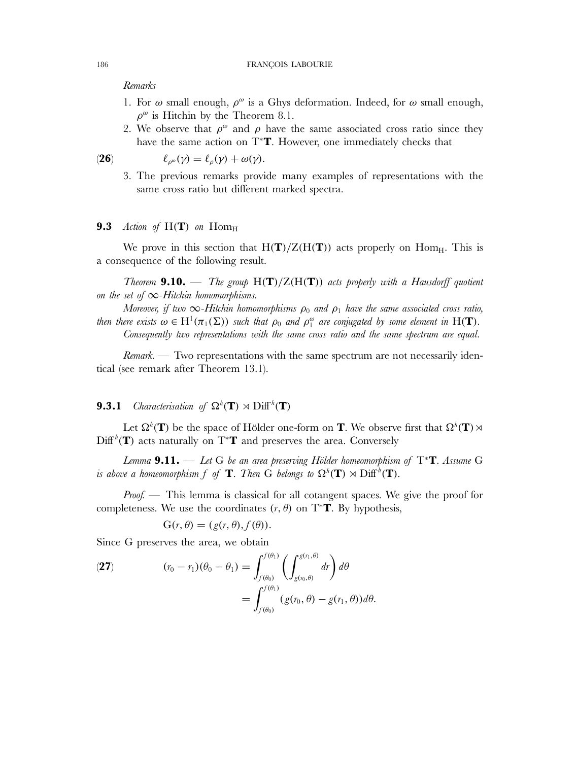*Remarks*

1. For $\omega$ small enough, $\rho^{\omega}$ is a Ghys deformation. Indeed, for $\omega$ small enough, $\rho^{\omega}$ is Hitchin by the Theorem 8.1.
2. We observe that $\rho^{\omega}$ and $\rho$ have the same associated cross ratio since they have the same action on $\mathrm{T}^*\mathbf{T}$. However, one immediately checks that

$$\ell_{\rho^{\omega}}(\gamma) = \ell_{\rho}(\gamma) + \omega(\gamma). \tag{26}$$

3. The previous remarks provide many examples of representations with the same cross ratio but different marked spectra.

### 9.3 *Action of* $\mathrm{H}(\mathbf{T})$ *on* $\mathrm{Hom}_{\mathrm{H}}$

We prove in this section that $\mathrm{H}(\mathbf{T})/\mathrm{Z}(\mathrm{H}(\mathbf{T}))$ acts properly on $\mathrm{Hom}_{\mathrm{H}}$. This is a consequence of the following result.

*Theorem* **9.10.** — *The group* $\mathrm{H}(\mathbf{T})/\mathrm{Z}(\mathrm{H}(\mathbf{T}))$ *acts properly with a Hausdorff quotient on the set of* $\infty$*-Hitchin homomorphisms.*

*Moreover, if two* $\infty$*-Hitchin homomorphisms* $\rho_0$ *and* $\rho_1$ *have the same associated cross ratio, then there exists* $\omega \in \mathrm{H}^1(\pi_1(\Sigma))$ *such that* $\rho_0$ *and* $\rho_1^{\omega}$ *are conjugated by some element in* $\mathrm{H}(\mathbf{T})$.

*Consequently two representations with the same cross ratio and the same spectrum are equal.*

*Remark.* — Two representations with the same spectrum are not necessarily identical (see remark after Theorem 13.1).

#### 9.3.1 *Characterisation of* $\Omega^h(\mathbf{T}) \rtimes \mathrm{Diff}^h(\mathbf{T})$

Let $\Omega^h(\mathbf{T})$ be the space of Hölder one-form on $\mathbf{T}$. We observe first that $\Omega^h(\mathbf{T}) \rtimes \mathrm{Diff}^h(\mathbf{T})$ acts naturally on $\mathrm{T}^*\mathbf{T}$ and preserves the area. Conversely

*Lemma* **9.11.** — *Let* $\mathrm{G}$ *be an area preserving Hölder homeomorphism of* $\mathrm{T}^*\mathbf{T}$. *Assume* $\mathrm{G}$ *is above a homeomorphism* $f$ *of* $\mathbf{T}$. *Then* $\mathrm{G}$ *belongs to* $\Omega^h(\mathbf{T}) \rtimes \mathrm{Diff}^h(\mathbf{T})$.

*Proof.* — This lemma is classical for all cotangent spaces. We give the proof for completeness. We use the coordinates $(r, \theta)$ on $\mathrm{T}^*\mathbf{T}$. By hypothesis,

$$\mathrm{G}(r, \theta) = (g(r, \theta), f(\theta)).$$

Since $\mathrm{G}$ preserves the area, we obtain

$$\begin{aligned}(r_0 - r_1)(\theta_0 - \theta_1) &= \int_{f(\theta_0)}^{f(\theta_1)} \left( \int_{g(r_0,\theta)}^{g(r_1,\theta)} dr \right) d\theta \\ &= \int_{f(\theta_0)}^{f(\theta_1)} (g(r_0, \theta) - g(r_1, \theta)) d\theta.\end{aligned} \tag{27}$$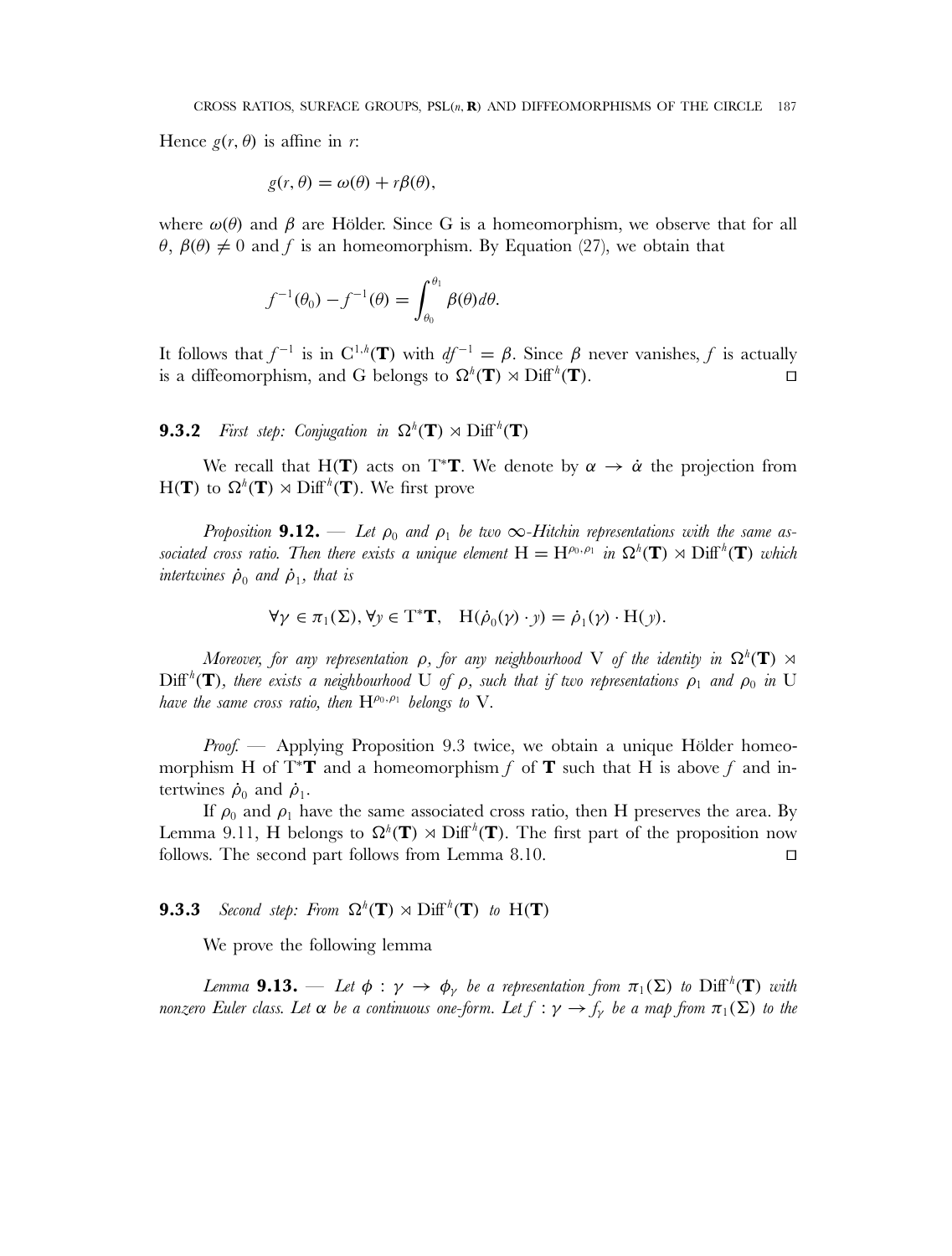Hence $g(r, \theta)$ is affine in $r$:

$$g(r, \theta) = \omega(\theta) + r\beta(\theta),$$

where $\omega(\theta)$ and $\beta$ are Hölder. Since G is a homeomorphism, we observe that for all $\theta$, $\beta(\theta) \neq 0$ and $f$ is an homeomorphism. By Equation (27), we obtain that

$$f^{-1}(\theta_0) - f^{-1}(\theta) = \int_{\theta_0}^{\theta_1} \beta(\theta) d\theta.$$

It follows that $f^{-1}$ is in $\mathrm{C}^{1,h}(\mathbf{T})$ with $df^{-1} = \beta$. Since $\beta$ never vanishes, $f$ is actually is a diffeomorphism, and G belongs to $\Omega^h(\mathbf{T}) \rtimes \mathrm{Diff}^h(\mathbf{T})$. □

### 9.3.2 *First step: Conjugation in* $\Omega^h(\mathbf{T}) \rtimes \mathrm{Diff}^h(\mathbf{T})$

We recall that $\mathrm{H}(\mathbf{T})$ acts on $\mathrm{T}^*\mathbf{T}$. We denote by $\alpha \to \dot{\alpha}$ the projection from $\mathrm{H}(\mathbf{T})$ to $\Omega^h(\mathbf{T}) \rtimes \mathrm{Diff}^h(\mathbf{T})$. We first prove

*Proposition* **9.12.** — *Let $\rho_0$ and $\rho_1$ be two $\infty$-Hitchin representations with the same associated cross ratio. Then there exists a unique element $\mathrm{H} = \mathrm{H}^{\rho_0,\rho_1}$ in $\Omega^h(\mathbf{T}) \rtimes \mathrm{Diff}^h(\mathbf{T})$ which intertwines $\dot{\rho}_0$ and $\dot{\rho}_1$, that is*

$$\forall \gamma \in \pi_1(\Sigma), \forall y \in \mathrm{T}^*\mathbf{T}, \quad \mathrm{H}(\dot{\rho}_0(\gamma) \cdot y) = \dot{\rho}_1(\gamma) \cdot \mathrm{H}(y).$$

*Moreover, for any representation $\rho$, for any neighbourhood $\mathrm{V}$ of the identity in $\Omega^h(\mathbf{T}) \rtimes \mathrm{Diff}^h(\mathbf{T})$, there exists a neighbourhood $\mathrm{U}$ of $\rho$, such that if two representations $\rho_1$ and $\rho_0$ in $\mathrm{U}$ have the same cross ratio, then $\mathrm{H}^{\rho_0,\rho_1}$ belongs to $\mathrm{V}$.*

*Proof.* — Applying Proposition 9.3 twice, we obtain a unique Hölder homeomorphism H of $\mathrm{T}^*\mathbf{T}$ and a homeomorphism $f$ of $\mathbf{T}$ such that H is above $f$ and intertwines $\dot{\rho}_0$ and $\dot{\rho}_1$.

If $\rho_0$ and $\rho_1$ have the same associated cross ratio, then H preserves the area. By Lemma 9.11, H belongs to $\Omega^h(\mathbf{T}) \rtimes \mathrm{Diff}^h(\mathbf{T})$. The first part of the proposition now follows. The second part follows from Lemma 8.10. □

### 9.3.3 *Second step: From* $\Omega^h(\mathbf{T}) \rtimes \mathrm{Diff}^h(\mathbf{T})$ *to* $\mathrm{H}(\mathbf{T})$

We prove the following lemma

*Lemma* **9.13.** — *Let $\phi : \gamma \to \phi_\gamma$ be a representation from $\pi_1(\Sigma)$ to $\mathrm{Diff}^h(\mathbf{T})$ with nonzero Euler class. Let $\alpha$ be a continuous one-form. Let $f : \gamma \to f_\gamma$ be a map from $\pi_1(\Sigma)$ to the*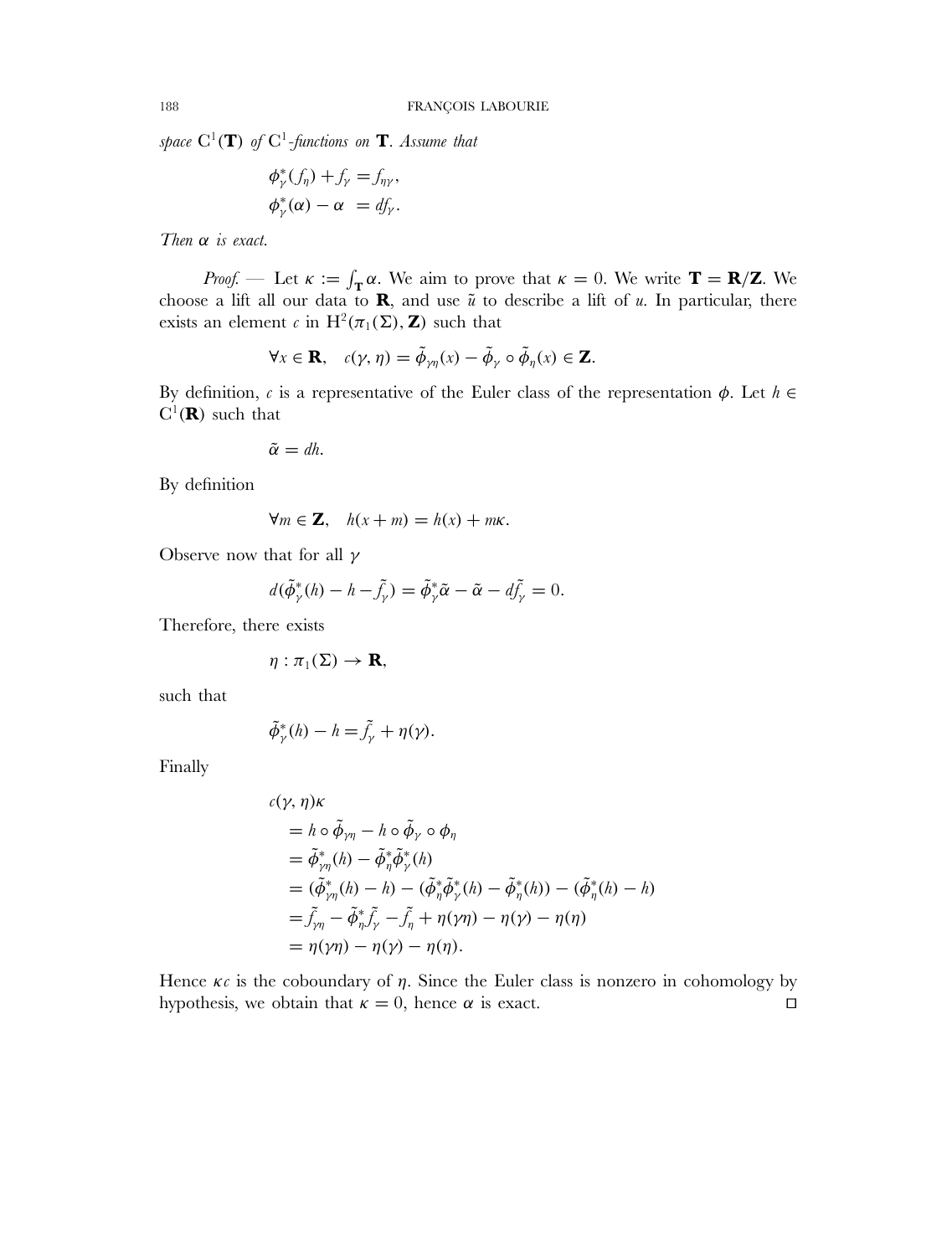*space* $\mathrm{C}^1(\mathbf{T})$ *of* $\mathrm{C}^1$*-functions on* $\mathbf{T}$. *Assume that*

$$
\begin{aligned}
\phi_\gamma^*(f_\eta) + f_\gamma &= f_{\eta\gamma},\\
\phi_\gamma^*(\alpha) - \alpha &= df_\gamma.
\end{aligned}
$$

*Then* $\alpha$ *is exact.*

*Proof.* — Let $\kappa := \int_{\mathbf{T}} \alpha$. We aim to prove that $\kappa = 0$. We write $\mathbf{T} = \mathbf{R}/\mathbf{Z}$. We choose a lift all our data to $\mathbf{R}$, and use $\tilde{u}$ to describe a lift of $u$. In particular, there exists an element $c$ in $\mathrm{H}^2(\pi_1(\Sigma), \mathbf{Z})$ such that

$$
\forall x \in \mathbf{R}, \quad c(\gamma, \eta) = \tilde{\phi}_{\gamma\eta}(x) - \tilde{\phi}_\gamma \circ \tilde{\phi}_\eta(x) \in \mathbf{Z}.
$$

By definition, $c$ is a representative of the Euler class of the representation $\phi$. Let $h \in \mathrm{C}^1(\mathbf{R})$ such that

$$
\tilde{\alpha} = dh.
$$

By definition

$$
\forall m \in \mathbf{Z}, \quad h(x+m) = h(x) + m\kappa.
$$

Observe now that for all $\gamma$

$$
d(\tilde{\phi}_\gamma^*(h) - h - \tilde{f}_\gamma) = \tilde{\phi}_\gamma^* \tilde{\alpha} - \tilde{\alpha} - d\tilde{f}_\gamma = 0.
$$

Therefore, there exists

$$
\eta : \pi_1(\Sigma) \to \mathbf{R},
$$

such that

$$
\tilde{\phi}_\gamma^*(h) - h = \tilde{f}_\gamma + \eta(\gamma).
$$

Finally

$$
\begin{aligned}
&c(\gamma, \eta)\kappa\\
&\quad = h \circ \tilde{\phi}_{\gamma\eta} - h \circ \tilde{\phi}_\gamma \circ \phi_\eta\\
&\quad = \tilde{\phi}_{\gamma\eta}^*(h) - \tilde{\phi}_\eta^* \tilde{\phi}_\gamma^*(h)\\
&\quad = (\tilde{\phi}_{\gamma\eta}^*(h) - h) - (\tilde{\phi}_\eta^* \tilde{\phi}_\gamma^*(h) - \tilde{\phi}_\eta^*(h)) - (\tilde{\phi}_\eta^*(h) - h)\\
&\quad = \tilde{f}_{\gamma\eta} - \tilde{\phi}_\eta^* \tilde{f}_\gamma - \tilde{f}_\eta + \eta(\gamma\eta) - \eta(\gamma) - \eta(\eta)\\
&\quad = \eta(\gamma\eta) - \eta(\gamma) - \eta(\eta).
\end{aligned}
$$

Hence $\kappa c$ is the coboundary of $\eta$. Since the Euler class is nonzero in cohomology by hypothesis, we obtain that $\kappa = 0$, hence $\alpha$ is exact. ☐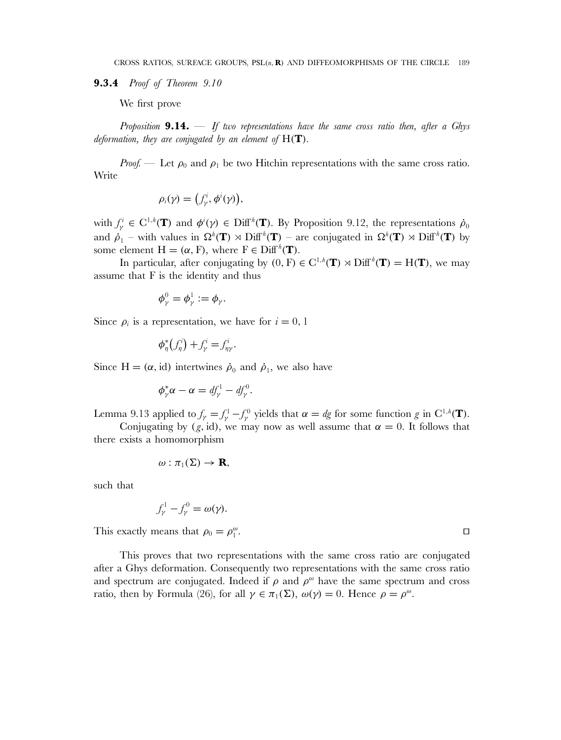### 9.3.4 *Proof of Theorem 9.10*

We first prove

*Proposition* **9.14.** — *If two representations have the same cross ratio then, after a Ghys deformation, they are conjugated by an element of* $\mathrm{H}(\mathbf{T})$.

*Proof.* — Let $\rho_0$ and $\rho_1$ be two Hitchin representations with the same cross ratio. Write

$$\rho_i(\gamma) = \left(f^i_\gamma, \phi^i(\gamma)\right),$$

with $f^i_\gamma \in \mathrm{C}^{1,h}(\mathbf{T})$ and $\phi^i(\gamma) \in \mathrm{Diff}^h(\mathbf{T})$. By Proposition 9.12, the representations $\dot{\rho}_0$ and $\dot{\rho}_1$ – with values in $\Omega^h(\mathbf{T}) \rtimes \mathrm{Diff}^h(\mathbf{T})$ – are conjugated in $\Omega^h(\mathbf{T}) \rtimes \mathrm{Diff}^h(\mathbf{T})$ by some element $\mathrm{H} = (\alpha, \mathrm{F})$, where $\mathrm{F} \in \mathrm{Diff}^h(\mathbf{T})$.

In particular, after conjugating by $(0, \mathrm{F}) \in \mathrm{C}^{1,h}(\mathbf{T}) \rtimes \mathrm{Diff}^h(\mathbf{T}) = \mathrm{H}(\mathbf{T})$, we may assume that F is the identity and thus

$$\phi^0_\gamma = \phi^1_\gamma := \phi_\gamma.$$

Since $\rho_i$ is a representation, we have for $i = 0, 1$

$$\phi^*_\eta\left(f^i_\eta\right) + f^i_\gamma = f^i_{\eta\gamma}.$$

Since $\mathrm{H} = (\alpha, \mathrm{id})$ intertwines $\dot{\rho}_0$ and $\dot{\rho}_1$, we also have

$$\phi^*_\gamma \alpha - \alpha = df^1_\gamma - df^0_\gamma.$$

Lemma 9.13 applied to $f_\gamma = f^1_\gamma - f^0_\gamma$ yields that $\alpha = dg$ for some function $g$ in $\mathrm{C}^{1,h}(\mathbf{T})$.

Conjugating by $(g, \mathrm{id})$, we may now as well assume that $\alpha = 0$. It follows that there exists a homomorphism

$$\omega : \pi_1(\Sigma) \to \mathbf{R},$$

such that

$$f^1_\gamma - f^0_\gamma = \omega(\gamma).$$

This exactly means that $\rho_0 = \rho^\omega_1$. □

This proves that two representations with the same cross ratio are conjugated after a Ghys deformation. Consequently two representations with the same cross ratio and spectrum are conjugated. Indeed if $\rho$ and $\rho^\omega$ have the same spectrum and cross ratio, then by Formula (26), for all $\gamma \in \pi_1(\Sigma)$, $\omega(\gamma) = 0$. Hence $\rho = \rho^\omega$.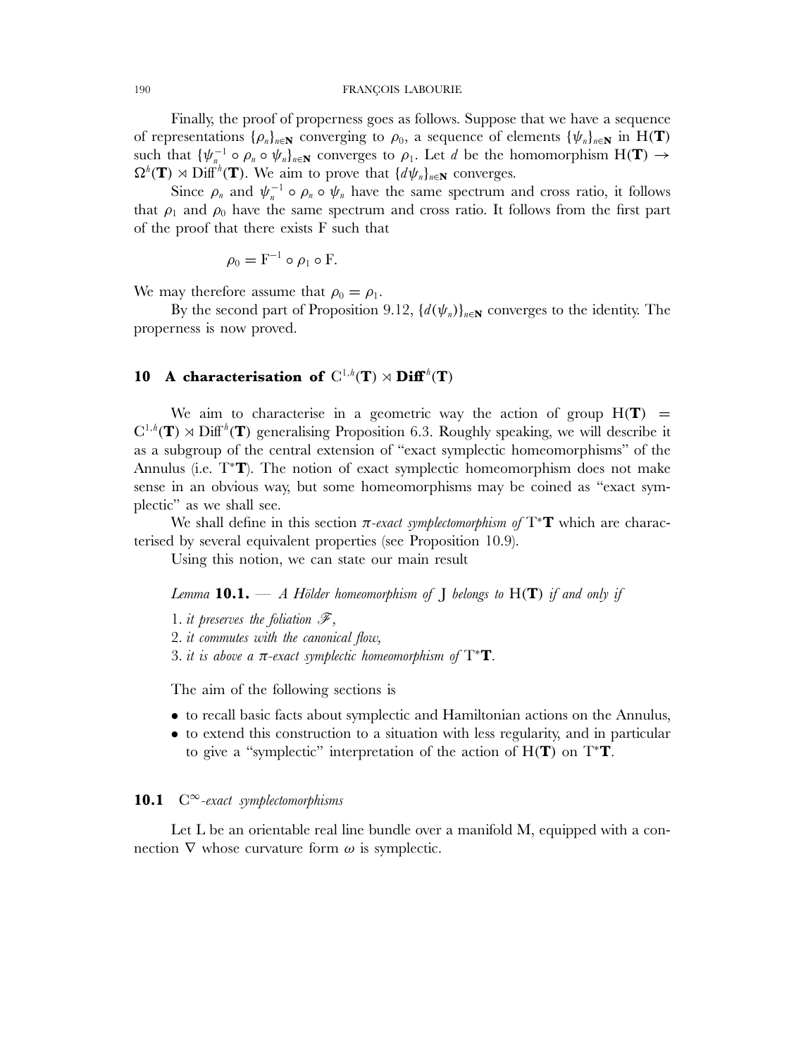Finally, the proof of properness goes as follows. Suppose that we have a sequence of representations $\{\rho_n\}_{n\in\mathbf{N}}$ converging to $\rho_0$, a sequence of elements $\{\psi_n\}_{n\in\mathbf{N}}$ in $\mathrm{H}(\mathbf{T})$ such that $\{\psi_n^{-1} \circ \rho_n \circ \psi_n\}_{n\in\mathbf{N}}$ converges to $\rho_1$. Let $d$ be the homomorphism $\mathrm{H}(\mathbf{T}) \rightarrow \Omega^h(\mathbf{T}) \rtimes \mathrm{Diff}^h(\mathbf{T})$. We aim to prove that $\{d\psi_n\}_{n\in\mathbf{N}}$ converges.

Since $\rho_n$ and $\psi_n^{-1} \circ \rho_n \circ \psi_n$ have the same spectrum and cross ratio, it follows that $\rho_1$ and $\rho_0$ have the same spectrum and cross ratio. It follows from the first part of the proof that there exists F such that

$$\rho_0 = \mathrm{F}^{-1} \circ \rho_1 \circ \mathrm{F}.$$

We may therefore assume that $\rho_0 = \rho_1$.

By the second part of Proposition 9.12, $\{d(\psi_n)\}_{n\in\mathbf{N}}$ converges to the identity. The properness is now proved.

## 10 A characterisation of $\mathrm{C}^{1,h}(\mathbf{T}) \rtimes \mathbf{Diff}^h(\mathbf{T})$

We aim to characterise in a geometric way the action of group $\mathrm{H}(\mathbf{T}) = \mathrm{C}^{1,h}(\mathbf{T}) \rtimes \mathrm{Diff}^h(\mathbf{T})$ generalising Proposition 6.3. Roughly speaking, we will describe it as a subgroup of the central extension of "exact symplectic homeomorphisms" of the Annulus (i.e. $\mathrm{T}^*\mathbf{T}$). The notion of exact symplectic homeomorphism does not make sense in an obvious way, but some homeomorphisms may be coined as "exact symplectic" as we shall see.

We shall define in this section *$\pi$-exact symplectomorphism of* $\mathrm{T}^*\mathbf{T}$ which are characterised by several equivalent properties (see Proposition 10.9).

Using this notion, we can state our main result

*Lemma* **10.1.** — *A Hölder homeomorphism of* J *belongs to* $\mathrm{H}(\mathbf{T})$ *if and only if*

1. *it preserves the foliation* $\mathscr{F}$,
2. *it commutes with the canonical flow,*
3. *it is above a $\pi$-exact symplectic homeomorphism of* $\mathrm{T}^*\mathbf{T}$.

The aim of the following sections is

- to recall basic facts about symplectic and Hamiltonian actions on the Annulus,
- to extend this construction to a situation with less regularity, and in particular to give a "symplectic" interpretation of the action of $\mathrm{H}(\mathbf{T})$ on $\mathrm{T}^*\mathbf{T}$.

### 10.1 $\mathrm{C}^\infty$*-exact symplectomorphisms*

Let L be an orientable real line bundle over a manifold M, equipped with a connection $\nabla$ whose curvature form $\omega$ is symplectic.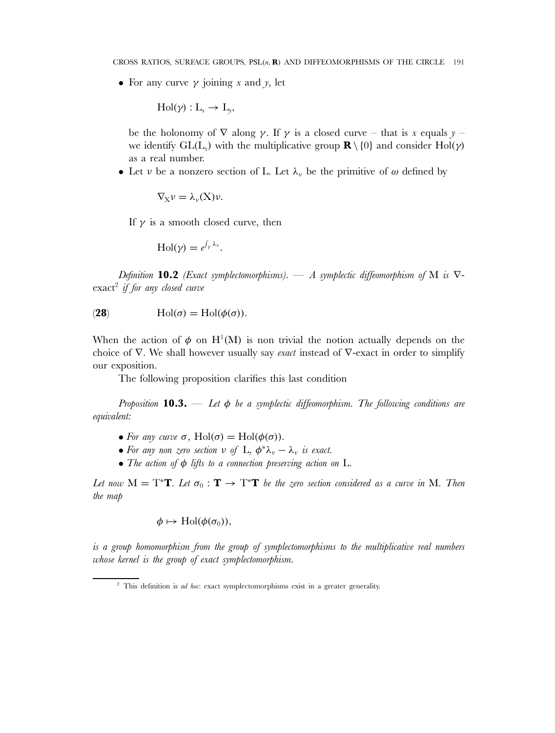- For any curve $\gamma$ joining $x$ and $y$, let

  $$\mathrm{Hol}(\gamma) : \mathrm{L}_x \to \mathrm{L}_y,$$

  be the holonomy of $\nabla$ along $\gamma$. If $\gamma$ is a closed curve – that is $x$ equals $y$ – we identify $\mathrm{GL}(\mathrm{L}_x)$ with the multiplicative group $\mathbf{R} \setminus \{0\}$ and consider $\mathrm{Hol}(\gamma)$ as a real number.
- Let $\nu$ be a nonzero section of L. Let $\lambda_\nu$ be the primitive of $\omega$ defined by

  $$\nabla_{\mathrm{X}} \nu = \lambda_\nu(\mathrm{X})\nu.$$

  If $\gamma$ is a smooth closed curve, then

  $$\mathrm{Hol}(\gamma) = e^{\int_\gamma \lambda_\nu}.$$

*Definition* **10.2** *(Exact symplectomorphisms). — A symplectic diffeomorphism of* M *is* $\nabla$-exact[2] *if for any closed curve*

$$\mathrm{Hol}(\sigma) = \mathrm{Hol}(\phi(\sigma)). \tag{28}$$

When the action of $\phi$ on $\mathrm{H}^1(\mathrm{M})$ is non trivial the notion actually depends on the choice of $\nabla$. We shall however usually say *exact* instead of $\nabla$-exact in order to simplify our exposition.

The following proposition clarifies this last condition

*Proposition* **10.3.** — *Let $\phi$ be a symplectic diffeomorphism. The following conditions are equivalent:*

- *For any curve $\sigma$, $\mathrm{Hol}(\sigma) = \mathrm{Hol}(\phi(\sigma))$.*
- *For any non zero section $\nu$ of* L*, $\phi^*\lambda_\nu - \lambda_\nu$ is exact.*
- *The action of $\phi$ lifts to a connection preserving action on* L*.*

*Let now $\mathrm{M} = \mathrm{T}^*\mathbf{T}$. Let $\sigma_0 : \mathbf{T} \to \mathrm{T}^*\mathbf{T}$ be the zero section considered as a curve in* M*. Then the map*

$$\phi \mapsto \mathrm{Hol}(\phi(\sigma_0)),$$

*is a group homomorphism from the group of symplectomorphisms to the multiplicative real numbers whose kernel is the group of exact symplectomorphism.*

---

[2] This definition is *ad hoc*: exact symplectomorphisms exist in a greater generality.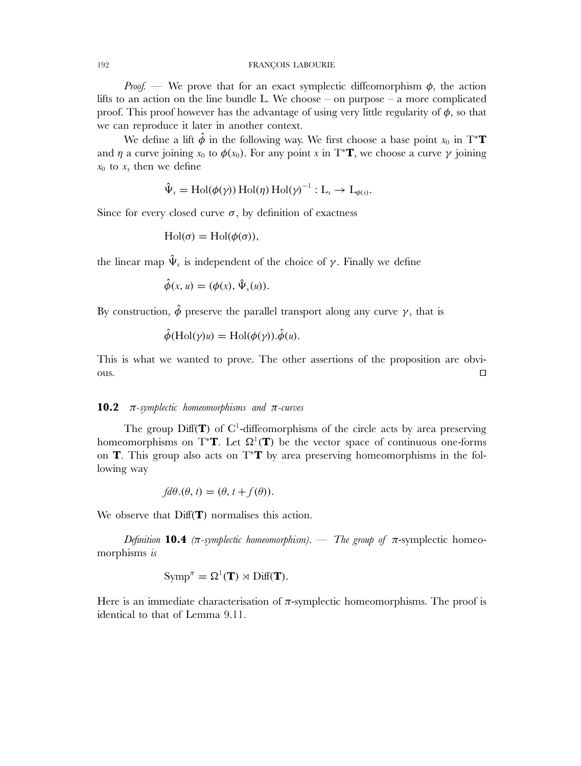*Proof.* — We prove that for an exact symplectic diffeomorphism $\phi$, the action lifts to an action on the line bundle L. We choose – on purpose – a more complicated proof. This proof however has the advantage of using very little regularity of $\phi$, so that we can reproduce it later in another context.

We define a lift $\hat{\phi}$ in the following way. We first choose a base point $x_0$ in $\mathrm{T}^*\mathbf{T}$ and $\eta$ a curve joining $x_0$ to $\phi(x_0)$. For any point $x$ in $\mathrm{T}^*\mathbf{T}$, we choose a curve $\gamma$ joining $x_0$ to $x$, then we define

$$\hat{\Psi}_x = \mathrm{Hol}(\phi(\gamma))\,\mathrm{Hol}(\eta)\,\mathrm{Hol}(\gamma)^{-1} : \mathrm{L}_x \to \mathrm{L}_{\phi(x)}.$$

Since for every closed curve $\sigma$, by definition of exactness

$$\mathrm{Hol}(\sigma) = \mathrm{Hol}(\phi(\sigma)),$$

the linear map $\hat{\Psi}_x$ is independent of the choice of $\gamma$. Finally we define

$$\hat{\phi}(x, u) = (\phi(x), \hat{\Psi}_x(u)).$$

By construction, $\hat{\phi}$ preserve the parallel transport along any curve $\gamma$, that is

$$\hat{\phi}(\mathrm{Hol}(\gamma)u) = \mathrm{Hol}(\phi(\gamma)).\hat{\phi}(u).$$

This is what we wanted to prove. The other assertions of the proposition are obvious. □

## 10.2 $\pi$-symplectic homeomorphisms and $\pi$-curves

The group $\mathrm{Diff}(\mathbf{T})$ of $\mathrm{C}^1$-diffeomorphisms of the circle acts by area preserving homeomorphisms on $\mathrm{T}^*\mathbf{T}$. Let $\Omega^1(\mathbf{T})$ be the vector space of continuous one-forms on $\mathbf{T}$. This group also acts on $\mathrm{T}^*\mathbf{T}$ by area preserving homeomorphisms in the following way

$$fd\theta.(\theta, t) = (\theta, t + f(\theta)).$$

We observe that $\mathrm{Diff}(\mathbf{T})$ normalises this action.

*Definition* **10.4** *($\pi$-symplectic homeomorphism). — The group of* $\pi$-symplectic homeomorphisms *is*

$$\mathrm{Symp}^\pi = \Omega^1(\mathbf{T}) \rtimes \mathrm{Diff}(\mathbf{T}).$$

Here is an immediate characterisation of $\pi$-symplectic homeomorphisms. The proof is identical to that of Lemma 9.11.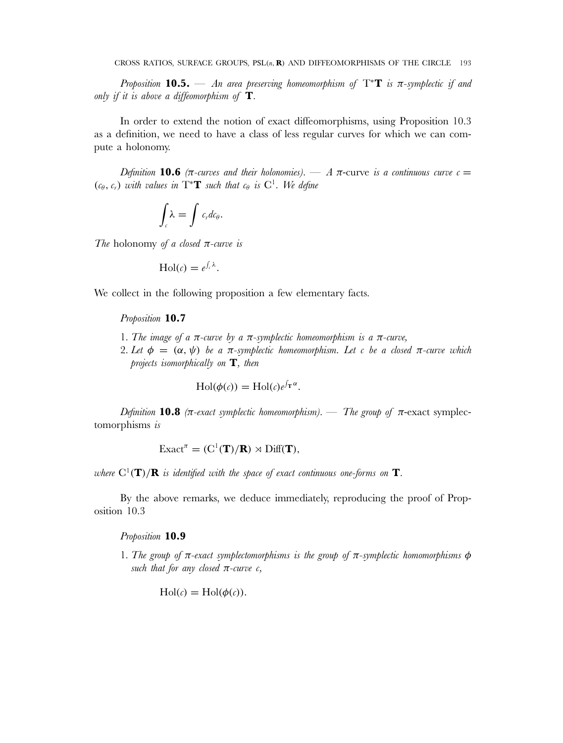*Proposition* **10.5.** — *An area preserving homeomorphism of* $\mathrm{T}^*\mathbf{T}$ *is* $\pi$*-symplectic if and only if it is above a diffeomorphism of* $\mathbf{T}$.

In order to extend the notion of exact diffeomorphisms, using Proposition 10.3 as a definition, we need to have a class of less regular curves for which we can compute a holonomy.

*Definition* **10.6** *($\pi$-curves and their holonomies).* — *A* $\pi$-curve *is a continuous curve* $c = (c_\theta, c_r)$ *with values in* $\mathrm{T}^*\mathbf{T}$ *such that* $c_\theta$ *is* $\mathrm{C}^1$. *We define*

$$\int_c \lambda = \int c_r dc_\theta.$$

*The* holonomy *of a closed* $\pi$*-curve is*

$$\mathrm{Hol}(c) = e^{\int_c \lambda}.$$

We collect in the following proposition a few elementary facts.

*Proposition* **10.7**

1. *The image of a* $\pi$*-curve by a* $\pi$*-symplectic homeomorphism is a* $\pi$*-curve,*
2. *Let* $\phi = (\alpha, \psi)$ *be a* $\pi$*-symplectic homeomorphism. Let* $c$ *be a closed* $\pi$*-curve which projects isomorphically on* $\mathbf{T}$*, then*

$$\mathrm{Hol}(\phi(c)) = \mathrm{Hol}(c) e^{\int_{\mathbf{T}} \alpha}.$$

*Definition* **10.8** *($\pi$-exact symplectic homeomorphism).* — *The group of* $\pi$-exact symplectomorphisms *is*

$$\mathrm{Exact}^\pi = (\mathrm{C}^1(\mathbf{T})/\mathbf{R}) \rtimes \mathrm{Diff}(\mathbf{T}),$$

*where* $\mathrm{C}^1(\mathbf{T})/\mathbf{R}$ *is identified with the space of exact continuous one-forms on* $\mathbf{T}$.

By the above remarks, we deduce immediately, reproducing the proof of Proposition 10.3

*Proposition* **10.9**

1. *The group of* $\pi$*-exact symplectomorphisms is the group of* $\pi$*-symplectic homomorphisms* $\phi$ *such that for any closed* $\pi$*-curve* $c$,

$$\mathrm{Hol}(c) = \mathrm{Hol}(\phi(c)).$$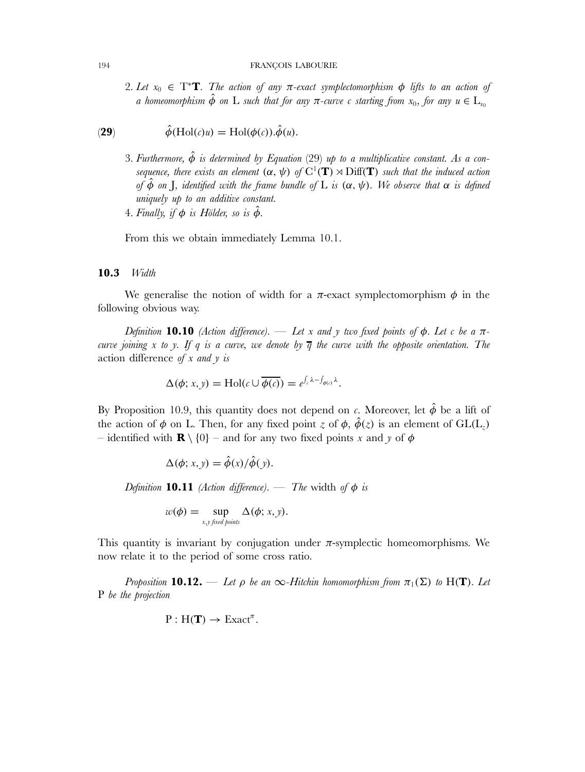2. *Let $x_0 \in T^*\mathbf{T}$. The action of any $\pi$-exact symplectomorphism $\phi$ lifts to an action of a homeomorphism $\hat{\phi}$ on L such that for any $\pi$-curve $c$ starting from $x_0$, for any $u \in L_{x_0}$*

$$\hat{\phi}(\mathrm{Hol}(c)u) = \mathrm{Hol}(\phi(c)).\hat{\phi}(u). \tag{29}$$

3. *Furthermore, $\hat{\phi}$ is determined by Equation (29) up to a multiplicative constant. As a consequence, there exists an element $(\alpha, \psi)$ of $C^1(\mathbf{T}) \rtimes \mathrm{Diff}(\mathbf{T})$ such that the induced action of $\hat{\phi}$ on J, identified with the frame bundle of L is $(\alpha, \psi)$. We observe that $\alpha$ is defined uniquely up to an additive constant.*
4. *Finally, if $\phi$ is Hölder, so is $\hat{\phi}$.*

From this we obtain immediately Lemma 10.1.

### 10.3 *Width*

We generalise the notion of width for a $\pi$-exact symplectomorphism $\phi$ in the following obvious way.

*Definition* **10.10** *(Action difference). — Let $x$ and $y$ two fixed points of $\phi$. Let $c$ be a $\pi$-curve joining $x$ to $y$. If $q$ is a curve, we denote by $\overline{q}$ the curve with the opposite orientation. The* action difference *of $x$ and $y$ is*

$$\Delta(\phi; x, y) = \mathrm{Hol}(c \cup \overline{\phi(c)}) = e^{\int_c \lambda - \int_{\phi(c)} \lambda}.$$

By Proposition 10.9, this quantity does not depend on $c$. Moreover, let $\hat{\phi}$ be a lift of the action of $\phi$ on L. Then, for any fixed point $z$ of $\phi$, $\hat{\phi}(z)$ is an element of $\mathrm{GL}(L_z)$ – identified with $\mathbf{R} \setminus \{0\}$ – and for any two fixed points $x$ and $y$ of $\phi$

$$\Delta(\phi; x, y) = \hat{\phi}(x)/\hat{\phi}(y).$$

*Definition* **10.11** *(Action difference). — The* width *of $\phi$ is*

$$w(\phi) = \sup_{x,y \text{ fixed points}} \Delta(\phi; x, y).$$

This quantity is invariant by conjugation under $\pi$-symplectic homeomorphisms. We now relate it to the period of some cross ratio.

*Proposition* **10.12.** — *Let $\rho$ be an $\infty$-Hitchin homomorphism from $\pi_1(\Sigma)$ to $\mathrm{H}(\mathbf{T})$. Let P be the projection*

$$\mathrm{P} : \mathrm{H}(\mathbf{T}) \to \mathrm{Exact}^{\pi}.$$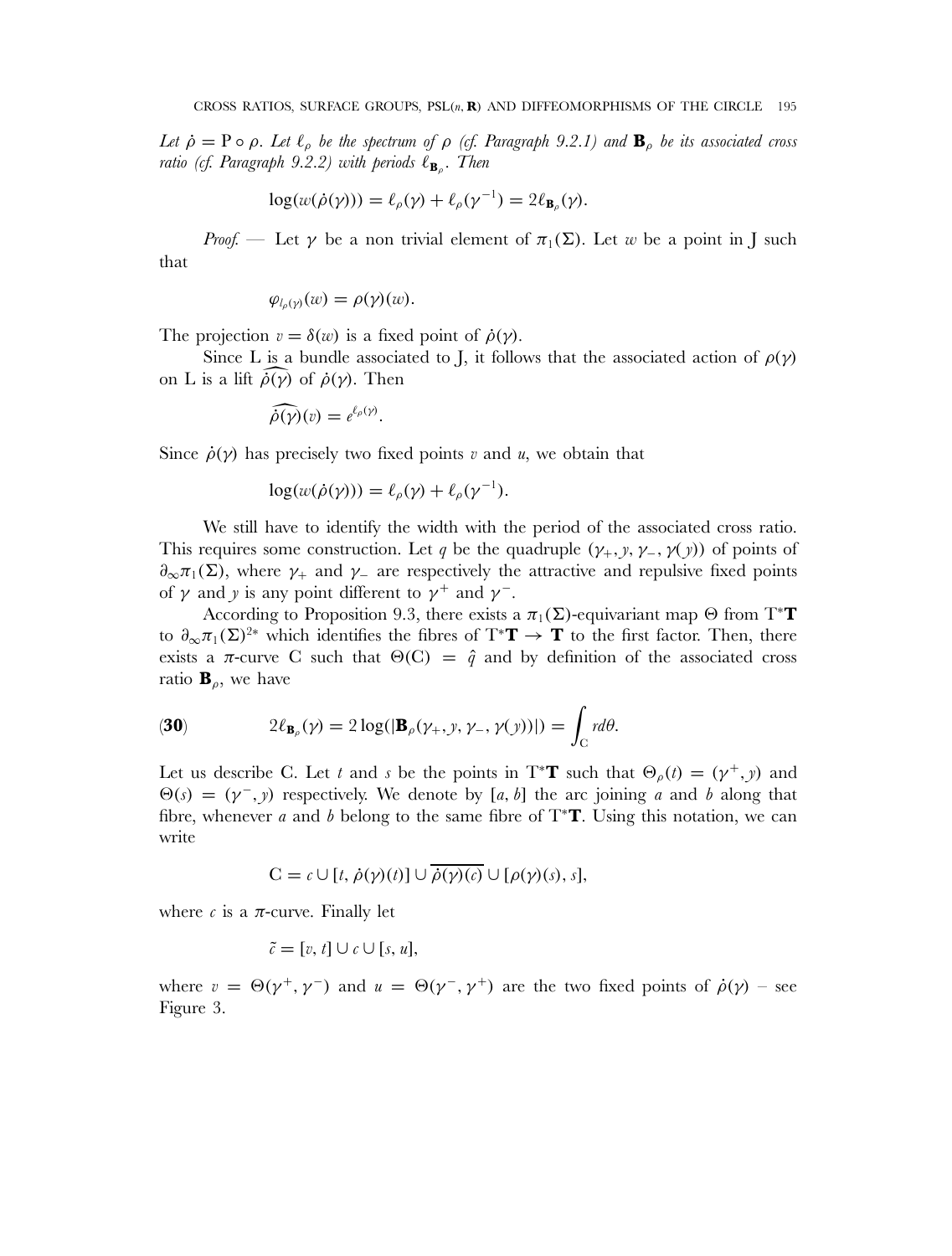*Let $\dot{\rho} = \mathrm{P} \circ \rho$. Let $\ell_\rho$ be the spectrum of $\rho$ (cf. Paragraph 9.2.1) and $\mathbf{B}_\rho$ be its associated cross ratio (cf. Paragraph 9.2.2) with periods $\ell_{\mathbf{B}_\rho}$. Then*

$$\log(w(\dot{\rho}(\gamma))) = \ell_\rho(\gamma) + \ell_\rho(\gamma^{-1}) = 2\ell_{\mathbf{B}_\rho}(\gamma).$$

*Proof.* — Let $\gamma$ be a non trivial element of $\pi_1(\Sigma)$. Let $w$ be a point in J such that

$$\varphi_{l_\rho(\gamma)}(w) = \rho(\gamma)(w).$$

The projection $v = \delta(w)$ is a fixed point of $\dot{\rho}(\gamma)$.

Since L is a bundle associated to J, it follows that the associated action of $\rho(\gamma)$ on L is a lift $\widehat{\dot{\rho}(\gamma)}$ of $\dot{\rho}(\gamma)$. Then

$$\widehat{\dot{\rho}(\gamma)}(v) = e^{\ell_\rho(\gamma)}.$$

Since $\dot{\rho}(\gamma)$ has precisely two fixed points $v$ and $u$, we obtain that

$$\log(w(\dot{\rho}(\gamma))) = \ell_\rho(\gamma) + \ell_\rho(\gamma^{-1}).$$

We still have to identify the width with the period of the associated cross ratio. This requires some construction. Let $q$ be the quadruple $(\gamma_+, y, \gamma_-, \gamma(y))$ of points of $\partial_\infty\pi_1(\Sigma)$, where $\gamma_+$ and $\gamma_-$ are respectively the attractive and repulsive fixed points of $\gamma$ and $y$ is any point different to $\gamma^+$ and $\gamma^-$.

According to Proposition 9.3, there exists a $\pi_1(\Sigma)$-equivariant map $\Theta$ from $\mathrm{T}^*\mathbf{T}$ to $\partial_\infty\pi_1(\Sigma)^{2*}$ which identifies the fibres of $\mathrm{T}^*\mathbf{T} \to \mathbf{T}$ to the first factor. Then, there exists a $\pi$-curve C such that $\Theta(\mathrm{C}) = \hat{q}$ and by definition of the associated cross ratio $\mathbf{B}_\rho$, we have

$$2\ell_{\mathbf{B}_\rho}(\gamma) = 2\log(|\mathbf{B}_\rho(\gamma_+, y, \gamma_-, \gamma(y))|) = \int_{\mathrm{C}} r d\theta. \tag{30}$$

Let us describe C. Let $t$ and $s$ be the points in $\mathrm{T}^*\mathbf{T}$ such that $\Theta_\rho(t) = (\gamma^+, y)$ and $\Theta(s) = (\gamma^-, y)$ respectively. We denote by $[a, b]$ the arc joining $a$ and $b$ along that fibre, whenever $a$ and $b$ belong to the same fibre of $\mathrm{T}^*\mathbf{T}$. Using this notation, we can write

$$\mathrm{C} = c \cup [t, \dot{\rho}(\gamma)(t)] \cup \overline{\dot{\rho}(\gamma)(c)} \cup [\rho(\gamma)(s), s],$$

where $c$ is a $\pi$-curve. Finally let

$$\tilde{c} = [v, t] \cup c \cup [s, u],$$

where $v = \Theta(\gamma^+, \gamma^-)$ and $u = \Theta(\gamma^-, \gamma^+)$ are the two fixed points of $\dot{\rho}(\gamma)$ – see Figure 3.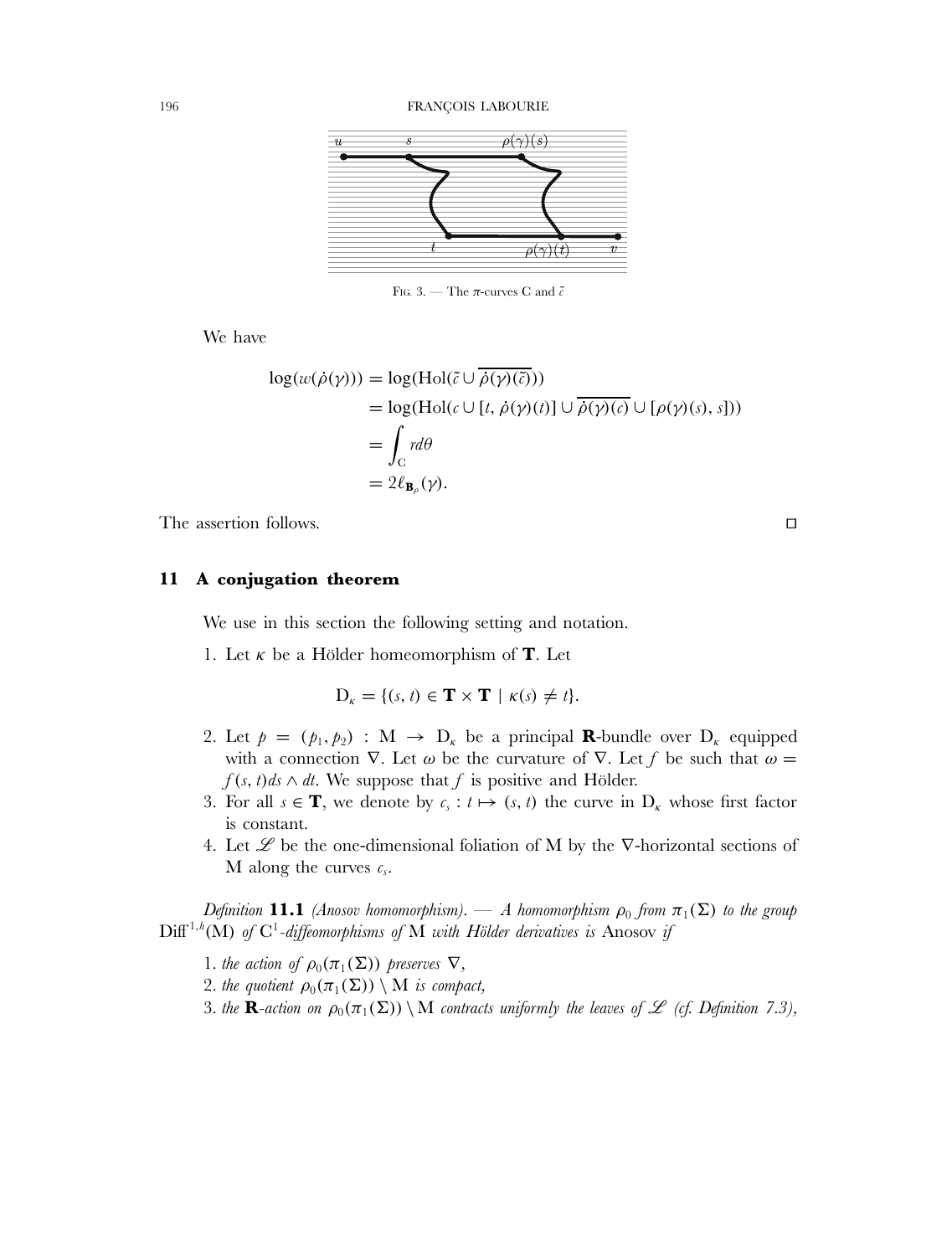FIG. 3. — The $\pi$-curves C and $\tilde{c}$

We have

$$
\begin{aligned}
\log(w(\dot{\rho}(\gamma))) &= \log(\mathrm{Hol}(\tilde{c} \cup \overline{\dot{\rho}(\gamma)(\tilde{c})})) \\
&= \log(\mathrm{Hol}(c \cup [t, \dot{\rho}(\gamma)(t)] \cup \overline{\dot{\rho}(\gamma)(c)} \cup [\rho(\gamma)(s), s])) \\
&= \int_{\mathrm{C}} r d\theta \\
&= 2\ell_{\mathbf{B}_\rho}(\gamma).
\end{aligned}
$$

The assertion follows. □

## 11 A conjugation theorem

We use in this section the following setting and notation.

1. Let $\kappa$ be a Hölder homeomorphism of $\mathbf{T}$. Let

$$
\mathrm{D}_\kappa = \{(s, t) \in \mathbf{T} \times \mathbf{T} \mid \kappa(s) \neq t\}.
$$

2. Let $p = (p_1, p_2) : \mathrm{M} \to \mathrm{D}_\kappa$ be a principal $\mathbf{R}$-bundle over $\mathrm{D}_\kappa$ equipped with a connection $\nabla$. Let $\omega$ be the curvature of $\nabla$. Let $f$ be such that $\omega = f(s, t) ds \wedge dt$. We suppose that $f$ is positive and Hölder.
3. For all $s \in \mathbf{T}$, we denote by $c_s : t \mapsto (s, t)$ the curve in $\mathrm{D}_\kappa$ whose first factor is constant.
4. Let $\mathscr{L}$ be the one-dimensional foliation of M by the $\nabla$-horizontal sections of M along the curves $c_s$.

*Definition* **11.1** *(Anosov homomorphism). — A homomorphism $\rho_0$ from $\pi_1(\Sigma)$ to the group $\mathrm{Diff}^{1,h}(\mathrm{M})$ of $\mathrm{C}^1$-diffeomorphisms of M with Hölder derivatives is* Anosov *if*

1. *the action of $\rho_0(\pi_1(\Sigma))$ preserves $\nabla$,*
2. *the quotient $\rho_0(\pi_1(\Sigma)) \setminus \mathrm{M}$ is compact,*
3. *the $\mathbf{R}$-action on $\rho_0(\pi_1(\Sigma)) \setminus \mathrm{M}$ contracts uniformly the leaves of $\mathscr{L}$ (cf. Definition 7.3),*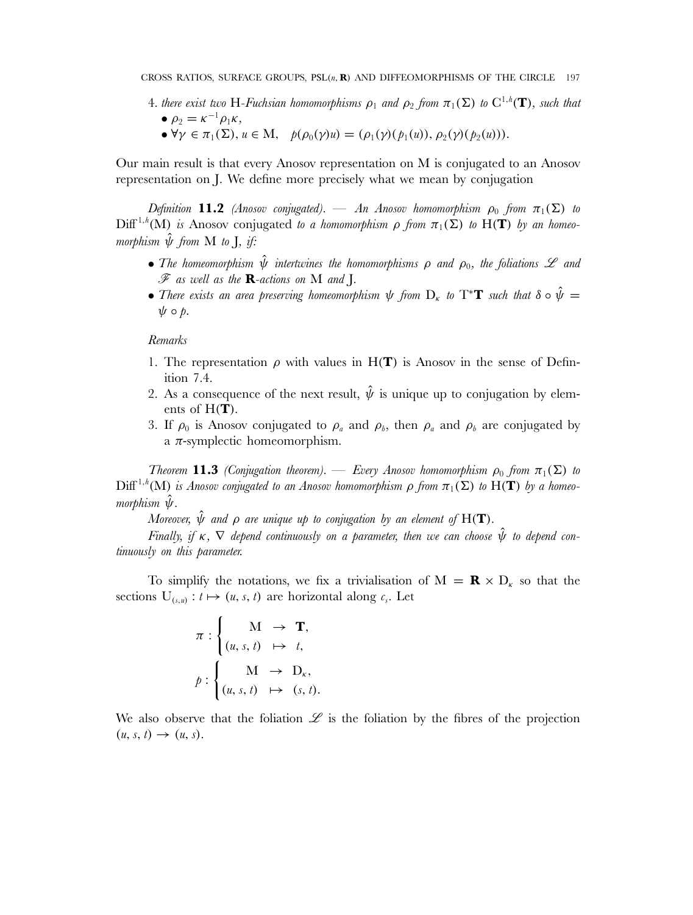4. *there exist two* H*-Fuchsian homomorphisms* $\rho_1$ *and* $\rho_2$ *from* $\pi_1(\Sigma)$ *to* $C^{1,h}(\mathbf{T})$*, such that*
   - $\rho_2 = \kappa^{-1}\rho_1\kappa$,
   - $\forall \gamma \in \pi_1(\Sigma), u \in M, \quad p(\rho_0(\gamma)u) = (\rho_1(\gamma)(p_1(u)), \rho_2(\gamma)(p_2(u)))$.

Our main result is that every Anosov representation on M is conjugated to an Anosov representation on J. We define more precisely what we mean by conjugation

*Definition* **11.2** *(Anosov conjugated).* — *An Anosov homomorphism* $\rho_0$ *from* $\pi_1(\Sigma)$ *to* $\mathrm{Diff}^{1,h}(M)$ *is* Anosov conjugated *to a homomorphism* $\rho$ *from* $\pi_1(\Sigma)$ *to* $H(\mathbf{T})$ *by an homeomorphism* $\hat{\psi}$ *from* M *to* J*, if:*

- *The homeomorphism* $\hat{\psi}$ *intertwines the homomorphisms* $\rho$ *and* $\rho_0$*, the foliations* $\mathscr{L}$ *and* $\mathscr{F}$ *as well as the* $\mathbf{R}$*-actions on* M *and* J*.*
- *There exists an area preserving homeomorphism* $\psi$ *from* $D_\kappa$ *to* $T^*\mathbf{T}$ *such that* $\delta \circ \hat{\psi} = \psi \circ p$*.*

*Remarks*

1. The representation $\rho$ with values in $H(\mathbf{T})$ is Anosov in the sense of Definition 7.4.
2. As a consequence of the next result, $\hat{\psi}$ is unique up to conjugation by elements of $H(\mathbf{T})$.
3. If $\rho_0$ is Anosov conjugated to $\rho_a$ and $\rho_b$, then $\rho_a$ and $\rho_b$ are conjugated by a $\pi$-symplectic homeomorphism.

*Theorem* **11.3** *(Conjugation theorem).* — *Every Anosov homomorphism* $\rho_0$ *from* $\pi_1(\Sigma)$ *to* $\mathrm{Diff}^{1,h}(M)$ *is Anosov conjugated to an Anosov homomorphism* $\rho$ *from* $\pi_1(\Sigma)$ *to* $H(\mathbf{T})$ *by a homeomorphism* $\hat{\psi}$*.*

*Moreover,* $\hat{\psi}$ *and* $\rho$ *are unique up to conjugation by an element of* $H(\mathbf{T})$*.*

*Finally, if* $\kappa$*,* $\nabla$ *depend continuously on a parameter, then we can choose* $\hat{\psi}$ *to depend continuously on this parameter.*

To simplify the notations, we fix a trivialisation of $M = \mathbf{R} \times D_\kappa$ so that the sections $U_{(s,u)} : t \mapsto (u, s, t)$ are horizontal along $c_s$. Let

$$\pi : \begin{cases} M & \to \ \mathbf{T}, \\ (u, s, t) & \mapsto \ t, \end{cases}$$

$$p : \begin{cases} M & \to \ D_\kappa, \\ (u, s, t) & \mapsto \ (s, t). \end{cases}$$

We also observe that the foliation $\mathscr{L}$ is the foliation by the fibres of the projection $(u, s, t) \to (u, s)$.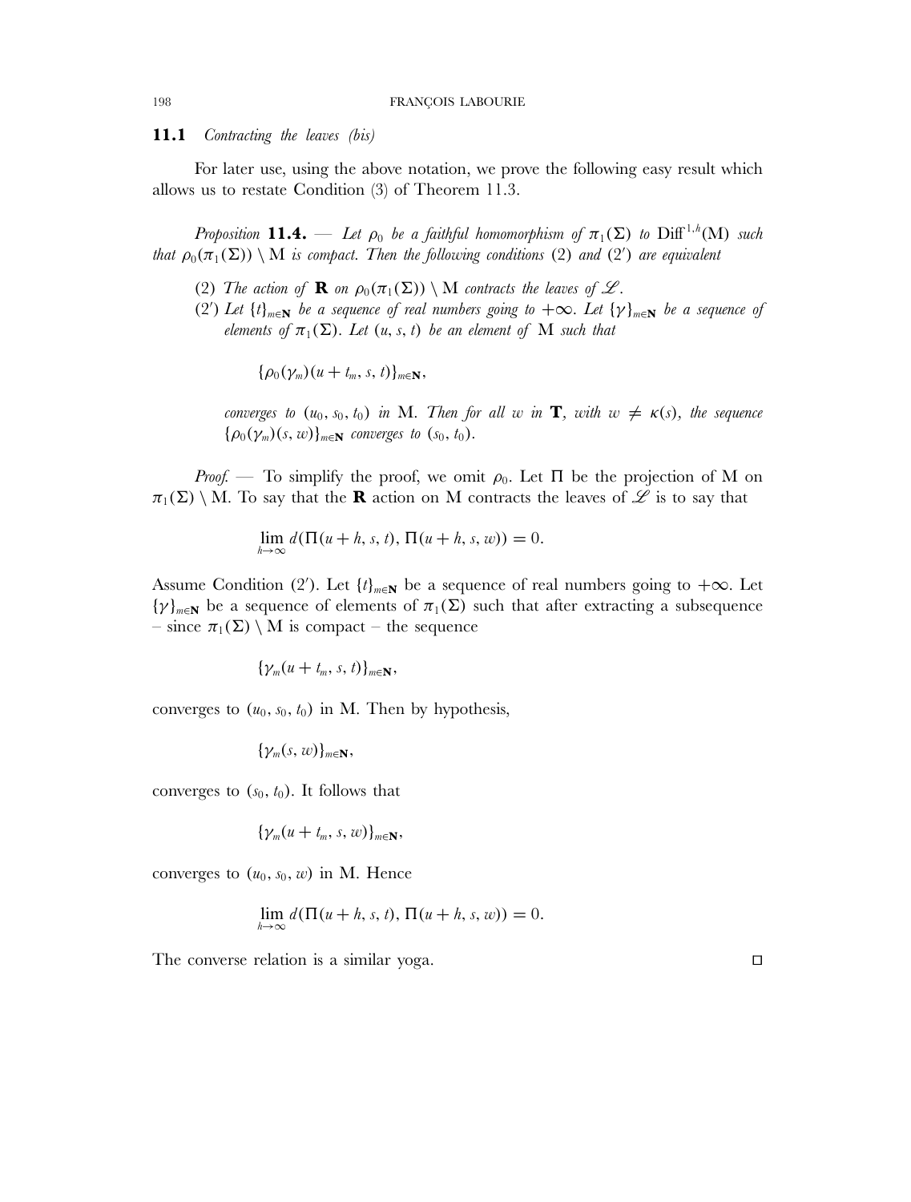### 11.1 *Contracting the leaves (bis)*

For later use, using the above notation, we prove the following easy result which allows us to restate Condition (3) of Theorem 11.3.

*Proposition* **11.4.** — *Let $\rho_0$ be a faithful homomorphism of $\pi_1(\Sigma)$ to $\mathrm{Diff}^{1,h}(\mathrm{M})$ such that $\rho_0(\pi_1(\Sigma)) \setminus \mathrm{M}$ is compact. Then the following conditions* (2) *and* (2′) *are equivalent*

- (2) *The action of $\mathbf{R}$ on $\rho_0(\pi_1(\Sigma)) \setminus \mathrm{M}$ contracts the leaves of $\mathscr{L}$.*
- (2′) *Let $\{t\}_{m\in\mathbf{N}}$ be a sequence of real numbers going to $+\infty$. Let $\{\gamma\}_{m\in\mathbf{N}}$ be a sequence of elements of $\pi_1(\Sigma)$. Let $(u, s, t)$ be an element of $\mathrm{M}$ such that*

  $$\{\rho_0(\gamma_m)(u + t_m, s, t)\}_{m\in\mathbf{N}},$$

  *converges to $(u_0, s_0, t_0)$ in $\mathrm{M}$. Then for all $w$ in $\mathbf{T}$, with $w \neq \kappa(s)$, the sequence $\{\rho_0(\gamma_m)(s, w)\}_{m\in\mathbf{N}}$ converges to $(s_0, t_0)$.*

*Proof.* — To simplify the proof, we omit $\rho_0$. Let $\Pi$ be the projection of $\mathrm{M}$ on $\pi_1(\Sigma) \setminus \mathrm{M}$. To say that the $\mathbf{R}$ action on $\mathrm{M}$ contracts the leaves of $\mathscr{L}$ is to say that

$$\lim_{h\to\infty} d(\Pi(u + h, s, t), \Pi(u + h, s, w)) = 0.$$

Assume Condition (2′). Let $\{t\}_{m\in\mathbf{N}}$ be a sequence of real numbers going to $+\infty$. Let $\{\gamma\}_{m\in\mathbf{N}}$ be a sequence of elements of $\pi_1(\Sigma)$ such that after extracting a subsequence – since $\pi_1(\Sigma) \setminus \mathrm{M}$ is compact – the sequence

$$\{\gamma_m(u + t_m, s, t)\}_{m\in\mathbf{N}},$$

converges to $(u_0, s_0, t_0)$ in $\mathrm{M}$. Then by hypothesis,

$$\{\gamma_m(s, w)\}_{m\in\mathbf{N}},$$

converges to $(s_0, t_0)$. It follows that

$$\{\gamma_m(u + t_m, s, w)\}_{m\in\mathbf{N}},$$

converges to $(u_0, s_0, w)$ in $\mathrm{M}$. Hence

$$\lim_{h\to\infty} d(\Pi(u + h, s, t), \Pi(u + h, s, w)) = 0.$$

The converse relation is a similar yoga. □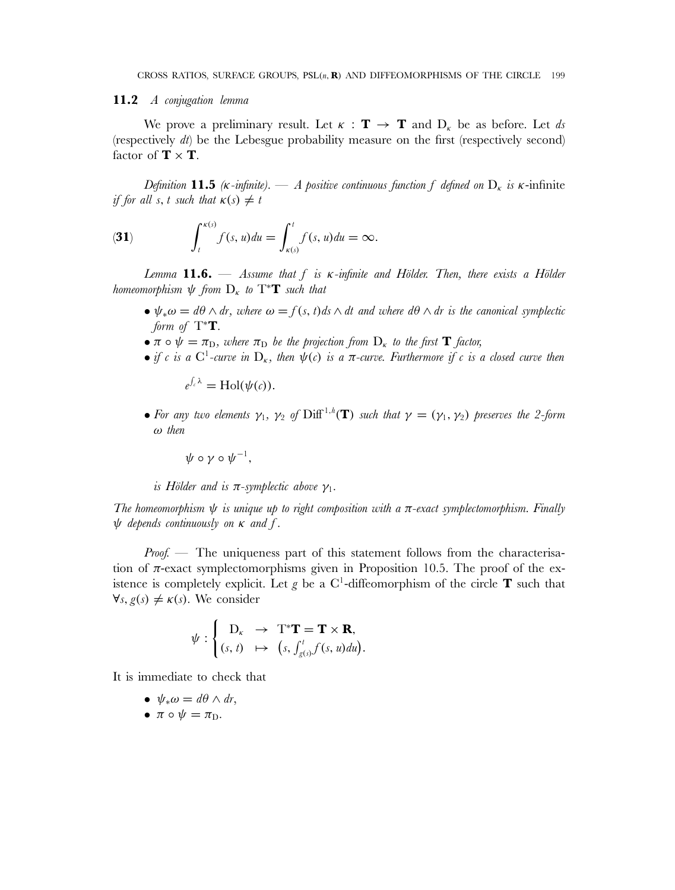### 11.2 *A conjugation lemma*

We prove a preliminary result. Let $\kappa : \mathbf{T} \to \mathbf{T}$ and $\mathrm{D}_\kappa$ be as before. Let $ds$ (respectively $dt$) be the Lebesgue probability measure on the first (respectively second) factor of $\mathbf{T} \times \mathbf{T}$.

*Definition* **11.5** *($\kappa$-infinite). — A positive continuous function $f$ defined on $\mathrm{D}_\kappa$ is $\kappa$-*infinite *if for all $s$, $t$ such that $\kappa(s) \neq t$*

$$\int_t^{\kappa(s)} f(s,u)du = \int_{\kappa(s)}^t f(s,u)du = \infty. \tag{31}$$

*Lemma* **11.6.** — *Assume that $f$ is $\kappa$-infinite and Hölder. Then, there exists a Hölder homeomorphism $\psi$ from $\mathrm{D}_\kappa$ to $\mathrm{T}^*\mathbf{T}$ such that*

- *$\psi_*\omega = d\theta \wedge dr$, where $\omega = f(s,t)ds \wedge dt$ and where $d\theta \wedge dr$ is the canonical symplectic form of $\mathrm{T}^*\mathbf{T}$.*
- *$\pi \circ \psi = \pi_\mathrm{D}$, where $\pi_\mathrm{D}$ be the projection from $\mathrm{D}_\kappa$ to the first $\mathbf{T}$ factor,*
- *if $c$ is a $\mathrm{C}^1$-curve in $\mathrm{D}_\kappa$, then $\psi(c)$ is a $\pi$-curve. Furthermore if $c$ is a closed curve then*

  $$e^{\int_c \lambda} = \mathrm{Hol}(\psi(c)).$$

- *For any two elements $\gamma_1$, $\gamma_2$ of $\mathrm{Diff}^{1,h}(\mathbf{T})$ such that $\gamma = (\gamma_1, \gamma_2)$ preserves the 2-form $\omega$ then*

  $$\psi \circ \gamma \circ \psi^{-1},$$

  *is Hölder and is $\pi$-symplectic above $\gamma_1$.*

*The homeomorphism $\psi$ is unique up to right composition with a $\pi$-exact symplectomorphism. Finally $\psi$ depends continuously on $\kappa$ and $f$.*

*Proof.* — The uniqueness part of this statement follows from the characterisation of $\pi$-exact symplectomorphisms given in Proposition 10.5. The proof of the existence is completely explicit. Let $g$ be a $\mathrm{C}^1$-diffeomorphism of the circle $\mathbf{T}$ such that $\forall s, g(s) \neq \kappa(s)$. We consider

$$\psi : \begin{cases} \mathrm{D}_\kappa & \to \quad \mathrm{T}^*\mathbf{T} = \mathbf{T} \times \mathbf{R}, \\ (s,t) & \mapsto \quad \left(s, \int_{g(s)}^t f(s,u)du\right). \end{cases}$$

It is immediate to check that

- $\psi_*\omega = d\theta \wedge dr$,
- $\pi \circ \psi = \pi_\mathrm{D}$.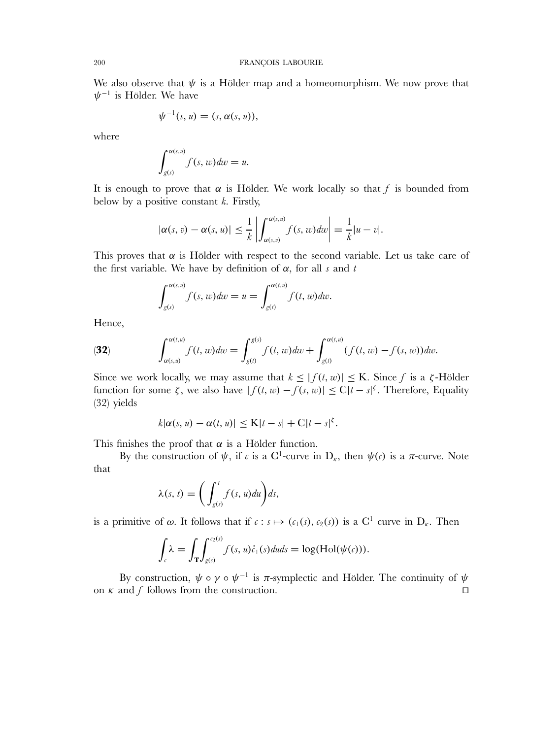We also observe that $\psi$ is a Hölder map and a homeomorphism. We now prove that $\psi^{-1}$ is Hölder. We have

$$\psi^{-1}(s,u) = (s, \alpha(s,u)),$$

where

$$\int_{g(s)}^{\alpha(s,u)} f(s,w)dw = u.$$

It is enough to prove that $\alpha$ is Hölder. We work locally so that $f$ is bounded from below by a positive constant $k$. Firstly,

$$|\alpha(s,v) - \alpha(s,u)| \leq \frac{1}{k}\left|\int_{\alpha(s,v)}^{\alpha(s,u)} f(s,w)dw\right| = \frac{1}{k}|u-v|.$$

This proves that $\alpha$ is Hölder with respect to the second variable. Let us take care of the first variable. We have by definition of $\alpha$, for all $s$ and $t$

$$\int_{g(s)}^{\alpha(s,u)} f(s,w)dw = u = \int_{g(t)}^{\alpha(t,u)} f(t,w)dw.$$

Hence,

$$\int_{\alpha(s,u)}^{\alpha(t,u)} f(t,w)dw = \int_{g(t)}^{g(s)} f(t,w)dw + \int_{g(t)}^{\alpha(t,u)} (f(t,w) - f(s,w))dw. \tag{32}$$

Since we work locally, we may assume that $k \leq |f(t,w)| \leq \mathrm{K}$. Since $f$ is a $\zeta$-Hölder function for some $\zeta$, we also have $|f(t,w) - f(s,w)| \leq \mathrm{C}|t-s|^{\zeta}$. Therefore, Equality (32) yields

$$k|\alpha(s,u) - \alpha(t,u)| \leq \mathrm{K}|t-s| + \mathrm{C}|t-s|^{\zeta}.$$

This finishes the proof that $\alpha$ is a Hölder function.

By the construction of $\psi$, if $c$ is a $\mathrm{C}^1$-curve in $\mathrm{D}_\kappa$, then $\psi(c)$ is a $\pi$-curve. Note that

$$\lambda(s,t) = \left(\int_{g(s)}^{t} f(s,u)du\right)ds,$$

is a primitive of $\omega$. It follows that if $c : s \mapsto (c_1(s), c_2(s))$ is a $\mathrm{C}^1$ curve in $\mathrm{D}_\kappa$. Then

$$\int_c \lambda = \int_{\mathbf{T}}\int_{g(s)}^{c_2(s)} f(s,u)\dot{c}_1(s)du ds = \log(\mathrm{Hol}(\psi(c))).$$

By construction, $\psi \circ \gamma \circ \psi^{-1}$ is $\pi$-symplectic and Hölder. The continuity of $\psi$ on $\kappa$ and $f$ follows from the construction. □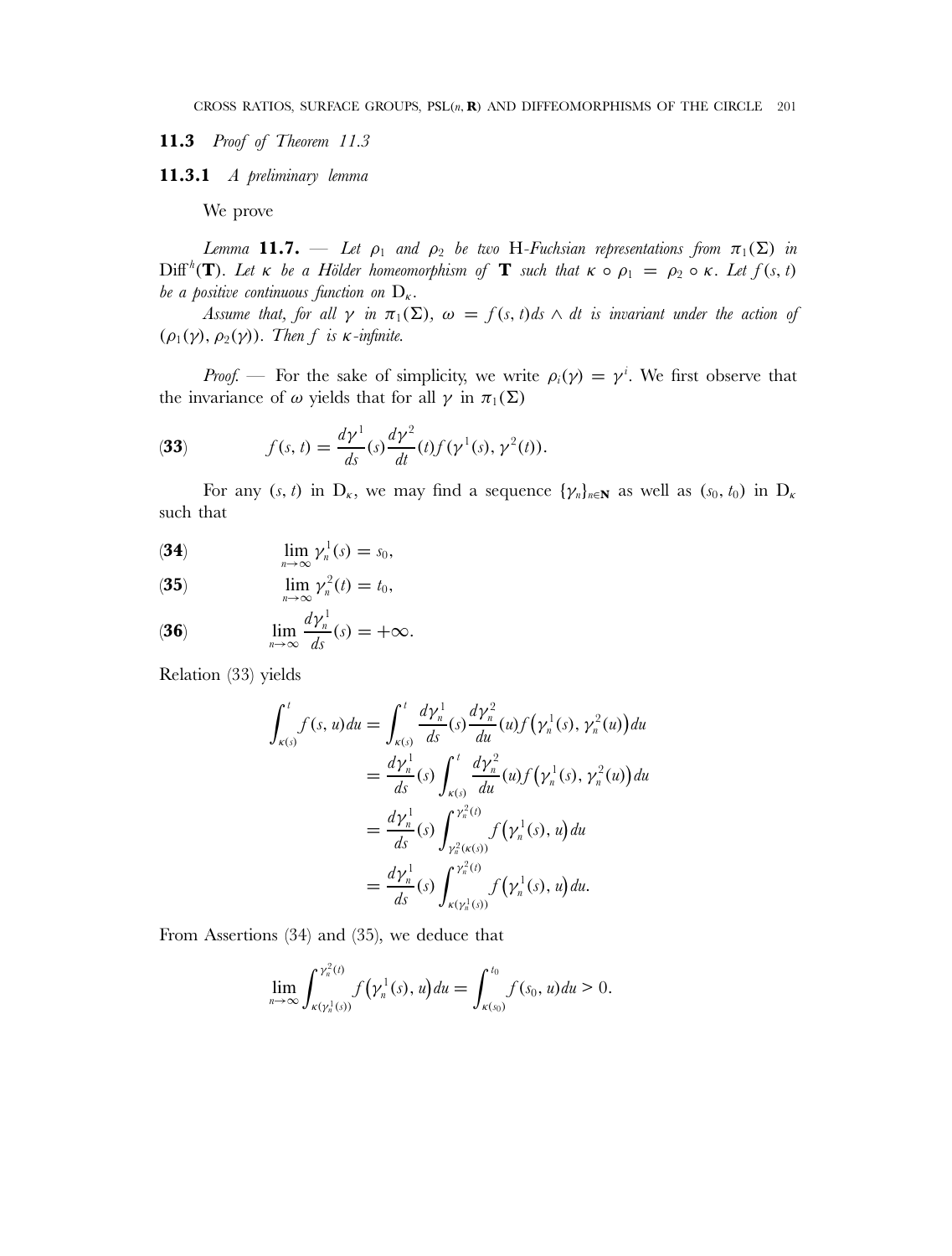### 11.3 *Proof of Theorem 11.3*

#### 11.3.1 *A preliminary lemma*

We prove

*Lemma* **11.7.** — *Let $\rho_1$ and $\rho_2$ be two* H*-Fuchsian representations from $\pi_1(\Sigma)$ in* $\mathrm{Diff}^h(\mathbf{T})$. *Let $\kappa$ be a Hölder homeomorphism of $\mathbf{T}$ such that $\kappa \circ \rho_1 = \rho_2 \circ \kappa$. Let $f(s,t)$ be a positive continuous function on $\mathrm{D}_\kappa$.*

*Assume that, for all $\gamma$ in $\pi_1(\Sigma)$, $\omega = f(s,t)ds \wedge dt$ is invariant under the action of $(\rho_1(\gamma), \rho_2(\gamma))$. Then $f$ is $\kappa$-infinite.*

*Proof.* — For the sake of simplicity, we write $\rho_i(\gamma) = \gamma^i$. We first observe that the invariance of $\omega$ yields that for all $\gamma$ in $\pi_1(\Sigma)$

$$f(s,t) = \frac{d\gamma^1}{ds}(s)\frac{d\gamma^2}{dt}(t)f(\gamma^1(s), \gamma^2(t)). \tag{33}$$

For any $(s,t)$ in $\mathrm{D}_\kappa$, we may find a sequence $\{\gamma_n\}_{n\in\mathbf{N}}$ as well as $(s_0, t_0)$ in $\mathrm{D}_\kappa$ such that

$$\lim_{n\to\infty} \gamma_n^1(s) = s_0, \tag{34}$$

$$\lim_{n\to\infty} \gamma_n^2(t) = t_0, \tag{35}$$

$$\lim_{n\to\infty} \frac{d\gamma_n^1}{ds}(s) = +\infty. \tag{36}$$

Relation (33) yields

$$\begin{aligned}
\int_{\kappa(s)}^{t} f(s,u)du &= \int_{\kappa(s)}^{t} \frac{d\gamma_n^1}{ds}(s)\frac{d\gamma_n^2}{du}(u)f\big(\gamma_n^1(s), \gamma_n^2(u)\big)du \\
&= \frac{d\gamma_n^1}{ds}(s)\int_{\kappa(s)}^{t} \frac{d\gamma_n^2}{du}(u)f\big(\gamma_n^1(s), \gamma_n^2(u)\big)du \\
&= \frac{d\gamma_n^1}{ds}(s)\int_{\gamma_n^2(\kappa(s))}^{\gamma_n^2(t)} f\big(\gamma_n^1(s), u\big)du \\
&= \frac{d\gamma_n^1}{ds}(s)\int_{\kappa(\gamma_n^1(s))}^{\gamma_n^2(t)} f\big(\gamma_n^1(s), u\big)du.
\end{aligned}$$

From Assertions (34) and (35), we deduce that

$$\lim_{n\to\infty} \int_{\kappa(\gamma_n^1(s))}^{\gamma_n^2(t)} f\big(\gamma_n^1(s), u\big)du = \int_{\kappa(s_0)}^{t_0} f(s_0, u)du > 0.$$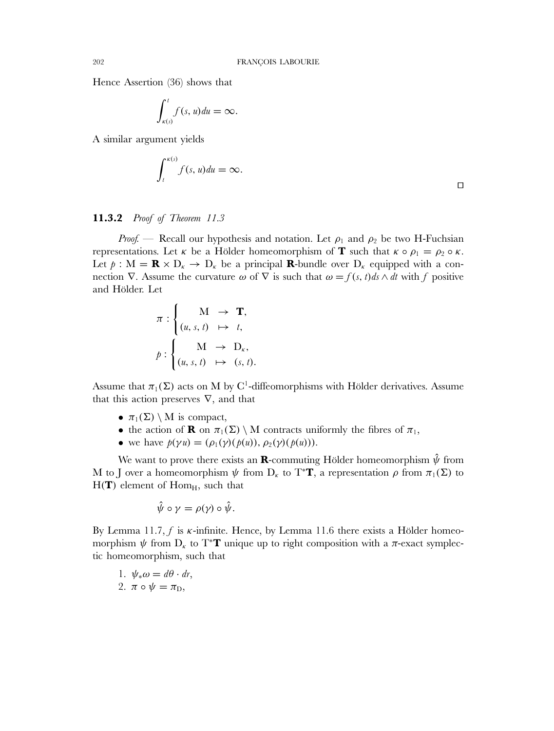Hence Assertion (36) shows that

$$\int_{\kappa(s)}^{t} f(s,u)du = \infty.$$

A similar argument yields

$$\int_{t}^{\kappa(s)} f(s,u)du = \infty.$$

□

### 11.3.2 *Proof of Theorem 11.3*

*Proof.* — Recall our hypothesis and notation. Let $\rho_1$ and $\rho_2$ be two H-Fuchsian representations. Let $\kappa$ be a Hölder homeomorphism of $\mathbf{T}$ such that $\kappa \circ \rho_1 = \rho_2 \circ \kappa$. Let $p : \mathrm{M} = \mathbf{R} \times \mathrm{D}_\kappa \to \mathrm{D}_\kappa$ be a principal $\mathbf{R}$-bundle over $\mathrm{D}_\kappa$ equipped with a connection $\nabla$. Assume the curvature $\omega$ of $\nabla$ is such that $\omega = f(s,t)ds \wedge dt$ with $f$ positive and Hölder. Let

$$\pi : \begin{cases} \quad \mathrm{M} & \to \quad \mathbf{T}, \\ (u,s,t) & \mapsto \quad t, \end{cases}$$

$$p : \begin{cases} \quad \mathrm{M} & \to \quad \mathrm{D}_\kappa, \\ (u,s,t) & \mapsto \quad (s,t). \end{cases}$$

Assume that $\pi_1(\Sigma)$ acts on M by $\mathrm{C}^1$-diffeomorphisms with Hölder derivatives. Assume that this action preserves $\nabla$, and that

- $\pi_1(\Sigma) \setminus \mathrm{M}$ is compact,
- the action of $\mathbf{R}$ on $\pi_1(\Sigma) \setminus \mathrm{M}$ contracts uniformly the fibres of $\pi_1$,
- we have $p(\gamma u) = (\rho_1(\gamma)(p(u)), \rho_2(\gamma)(p(u)))$.

We want to prove there exists an $\mathbf{R}$-commuting Hölder homeomorphism $\hat{\psi}$ from M to J over a homeomorphism $\psi$ from $\mathrm{D}_\kappa$ to $\mathrm{T}^*\mathbf{T}$, a representation $\rho$ from $\pi_1(\Sigma)$ to $\mathrm{H}(\mathbf{T})$ element of $\mathrm{Hom}_\mathrm{H}$, such that

$$\hat{\psi} \circ \gamma = \rho(\gamma) \circ \hat{\psi}.$$

By Lemma 11.7, $f$ is $\kappa$-infinite. Hence, by Lemma 11.6 there exists a Hölder homeomorphism $\psi$ from $\mathrm{D}_\kappa$ to $\mathrm{T}^*\mathbf{T}$ unique up to right composition with a $\pi$-exact symplectic homeomorphism, such that

1. $\psi_*\omega = d\theta \cdot dr$,
2. $\pi \circ \psi = \pi_\mathrm{D}$,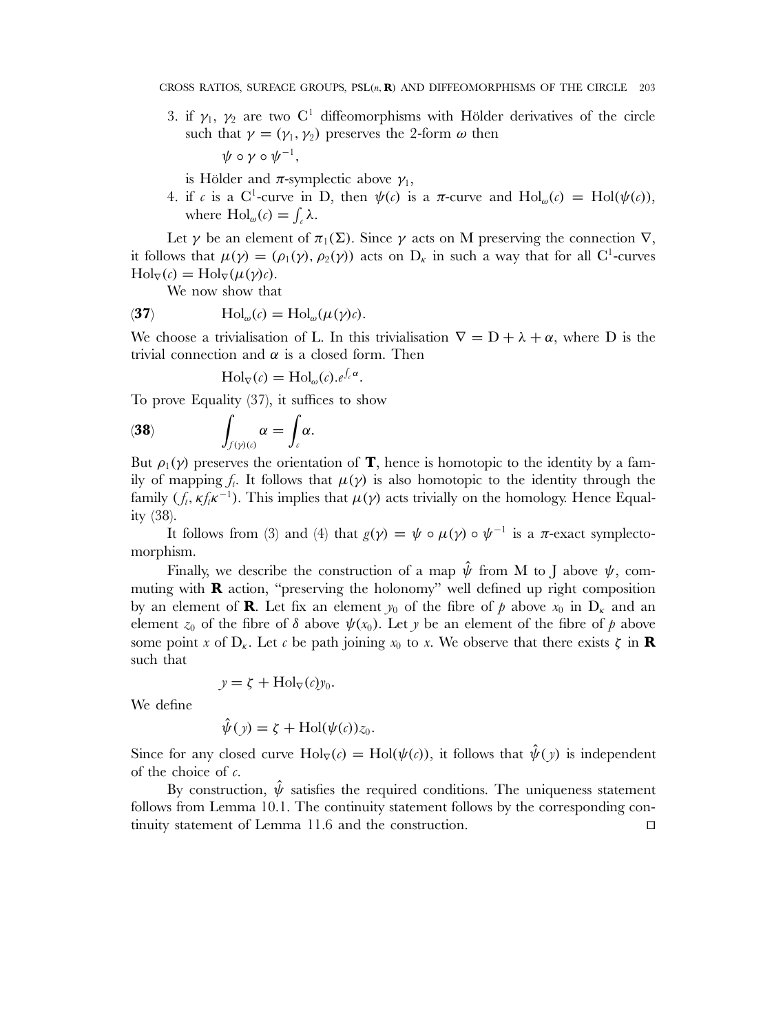3. if $\gamma_1$, $\gamma_2$ are two $C^1$ diffeomorphisms with Hölder derivatives of the circle such that $\gamma = (\gamma_1, \gamma_2)$ preserves the 2-form $\omega$ then

   $$\psi \circ \gamma \circ \psi^{-1},$$

   is Hölder and $\pi$-symplectic above $\gamma_1$,
4. if $c$ is a $C^1$-curve in D, then $\psi(c)$ is a $\pi$-curve and $\mathrm{Hol}_\omega(c) = \mathrm{Hol}(\psi(c))$, where $\mathrm{Hol}_\omega(c) = \int_c \lambda$.

Let $\gamma$ be an element of $\pi_1(\Sigma)$. Since $\gamma$ acts on M preserving the connection $\nabla$, it follows that $\mu(\gamma) = (\rho_1(\gamma), \rho_2(\gamma))$ acts on $D_\kappa$ in such a way that for all $C^1$-curves $\mathrm{Hol}_\nabla(c) = \mathrm{Hol}_\nabla(\mu(\gamma)c)$.

We now show that

$$\mathrm{Hol}_\omega(c) = \mathrm{Hol}_\omega(\mu(\gamma)c). \tag{37}$$

We choose a trivialisation of L. In this trivialisation $\nabla = D + \lambda + \alpha$, where D is the trivial connection and $\alpha$ is a closed form. Then

$$\mathrm{Hol}_\nabla(c) = \mathrm{Hol}_\omega(c).e^{\int_c \alpha}.$$

To prove Equality (37), it suffices to show

$$\int_{f(\gamma)(c)} \alpha = \int_c \alpha. \tag{38}$$

But $\rho_1(\gamma)$ preserves the orientation of $\mathbf{T}$, hence is homotopic to the identity by a family of mapping $f_t$. It follows that $\mu(\gamma)$ is also homotopic to the identity through the family $(f_t, \kappa f_t \kappa^{-1})$. This implies that $\mu(\gamma)$ acts trivially on the homology. Hence Equality (38).

It follows from (3) and (4) that $g(\gamma) = \psi \circ \mu(\gamma) \circ \psi^{-1}$ is a $\pi$-exact symplectomorphism.

Finally, we describe the construction of a map $\hat{\psi}$ from M to J above $\psi$, commuting with $\mathbf{R}$ action, "preserving the holonomy" well defined up right composition by an element of $\mathbf{R}$. Let fix an element $y_0$ of the fibre of $p$ above $x_0$ in $D_\kappa$ and an element $z_0$ of the fibre of $\delta$ above $\psi(x_0)$. Let $y$ be an element of the fibre of $p$ above some point $x$ of $D_\kappa$. Let $c$ be path joining $x_0$ to $x$. We observe that there exists $\zeta$ in $\mathbf{R}$ such that

$$y = \zeta + \mathrm{Hol}_\nabla(c) y_0.$$

We define

$$\hat{\psi}(y) = \zeta + \mathrm{Hol}(\psi(c)) z_0.$$

Since for any closed curve $\mathrm{Hol}_\nabla(c) = \mathrm{Hol}(\psi(c))$, it follows that $\hat{\psi}(y)$ is independent of the choice of $c$.

By construction, $\hat{\psi}$ satisfies the required conditions. The uniqueness statement follows from Lemma 10.1. The continuity statement follows by the corresponding continuity statement of Lemma 11.6 and the construction. $\square$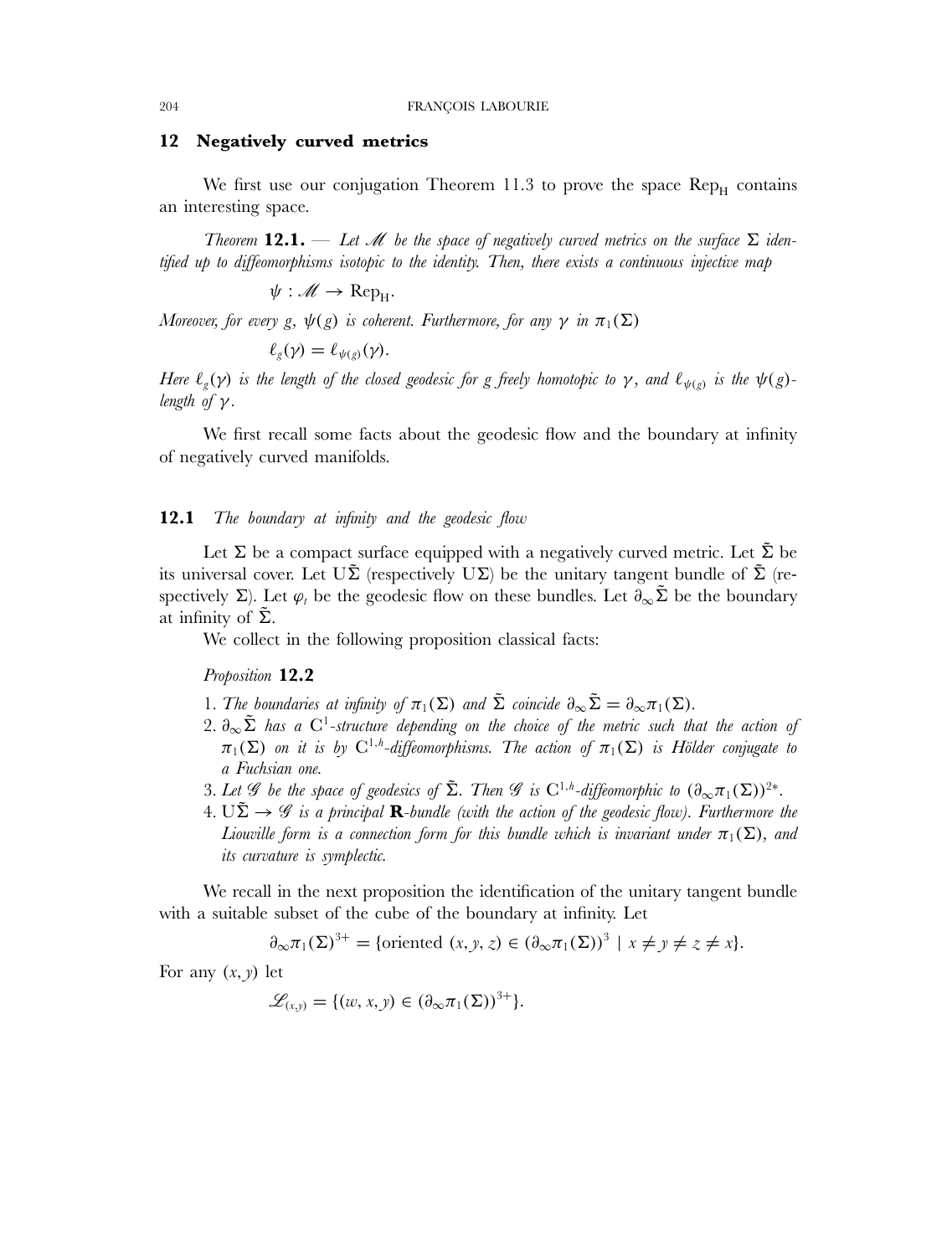## 12 Negatively curved metrics

We first use our conjugation Theorem 11.3 to prove the space $\mathrm{Rep}_{\mathrm{H}}$ contains an interesting space.

*Theorem* **12.1.** — *Let $\mathscr{M}$ be the space of negatively curved metrics on the surface $\Sigma$ identified up to diffeomorphisms isotopic to the identity. Then, there exists a continuous injective map*

$$\psi : \mathscr{M} \to \mathrm{Rep}_{\mathrm{H}}.$$

*Moreover, for every $g$, $\psi(g)$ is coherent. Furthermore, for any $\gamma$ in $\pi_1(\Sigma)$*

$$\ell_g(\gamma) = \ell_{\psi(g)}(\gamma).$$

*Here $\ell_g(\gamma)$ is the length of the closed geodesic for $g$ freely homotopic to $\gamma$, and $\ell_{\psi(g)}$ is the $\psi(g)$-length of $\gamma$.*

We first recall some facts about the geodesic flow and the boundary at infinity of negatively curved manifolds.

### 12.1 *The boundary at infinity and the geodesic flow*

Let $\Sigma$ be a compact surface equipped with a negatively curved metric. Let $\tilde{\Sigma}$ be its universal cover. Let $\mathrm{U}\tilde{\Sigma}$ (respectively $\mathrm{U}\Sigma$) be the unitary tangent bundle of $\tilde{\Sigma}$ (respectively $\Sigma$). Let $\varphi_t$ be the geodesic flow on these bundles. Let $\partial_\infty\tilde{\Sigma}$ be the boundary at infinity of $\tilde{\Sigma}$.

We collect in the following proposition classical facts:

*Proposition* **12.2**

1. *The boundaries at infinity of $\pi_1(\Sigma)$ and $\tilde{\Sigma}$ coincide $\partial_\infty\tilde{\Sigma} = \partial_\infty\pi_1(\Sigma)$.*
2. *$\partial_\infty\tilde{\Sigma}$ has a $\mathrm{C}^1$-structure depending on the choice of the metric such that the action of $\pi_1(\Sigma)$ on it is by $\mathrm{C}^{1,h}$-diffeomorphisms. The action of $\pi_1(\Sigma)$ is Hölder conjugate to a Fuchsian one.*
3. *Let $\mathscr{G}$ be the space of geodesics of $\tilde{\Sigma}$. Then $\mathscr{G}$ is $\mathrm{C}^{1,h}$-diffeomorphic to $(\partial_\infty\pi_1(\Sigma))^{2*}$.*
4. *$\mathrm{U}\tilde{\Sigma} \to \mathscr{G}$ is a principal $\mathbf{R}$-bundle (with the action of the geodesic flow). Furthermore the Liouville form is a connection form for this bundle which is invariant under $\pi_1(\Sigma)$, and its curvature is symplectic.*

We recall in the next proposition the identification of the unitary tangent bundle with a suitable subset of the cube of the boundary at infinity. Let

$$\partial_\infty\pi_1(\Sigma)^{3+} = \{\text{oriented } (x, y, z) \in (\partial_\infty\pi_1(\Sigma))^3 \mid x \neq y \neq z \neq x\}.$$

For any $(x, y)$ let

$$\mathscr{L}_{(x,y)} = \{(w, x, y) \in (\partial_\infty\pi_1(\Sigma))^{3+}\}.$$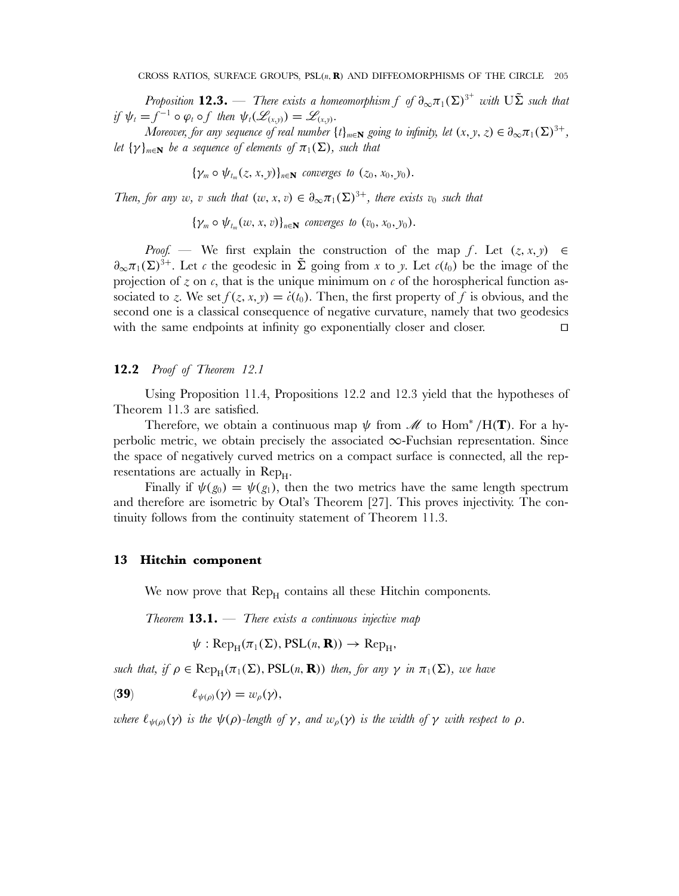*Proposition* **12.3.** — *There exists a homeomorphism $f$ of $\partial_\infty\pi_1(\Sigma)^{3^+}$ with $\mathrm{U}\tilde{\Sigma}$ such that if $\psi_t = f^{-1}\circ\varphi_t\circ f$ then $\psi_t(\mathscr{L}_{(x,y)}) = \mathscr{L}_{(x,y)}$.*

*Moreover, for any sequence of real number $\{t\}_{m\in\mathbf{N}}$ going to infinity, let $(x, y, z)\in\partial_\infty\pi_1(\Sigma)^{3+}$, let $\{\gamma\}_{m\in\mathbf{N}}$ be a sequence of elements of $\pi_1(\Sigma)$, such that*

$$\{\gamma_m\circ\psi_{t_m}(z, x, y)\}_{n\in\mathbf{N}} \text{ converges to } (z_0, x_0, y_0).$$

*Then, for any $w$, $v$ such that $(w, x, v)\in\partial_\infty\pi_1(\Sigma)^{3+}$, there exists $v_0$ such that*

$$\{\gamma_m\circ\psi_{t_m}(w, x, v)\}_{n\in\mathbf{N}} \text{ converges to } (v_0, x_0, y_0).$$

*Proof.* — We first explain the construction of the map $f$. Let $(z, x, y)\in\partial_\infty\pi_1(\Sigma)^{3+}$. Let $c$ the geodesic in $\tilde{\Sigma}$ going from $x$ to $y$. Let $c(t_0)$ be the image of the projection of $z$ on $c$, that is the unique minimum on $c$ of the horospherical function associated to $z$. We set $f(z, x, y) = \dot{c}(t_0)$. Then, the first property of $f$ is obvious, and the second one is a classical consequence of negative curvature, namely that two geodesics with the same endpoints at infinity go exponentially closer and closer. □

### 12.2 *Proof of Theorem 12.1*

Using Proposition 11.4, Propositions 12.2 and 12.3 yield that the hypotheses of Theorem 11.3 are satisfied.

Therefore, we obtain a continuous map $\psi$ from $\mathscr{M}$ to $\mathrm{Hom}^*/\mathrm{H}(\mathbf{T})$. For a hyperbolic metric, we obtain precisely the associated $\infty$-Fuchsian representation. Since the space of negatively curved metrics on a compact surface is connected, all the representations are actually in $\mathrm{Rep}_\mathrm{H}$.

Finally if $\psi(g_0) = \psi(g_1)$, then the two metrics have the same length spectrum and therefore are isometric by Otal's Theorem [27]. This proves injectivity. The continuity follows from the continuity statement of Theorem 11.3.

## 13 Hitchin component

We now prove that $\mathrm{Rep}_\mathrm{H}$ contains all these Hitchin components.

*Theorem* **13.1.** — *There exists a continuous injective map*

$$\psi : \mathrm{Rep}_\mathrm{H}(\pi_1(\Sigma), \mathrm{PSL}(n, \mathbf{R})) \to \mathrm{Rep}_\mathrm{H},$$

*such that, if $\rho\in\mathrm{Rep}_\mathrm{H}(\pi_1(\Sigma), \mathrm{PSL}(n, \mathbf{R}))$ then, for any $\gamma$ in $\pi_1(\Sigma)$, we have*

$$\ell_{\psi(\rho)}(\gamma) = w_\rho(\gamma), \tag{39}$$

*where $\ell_{\psi(\rho)}(\gamma)$ is the $\psi(\rho)$-length of $\gamma$, and $w_\rho(\gamma)$ is the width of $\gamma$ with respect to $\rho$.*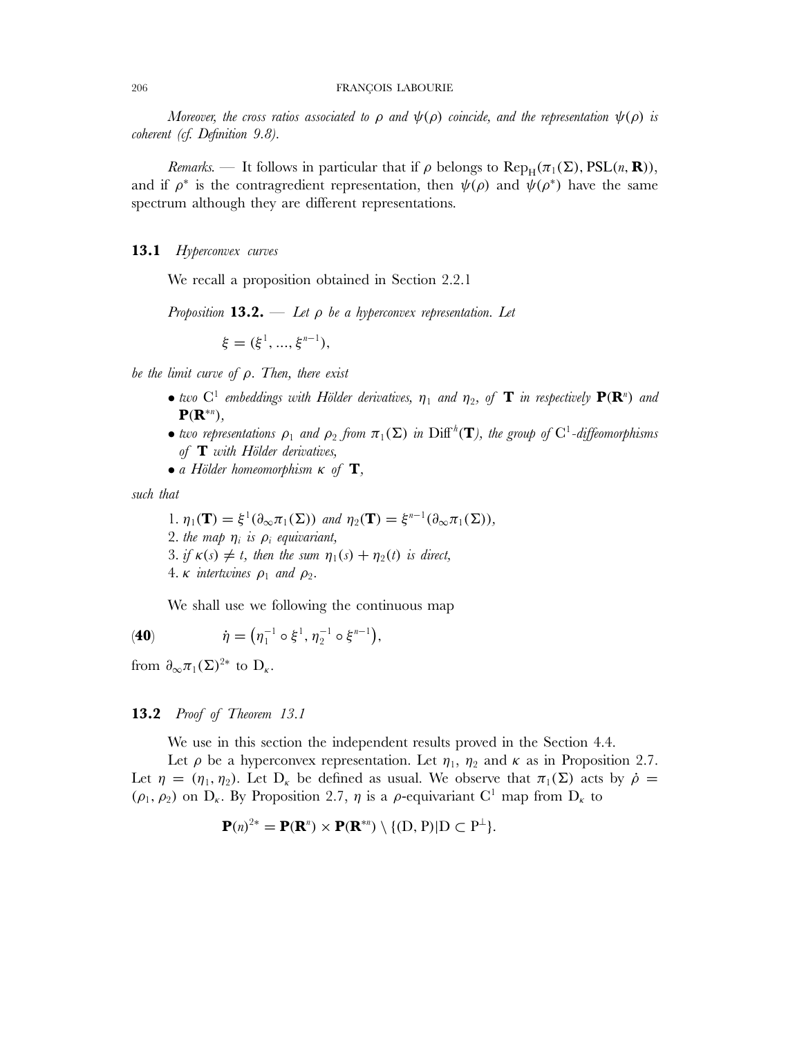*Moreover, the cross ratios associated to $\rho$ and $\psi(\rho)$ coincide, and the representation $\psi(\rho)$ is coherent (cf. Definition 9.8).*

*Remarks.* — It follows in particular that if $\rho$ belongs to $\mathrm{Rep}_{\mathrm{H}}(\pi_1(\Sigma), \mathrm{PSL}(n, \mathbf{R}))$, and if $\rho^*$ is the contragredient representation, then $\psi(\rho)$ and $\psi(\rho^*)$ have the same spectrum although they are different representations.

## 13.1 *Hyperconvex curves*

We recall a proposition obtained in Section 2.2.1

*Proposition* **13.2.** — *Let $\rho$ be a hyperconvex representation. Let*

$$\xi = (\xi^1, ..., \xi^{n-1}),$$

*be the limit curve of $\rho$. Then, there exist*

- *two $\mathrm{C}^1$ embeddings with Hölder derivatives, $\eta_1$ and $\eta_2$, of $\mathbf{T}$ in respectively $\mathbf{P}(\mathbf{R}^n)$ and $\mathbf{P}(\mathbf{R}^{*n})$,*
- *two representations $\rho_1$ and $\rho_2$ from $\pi_1(\Sigma)$ in $\mathrm{Diff}^h(\mathbf{T})$, the group of $\mathrm{C}^1$-diffeomorphisms of $\mathbf{T}$ with Hölder derivatives,*
- *a Hölder homeomorphism $\kappa$ of $\mathbf{T}$,*

*such that*

1. *$\eta_1(\mathbf{T}) = \xi^1(\partial_\infty\pi_1(\Sigma))$ and $\eta_2(\mathbf{T}) = \xi^{n-1}(\partial_\infty\pi_1(\Sigma))$,*
2. *the map $\eta_i$ is $\rho_i$ equivariant,*
3. *if $\kappa(s) \neq t$, then the sum $\eta_1(s) + \eta_2(t)$ is direct,*
4. *$\kappa$ intertwines $\rho_1$ and $\rho_2$.*

We shall use we following the continuous map

$$\dot{\eta} = \left(\eta_1^{-1} \circ \xi^1, \eta_2^{-1} \circ \xi^{n-1}\right), \tag{40}$$

from $\partial_\infty\pi_1(\Sigma)^{2*}$ to $\mathrm{D}_\kappa$.

## 13.2 *Proof of Theorem 13.1*

We use in this section the independent results proved in the Section 4.4.

Let $\rho$ be a hyperconvex representation. Let $\eta_1$, $\eta_2$ and $\kappa$ as in Proposition 2.7. Let $\eta = (\eta_1, \eta_2)$. Let $\mathrm{D}_\kappa$ be defined as usual. We observe that $\pi_1(\Sigma)$ acts by $\dot{\rho} = (\rho_1, \rho_2)$ on $\mathrm{D}_\kappa$. By Proposition 2.7, $\eta$ is a $\rho$-equivariant $\mathrm{C}^1$ map from $\mathrm{D}_\kappa$ to

$$\mathbf{P}(n)^{2*} = \mathbf{P}(\mathbf{R}^n) \times \mathbf{P}(\mathbf{R}^{*n}) \setminus \{(\mathrm{D}, \mathrm{P}) | \mathrm{D} \subset \mathrm{P}^\perp\}.$$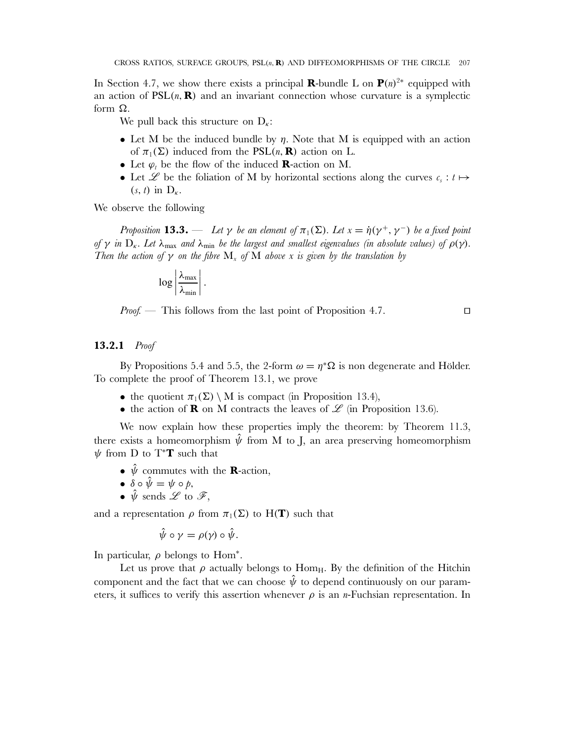In Section 4.7, we show there exists a principal $\mathbf{R}$-bundle L on $\mathbf{P}(n)^{2*}$ equipped with an action of $\mathrm{PSL}(n, \mathbf{R})$ and an invariant connection whose curvature is a symplectic form $\Omega$.

We pull back this structure on $\mathrm{D}_\kappa$:

- Let M be the induced bundle by $\eta$. Note that M is equipped with an action of $\pi_1(\Sigma)$ induced from the $\mathrm{PSL}(n, \mathbf{R})$ action on L.
- Let $\varphi_t$ be the flow of the induced $\mathbf{R}$-action on M.
- Let $\mathscr{L}$ be the foliation of M by horizontal sections along the curves $c_s : t \mapsto (s, t)$ in $\mathrm{D}_\kappa$.

We observe the following

*Proposition* **13.3.** — *Let $\gamma$ be an element of $\pi_1(\Sigma)$. Let $x = \dot{\eta}(\gamma^+, \gamma^-)$ be a fixed point of $\gamma$ in $\mathrm{D}_\kappa$. Let $\lambda_{\max}$ and $\lambda_{\min}$ be the largest and smallest eigenvalues (in absolute values) of $\rho(\gamma)$. Then the action of $\gamma$ on the fibre $\mathrm{M}_x$ of M above x is given by the translation by*

$$\log \left| \frac{\lambda_{\max}}{\lambda_{\min}} \right|.$$

*Proof.* — This follows from the last point of Proposition 4.7. ◻

### 13.2.1 *Proof*

By Propositions 5.4 and 5.5, the 2-form $\omega = \eta^* \Omega$ is non degenerate and Hölder. To complete the proof of Theorem 13.1, we prove

- the quotient $\pi_1(\Sigma) \setminus \mathrm{M}$ is compact (in Proposition 13.4),
- the action of $\mathbf{R}$ on M contracts the leaves of $\mathscr{L}$ (in Proposition 13.6).

We now explain how these properties imply the theorem: by Theorem 11.3, there exists a homeomorphism $\hat{\psi}$ from M to J, an area preserving homeomorphism $\psi$ from D to $\mathrm{T}^*\mathbf{T}$ such that

- $\hat{\psi}$ commutes with the $\mathbf{R}$-action,
- $\delta \circ \hat{\psi} = \psi \circ p$,
- $\hat{\psi}$ sends $\mathscr{L}$ to $\mathscr{F}$,

and a representation $\rho$ from $\pi_1(\Sigma)$ to $\mathrm{H}(\mathbf{T})$ such that

$$\hat{\psi} \circ \gamma = \rho(\gamma) \circ \hat{\psi}.$$

In particular, $\rho$ belongs to $\mathrm{Hom}^*$.

Let us prove that $\rho$ actually belongs to $\mathrm{Hom}_{\mathrm{H}}$. By the definition of the Hitchin component and the fact that we can choose $\hat{\psi}$ to depend continuously on our parameters, it suffices to verify this assertion whenever $\rho$ is an $n$-Fuchsian representation. In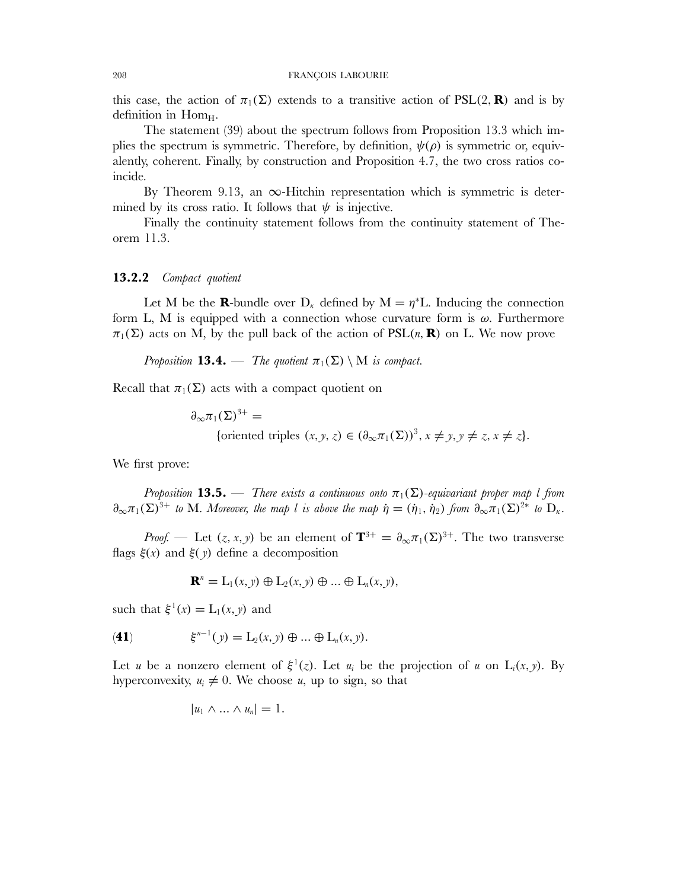this case, the action of $\pi_1(\Sigma)$ extends to a transitive action of $\mathrm{PSL}(2, \mathbf{R})$ and is by definition in $\mathrm{Hom}_{\mathrm{H}}$.

The statement (39) about the spectrum follows from Proposition 13.3 which implies the spectrum is symmetric. Therefore, by definition, $\psi(\rho)$ is symmetric or, equivalently, coherent. Finally, by construction and Proposition 4.7, the two cross ratios coincide.

By Theorem 9.13, an $\infty$-Hitchin representation which is symmetric is determined by its cross ratio. It follows that $\psi$ is injective.

Finally the continuity statement follows from the continuity statement of Theorem 11.3.

### 13.2.2 *Compact quotient*

Let M be the $\mathbf{R}$-bundle over $\mathrm{D}_\kappa$ defined by $\mathrm{M} = \eta^*\mathrm{L}$. Inducing the connection form L, M is equipped with a connection whose curvature form is $\omega$. Furthermore $\pi_1(\Sigma)$ acts on M, by the pull back of the action of $\mathrm{PSL}(n, \mathbf{R})$ on L. We now prove

*Proposition* **13.4.** — *The quotient $\pi_1(\Sigma) \setminus \mathrm{M}$ is compact.*

Recall that $\pi_1(\Sigma)$ acts with a compact quotient on

$$\partial_\infty \pi_1(\Sigma)^{3+} = \{\text{oriented triples } (x, y, z) \in (\partial_\infty \pi_1(\Sigma))^3, x \neq y, y \neq z, x \neq z\}.$$

We first prove:

*Proposition* **13.5.** — *There exists a continuous onto $\pi_1(\Sigma)$-equivariant proper map $l$ from $\partial_\infty \pi_1(\Sigma)^{3+}$ to M. Moreover, the map $l$ is above the map $\dot\eta = (\dot\eta_1, \dot\eta_2)$ from $\partial_\infty \pi_1(\Sigma)^{2*}$ to $\mathrm{D}_\kappa$.*

*Proof.* — Let $(z, x, y)$ be an element of $\mathbf{T}^{3+} = \partial_\infty \pi_1(\Sigma)^{3+}$. The two transverse flags $\xi(x)$ and $\xi(y)$ define a decomposition

$$\mathbf{R}^n = \mathrm{L}_1(x, y) \oplus \mathrm{L}_2(x, y) \oplus \ldots \oplus \mathrm{L}_n(x, y),$$

such that $\xi^1(x) = \mathrm{L}_1(x, y)$ and

$$\xi^{n-1}(y) = \mathrm{L}_2(x, y) \oplus \ldots \oplus \mathrm{L}_n(x, y). \tag{41}$$

Let $u$ be a nonzero element of $\xi^1(z)$. Let $u_i$ be the projection of $u$ on $\mathrm{L}_i(x, y)$. By hyperconvexity, $u_i \neq 0$. We choose $u$, up to sign, so that

$$|u_1 \wedge \ldots \wedge u_n| = 1.$$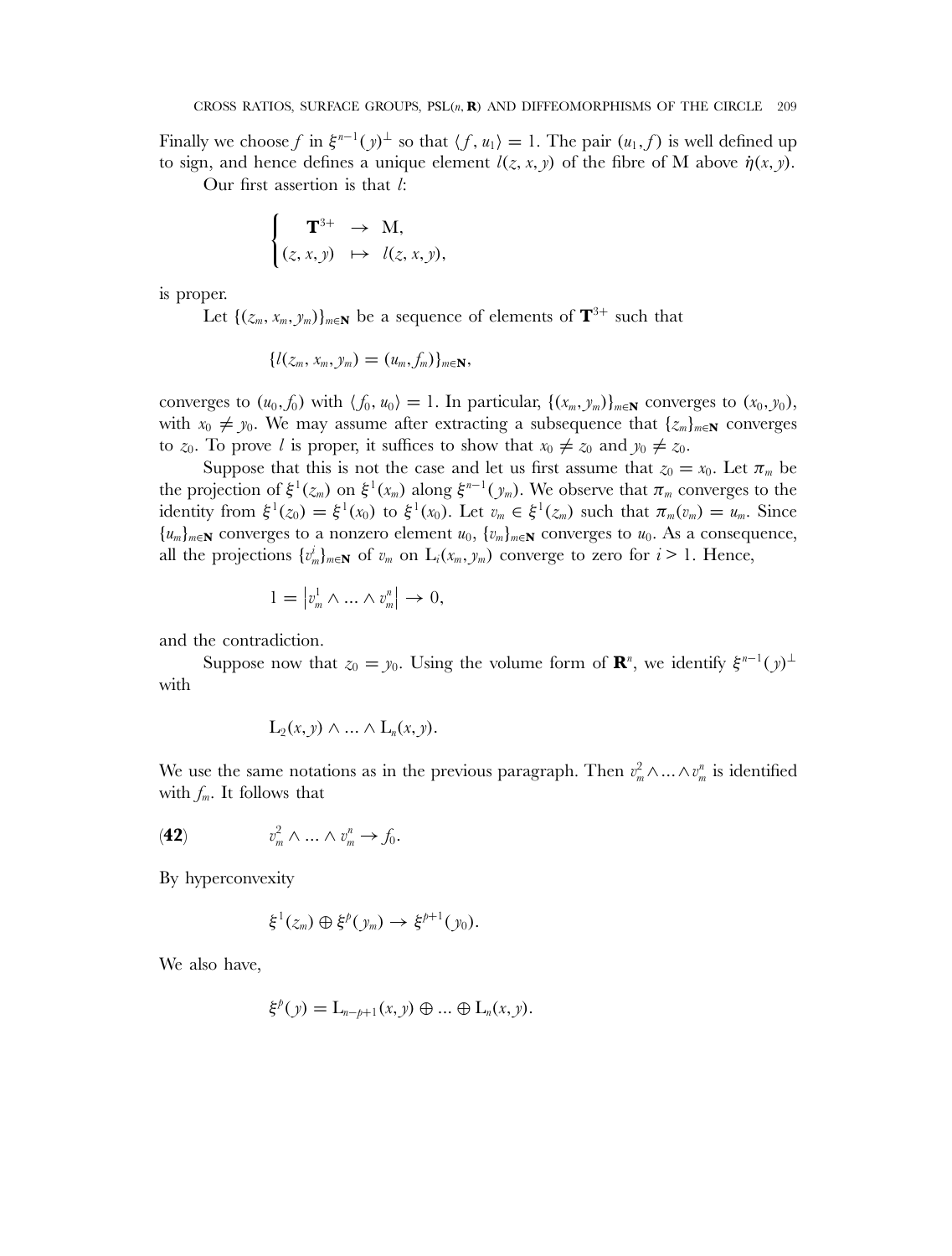Finally we choose $f$ in $\xi^{n-1}(y)^\perp$ so that $\langle f, u_1\rangle = 1$. The pair $(u_1, f)$ is well defined up to sign, and hence defines a unique element $l(z, x, y)$ of the fibre of M above $\dot{\eta}(x, y)$.

Our first assertion is that $l$:

$$\begin{cases} \mathbf{T}^{3+} & \to & \mathrm{M}, \\ (z, x, y) & \mapsto & l(z, x, y), \end{cases}$$

is proper.

Let $\{(z_m, x_m, y_m)\}_{m\in\mathbf{N}}$ be a sequence of elements of $\mathbf{T}^{3+}$ such that

$$\{l(z_m, x_m, y_m) = (u_m, f_m)\}_{m\in\mathbf{N}},$$

converges to $(u_0, f_0)$ with $\langle f_0, u_0\rangle = 1$. In particular, $\{(x_m, y_m)\}_{m\in\mathbf{N}}$ converges to $(x_0, y_0)$, with $x_0 \neq y_0$. We may assume after extracting a subsequence that $\{z_m\}_{m\in\mathbf{N}}$ converges to $z_0$. To prove $l$ is proper, it suffices to show that $x_0 \neq z_0$ and $y_0 \neq z_0$.

Suppose that this is not the case and let us first assume that $z_0 = x_0$. Let $\pi_m$ be the projection of $\xi^1(z_m)$ on $\xi^1(x_m)$ along $\xi^{n-1}(y_m)$. We observe that $\pi_m$ converges to the identity from $\xi^1(z_0) = \xi^1(x_0)$ to $\xi^1(x_0)$. Let $v_m \in \xi^1(z_m)$ such that $\pi_m(v_m) = u_m$. Since $\{u_m\}_{m\in\mathbf{N}}$ converges to a nonzero element $u_0$, $\{v_m\}_{m\in\mathbf{N}}$ converges to $u_0$. As a consequence, all the projections $\{v_m^i\}_{m\in\mathbf{N}}$ of $v_m$ on $\mathrm{L}_i(x_m, y_m)$ converge to zero for $i > 1$. Hence,

$$1 = \left|v_m^1 \wedge \ldots \wedge v_m^n\right| \to 0,$$

and the contradiction.

Suppose now that $z_0 = y_0$. Using the volume form of $\mathbf{R}^n$, we identify $\xi^{n-1}(y)^\perp$ with

$$\mathrm{L}_2(x, y) \wedge \ldots \wedge \mathrm{L}_n(x, y).$$

We use the same notations as in the previous paragraph. Then $v_m^2 \wedge \ldots \wedge v_m^n$ is identified with $f_m$. It follows that

$$v_m^2 \wedge \ldots \wedge v_m^n \to f_0. \tag{42}$$

By hyperconvexity

$$\xi^1(z_m) \oplus \xi^p(y_m) \to \xi^{p+1}(y_0).$$

We also have,

$$\xi^p(y) = \mathrm{L}_{n-p+1}(x, y) \oplus \ldots \oplus \mathrm{L}_n(x, y).$$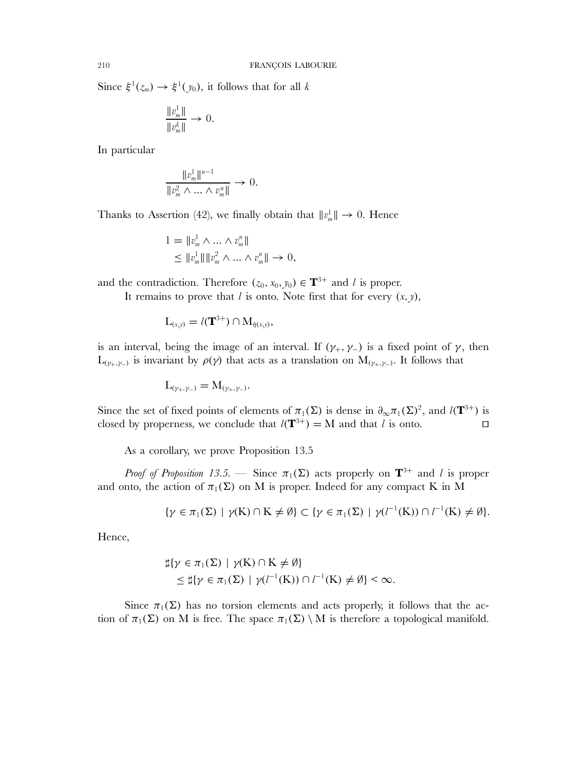Since $\xi^1(z_m) \to \xi^1(y_0)$, it follows that for all $k$

$$\frac{\|v_m^1\|}{\|v_m^k\|} \to 0.$$

In particular

$$\frac{\|v_m^1\|^{n-1}}{\|v_m^2 \wedge \ldots \wedge v_m^n\|} \to 0.$$

Thanks to Assertion (42), we finally obtain that $\|v_m^1\| \to 0$. Hence

$$\begin{aligned} 1 &= \|v_m^1 \wedge \ldots \wedge v_m^n\| \\ &\leq \|v_m^1\| \|v_m^2 \wedge \ldots \wedge v_m^n\| \to 0, \end{aligned}$$

and the contradiction. Therefore $(z_0, x_0, y_0) \in \mathbf{T}^{3+}$ and $l$ is proper.

It remains to prove that $l$ is onto. Note first that for every $(x, y)$,

$$\mathrm{L}_{(x,y)} = l(\mathbf{T}^{3+}) \cap \mathrm{M}_{\hat{\eta}(x,y)},$$

is an interval, being the image of an interval. If $(\gamma_+, \gamma_-)$ is a fixed point of $\gamma$, then $\mathrm{L}_{(\gamma_+,\gamma_-)}$ is invariant by $\rho(\gamma)$ that acts as a translation on $\mathrm{M}_{(\gamma_+,\gamma_-)}$. It follows that

$$\mathrm{L}_{(\gamma_+,\gamma_-)} = \mathrm{M}_{(\gamma_+,\gamma_-)}.$$

Since the set of fixed points of elements of $\pi_1(\Sigma)$ is dense in $\partial_\infty \pi_1(\Sigma)^2$, and $l(\mathbf{T}^{3+})$ is closed by properness, we conclude that $l(\mathbf{T}^{3+}) = \mathrm{M}$ and that $l$ is onto. $\square$

As a corollary, we prove Proposition 13.5

*Proof of Proposition 13.5.* — Since $\pi_1(\Sigma)$ acts properly on $\mathbf{T}^{3+}$ and $l$ is proper and onto, the action of $\pi_1(\Sigma)$ on M is proper. Indeed for any compact K in M

$$\{\gamma \in \pi_1(\Sigma) \mid \gamma(\mathrm{K}) \cap \mathrm{K} \neq \emptyset\} \subset \{\gamma \in \pi_1(\Sigma) \mid \gamma(l^{-1}(\mathrm{K})) \cap l^{-1}(\mathrm{K}) \neq \emptyset\}.$$

Hence,

$$\begin{aligned} &\sharp\{\gamma \in \pi_1(\Sigma) \mid \gamma(\mathrm{K}) \cap \mathrm{K} \neq \emptyset\} \\ &\quad \leq \sharp\{\gamma \in \pi_1(\Sigma) \mid \gamma(l^{-1}(\mathrm{K})) \cap l^{-1}(\mathrm{K}) \neq \emptyset\} < \infty. \end{aligned}$$

Since $\pi_1(\Sigma)$ has no torsion elements and acts properly, it follows that the action of $\pi_1(\Sigma)$ on M is free. The space $\pi_1(\Sigma) \setminus \mathrm{M}$ is therefore a topological manifold.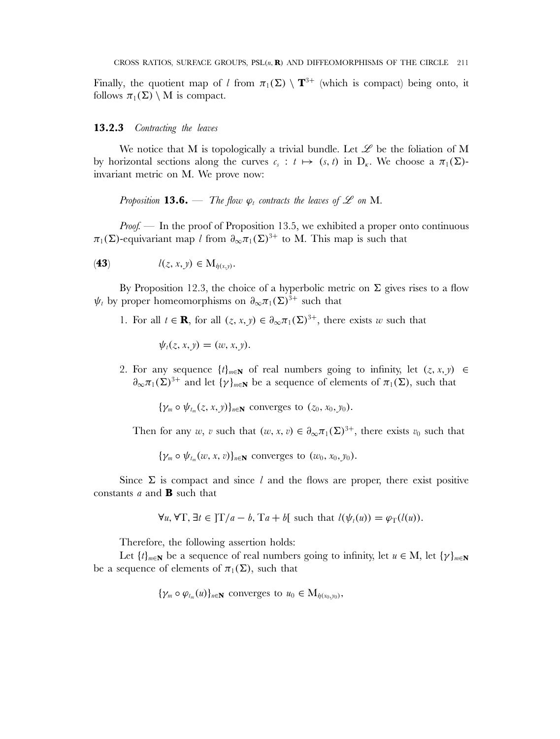Finally, the quotient map of $l$ from $\pi_1(\Sigma) \setminus \mathbf{T}^{3+}$ (which is compact) being onto, it follows $\pi_1(\Sigma) \setminus \mathrm{M}$ is compact.

### 13.2.3 *Contracting the leaves*

We notice that M is topologically a trivial bundle. Let $\mathscr{L}$ be the foliation of M by horizontal sections along the curves $c_s : t \mapsto (s, t)$ in $\mathrm{D}_\kappa$. We choose a $\pi_1(\Sigma)$-invariant metric on M. We prove now:

*Proposition* **13.6.** — *The flow $\varphi_t$ contracts the leaves of $\mathscr{L}$ on* M.

*Proof.* — In the proof of Proposition 13.5, we exhibited a proper onto continuous $\pi_1(\Sigma)$-equivariant map $l$ from $\partial_\infty \pi_1(\Sigma)^{3+}$ to M. This map is such that

$$l(z, x, y) \in \mathrm{M}_{\dot{\eta}(x,y)}. \tag{43}$$

By Proposition 12.3, the choice of a hyperbolic metric on $\Sigma$ gives rises to a flow $\psi_t$ by proper homeomorphisms on $\partial_\infty \pi_1(\Sigma)^{3+}$ such that

1. For all $t \in \mathbf{R}$, for all $(z, x, y) \in \partial_\infty \pi_1(\Sigma)^{3+}$, there exists $w$ such that

   $$\psi_t(z, x, y) = (w, x, y).$$

2. For any sequence $\{t\}_{m\in\mathbf{N}}$ of real numbers going to infinity, let $(z, x, y) \in \partial_\infty \pi_1(\Sigma)^{3+}$ and let $\{\gamma\}_{m\in\mathbf{N}}$ be a sequence of elements of $\pi_1(\Sigma)$, such that

   $$\{\gamma_m \circ \psi_{t_m}(z, x, y)\}_{n\in\mathbf{N}} \text{ converges to } (z_0, x_0, y_0).$$

   Then for any $w$, $v$ such that $(w, x, v) \in \partial_\infty \pi_1(\Sigma)^{3+}$, there exists $v_0$ such that

   $$\{\gamma_m \circ \psi_{t_m}(w, x, v)\}_{n\in\mathbf{N}} \text{ converges to } (w_0, x_0, y_0).$$

Since $\Sigma$ is compact and since $l$ and the flows are proper, there exist positive constants $a$ and **B** such that

$$\forall u, \forall \mathrm{T}, \exists t \in ]\mathrm{T}/a - b, \mathrm{T}a + b[ \text{ such that } l(\psi_t(u)) = \varphi_\mathrm{T}(l(u)).$$

Therefore, the following assertion holds:

Let $\{t\}_{m\in\mathbf{N}}$ be a sequence of real numbers going to infinity, let $u \in \mathrm{M}$, let $\{\gamma\}_{m\in\mathbf{N}}$ be a sequence of elements of $\pi_1(\Sigma)$, such that

$$\{\gamma_m \circ \varphi_{t_m}(u)\}_{n\in\mathbf{N}} \text{ converges to } u_0 \in \mathrm{M}_{\dot{\eta}(x_0,y_0)},$$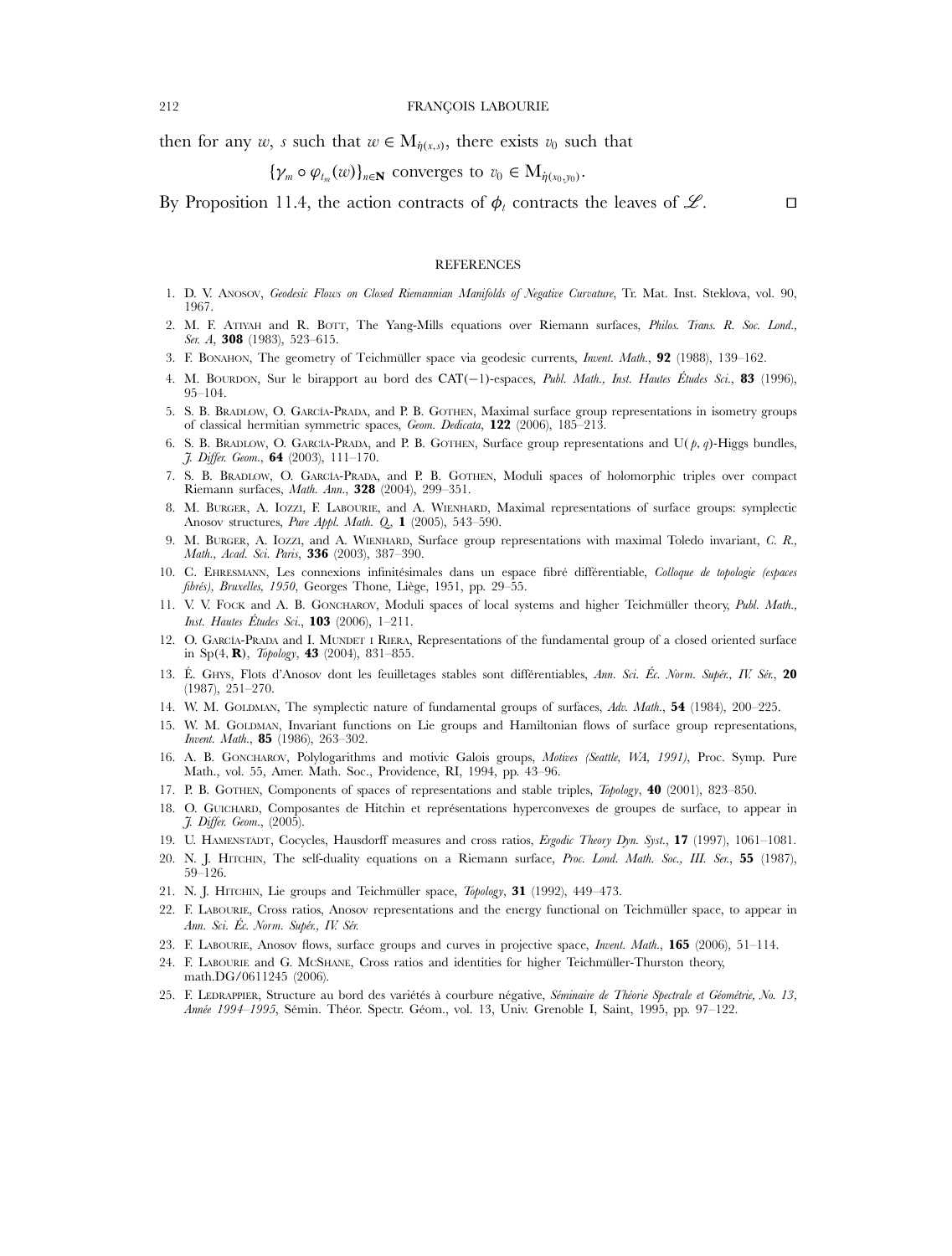then for any $w$, $s$ such that $w \in \mathrm{M}_{\hat{\eta}(x,s)}$, there exists $v_0$ such that

$$\{\gamma_m \circ \varphi_{t_m}(w)\}_{n\in\mathbf{N}} \text{ converges to } v_0 \in \mathrm{M}_{\hat{\eta}(x_0,y_0)}.$$

By Proposition 11.4, the action contracts of $\phi_t$ contracts the leaves of $\mathscr{L}$. □

## REFERENCES

1. D. V. Anosov, *Geodesic Flows on Closed Riemannian Manifolds of Negative Curvature*, Tr. Mat. Inst. Steklova, vol. 90, 1967.
2. M. F. Atiyah and R. Bott, The Yang-Mills equations over Riemann surfaces, *Philos. Trans. R. Soc. Lond., Ser. A*, **308** (1983), 523–615.
3. F. Bonahon, The geometry of Teichmüller space via geodesic currents, *Invent. Math.*, **92** (1988), 139–162.
4. M. Bourdon, Sur le birapport au bord des CAT(−1)-espaces, *Publ. Math., Inst. Hautes Études Sci.*, **83** (1996), 95–104.
5. S. B. Bradlow, O. García-Prada, and P. B. Gothen, Maximal surface group representations in isometry groups of classical hermitian symmetric spaces, *Geom. Dedicata*, **122** (2006), 185–213.
6. S. B. Bradlow, O. García-Prada, and P. B. Gothen, Surface group representations and U($p$, $q$)-Higgs bundles, *J. Differ. Geom.*, **64** (2003), 111–170.
7. S. B. Bradlow, O. García-Prada, and P. B. Gothen, Moduli spaces of holomorphic triples over compact Riemann surfaces, *Math. Ann.*, **328** (2004), 299–351.
8. M. Burger, A. Iozzi, F. Labourie, and A. Wienhard, Maximal representations of surface groups: symplectic Anosov structures, *Pure Appl. Math. Q.*, **1** (2005), 543–590.
9. M. Burger, A. Iozzi, and A. Wienhard, Surface group representations with maximal Toledo invariant, *C. R., Math., Acad. Sci. Paris*, **336** (2003), 387–390.
10. C. Ehresmann, Les connexions infinitésimales dans un espace fibré différentiable, *Colloque de topologie (espaces fibrés), Bruxelles, 1950*, Georges Thone, Liège, 1951, pp. 29–55.
11. V. V. Fock and A. B. Goncharov, Moduli spaces of local systems and higher Teichmüller theory, *Publ. Math., Inst. Hautes Études Sci.*, **103** (2006), 1–211.
12. O. García-Prada and I. Mundet i Riera, Representations of the fundamental group of a closed oriented surface in Sp(4, **R**), *Topology*, **43** (2004), 831–855.
13. É. Ghys, Flots d'Anosov dont les feuilletages stables sont différentiables, *Ann. Sci. Éc. Norm. Supér., IV. Sér.*, **20** (1987), 251–270.
14. W. M. Goldman, The symplectic nature of fundamental groups of surfaces, *Adv. Math.*, **54** (1984), 200–225.
15. W. M. Goldman, Invariant functions on Lie groups and Hamiltonian flows of surface group representations, *Invent. Math.*, **85** (1986), 263–302.
16. A. B. Goncharov, Polylogarithms and motivic Galois groups, *Motives (Seattle, WA, 1991)*, Proc. Symp. Pure Math., vol. 55, Amer. Math. Soc., Providence, RI, 1994, pp. 43–96.
17. P. B. Gothen, Components of spaces of representations and stable triples, *Topology*, **40** (2001), 823–850.
18. O. Guichard, Composantes de Hitchin et représentations hyperconvexes de groupes de surface, to appear in *J. Differ. Geom.*, (2005).
19. U. Hamenstädt, Cocycles, Hausdorff measures and cross ratios, *Ergodic Theory Dyn. Syst.*, **17** (1997), 1061–1081.
20. N. J. Hitchin, The self-duality equations on a Riemann surface, *Proc. Lond. Math. Soc., III. Ser.*, **55** (1987), 59–126.
21. N. J. Hitchin, Lie groups and Teichmüller space, *Topology*, **31** (1992), 449–473.
22. F. Labourie, Cross ratios, Anosov representations and the energy functional on Teichmüller space, to appear in *Ann. Sci. Éc. Norm. Supér., IV. Sér.*
23. F. Labourie, Anosov flows, surface groups and curves in projective space, *Invent. Math.*, **165** (2006), 51–114.
24. F. Labourie and G. McShane, Cross ratios and identities for higher Teichmüller-Thurston theory, math.DG/0611245 (2006).
25. F. Ledrappier, Structure au bord des variétés à courbure négative, *Séminaire de Théorie Spectrale et Géométrie, No. 13, Année 1994–1995*, Sémin. Théor. Spectr. Géom., vol. 13, Univ. Grenoble I, Saint, 1995, pp. 97–122.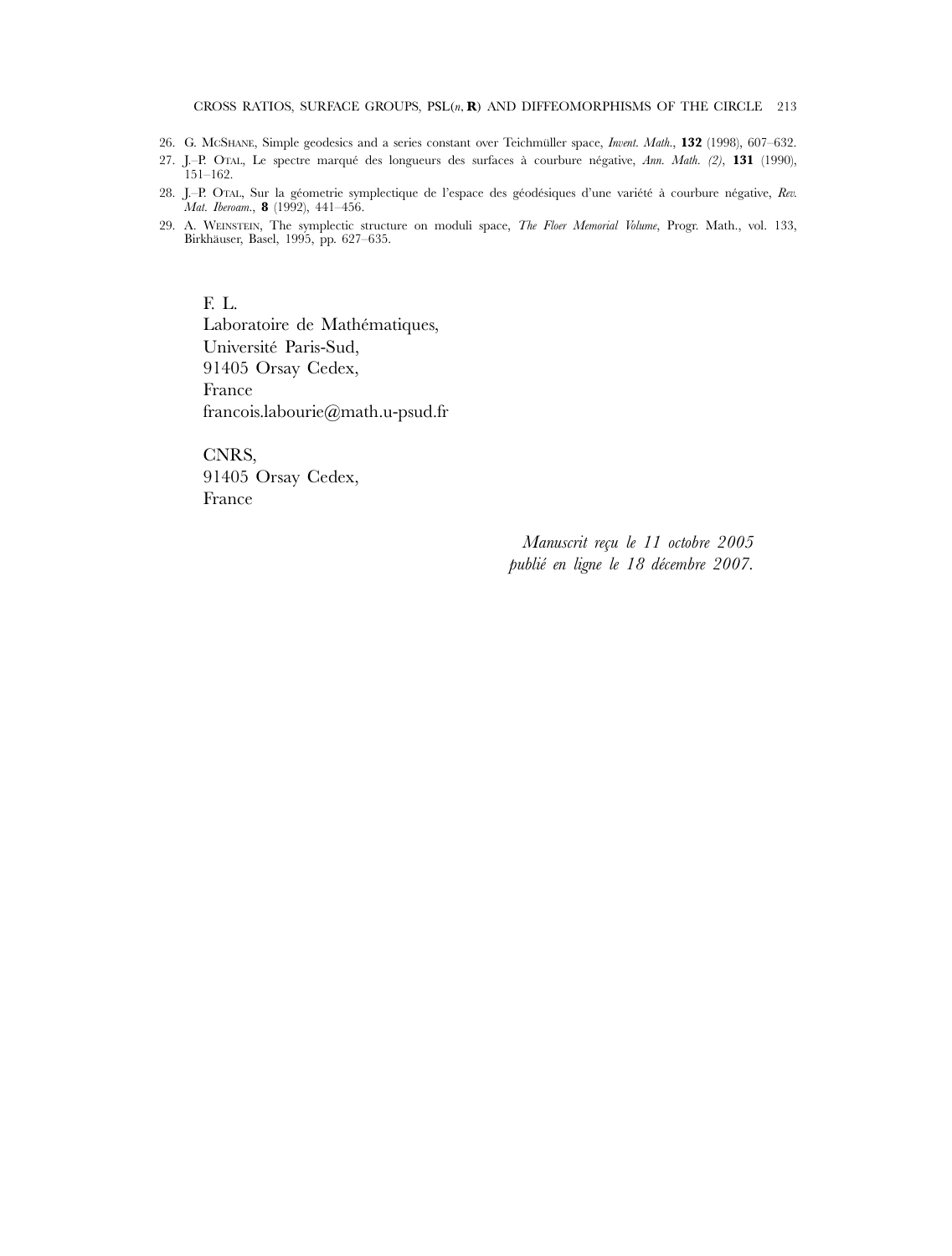26. G. McShane, Simple geodesics and a series constant over Teichmüller space, *Invent. Math.*, **132** (1998), 607–632.
27. J.–P. Otal, Le spectre marqué des longueurs des surfaces à courbure négative, *Ann. Math. (2)*, **131** (1990), 151–162.
28. J.–P. Otal, Sur la géometrie symplectique de l'espace des géodésiques d'une variété à courbure négative, *Rev. Mat. Iberoam.*, **8** (1992), 441–456.
29. A. Weinstein, The symplectic structure on moduli space, *The Floer Memorial Volume*, Progr. Math., vol. 133, Birkhäuser, Basel, 1995, pp. 627–635.

F. L.
Laboratoire de Mathématiques,
Université Paris-Sud,
91405 Orsay Cedex,
France
francois.labourie@math.u-psud.fr

CNRS,
91405 Orsay Cedex,
France

*Manuscrit reçu le 11 octobre 2005*
*publié en ligne le 18 décembre 2007.*